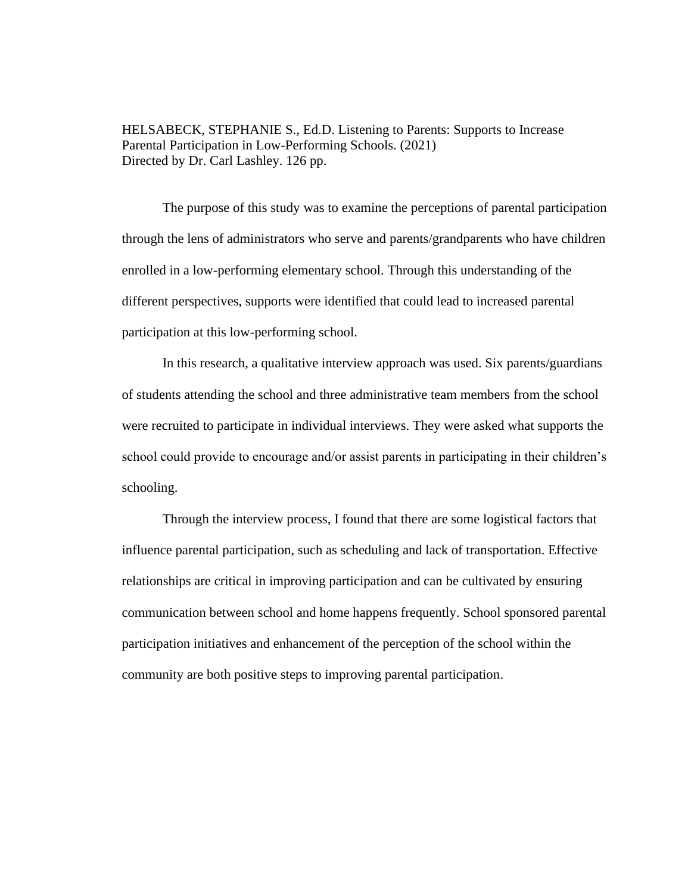HELSABECK, STEPHANIE S., Ed.D. Listening to Parents: Supports to Increase Parental Participation in Low-Performing Schools. (2021)
Directed by Dr. Carl Lashley. 126 pp.

The purpose of this study was to examine the perceptions of parental participation through the lens of administrators who serve and parents/grandparents who have children enrolled in a low-performing elementary school. Through this understanding of the different perspectives, supports were identified that could lead to increased parental participation at this low-performing school.

In this research, a qualitative interview approach was used. Six parents/guardians of students attending the school and three administrative team members from the school were recruited to participate in individual interviews. They were asked what supports the school could provide to encourage and/or assist parents in participating in their children's schooling.

Through the interview process, I found that there are some logistical factors that influence parental participation, such as scheduling and lack of transportation. Effective relationships are critical in improving participation and can be cultivated by ensuring communication between school and home happens frequently. School sponsored parental participation initiatives and enhancement of the perception of the school within the community are both positive steps to improving parental participation.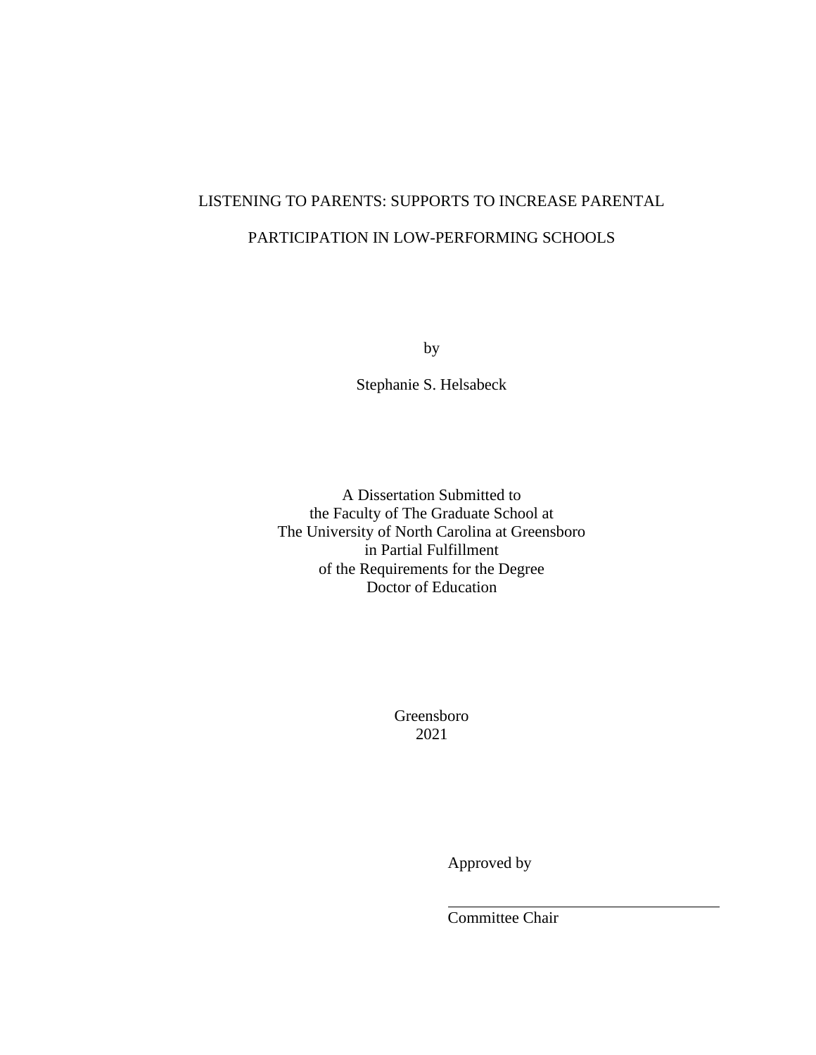# LISTENING TO PARENTS: SUPPORTS TO INCREASE PARENTAL PARTICIPATION IN LOW-PERFORMING SCHOOLS

by

Stephanie S. Helsabeck

A Dissertation Submitted to
the Faculty of The Graduate School at
The University of North Carolina at Greensboro
in Partial Fulfillment
of the Requirements for the Degree
Doctor of Education

Greensboro
2021

Approved by

_________________________________
Committee Chair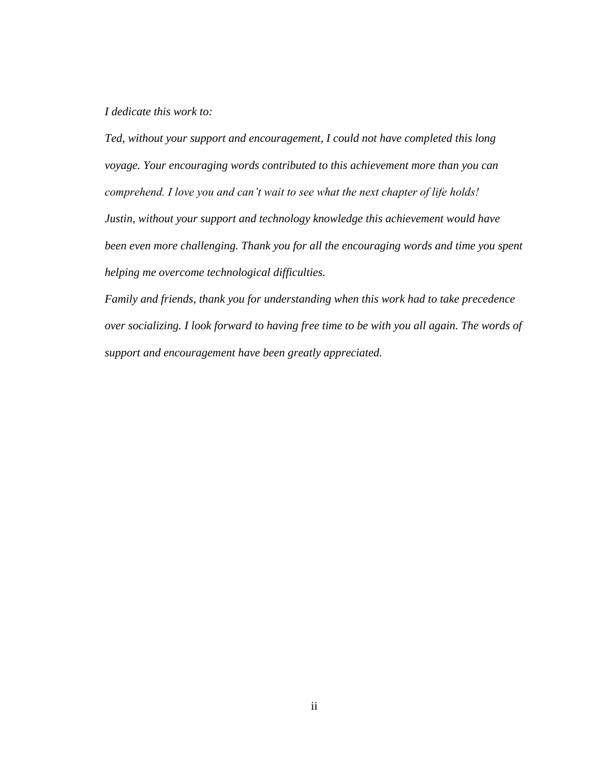*I dedicate this work to:*

*Ted, without your support and encouragement, I could not have completed this long voyage. Your encouraging words contributed to this achievement more than you can comprehend. I love you and can't wait to see what the next chapter of life holds!*

*Justin, without your support and technology knowledge this achievement would have been even more challenging. Thank you for all the encouraging words and time you spent helping me overcome technological difficulties.*

*Family and friends, thank you for understanding when this work had to take precedence over socializing. I look forward to having free time to be with you all again. The words of support and encouragement have been greatly appreciated.*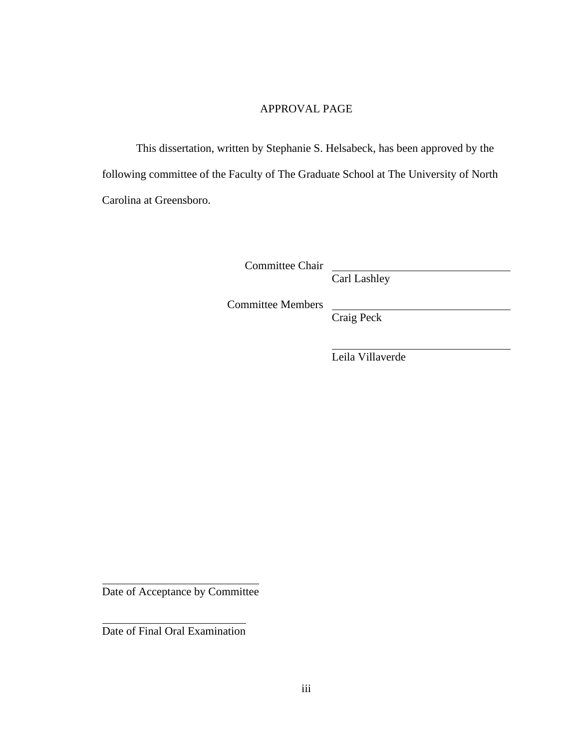# APPROVAL PAGE

This dissertation, written by Stephanie S. Helsabeck, has been approved by the following committee of the Faculty of The Graduate School at The University of North Carolina at Greensboro.

Committee Chair ______________________
Carl Lashley

Committee Members ______________________
Craig Peck

______________________
Leila Villaverde

______________________
Date of Acceptance by Committee

______________________
Date of Final Oral Examination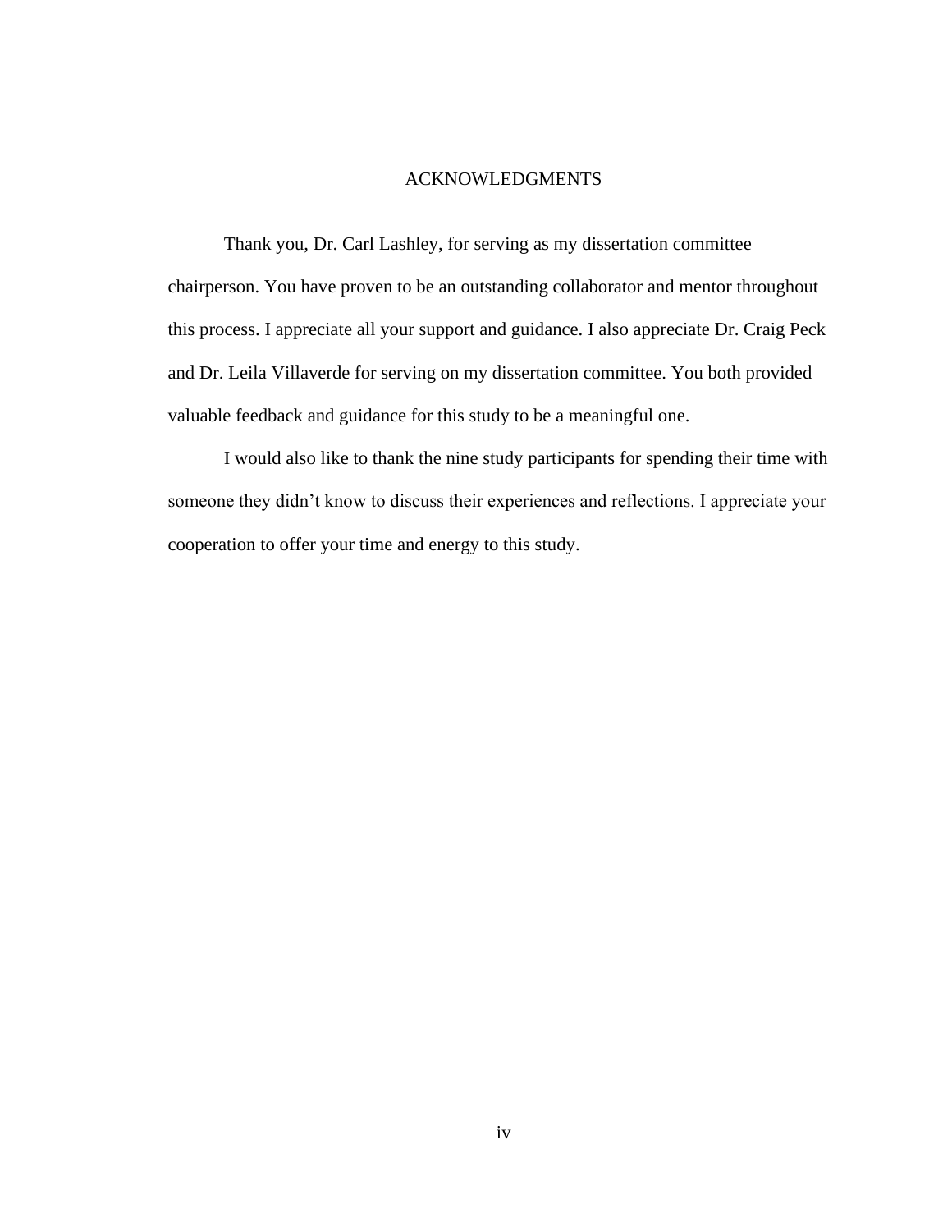# ACKNOWLEDGMENTS

Thank you, Dr. Carl Lashley, for serving as my dissertation committee chairperson. You have proven to be an outstanding collaborator and mentor throughout this process. I appreciate all your support and guidance. I also appreciate Dr. Craig Peck and Dr. Leila Villaverde for serving on my dissertation committee. You both provided valuable feedback and guidance for this study to be a meaningful one.

I would also like to thank the nine study participants for spending their time with someone they didn't know to discuss their experiences and reflections. I appreciate your cooperation to offer your time and energy to this study.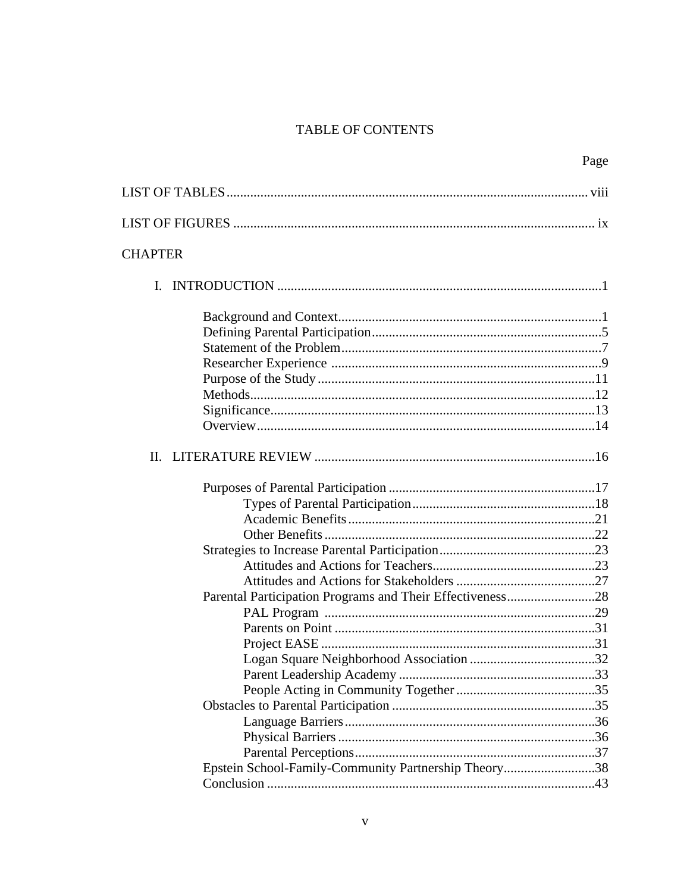# TABLE OF CONTENTS

Page

LIST OF TABLES ... viii

LIST OF FIGURES ... ix

CHAPTER

I. INTRODUCTION ... 1

- Background and Context ... 1
- Defining Parental Participation ... 5
- Statement of the Problem ... 7
- Researcher Experience ... 9
- Purpose of the Study ... 11
- Methods ... 12
- Significance ... 13
- Overview ... 14

II. LITERATURE REVIEW ... 16

- Purposes of Parental Participation ... 17
  - Types of Parental Participation ... 18
  - Academic Benefits ... 21
  - Other Benefits ... 22
- Strategies to Increase Parental Participation ... 23
  - Attitudes and Actions for Teachers ... 23
  - Attitudes and Actions for Stakeholders ... 27
- Parental Participation Programs and Their Effectiveness ... 28
  - PAL Program ... 29
  - Parents on Point ... 31
  - Project EASE ... 31
  - Logan Square Neighborhood Association ... 32
  - Parent Leadership Academy ... 33
  - People Acting in Community Together ... 35
- Obstacles to Parental Participation ... 35
  - Language Barriers ... 36
  - Physical Barriers ... 36
  - Parental Perceptions ... 37
- Epstein School-Family-Community Partnership Theory ... 38
- Conclusion ... 43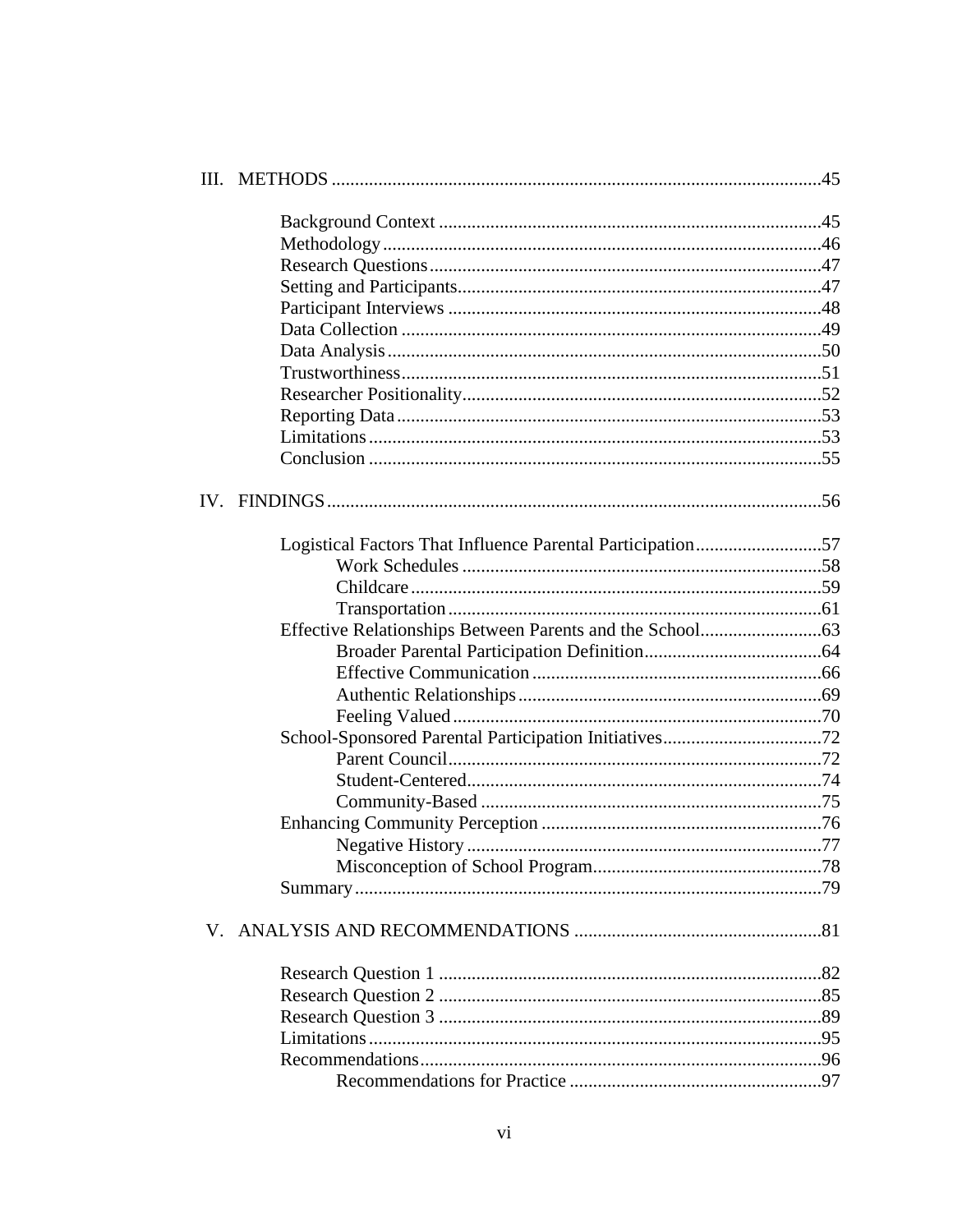III. METHODS .....................................................................................................45

- Background Context ..................................................................................45
- Methodology.............................................................................................46
- Research Questions....................................................................................47
- Setting and Participants.............................................................................47
- Participant Interviews ...............................................................................48
- Data Collection .........................................................................................49
- Data Analysis............................................................................................50
- Trustworthiness.........................................................................................51
- Researcher Positionality............................................................................52
- Reporting Data..........................................................................................53
- Limitations................................................................................................53
- Conclusion ................................................................................................55

IV. FINDINGS.......................................................................................................56

- Logistical Factors That Influence Parental Participation...........................57
  - Work Schedules ............................................................................58
  - Childcare.......................................................................................59
  - Transportation...............................................................................61
- Effective Relationships Between Parents and the School..........................63
  - Broader Parental Participation Definition......................................64
  - Effective Communication .............................................................66
  - Authentic Relationships................................................................69
  - Feeling Valued..............................................................................70
- School-Sponsored Parental Participation Initiatives..................................72
  - Parent Council...............................................................................72
  - Student-Centered...........................................................................74
  - Community-Based ........................................................................75
- Enhancing Community Perception ...........................................................76
  - Negative History ..........................................................................77
  - Misconception of School Program.................................................78
- Summary...................................................................................................79

V. ANALYSIS AND RECOMMENDATIONS .....................................................81

- Research Question 1 .................................................................................82
- Research Question 2 .................................................................................85
- Research Question 3 .................................................................................89
- Limitations................................................................................................95
- Recommendations.....................................................................................96
  - Recommendations for Practice .....................................................97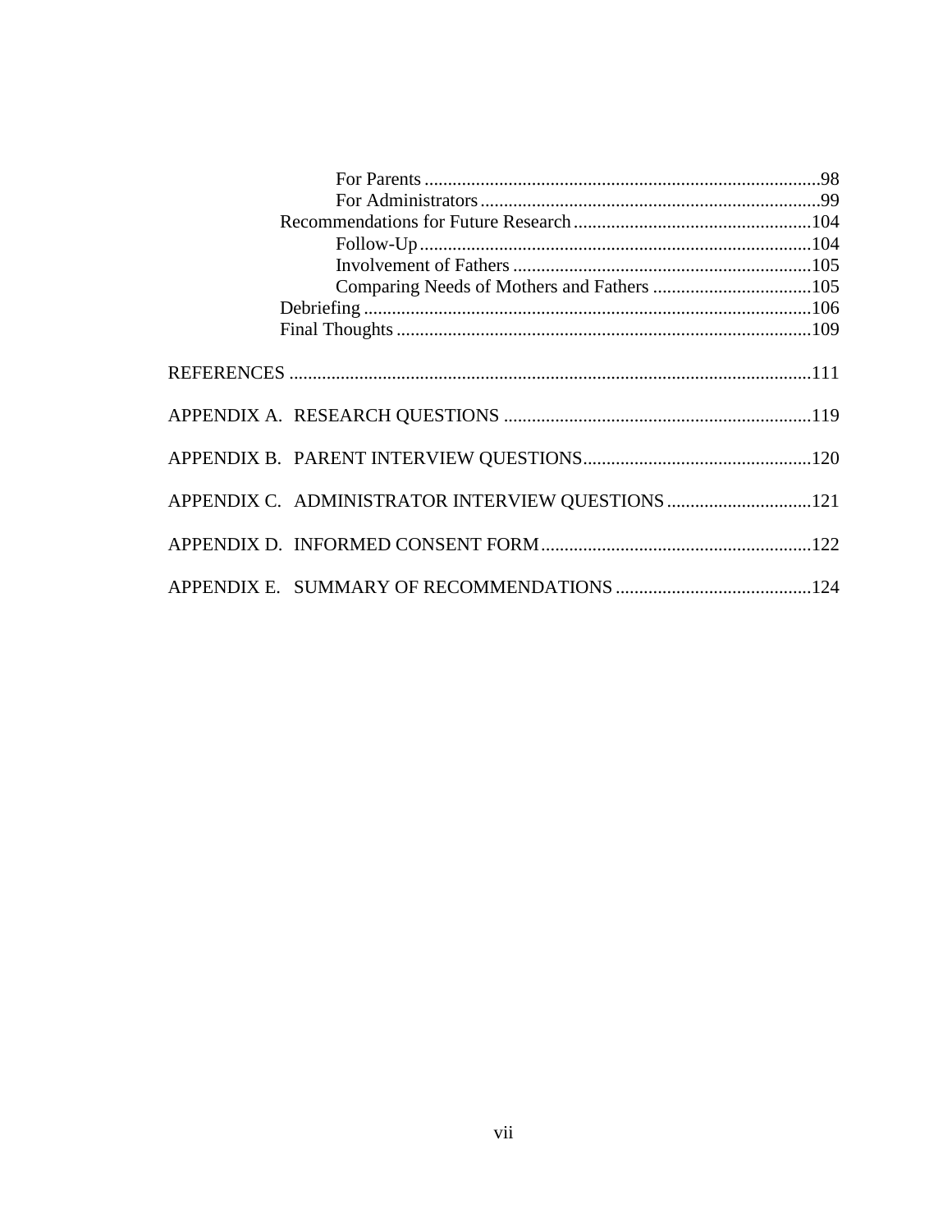For Parents ....................................................................................98
For Administrators........................................................................99
Recommendations for Future Research ...................................................104
Follow-Up...................................................................................104
Involvement of Fathers ...............................................................105
Comparing Needs of Mothers and Fathers ..................................105
Debriefing ...............................................................................................106
Final Thoughts ........................................................................................109

REFERENCES ...............................................................................................................111

APPENDIX A. RESEARCH QUESTIONS .................................................................119

APPENDIX B. PARENT INTERVIEW QUESTIONS.................................................120

APPENDIX C. ADMINISTRATOR INTERVIEW QUESTIONS ...............................121

APPENDIX D. INFORMED CONSENT FORM..........................................................122

APPENDIX E. SUMMARY OF RECOMMENDATIONS ..........................................124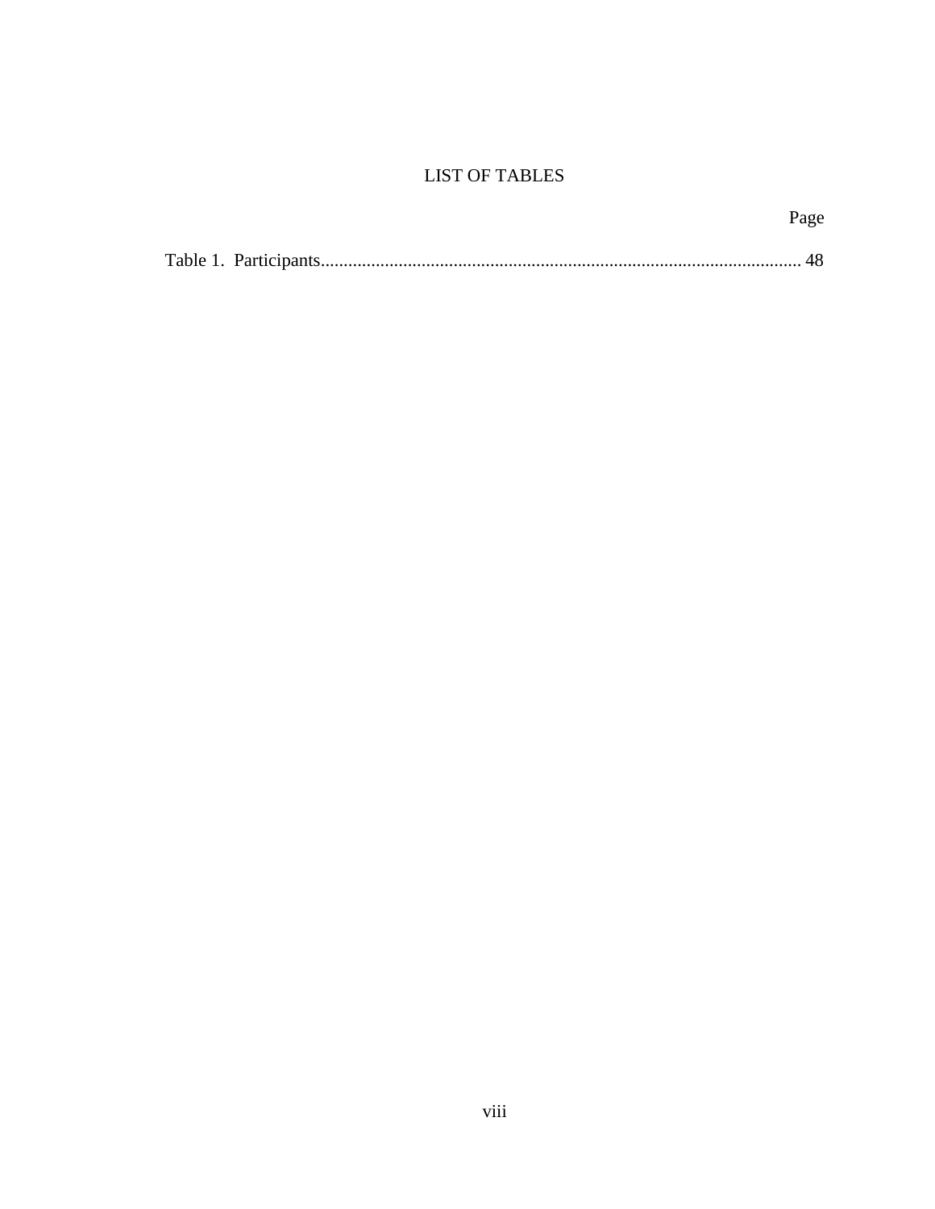# LIST OF TABLES

Page

Table 1. Participants........................................................................................................ 48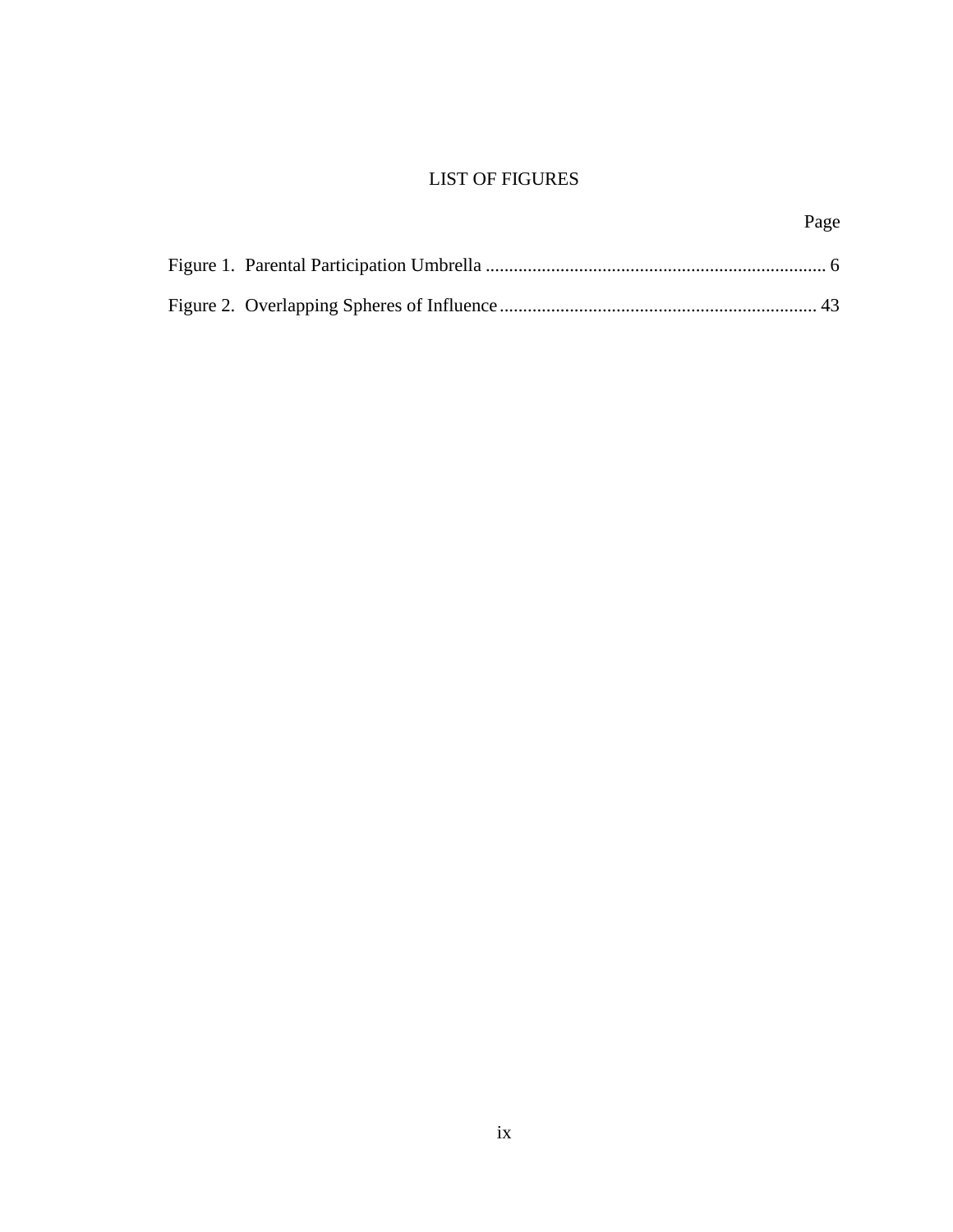# LIST OF FIGURES

| | Page |
|---|---|
| Figure 1. Parental Participation Umbrella | 6 |
| Figure 2. Overlapping Spheres of Influence | 43 |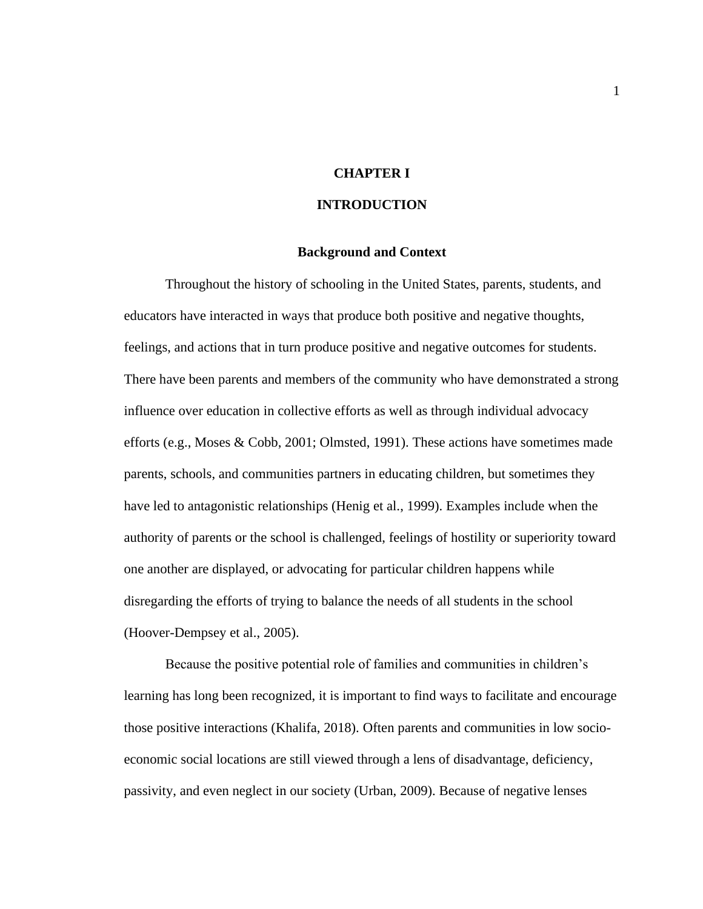# CHAPTER I

# INTRODUCTION

## Background and Context

Throughout the history of schooling in the United States, parents, students, and educators have interacted in ways that produce both positive and negative thoughts, feelings, and actions that in turn produce positive and negative outcomes for students. There have been parents and members of the community who have demonstrated a strong influence over education in collective efforts as well as through individual advocacy efforts (e.g., Moses & Cobb, 2001; Olmsted, 1991). These actions have sometimes made parents, schools, and communities partners in educating children, but sometimes they have led to antagonistic relationships (Henig et al., 1999). Examples include when the authority of parents or the school is challenged, feelings of hostility or superiority toward one another are displayed, or advocating for particular children happens while disregarding the efforts of trying to balance the needs of all students in the school (Hoover-Dempsey et al., 2005).

Because the positive potential role of families and communities in children's learning has long been recognized, it is important to find ways to facilitate and encourage those positive interactions (Khalifa, 2018). Often parents and communities in low socio-economic social locations are still viewed through a lens of disadvantage, deficiency, passivity, and even neglect in our society (Urban, 2009). Because of negative lenses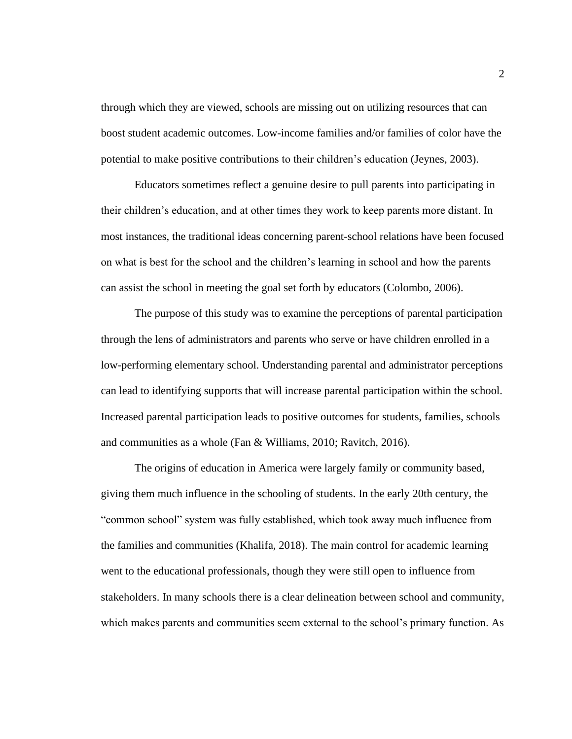through which they are viewed, schools are missing out on utilizing resources that can boost student academic outcomes. Low-income families and/or families of color have the potential to make positive contributions to their children's education (Jeynes, 2003).

Educators sometimes reflect a genuine desire to pull parents into participating in their children's education, and at other times they work to keep parents more distant. In most instances, the traditional ideas concerning parent-school relations have been focused on what is best for the school and the children's learning in school and how the parents can assist the school in meeting the goal set forth by educators (Colombo, 2006).

The purpose of this study was to examine the perceptions of parental participation through the lens of administrators and parents who serve or have children enrolled in a low-performing elementary school. Understanding parental and administrator perceptions can lead to identifying supports that will increase parental participation within the school. Increased parental participation leads to positive outcomes for students, families, schools and communities as a whole (Fan & Williams, 2010; Ravitch, 2016).

The origins of education in America were largely family or community based, giving them much influence in the schooling of students. In the early 20th century, the "common school" system was fully established, which took away much influence from the families and communities (Khalifa, 2018). The main control for academic learning went to the educational professionals, though they were still open to influence from stakeholders. In many schools there is a clear delineation between school and community, which makes parents and communities seem external to the school's primary function. As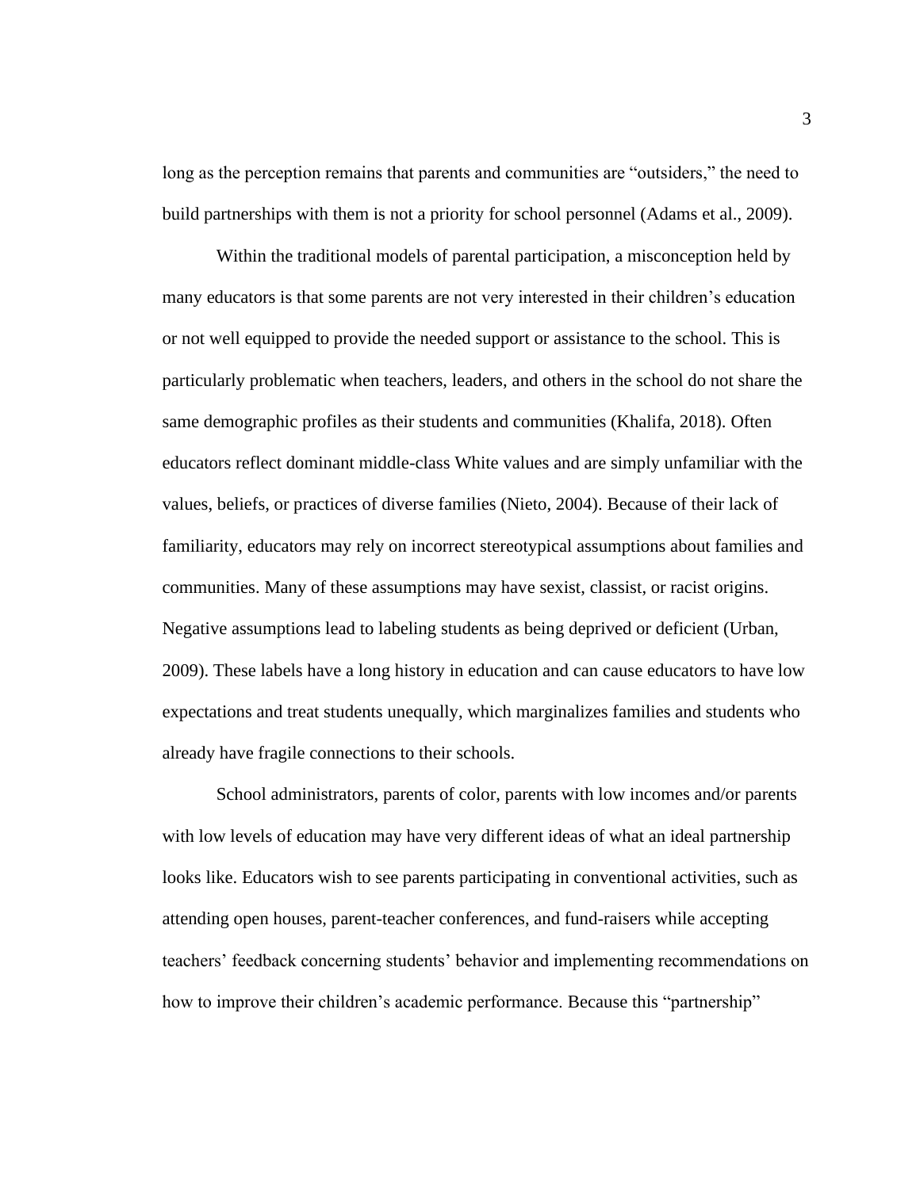long as the perception remains that parents and communities are "outsiders," the need to build partnerships with them is not a priority for school personnel (Adams et al., 2009).

Within the traditional models of parental participation, a misconception held by many educators is that some parents are not very interested in their children's education or not well equipped to provide the needed support or assistance to the school. This is particularly problematic when teachers, leaders, and others in the school do not share the same demographic profiles as their students and communities (Khalifa, 2018). Often educators reflect dominant middle-class White values and are simply unfamiliar with the values, beliefs, or practices of diverse families (Nieto, 2004). Because of their lack of familiarity, educators may rely on incorrect stereotypical assumptions about families and communities. Many of these assumptions may have sexist, classist, or racist origins. Negative assumptions lead to labeling students as being deprived or deficient (Urban, 2009). These labels have a long history in education and can cause educators to have low expectations and treat students unequally, which marginalizes families and students who already have fragile connections to their schools.

School administrators, parents of color, parents with low incomes and/or parents with low levels of education may have very different ideas of what an ideal partnership looks like. Educators wish to see parents participating in conventional activities, such as attending open houses, parent-teacher conferences, and fund-raisers while accepting teachers' feedback concerning students' behavior and implementing recommendations on how to improve their children's academic performance. Because this "partnership"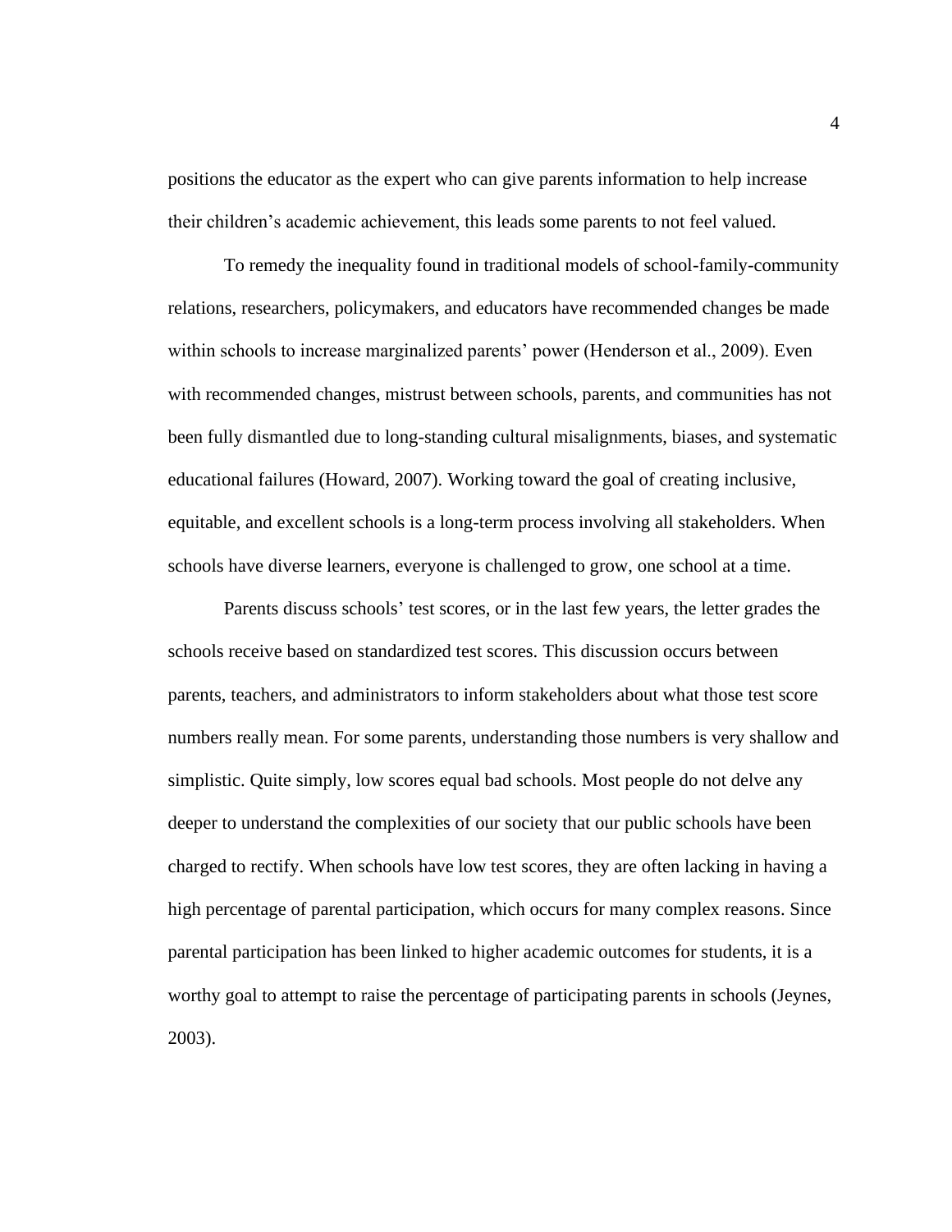positions the educator as the expert who can give parents information to help increase their children's academic achievement, this leads some parents to not feel valued.

To remedy the inequality found in traditional models of school-family-community relations, researchers, policymakers, and educators have recommended changes be made within schools to increase marginalized parents' power (Henderson et al., 2009). Even with recommended changes, mistrust between schools, parents, and communities has not been fully dismantled due to long-standing cultural misalignments, biases, and systematic educational failures (Howard, 2007). Working toward the goal of creating inclusive, equitable, and excellent schools is a long-term process involving all stakeholders. When schools have diverse learners, everyone is challenged to grow, one school at a time.

Parents discuss schools' test scores, or in the last few years, the letter grades the schools receive based on standardized test scores. This discussion occurs between parents, teachers, and administrators to inform stakeholders about what those test score numbers really mean. For some parents, understanding those numbers is very shallow and simplistic. Quite simply, low scores equal bad schools. Most people do not delve any deeper to understand the complexities of our society that our public schools have been charged to rectify. When schools have low test scores, they are often lacking in having a high percentage of parental participation, which occurs for many complex reasons. Since parental participation has been linked to higher academic outcomes for students, it is a worthy goal to attempt to raise the percentage of participating parents in schools (Jeynes, 2003).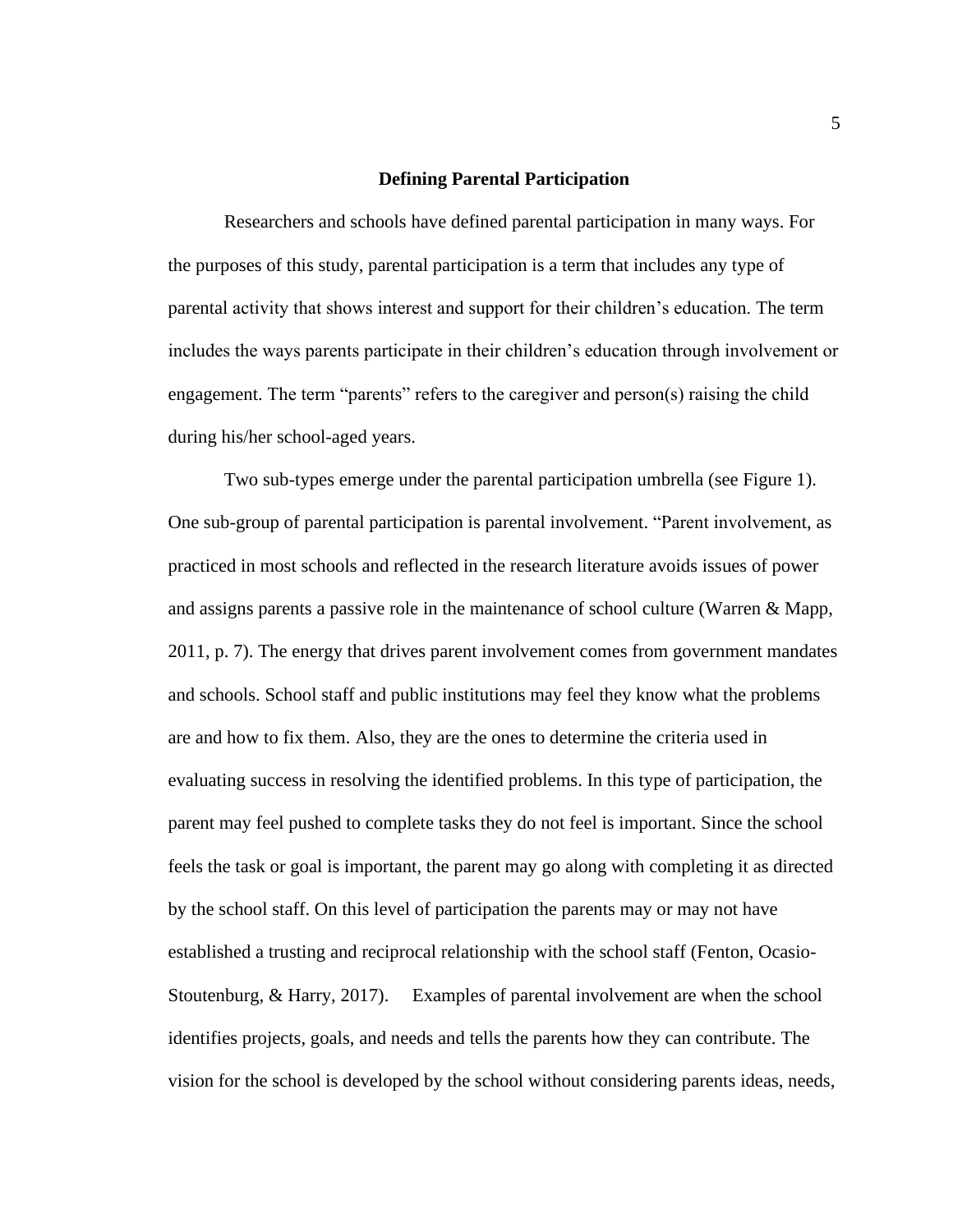## Defining Parental Participation

Researchers and schools have defined parental participation in many ways. For the purposes of this study, parental participation is a term that includes any type of parental activity that shows interest and support for their children's education. The term includes the ways parents participate in their children's education through involvement or engagement. The term "parents" refers to the caregiver and person(s) raising the child during his/her school-aged years.

Two sub-types emerge under the parental participation umbrella (see Figure 1). One sub-group of parental participation is parental involvement. "Parent involvement, as practiced in most schools and reflected in the research literature avoids issues of power and assigns parents a passive role in the maintenance of school culture (Warren & Mapp, 2011, p. 7). The energy that drives parent involvement comes from government mandates and schools. School staff and public institutions may feel they know what the problems are and how to fix them. Also, they are the ones to determine the criteria used in evaluating success in resolving the identified problems. In this type of participation, the parent may feel pushed to complete tasks they do not feel is important. Since the school feels the task or goal is important, the parent may go along with completing it as directed by the school staff. On this level of participation the parents may or may not have established a trusting and reciprocal relationship with the school staff (Fenton, Ocasio-Stoutenburg, & Harry, 2017). Examples of parental involvement are when the school identifies projects, goals, and needs and tells the parents how they can contribute. The vision for the school is developed by the school without considering parents ideas, needs,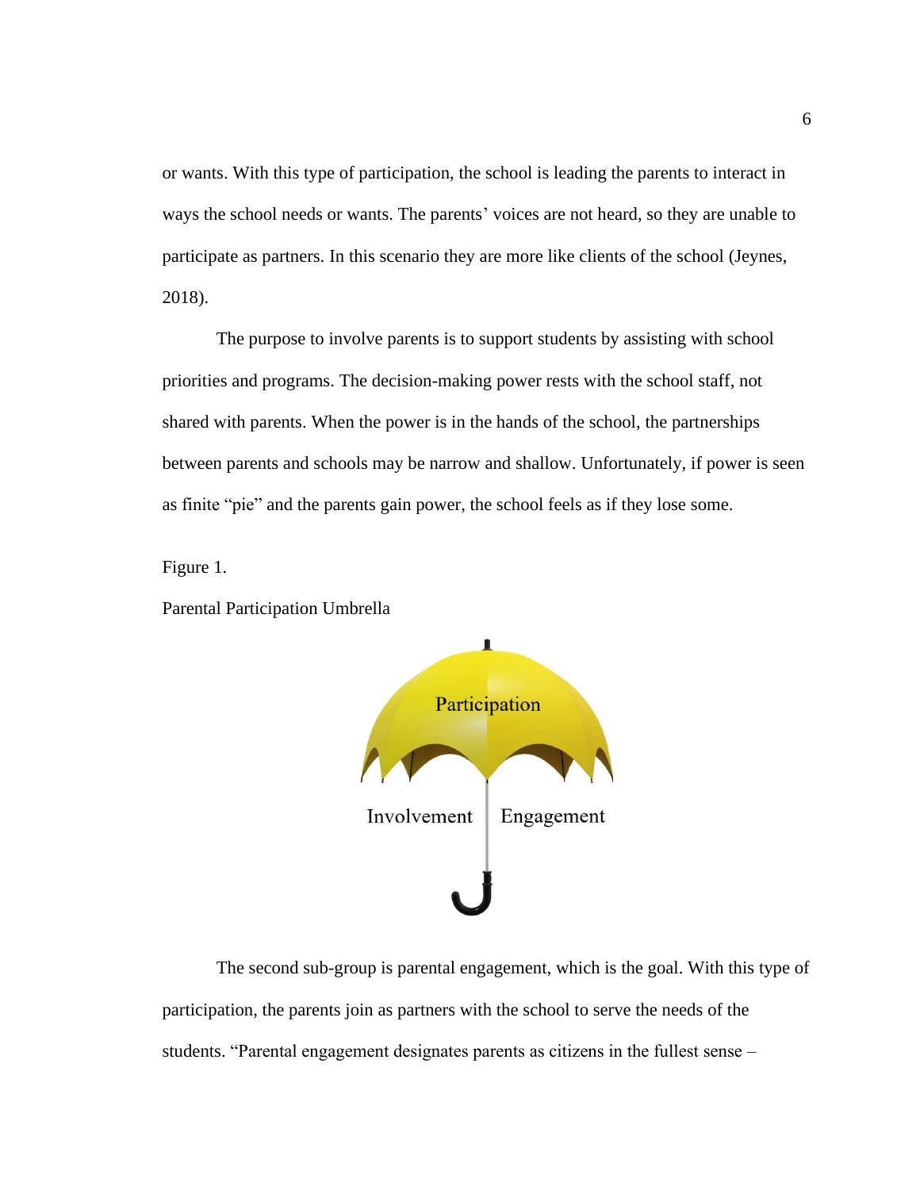or wants. With this type of participation, the school is leading the parents to interact in ways the school needs or wants. The parents' voices are not heard, so they are unable to participate as partners. In this scenario they are more like clients of the school (Jeynes, 2018).

The purpose to involve parents is to support students by assisting with school priorities and programs. The decision-making power rests with the school staff, not shared with parents. When the power is in the hands of the school, the partnerships between parents and schools may be narrow and shallow. Unfortunately, if power is seen as finite "pie" and the parents gain power, the school feels as if they lose some.

Figure 1.

Parental Participation Umbrella

The second sub-group is parental engagement, which is the goal. With this type of participation, the parents join as partners with the school to serve the needs of the students. "Parental engagement designates parents as citizens in the fullest sense –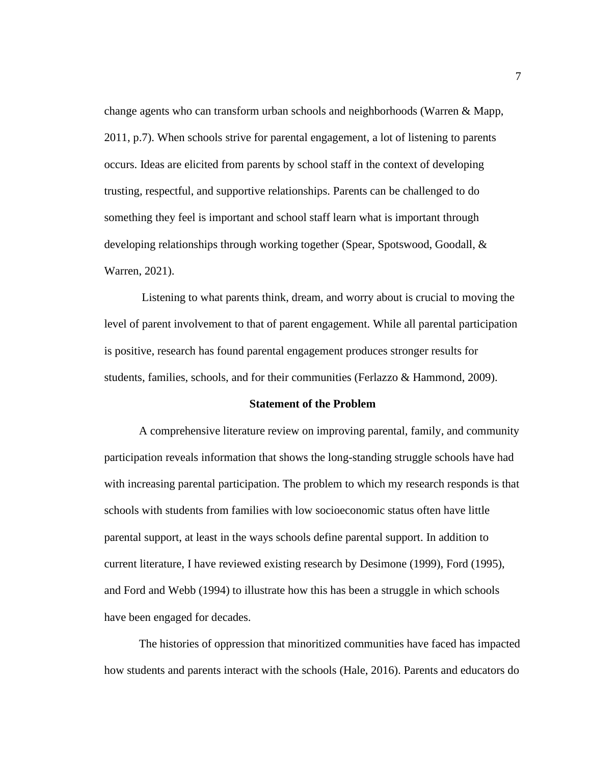change agents who can transform urban schools and neighborhoods (Warren & Mapp, 2011, p.7). When schools strive for parental engagement, a lot of listening to parents occurs. Ideas are elicited from parents by school staff in the context of developing trusting, respectful, and supportive relationships. Parents can be challenged to do something they feel is important and school staff learn what is important through developing relationships through working together (Spear, Spotswood, Goodall, & Warren, 2021).

Listening to what parents think, dream, and worry about is crucial to moving the level of parent involvement to that of parent engagement. While all parental participation is positive, research has found parental engagement produces stronger results for students, families, schools, and for their communities (Ferlazzo & Hammond, 2009).

## Statement of the Problem

A comprehensive literature review on improving parental, family, and community participation reveals information that shows the long-standing struggle schools have had with increasing parental participation. The problem to which my research responds is that schools with students from families with low socioeconomic status often have little parental support, at least in the ways schools define parental support. In addition to current literature, I have reviewed existing research by Desimone (1999), Ford (1995), and Ford and Webb (1994) to illustrate how this has been a struggle in which schools have been engaged for decades.

The histories of oppression that minoritized communities have faced has impacted how students and parents interact with the schools (Hale, 2016). Parents and educators do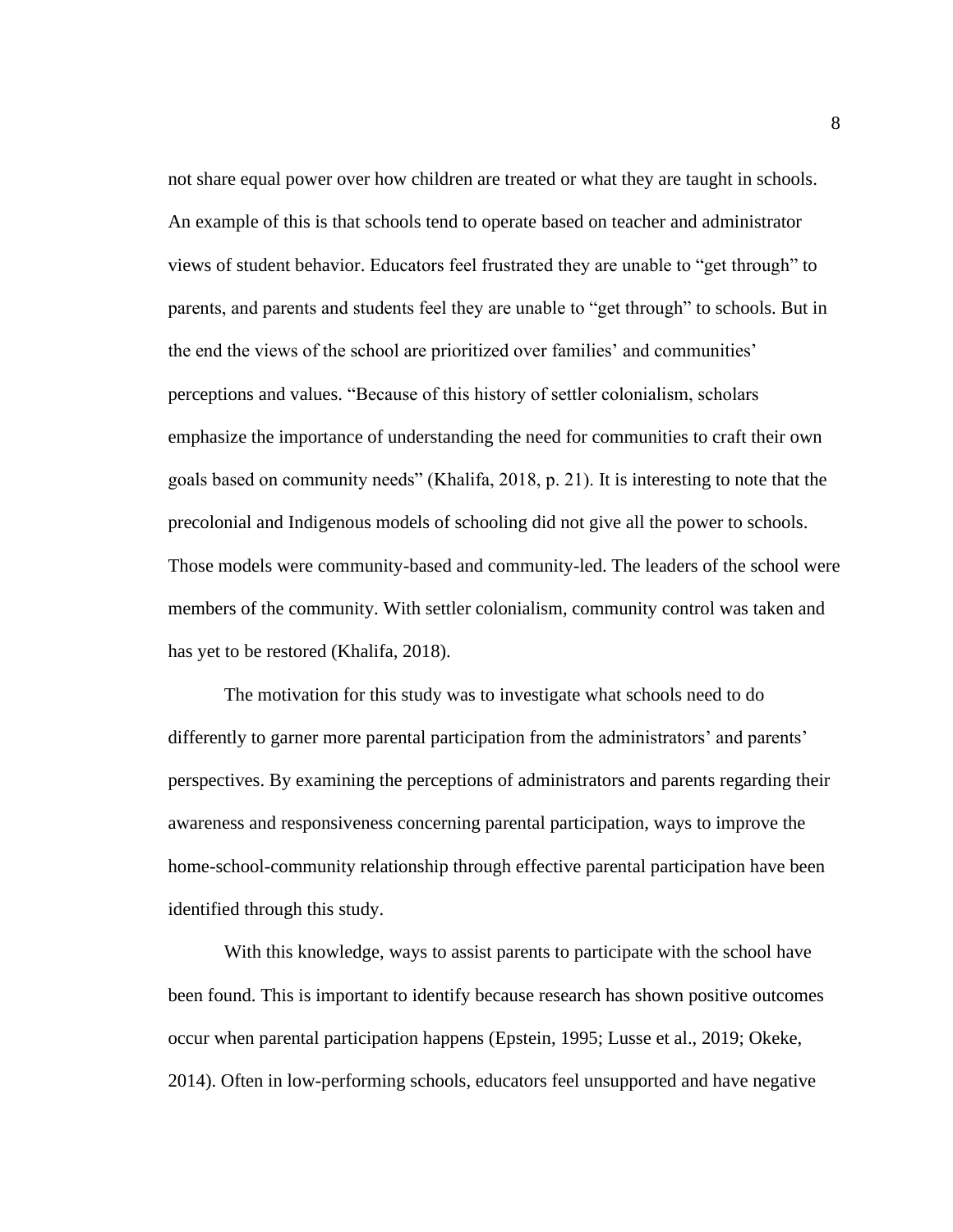not share equal power over how children are treated or what they are taught in schools. An example of this is that schools tend to operate based on teacher and administrator views of student behavior. Educators feel frustrated they are unable to "get through" to parents, and parents and students feel they are unable to "get through" to schools. But in the end the views of the school are prioritized over families' and communities' perceptions and values. "Because of this history of settler colonialism, scholars emphasize the importance of understanding the need for communities to craft their own goals based on community needs" (Khalifa, 2018, p. 21). It is interesting to note that the precolonial and Indigenous models of schooling did not give all the power to schools. Those models were community-based and community-led. The leaders of the school were members of the community. With settler colonialism, community control was taken and has yet to be restored (Khalifa, 2018).

The motivation for this study was to investigate what schools need to do differently to garner more parental participation from the administrators' and parents' perspectives. By examining the perceptions of administrators and parents regarding their awareness and responsiveness concerning parental participation, ways to improve the home-school-community relationship through effective parental participation have been identified through this study.

With this knowledge, ways to assist parents to participate with the school have been found. This is important to identify because research has shown positive outcomes occur when parental participation happens (Epstein, 1995; Lusse et al., 2019; Okeke, 2014). Often in low-performing schools, educators feel unsupported and have negative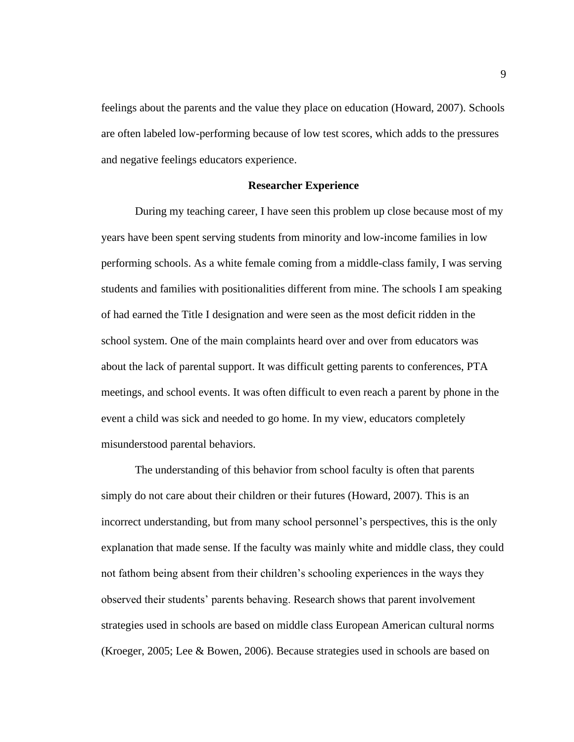feelings about the parents and the value they place on education (Howard, 2007). Schools are often labeled low-performing because of low test scores, which adds to the pressures and negative feelings educators experience.

## Researcher Experience

During my teaching career, I have seen this problem up close because most of my years have been spent serving students from minority and low-income families in low performing schools. As a white female coming from a middle-class family, I was serving students and families with positionalities different from mine. The schools I am speaking of had earned the Title I designation and were seen as the most deficit ridden in the school system. One of the main complaints heard over and over from educators was about the lack of parental support. It was difficult getting parents to conferences, PTA meetings, and school events. It was often difficult to even reach a parent by phone in the event a child was sick and needed to go home. In my view, educators completely misunderstood parental behaviors.

The understanding of this behavior from school faculty is often that parents simply do not care about their children or their futures (Howard, 2007). This is an incorrect understanding, but from many school personnel's perspectives, this is the only explanation that made sense. If the faculty was mainly white and middle class, they could not fathom being absent from their children's schooling experiences in the ways they observed their students' parents behaving. Research shows that parent involvement strategies used in schools are based on middle class European American cultural norms (Kroeger, 2005; Lee & Bowen, 2006). Because strategies used in schools are based on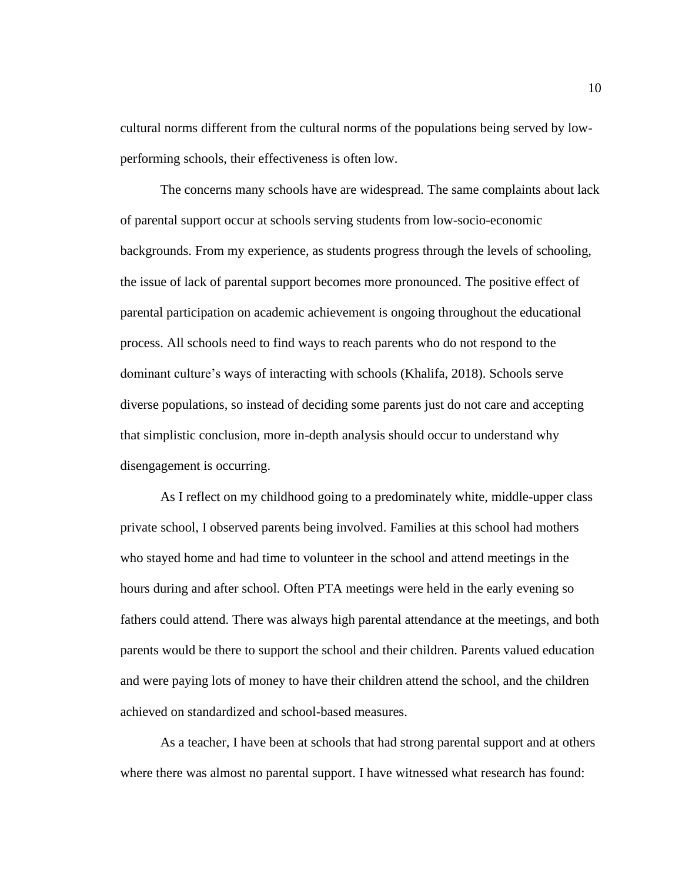cultural norms different from the cultural norms of the populations being served by low-performing schools, their effectiveness is often low.

The concerns many schools have are widespread. The same complaints about lack of parental support occur at schools serving students from low-socio-economic backgrounds. From my experience, as students progress through the levels of schooling, the issue of lack of parental support becomes more pronounced. The positive effect of parental participation on academic achievement is ongoing throughout the educational process. All schools need to find ways to reach parents who do not respond to the dominant culture's ways of interacting with schools (Khalifa, 2018). Schools serve diverse populations, so instead of deciding some parents just do not care and accepting that simplistic conclusion, more in-depth analysis should occur to understand why disengagement is occurring.

As I reflect on my childhood going to a predominately white, middle-upper class private school, I observed parents being involved. Families at this school had mothers who stayed home and had time to volunteer in the school and attend meetings in the hours during and after school. Often PTA meetings were held in the early evening so fathers could attend. There was always high parental attendance at the meetings, and both parents would be there to support the school and their children. Parents valued education and were paying lots of money to have their children attend the school, and the children achieved on standardized and school-based measures.

As a teacher, I have been at schools that had strong parental support and at others where there was almost no parental support. I have witnessed what research has found: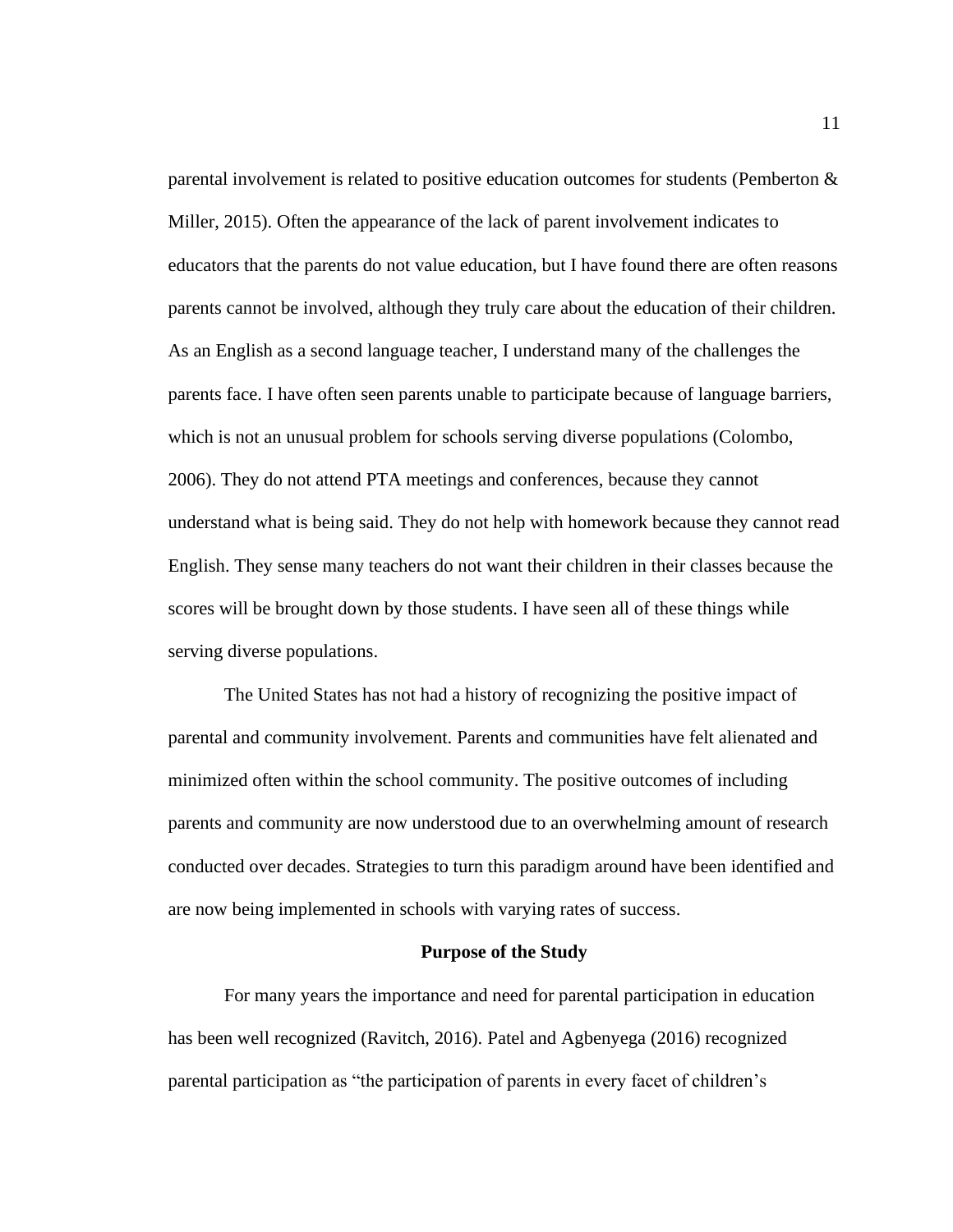parental involvement is related to positive education outcomes for students (Pemberton & Miller, 2015). Often the appearance of the lack of parent involvement indicates to educators that the parents do not value education, but I have found there are often reasons parents cannot be involved, although they truly care about the education of their children. As an English as a second language teacher, I understand many of the challenges the parents face. I have often seen parents unable to participate because of language barriers, which is not an unusual problem for schools serving diverse populations (Colombo, 2006). They do not attend PTA meetings and conferences, because they cannot understand what is being said. They do not help with homework because they cannot read English. They sense many teachers do not want their children in their classes because the scores will be brought down by those students. I have seen all of these things while serving diverse populations.

The United States has not had a history of recognizing the positive impact of parental and community involvement. Parents and communities have felt alienated and minimized often within the school community. The positive outcomes of including parents and community are now understood due to an overwhelming amount of research conducted over decades. Strategies to turn this paradigm around have been identified and are now being implemented in schools with varying rates of success.

## Purpose of the Study

For many years the importance and need for parental participation in education has been well recognized (Ravitch, 2016). Patel and Agbenyega (2016) recognized parental participation as "the participation of parents in every facet of children's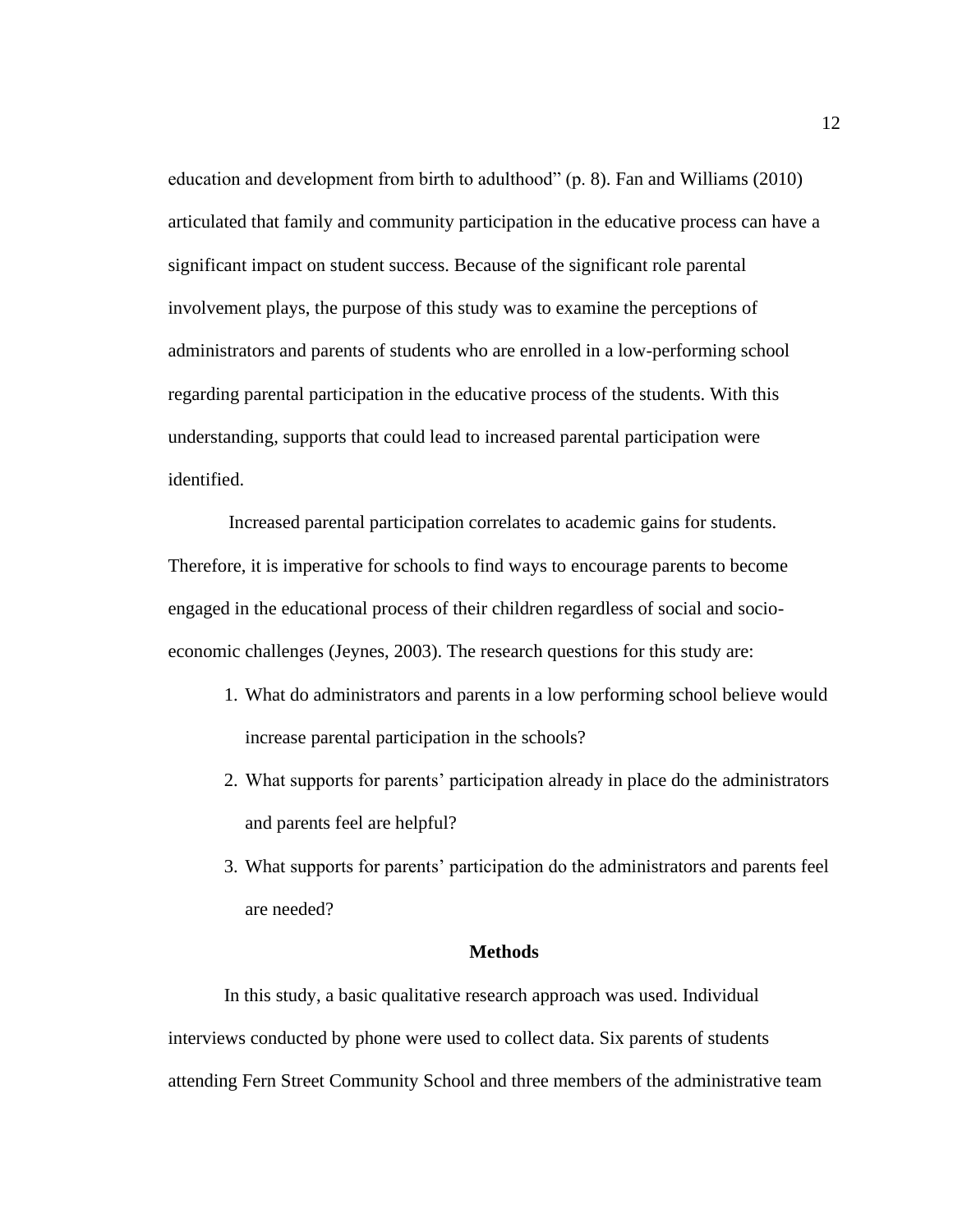education and development from birth to adulthood" (p. 8). Fan and Williams (2010) articulated that family and community participation in the educative process can have a significant impact on student success. Because of the significant role parental involvement plays, the purpose of this study was to examine the perceptions of administrators and parents of students who are enrolled in a low-performing school regarding parental participation in the educative process of the students. With this understanding, supports that could lead to increased parental participation were identified.

Increased parental participation correlates to academic gains for students. Therefore, it is imperative for schools to find ways to encourage parents to become engaged in the educational process of their children regardless of social and socio-economic challenges (Jeynes, 2003). The research questions for this study are:

1. What do administrators and parents in a low performing school believe would increase parental participation in the schools?
2. What supports for parents' participation already in place do the administrators and parents feel are helpful?
3. What supports for parents' participation do the administrators and parents feel are needed?

## Methods

In this study, a basic qualitative research approach was used. Individual interviews conducted by phone were used to collect data. Six parents of students attending Fern Street Community School and three members of the administrative team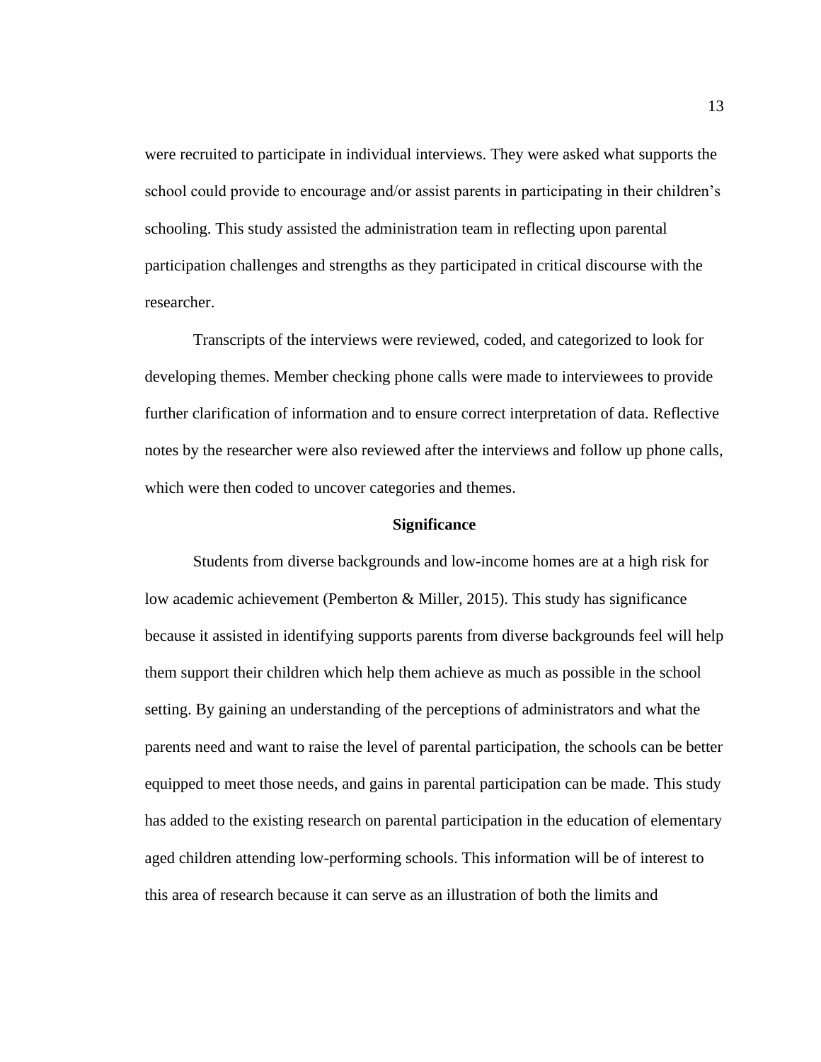were recruited to participate in individual interviews. They were asked what supports the school could provide to encourage and/or assist parents in participating in their children's schooling. This study assisted the administration team in reflecting upon parental participation challenges and strengths as they participated in critical discourse with the researcher.

Transcripts of the interviews were reviewed, coded, and categorized to look for developing themes. Member checking phone calls were made to interviewees to provide further clarification of information and to ensure correct interpretation of data. Reflective notes by the researcher were also reviewed after the interviews and follow up phone calls, which were then coded to uncover categories and themes.

## Significance

Students from diverse backgrounds and low-income homes are at a high risk for low academic achievement (Pemberton & Miller, 2015). This study has significance because it assisted in identifying supports parents from diverse backgrounds feel will help them support their children which help them achieve as much as possible in the school setting. By gaining an understanding of the perceptions of administrators and what the parents need and want to raise the level of parental participation, the schools can be better equipped to meet those needs, and gains in parental participation can be made. This study has added to the existing research on parental participation in the education of elementary aged children attending low-performing schools. This information will be of interest to this area of research because it can serve as an illustration of both the limits and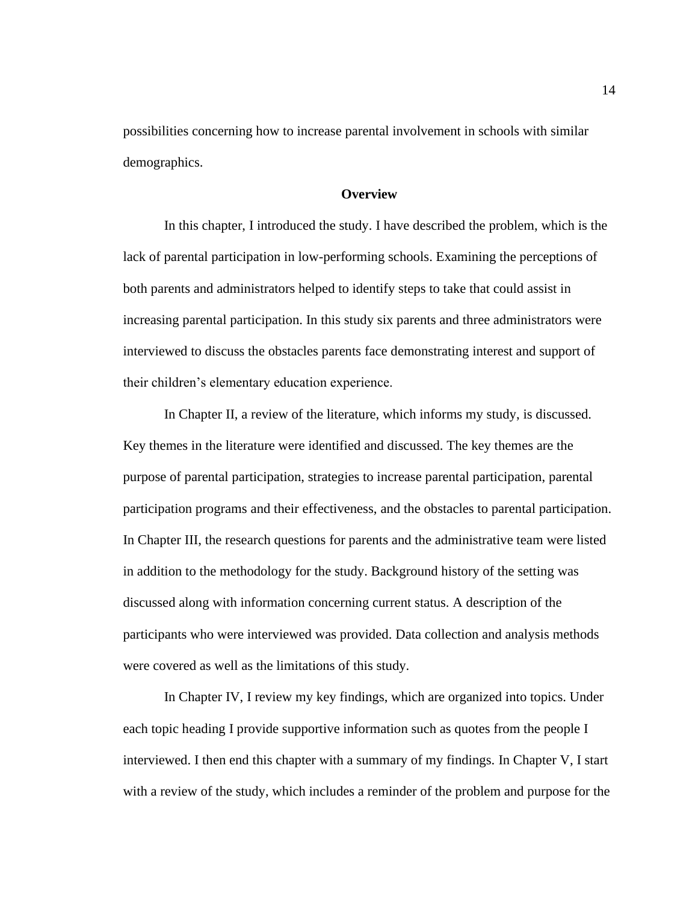possibilities concerning how to increase parental involvement in schools with similar demographics.

## Overview

In this chapter, I introduced the study. I have described the problem, which is the lack of parental participation in low-performing schools. Examining the perceptions of both parents and administrators helped to identify steps to take that could assist in increasing parental participation. In this study six parents and three administrators were interviewed to discuss the obstacles parents face demonstrating interest and support of their children's elementary education experience.

In Chapter II, a review of the literature, which informs my study, is discussed. Key themes in the literature were identified and discussed. The key themes are the purpose of parental participation, strategies to increase parental participation, parental participation programs and their effectiveness, and the obstacles to parental participation. In Chapter III, the research questions for parents and the administrative team were listed in addition to the methodology for the study. Background history of the setting was discussed along with information concerning current status. A description of the participants who were interviewed was provided. Data collection and analysis methods were covered as well as the limitations of this study.

In Chapter IV, I review my key findings, which are organized into topics. Under each topic heading I provide supportive information such as quotes from the people I interviewed. I then end this chapter with a summary of my findings. In Chapter V, I start with a review of the study, which includes a reminder of the problem and purpose for the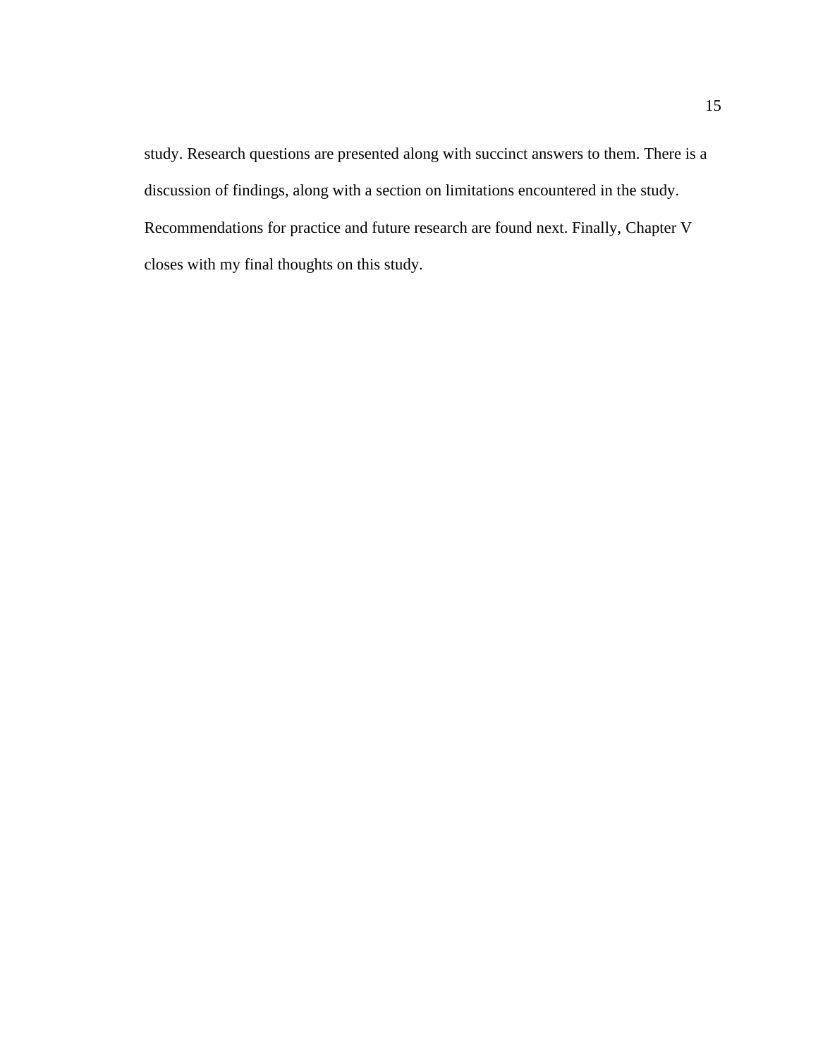study. Research questions are presented along with succinct answers to them. There is a discussion of findings, along with a section on limitations encountered in the study. Recommendations for practice and future research are found next. Finally, Chapter V closes with my final thoughts on this study.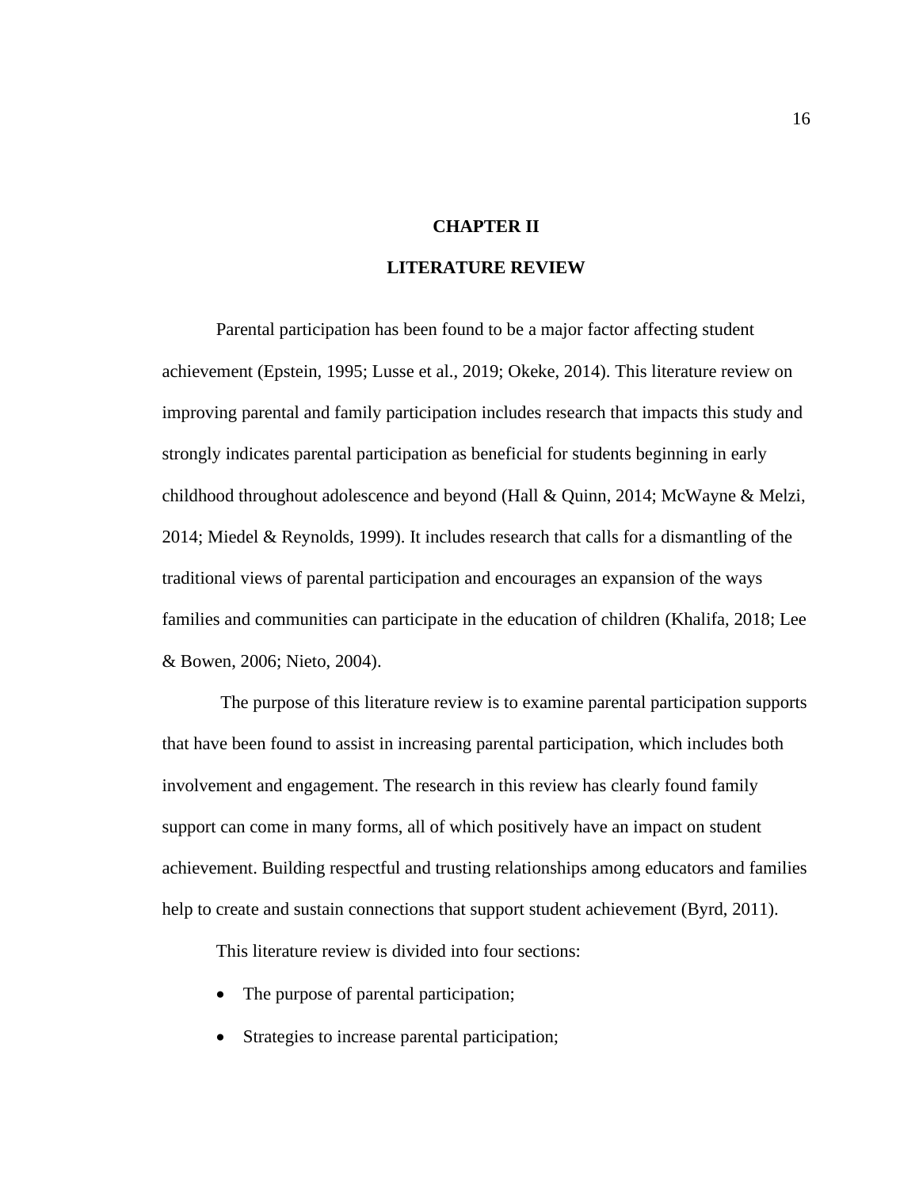# CHAPTER II

# LITERATURE REVIEW

Parental participation has been found to be a major factor affecting student achievement (Epstein, 1995; Lusse et al., 2019; Okeke, 2014). This literature review on improving parental and family participation includes research that impacts this study and strongly indicates parental participation as beneficial for students beginning in early childhood throughout adolescence and beyond (Hall & Quinn, 2014; McWayne & Melzi, 2014; Miedel & Reynolds, 1999). It includes research that calls for a dismantling of the traditional views of parental participation and encourages an expansion of the ways families and communities can participate in the education of children (Khalifa, 2018; Lee & Bowen, 2006; Nieto, 2004).

The purpose of this literature review is to examine parental participation supports that have been found to assist in increasing parental participation, which includes both involvement and engagement. The research in this review has clearly found family support can come in many forms, all of which positively have an impact on student achievement. Building respectful and trusting relationships among educators and families help to create and sustain connections that support student achievement (Byrd, 2011).

This literature review is divided into four sections:

- The purpose of parental participation;
- Strategies to increase parental participation;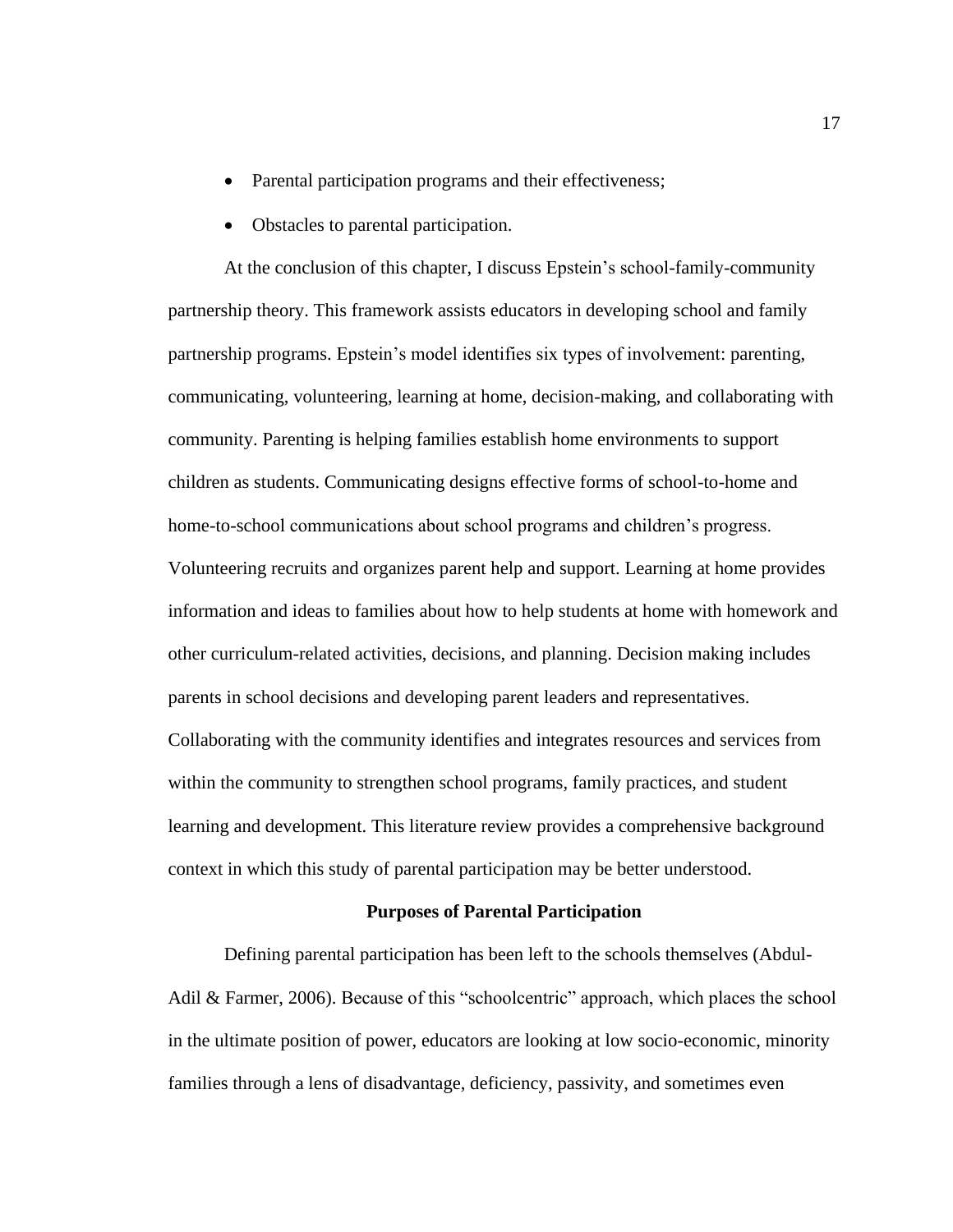- Parental participation programs and their effectiveness;
- Obstacles to parental participation.

At the conclusion of this chapter, I discuss Epstein's school-family-community partnership theory. This framework assists educators in developing school and family partnership programs. Epstein's model identifies six types of involvement: parenting, communicating, volunteering, learning at home, decision-making, and collaborating with community. Parenting is helping families establish home environments to support children as students. Communicating designs effective forms of school-to-home and home-to-school communications about school programs and children's progress. Volunteering recruits and organizes parent help and support. Learning at home provides information and ideas to families about how to help students at home with homework and other curriculum-related activities, decisions, and planning. Decision making includes parents in school decisions and developing parent leaders and representatives. Collaborating with the community identifies and integrates resources and services from within the community to strengthen school programs, family practices, and student learning and development. This literature review provides a comprehensive background context in which this study of parental participation may be better understood.

## Purposes of Parental Participation

Defining parental participation has been left to the schools themselves (Abdul-Adil & Farmer, 2006). Because of this "schoolcentric" approach, which places the school in the ultimate position of power, educators are looking at low socio-economic, minority families through a lens of disadvantage, deficiency, passivity, and sometimes even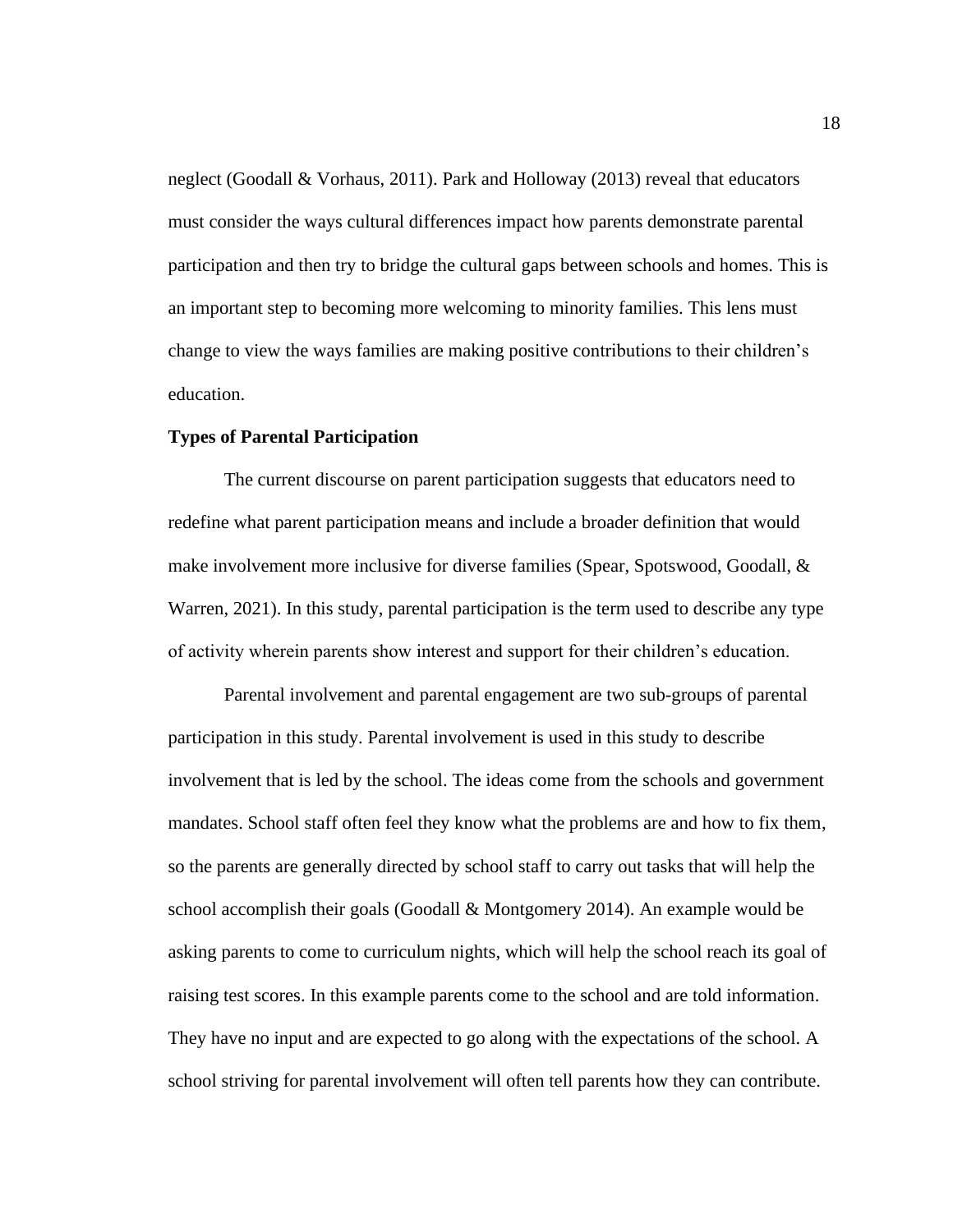neglect (Goodall & Vorhaus, 2011). Park and Holloway (2013) reveal that educators must consider the ways cultural differences impact how parents demonstrate parental participation and then try to bridge the cultural gaps between schools and homes. This is an important step to becoming more welcoming to minority families. This lens must change to view the ways families are making positive contributions to their children's education.

**Types of Parental Participation**

The current discourse on parent participation suggests that educators need to redefine what parent participation means and include a broader definition that would make involvement more inclusive for diverse families (Spear, Spotswood, Goodall, & Warren, 2021). In this study, parental participation is the term used to describe any type of activity wherein parents show interest and support for their children's education.

Parental involvement and parental engagement are two sub-groups of parental participation in this study. Parental involvement is used in this study to describe involvement that is led by the school. The ideas come from the schools and government mandates. School staff often feel they know what the problems are and how to fix them, so the parents are generally directed by school staff to carry out tasks that will help the school accomplish their goals (Goodall & Montgomery 2014). An example would be asking parents to come to curriculum nights, which will help the school reach its goal of raising test scores. In this example parents come to the school and are told information. They have no input and are expected to go along with the expectations of the school. A school striving for parental involvement will often tell parents how they can contribute.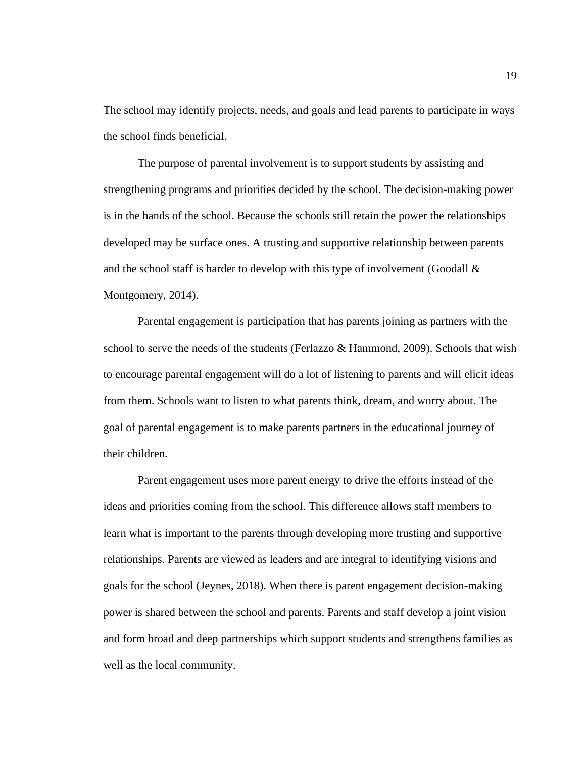The school may identify projects, needs, and goals and lead parents to participate in ways the school finds beneficial.

The purpose of parental involvement is to support students by assisting and strengthening programs and priorities decided by the school. The decision-making power is in the hands of the school. Because the schools still retain the power the relationships developed may be surface ones. A trusting and supportive relationship between parents and the school staff is harder to develop with this type of involvement (Goodall & Montgomery, 2014).

Parental engagement is participation that has parents joining as partners with the school to serve the needs of the students (Ferlazzo & Hammond, 2009). Schools that wish to encourage parental engagement will do a lot of listening to parents and will elicit ideas from them. Schools want to listen to what parents think, dream, and worry about. The goal of parental engagement is to make parents partners in the educational journey of their children.

Parent engagement uses more parent energy to drive the efforts instead of the ideas and priorities coming from the school. This difference allows staff members to learn what is important to the parents through developing more trusting and supportive relationships. Parents are viewed as leaders and are integral to identifying visions and goals for the school (Jeynes, 2018). When there is parent engagement decision-making power is shared between the school and parents. Parents and staff develop a joint vision and form broad and deep partnerships which support students and strengthens families as well as the local community.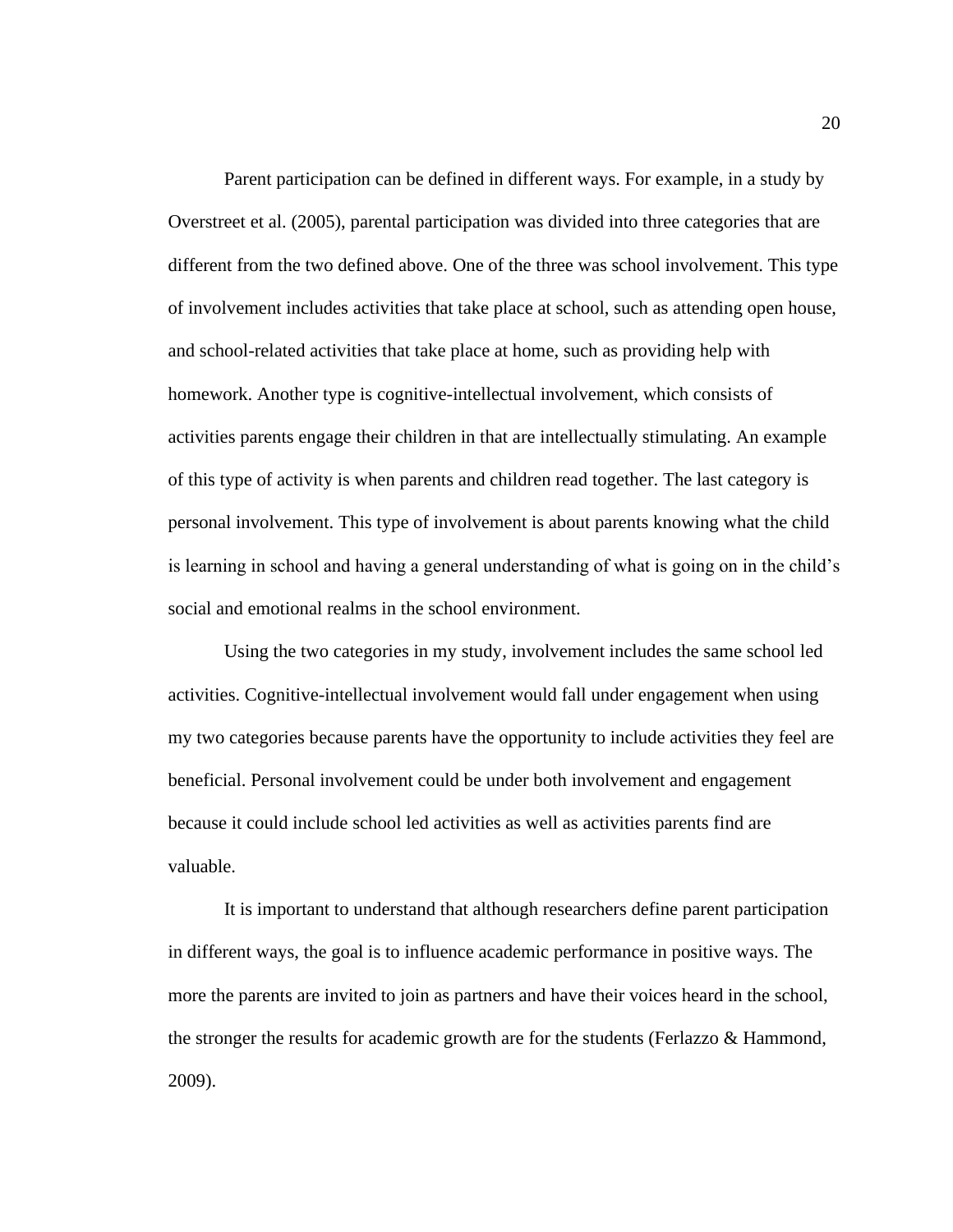Parent participation can be defined in different ways. For example, in a study by Overstreet et al. (2005), parental participation was divided into three categories that are different from the two defined above. One of the three was school involvement. This type of involvement includes activities that take place at school, such as attending open house, and school-related activities that take place at home, such as providing help with homework. Another type is cognitive-intellectual involvement, which consists of activities parents engage their children in that are intellectually stimulating. An example of this type of activity is when parents and children read together. The last category is personal involvement. This type of involvement is about parents knowing what the child is learning in school and having a general understanding of what is going on in the child's social and emotional realms in the school environment.

Using the two categories in my study, involvement includes the same school led activities. Cognitive-intellectual involvement would fall under engagement when using my two categories because parents have the opportunity to include activities they feel are beneficial. Personal involvement could be under both involvement and engagement because it could include school led activities as well as activities parents find are valuable.

It is important to understand that although researchers define parent participation in different ways, the goal is to influence academic performance in positive ways. The more the parents are invited to join as partners and have their voices heard in the school, the stronger the results for academic growth are for the students (Ferlazzo & Hammond, 2009).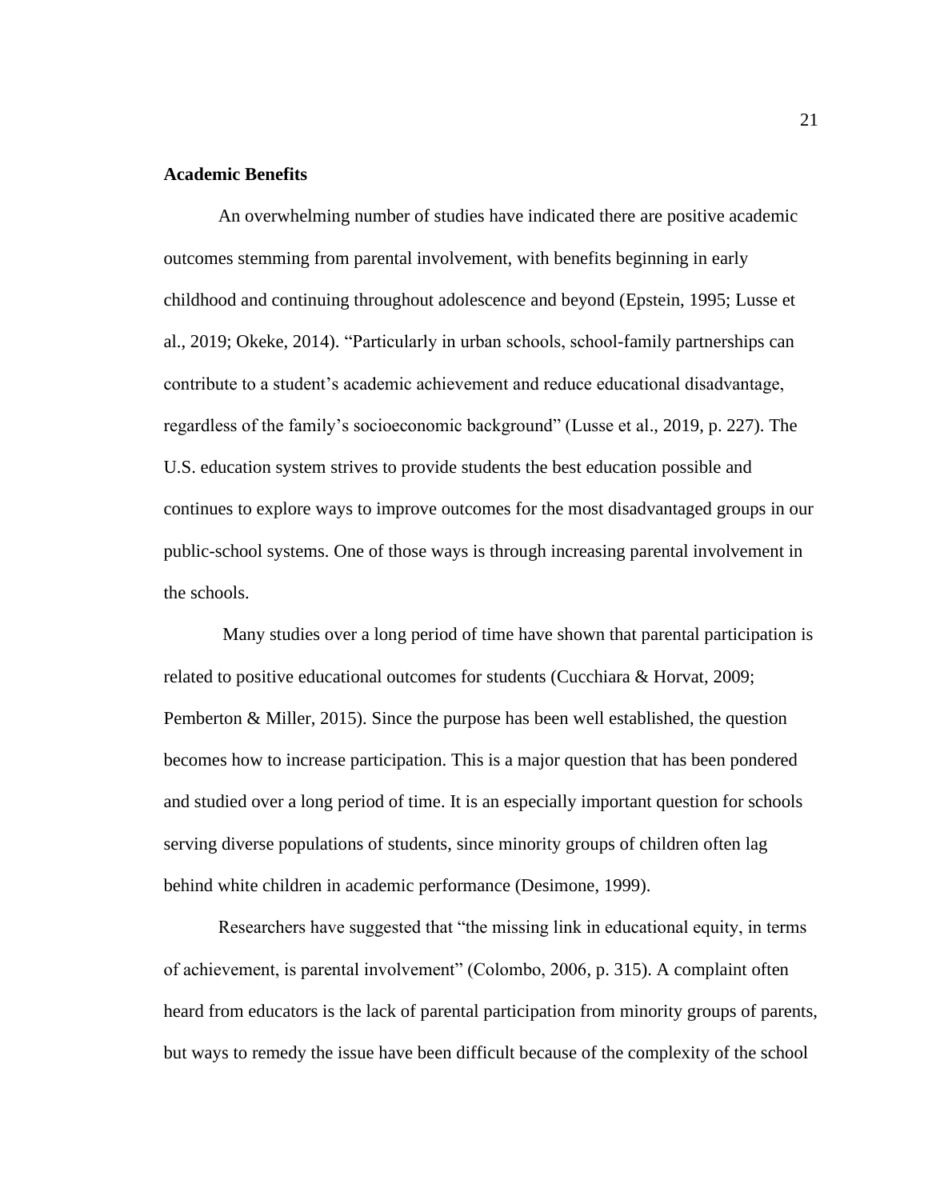**Academic Benefits**

An overwhelming number of studies have indicated there are positive academic outcomes stemming from parental involvement, with benefits beginning in early childhood and continuing throughout adolescence and beyond (Epstein, 1995; Lusse et al., 2019; Okeke, 2014). "Particularly in urban schools, school-family partnerships can contribute to a student's academic achievement and reduce educational disadvantage, regardless of the family's socioeconomic background" (Lusse et al., 2019, p. 227). The U.S. education system strives to provide students the best education possible and continues to explore ways to improve outcomes for the most disadvantaged groups in our public-school systems. One of those ways is through increasing parental involvement in the schools.

Many studies over a long period of time have shown that parental participation is related to positive educational outcomes for students (Cucchiara & Horvat, 2009; Pemberton & Miller, 2015). Since the purpose has been well established, the question becomes how to increase participation. This is a major question that has been pondered and studied over a long period of time. It is an especially important question for schools serving diverse populations of students, since minority groups of children often lag behind white children in academic performance (Desimone, 1999).

Researchers have suggested that "the missing link in educational equity, in terms of achievement, is parental involvement" (Colombo, 2006, p. 315). A complaint often heard from educators is the lack of parental participation from minority groups of parents, but ways to remedy the issue have been difficult because of the complexity of the school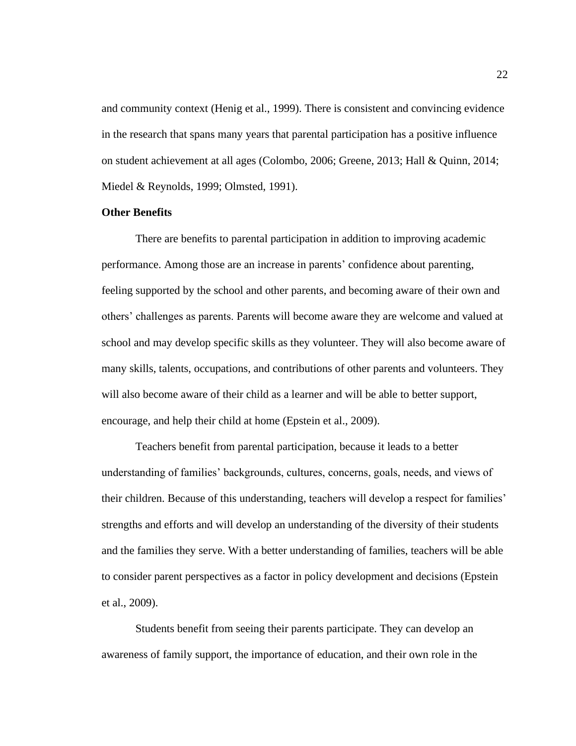and community context (Henig et al., 1999). There is consistent and convincing evidence in the research that spans many years that parental participation has a positive influence on student achievement at all ages (Colombo, 2006; Greene, 2013; Hall & Quinn, 2014; Miedel & Reynolds, 1999; Olmsted, 1991).

**Other Benefits**

There are benefits to parental participation in addition to improving academic performance. Among those are an increase in parents' confidence about parenting, feeling supported by the school and other parents, and becoming aware of their own and others' challenges as parents. Parents will become aware they are welcome and valued at school and may develop specific skills as they volunteer. They will also become aware of many skills, talents, occupations, and contributions of other parents and volunteers. They will also become aware of their child as a learner and will be able to better support, encourage, and help their child at home (Epstein et al., 2009).

Teachers benefit from parental participation, because it leads to a better understanding of families' backgrounds, cultures, concerns, goals, needs, and views of their children. Because of this understanding, teachers will develop a respect for families' strengths and efforts and will develop an understanding of the diversity of their students and the families they serve. With a better understanding of families, teachers will be able to consider parent perspectives as a factor in policy development and decisions (Epstein et al., 2009).

Students benefit from seeing their parents participate. They can develop an awareness of family support, the importance of education, and their own role in the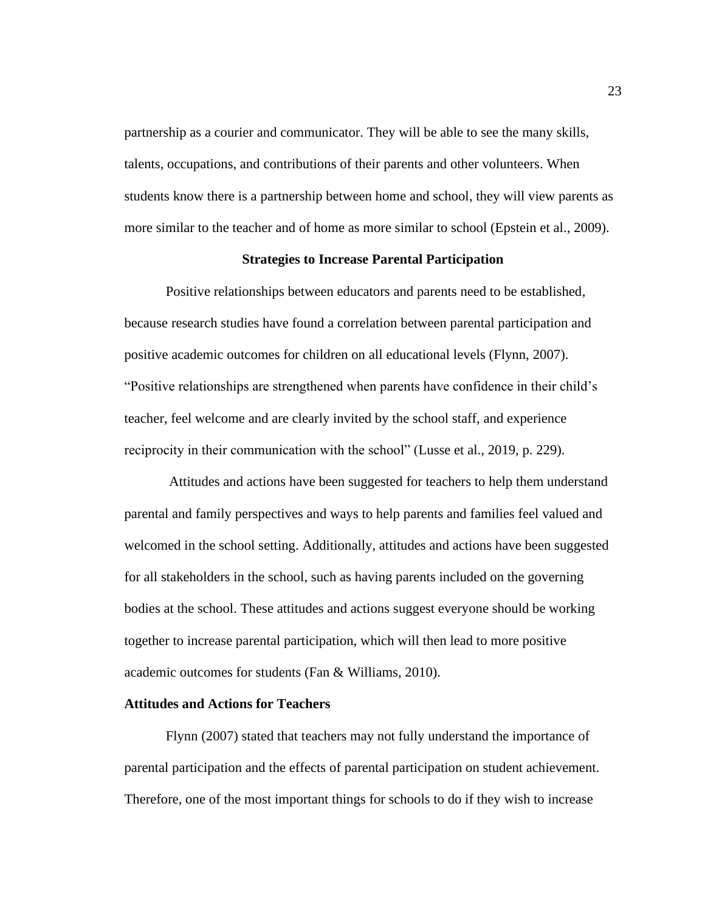partnership as a courier and communicator. They will be able to see the many skills, talents, occupations, and contributions of their parents and other volunteers. When students know there is a partnership between home and school, they will view parents as more similar to the teacher and of home as more similar to school (Epstein et al., 2009).

## Strategies to Increase Parental Participation

Positive relationships between educators and parents need to be established, because research studies have found a correlation between parental participation and positive academic outcomes for children on all educational levels (Flynn, 2007). "Positive relationships are strengthened when parents have confidence in their child's teacher, feel welcome and are clearly invited by the school staff, and experience reciprocity in their communication with the school" (Lusse et al., 2019, p. 229).

Attitudes and actions have been suggested for teachers to help them understand parental and family perspectives and ways to help parents and families feel valued and welcomed in the school setting. Additionally, attitudes and actions have been suggested for all stakeholders in the school, such as having parents included on the governing bodies at the school. These attitudes and actions suggest everyone should be working together to increase parental participation, which will then lead to more positive academic outcomes for students (Fan & Williams, 2010).

### Attitudes and Actions for Teachers

Flynn (2007) stated that teachers may not fully understand the importance of parental participation and the effects of parental participation on student achievement. Therefore, one of the most important things for schools to do if they wish to increase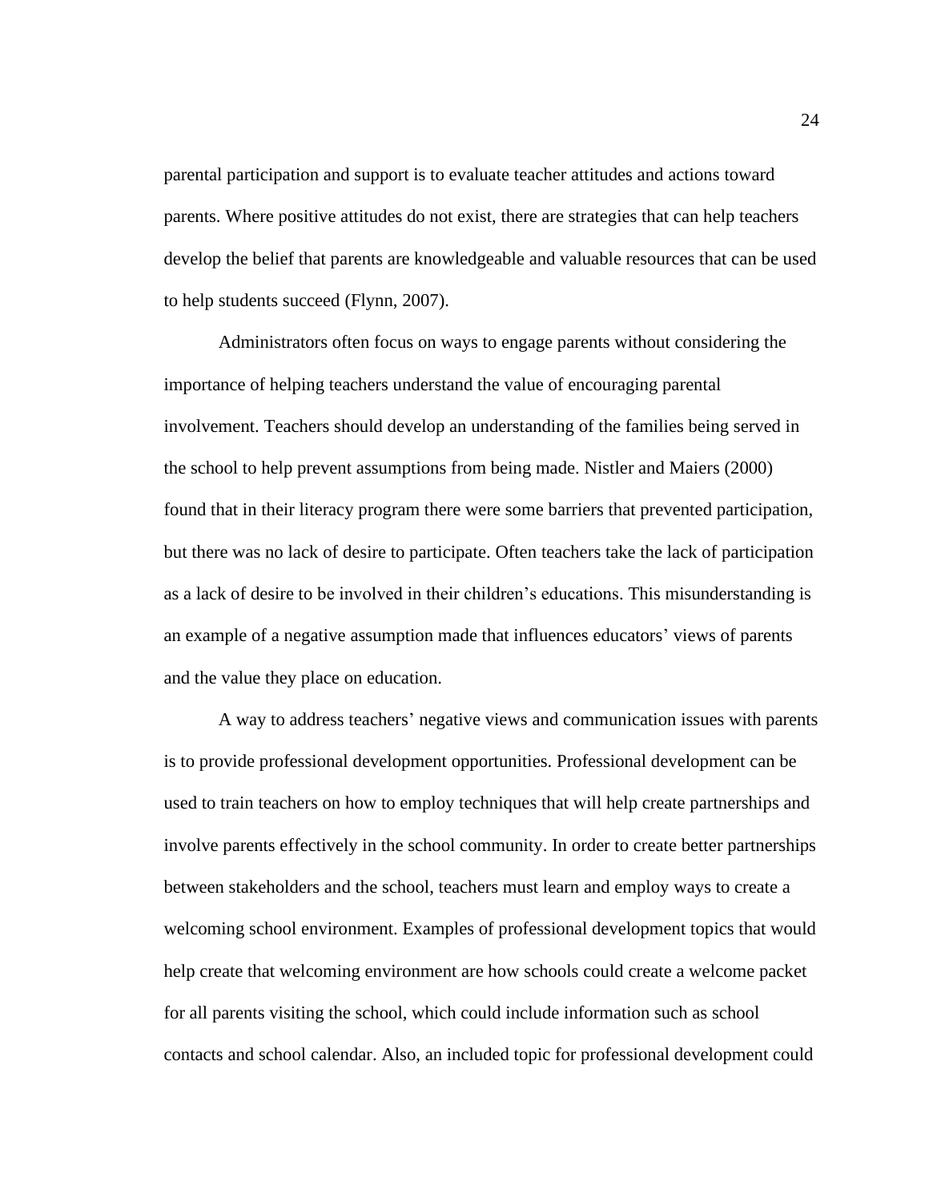parental participation and support is to evaluate teacher attitudes and actions toward parents. Where positive attitudes do not exist, there are strategies that can help teachers develop the belief that parents are knowledgeable and valuable resources that can be used to help students succeed (Flynn, 2007).

Administrators often focus on ways to engage parents without considering the importance of helping teachers understand the value of encouraging parental involvement. Teachers should develop an understanding of the families being served in the school to help prevent assumptions from being made. Nistler and Maiers (2000) found that in their literacy program there were some barriers that prevented participation, but there was no lack of desire to participate. Often teachers take the lack of participation as a lack of desire to be involved in their children's educations. This misunderstanding is an example of a negative assumption made that influences educators' views of parents and the value they place on education.

A way to address teachers' negative views and communication issues with parents is to provide professional development opportunities. Professional development can be used to train teachers on how to employ techniques that will help create partnerships and involve parents effectively in the school community. In order to create better partnerships between stakeholders and the school, teachers must learn and employ ways to create a welcoming school environment. Examples of professional development topics that would help create that welcoming environment are how schools could create a welcome packet for all parents visiting the school, which could include information such as school contacts and school calendar. Also, an included topic for professional development could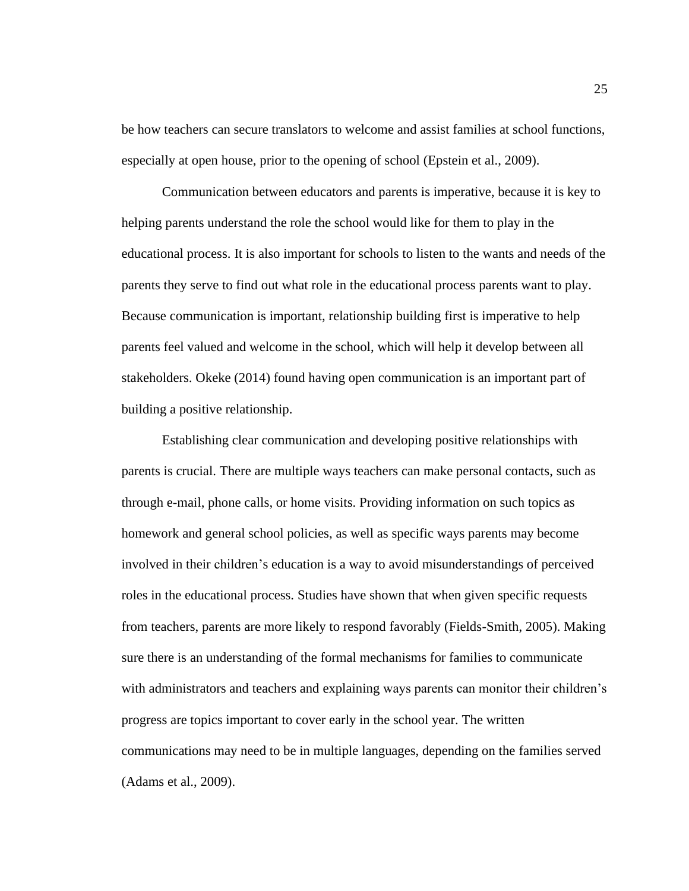be how teachers can secure translators to welcome and assist families at school functions, especially at open house, prior to the opening of school (Epstein et al., 2009).

Communication between educators and parents is imperative, because it is key to helping parents understand the role the school would like for them to play in the educational process. It is also important for schools to listen to the wants and needs of the parents they serve to find out what role in the educational process parents want to play. Because communication is important, relationship building first is imperative to help parents feel valued and welcome in the school, which will help it develop between all stakeholders. Okeke (2014) found having open communication is an important part of building a positive relationship.

Establishing clear communication and developing positive relationships with parents is crucial. There are multiple ways teachers can make personal contacts, such as through e-mail, phone calls, or home visits. Providing information on such topics as homework and general school policies, as well as specific ways parents may become involved in their children's education is a way to avoid misunderstandings of perceived roles in the educational process. Studies have shown that when given specific requests from teachers, parents are more likely to respond favorably (Fields-Smith, 2005). Making sure there is an understanding of the formal mechanisms for families to communicate with administrators and teachers and explaining ways parents can monitor their children's progress are topics important to cover early in the school year. The written communications may need to be in multiple languages, depending on the families served (Adams et al., 2009).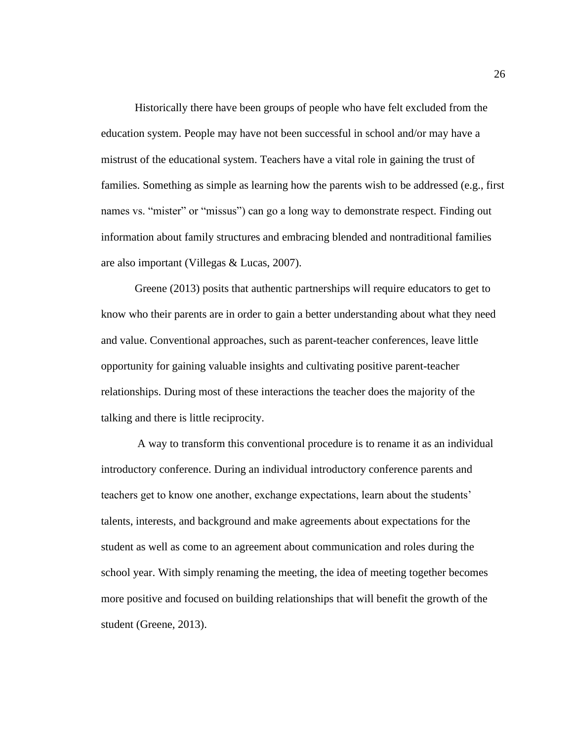Historically there have been groups of people who have felt excluded from the education system. People may have not been successful in school and/or may have a mistrust of the educational system. Teachers have a vital role in gaining the trust of families. Something as simple as learning how the parents wish to be addressed (e.g., first names vs. "mister" or "missus") can go a long way to demonstrate respect. Finding out information about family structures and embracing blended and nontraditional families are also important (Villegas & Lucas, 2007).

Greene (2013) posits that authentic partnerships will require educators to get to know who their parents are in order to gain a better understanding about what they need and value. Conventional approaches, such as parent-teacher conferences, leave little opportunity for gaining valuable insights and cultivating positive parent-teacher relationships. During most of these interactions the teacher does the majority of the talking and there is little reciprocity.

A way to transform this conventional procedure is to rename it as an individual introductory conference. During an individual introductory conference parents and teachers get to know one another, exchange expectations, learn about the students' talents, interests, and background and make agreements about expectations for the student as well as come to an agreement about communication and roles during the school year. With simply renaming the meeting, the idea of meeting together becomes more positive and focused on building relationships that will benefit the growth of the student (Greene, 2013).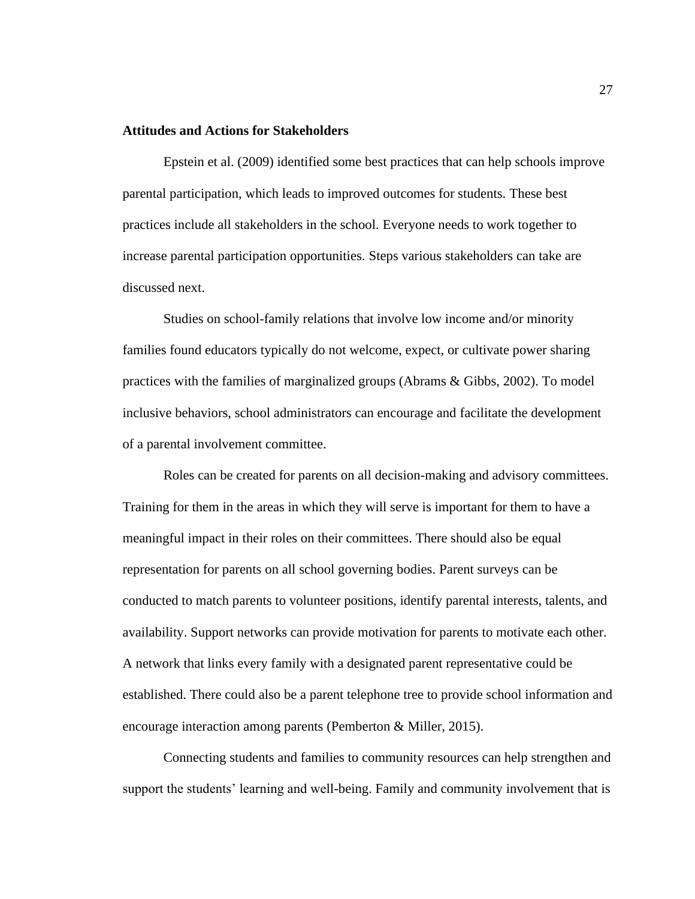**Attitudes and Actions for Stakeholders**

Epstein et al. (2009) identified some best practices that can help schools improve parental participation, which leads to improved outcomes for students. These best practices include all stakeholders in the school. Everyone needs to work together to increase parental participation opportunities. Steps various stakeholders can take are discussed next.

Studies on school-family relations that involve low income and/or minority families found educators typically do not welcome, expect, or cultivate power sharing practices with the families of marginalized groups (Abrams & Gibbs, 2002). To model inclusive behaviors, school administrators can encourage and facilitate the development of a parental involvement committee.

Roles can be created for parents on all decision-making and advisory committees. Training for them in the areas in which they will serve is important for them to have a meaningful impact in their roles on their committees. There should also be equal representation for parents on all school governing bodies. Parent surveys can be conducted to match parents to volunteer positions, identify parental interests, talents, and availability. Support networks can provide motivation for parents to motivate each other. A network that links every family with a designated parent representative could be established. There could also be a parent telephone tree to provide school information and encourage interaction among parents (Pemberton & Miller, 2015).

Connecting students and families to community resources can help strengthen and support the students' learning and well-being. Family and community involvement that is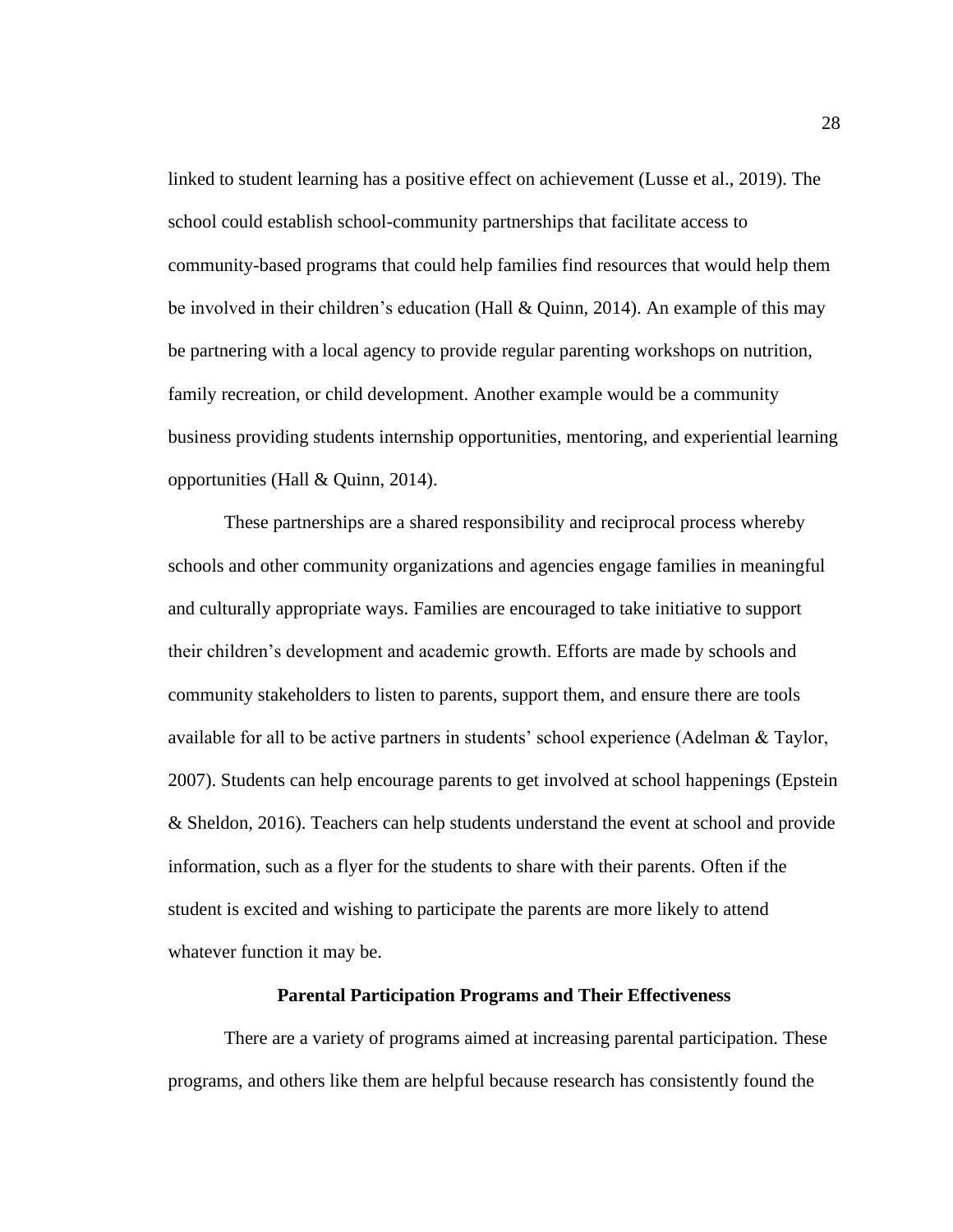linked to student learning has a positive effect on achievement (Lusse et al., 2019). The school could establish school-community partnerships that facilitate access to community-based programs that could help families find resources that would help them be involved in their children's education (Hall & Quinn, 2014). An example of this may be partnering with a local agency to provide regular parenting workshops on nutrition, family recreation, or child development. Another example would be a community business providing students internship opportunities, mentoring, and experiential learning opportunities (Hall & Quinn, 2014).

These partnerships are a shared responsibility and reciprocal process whereby schools and other community organizations and agencies engage families in meaningful and culturally appropriate ways. Families are encouraged to take initiative to support their children's development and academic growth. Efforts are made by schools and community stakeholders to listen to parents, support them, and ensure there are tools available for all to be active partners in students' school experience (Adelman & Taylor, 2007). Students can help encourage parents to get involved at school happenings (Epstein & Sheldon, 2016). Teachers can help students understand the event at school and provide information, such as a flyer for the students to share with their parents. Often if the student is excited and wishing to participate the parents are more likely to attend whatever function it may be.

## Parental Participation Programs and Their Effectiveness

There are a variety of programs aimed at increasing parental participation. These programs, and others like them are helpful because research has consistently found the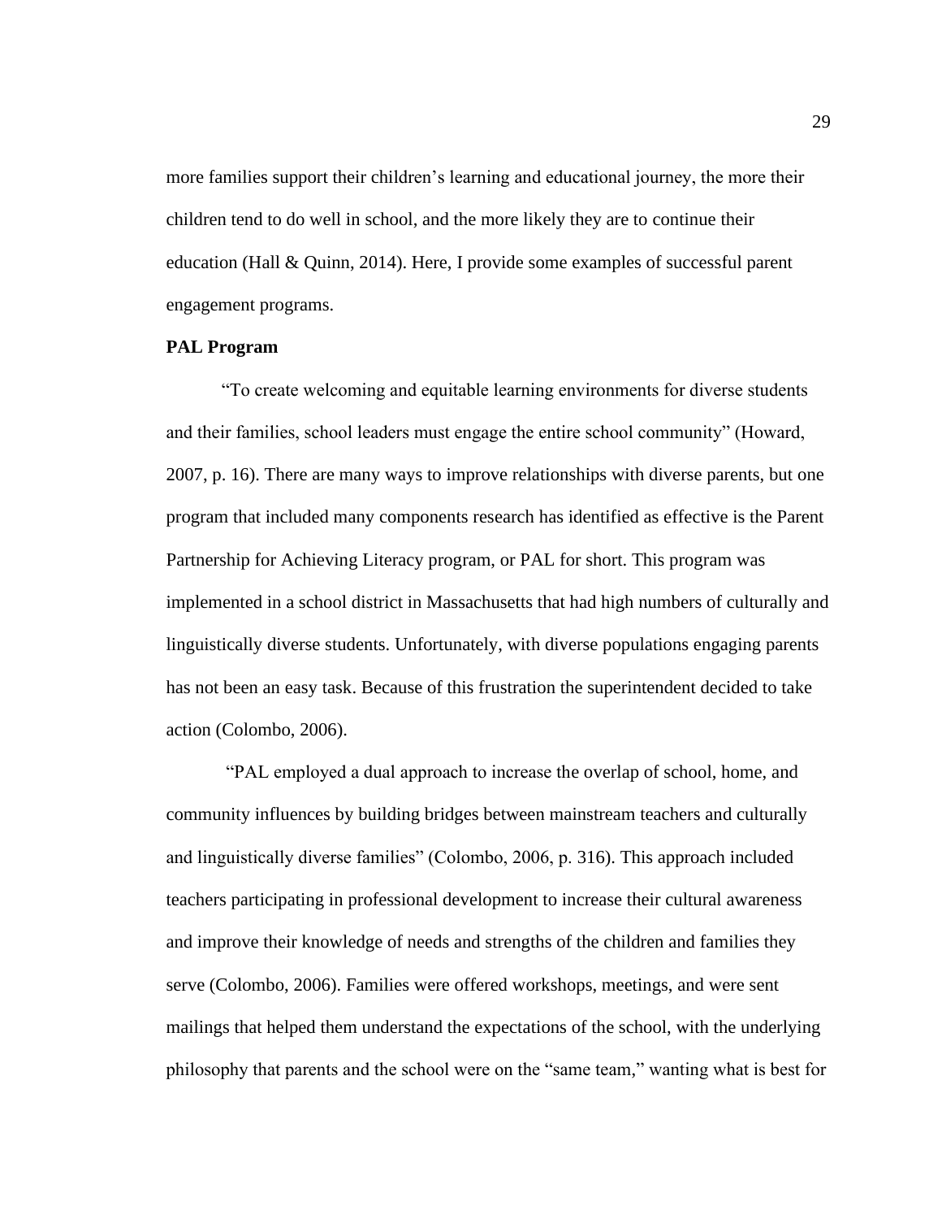more families support their children's learning and educational journey, the more their children tend to do well in school, and the more likely they are to continue their education (Hall & Quinn, 2014). Here, I provide some examples of successful parent engagement programs.

### PAL Program

"To create welcoming and equitable learning environments for diverse students and their families, school leaders must engage the entire school community" (Howard, 2007, p. 16). There are many ways to improve relationships with diverse parents, but one program that included many components research has identified as effective is the Parent Partnership for Achieving Literacy program, or PAL for short. This program was implemented in a school district in Massachusetts that had high numbers of culturally and linguistically diverse students. Unfortunately, with diverse populations engaging parents has not been an easy task. Because of this frustration the superintendent decided to take action (Colombo, 2006).

"PAL employed a dual approach to increase the overlap of school, home, and community influences by building bridges between mainstream teachers and culturally and linguistically diverse families" (Colombo, 2006, p. 316). This approach included teachers participating in professional development to increase their cultural awareness and improve their knowledge of needs and strengths of the children and families they serve (Colombo, 2006). Families were offered workshops, meetings, and were sent mailings that helped them understand the expectations of the school, with the underlying philosophy that parents and the school were on the "same team," wanting what is best for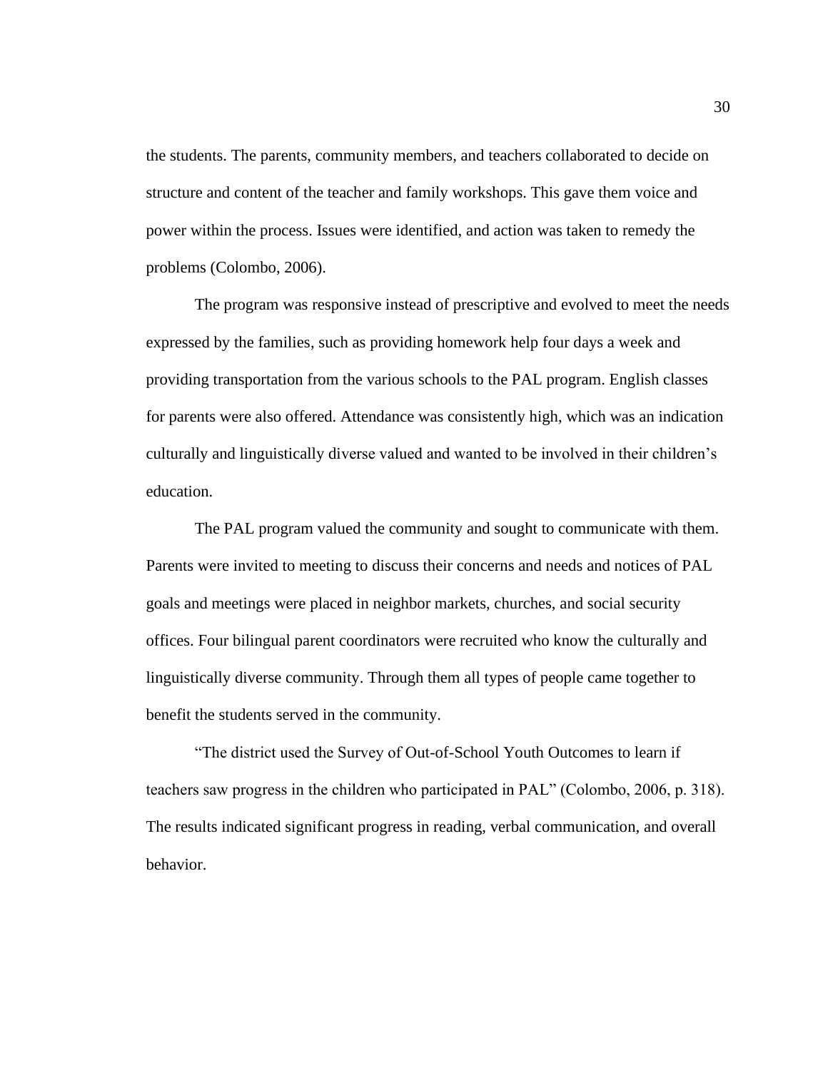the students. The parents, community members, and teachers collaborated to decide on structure and content of the teacher and family workshops. This gave them voice and power within the process. Issues were identified, and action was taken to remedy the problems (Colombo, 2006).

The program was responsive instead of prescriptive and evolved to meet the needs expressed by the families, such as providing homework help four days a week and providing transportation from the various schools to the PAL program. English classes for parents were also offered. Attendance was consistently high, which was an indication culturally and linguistically diverse valued and wanted to be involved in their children's education.

The PAL program valued the community and sought to communicate with them. Parents were invited to meeting to discuss their concerns and needs and notices of PAL goals and meetings were placed in neighbor markets, churches, and social security offices. Four bilingual parent coordinators were recruited who know the culturally and linguistically diverse community. Through them all types of people came together to benefit the students served in the community.

"The district used the Survey of Out-of-School Youth Outcomes to learn if teachers saw progress in the children who participated in PAL" (Colombo, 2006, p. 318). The results indicated significant progress in reading, verbal communication, and overall behavior.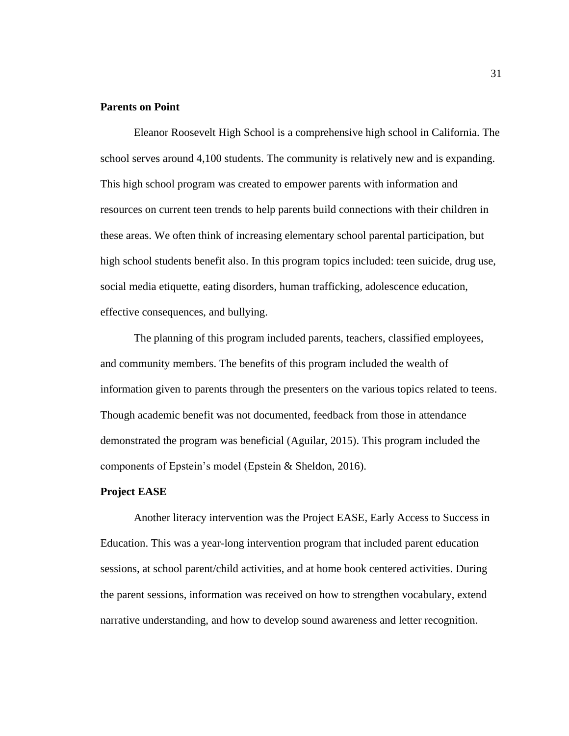**Parents on Point**

Eleanor Roosevelt High School is a comprehensive high school in California. The school serves around 4,100 students. The community is relatively new and is expanding. This high school program was created to empower parents with information and resources on current teen trends to help parents build connections with their children in these areas. We often think of increasing elementary school parental participation, but high school students benefit also. In this program topics included: teen suicide, drug use, social media etiquette, eating disorders, human trafficking, adolescence education, effective consequences, and bullying.

The planning of this program included parents, teachers, classified employees, and community members. The benefits of this program included the wealth of information given to parents through the presenters on the various topics related to teens. Though academic benefit was not documented, feedback from those in attendance demonstrated the program was beneficial (Aguilar, 2015). This program included the components of Epstein's model (Epstein & Sheldon, 2016).

**Project EASE**

Another literacy intervention was the Project EASE, Early Access to Success in Education. This was a year-long intervention program that included parent education sessions, at school parent/child activities, and at home book centered activities. During the parent sessions, information was received on how to strengthen vocabulary, extend narrative understanding, and how to develop sound awareness and letter recognition.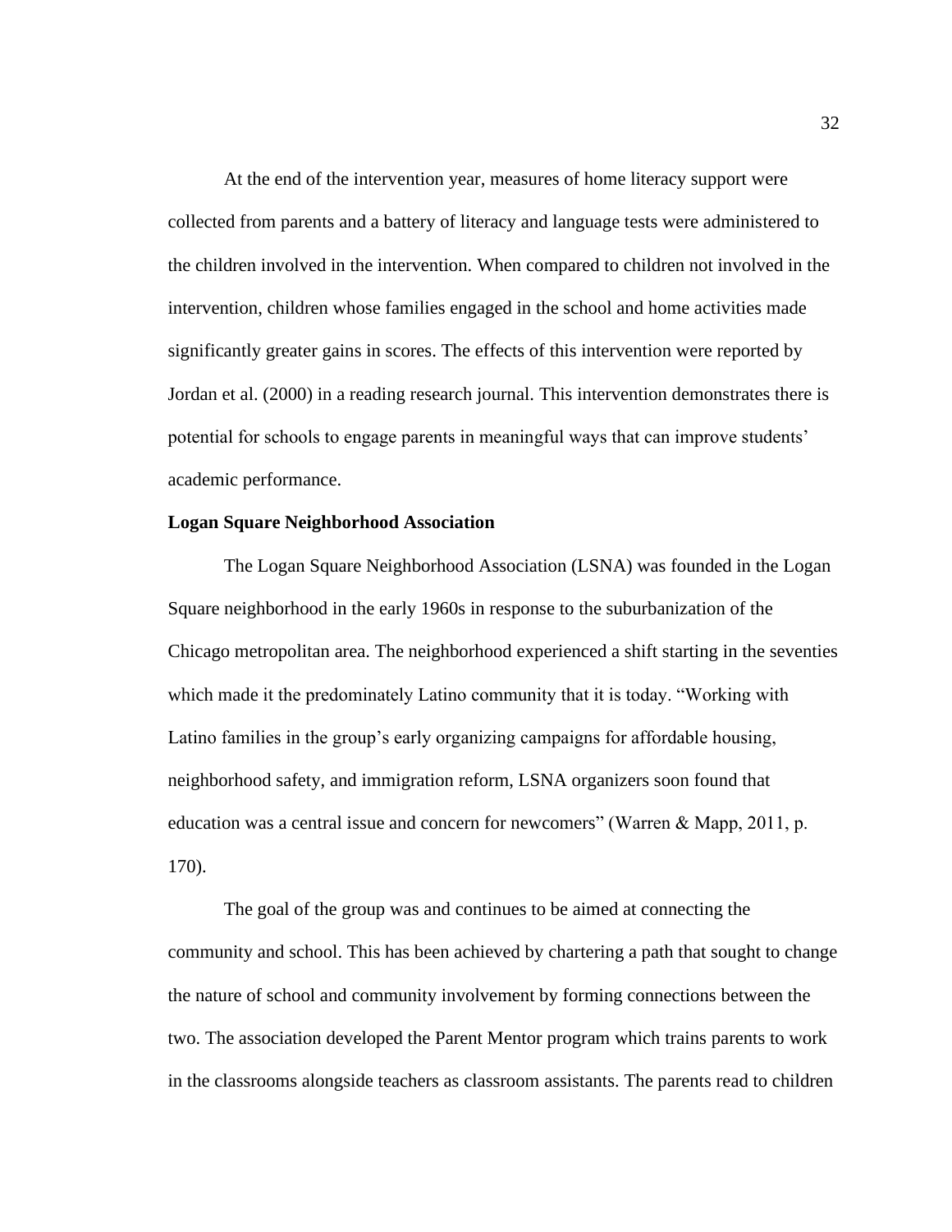At the end of the intervention year, measures of home literacy support were collected from parents and a battery of literacy and language tests were administered to the children involved in the intervention. When compared to children not involved in the intervention, children whose families engaged in the school and home activities made significantly greater gains in scores. The effects of this intervention were reported by Jordan et al. (2000) in a reading research journal. This intervention demonstrates there is potential for schools to engage parents in meaningful ways that can improve students' academic performance.

**Logan Square Neighborhood Association**

The Logan Square Neighborhood Association (LSNA) was founded in the Logan Square neighborhood in the early 1960s in response to the suburbanization of the Chicago metropolitan area. The neighborhood experienced a shift starting in the seventies which made it the predominately Latino community that it is today. "Working with Latino families in the group's early organizing campaigns for affordable housing, neighborhood safety, and immigration reform, LSNA organizers soon found that education was a central issue and concern for newcomers" (Warren & Mapp, 2011, p. 170).

The goal of the group was and continues to be aimed at connecting the community and school. This has been achieved by chartering a path that sought to change the nature of school and community involvement by forming connections between the two. The association developed the Parent Mentor program which trains parents to work in the classrooms alongside teachers as classroom assistants. The parents read to children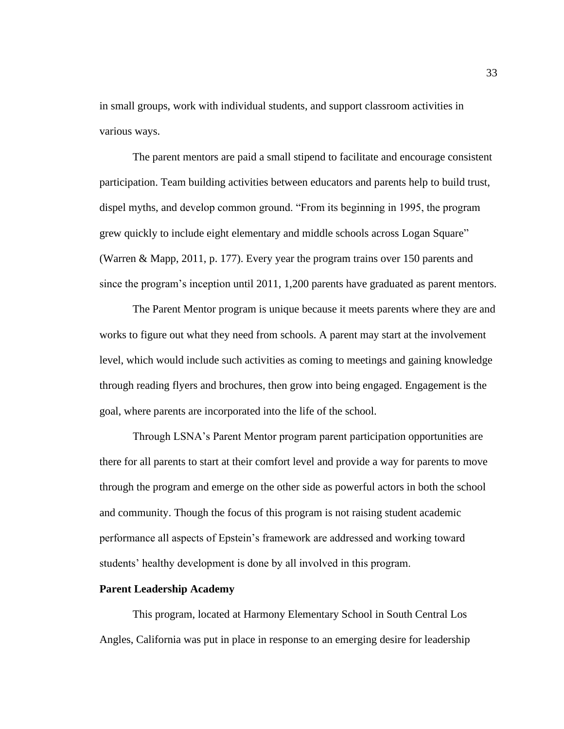in small groups, work with individual students, and support classroom activities in various ways.

The parent mentors are paid a small stipend to facilitate and encourage consistent participation. Team building activities between educators and parents help to build trust, dispel myths, and develop common ground. "From its beginning in 1995, the program grew quickly to include eight elementary and middle schools across Logan Square" (Warren & Mapp, 2011, p. 177). Every year the program trains over 150 parents and since the program's inception until 2011, 1,200 parents have graduated as parent mentors.

The Parent Mentor program is unique because it meets parents where they are and works to figure out what they need from schools. A parent may start at the involvement level, which would include such activities as coming to meetings and gaining knowledge through reading flyers and brochures, then grow into being engaged. Engagement is the goal, where parents are incorporated into the life of the school.

Through LSNA's Parent Mentor program parent participation opportunities are there for all parents to start at their comfort level and provide a way for parents to move through the program and emerge on the other side as powerful actors in both the school and community. Though the focus of this program is not raising student academic performance all aspects of Epstein's framework are addressed and working toward students' healthy development is done by all involved in this program.

**Parent Leadership Academy**

This program, located at Harmony Elementary School in South Central Los Angles, California was put in place in response to an emerging desire for leadership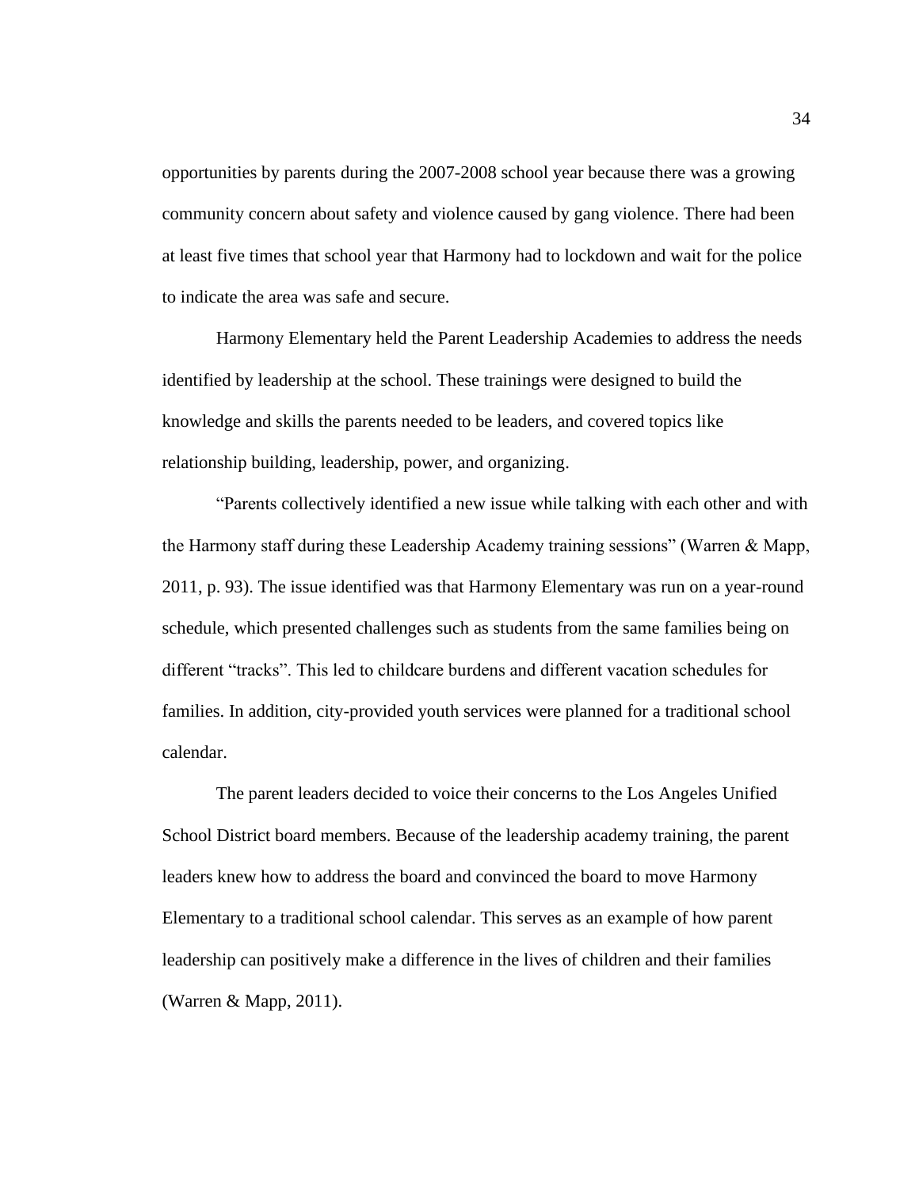opportunities by parents during the 2007-2008 school year because there was a growing community concern about safety and violence caused by gang violence. There had been at least five times that school year that Harmony had to lockdown and wait for the police to indicate the area was safe and secure.

Harmony Elementary held the Parent Leadership Academies to address the needs identified by leadership at the school. These trainings were designed to build the knowledge and skills the parents needed to be leaders, and covered topics like relationship building, leadership, power, and organizing.

"Parents collectively identified a new issue while talking with each other and with the Harmony staff during these Leadership Academy training sessions" (Warren & Mapp, 2011, p. 93). The issue identified was that Harmony Elementary was run on a year-round schedule, which presented challenges such as students from the same families being on different "tracks". This led to childcare burdens and different vacation schedules for families. In addition, city-provided youth services were planned for a traditional school calendar.

The parent leaders decided to voice their concerns to the Los Angeles Unified School District board members. Because of the leadership academy training, the parent leaders knew how to address the board and convinced the board to move Harmony Elementary to a traditional school calendar. This serves as an example of how parent leadership can positively make a difference in the lives of children and their families (Warren & Mapp, 2011).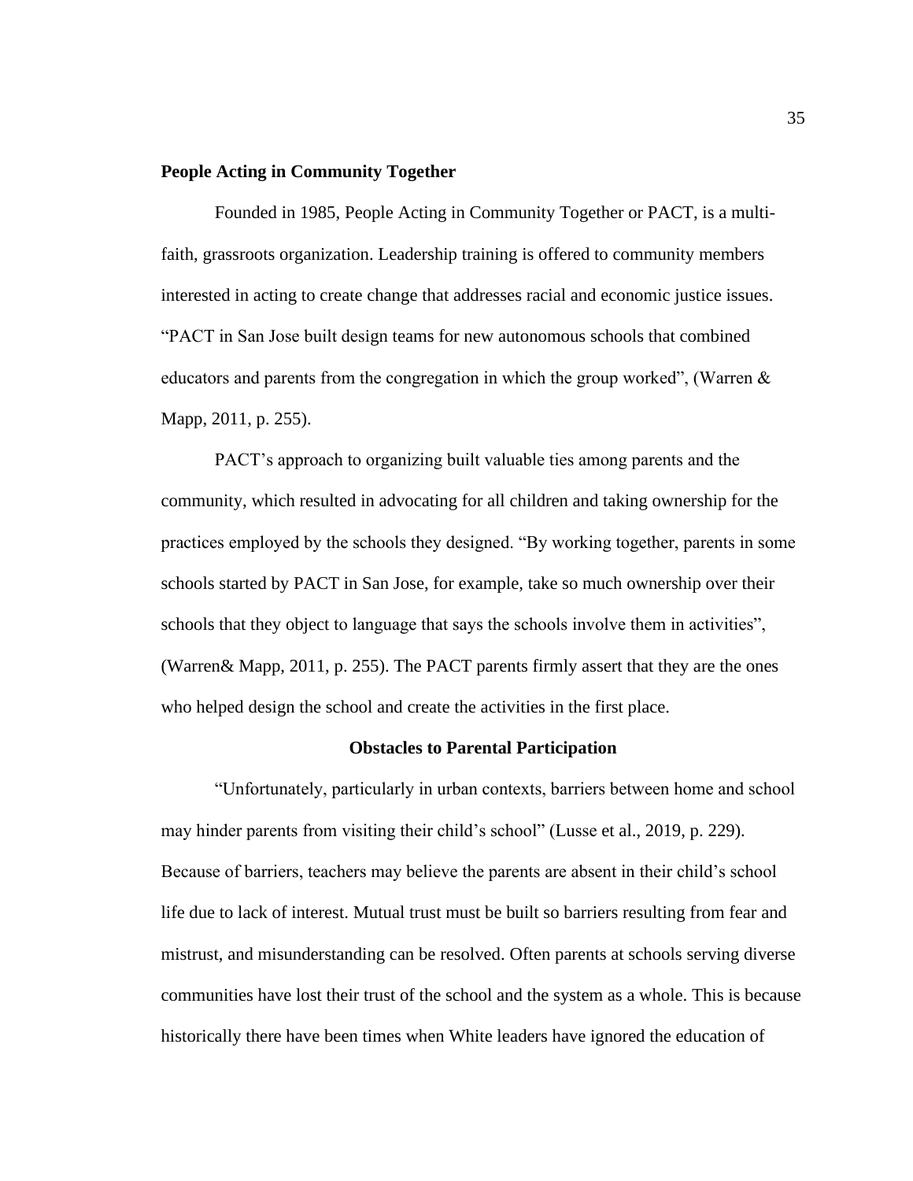**People Acting in Community Together**

Founded in 1985, People Acting in Community Together or PACT, is a multi-faith, grassroots organization. Leadership training is offered to community members interested in acting to create change that addresses racial and economic justice issues. “PACT in San Jose built design teams for new autonomous schools that combined educators and parents from the congregation in which the group worked”, (Warren & Mapp, 2011, p. 255).

PACT’s approach to organizing built valuable ties among parents and the community, which resulted in advocating for all children and taking ownership for the practices employed by the schools they designed. “By working together, parents in some schools started by PACT in San Jose, for example, take so much ownership over their schools that they object to language that says the schools involve them in activities”, (Warren& Mapp, 2011, p. 255). The PACT parents firmly assert that they are the ones who helped design the school and create the activities in the first place.

## Obstacles to Parental Participation

“Unfortunately, particularly in urban contexts, barriers between home and school may hinder parents from visiting their child’s school” (Lusse et al., 2019, p. 229). Because of barriers, teachers may believe the parents are absent in their child’s school life due to lack of interest. Mutual trust must be built so barriers resulting from fear and mistrust, and misunderstanding can be resolved. Often parents at schools serving diverse communities have lost their trust of the school and the system as a whole. This is because historically there have been times when White leaders have ignored the education of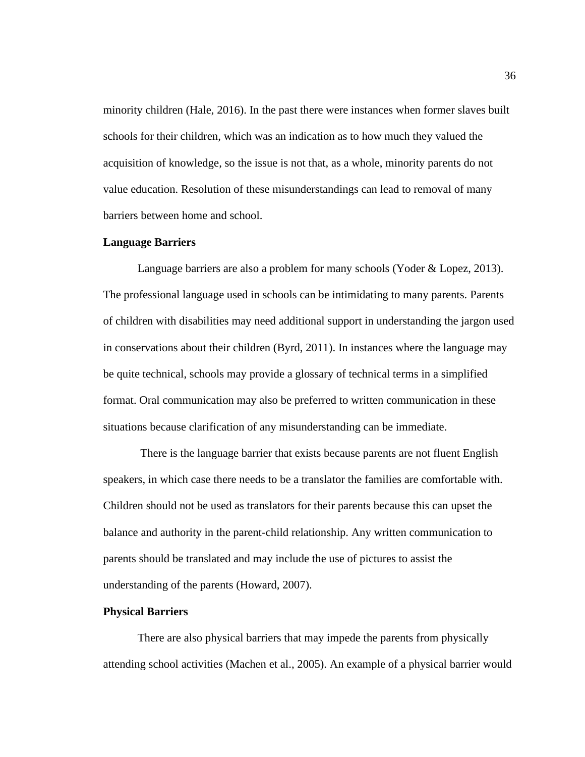minority children (Hale, 2016). In the past there were instances when former slaves built schools for their children, which was an indication as to how much they valued the acquisition of knowledge, so the issue is not that, as a whole, minority parents do not value education. Resolution of these misunderstandings can lead to removal of many barriers between home and school.

**Language Barriers**

Language barriers are also a problem for many schools (Yoder & Lopez, 2013). The professional language used in schools can be intimidating to many parents. Parents of children with disabilities may need additional support in understanding the jargon used in conservations about their children (Byrd, 2011). In instances where the language may be quite technical, schools may provide a glossary of technical terms in a simplified format. Oral communication may also be preferred to written communication in these situations because clarification of any misunderstanding can be immediate.

There is the language barrier that exists because parents are not fluent English speakers, in which case there needs to be a translator the families are comfortable with. Children should not be used as translators for their parents because this can upset the balance and authority in the parent-child relationship. Any written communication to parents should be translated and may include the use of pictures to assist the understanding of the parents (Howard, 2007).

**Physical Barriers**

There are also physical barriers that may impede the parents from physically attending school activities (Machen et al., 2005). An example of a physical barrier would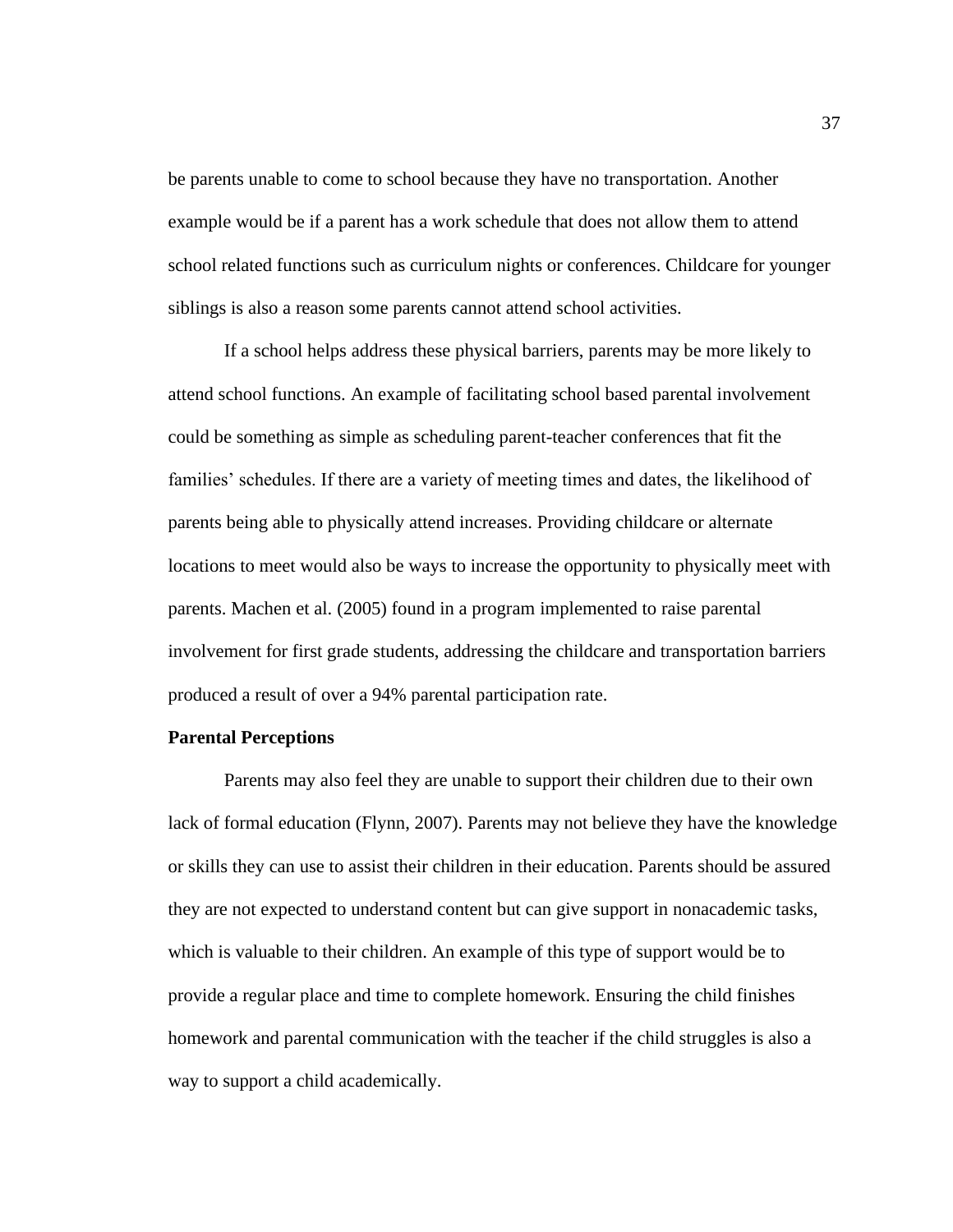be parents unable to come to school because they have no transportation. Another example would be if a parent has a work schedule that does not allow them to attend school related functions such as curriculum nights or conferences. Childcare for younger siblings is also a reason some parents cannot attend school activities.

If a school helps address these physical barriers, parents may be more likely to attend school functions. An example of facilitating school based parental involvement could be something as simple as scheduling parent-teacher conferences that fit the families' schedules. If there are a variety of meeting times and dates, the likelihood of parents being able to physically attend increases. Providing childcare or alternate locations to meet would also be ways to increase the opportunity to physically meet with parents. Machen et al. (2005) found in a program implemented to raise parental involvement for first grade students, addressing the childcare and transportation barriers produced a result of over a 94% parental participation rate.

**Parental Perceptions**

Parents may also feel they are unable to support their children due to their own lack of formal education (Flynn, 2007). Parents may not believe they have the knowledge or skills they can use to assist their children in their education. Parents should be assured they are not expected to understand content but can give support in nonacademic tasks, which is valuable to their children. An example of this type of support would be to provide a regular place and time to complete homework. Ensuring the child finishes homework and parental communication with the teacher if the child struggles is also a way to support a child academically.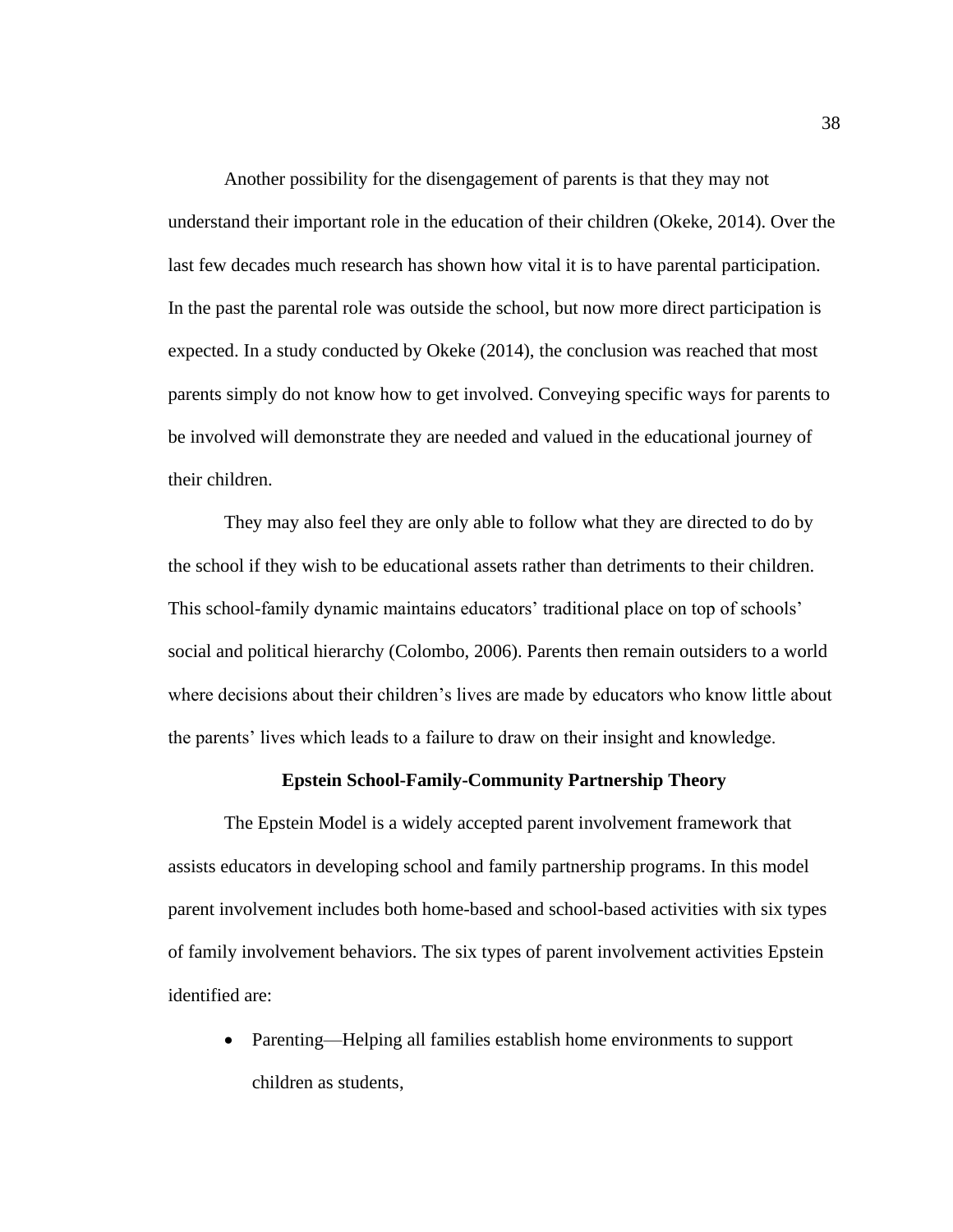Another possibility for the disengagement of parents is that they may not understand their important role in the education of their children (Okeke, 2014). Over the last few decades much research has shown how vital it is to have parental participation. In the past the parental role was outside the school, but now more direct participation is expected. In a study conducted by Okeke (2014), the conclusion was reached that most parents simply do not know how to get involved. Conveying specific ways for parents to be involved will demonstrate they are needed and valued in the educational journey of their children.

They may also feel they are only able to follow what they are directed to do by the school if they wish to be educational assets rather than detriments to their children. This school-family dynamic maintains educators' traditional place on top of schools' social and political hierarchy (Colombo, 2006). Parents then remain outsiders to a world where decisions about their children's lives are made by educators who know little about the parents' lives which leads to a failure to draw on their insight and knowledge.

## Epstein School-Family-Community Partnership Theory

The Epstein Model is a widely accepted parent involvement framework that assists educators in developing school and family partnership programs. In this model parent involvement includes both home-based and school-based activities with six types of family involvement behaviors. The six types of parent involvement activities Epstein identified are:

- Parenting—Helping all families establish home environments to support children as students,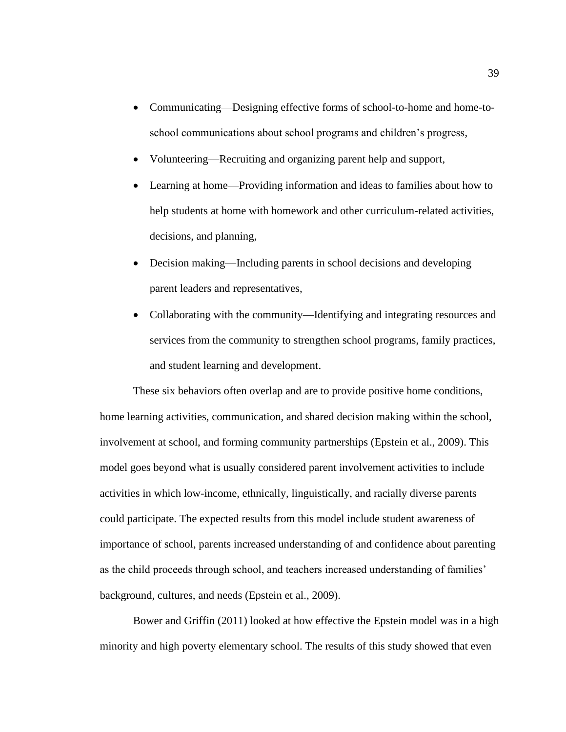- Communicating—Designing effective forms of school-to-home and home-to-school communications about school programs and children's progress,
- Volunteering—Recruiting and organizing parent help and support,
- Learning at home—Providing information and ideas to families about how to help students at home with homework and other curriculum-related activities, decisions, and planning,
- Decision making—Including parents in school decisions and developing parent leaders and representatives,
- Collaborating with the community—Identifying and integrating resources and services from the community to strengthen school programs, family practices, and student learning and development.

These six behaviors often overlap and are to provide positive home conditions, home learning activities, communication, and shared decision making within the school, involvement at school, and forming community partnerships (Epstein et al., 2009). This model goes beyond what is usually considered parent involvement activities to include activities in which low-income, ethnically, linguistically, and racially diverse parents could participate. The expected results from this model include student awareness of importance of school, parents increased understanding of and confidence about parenting as the child proceeds through school, and teachers increased understanding of families' background, cultures, and needs (Epstein et al., 2009).

Bower and Griffin (2011) looked at how effective the Epstein model was in a high minority and high poverty elementary school. The results of this study showed that even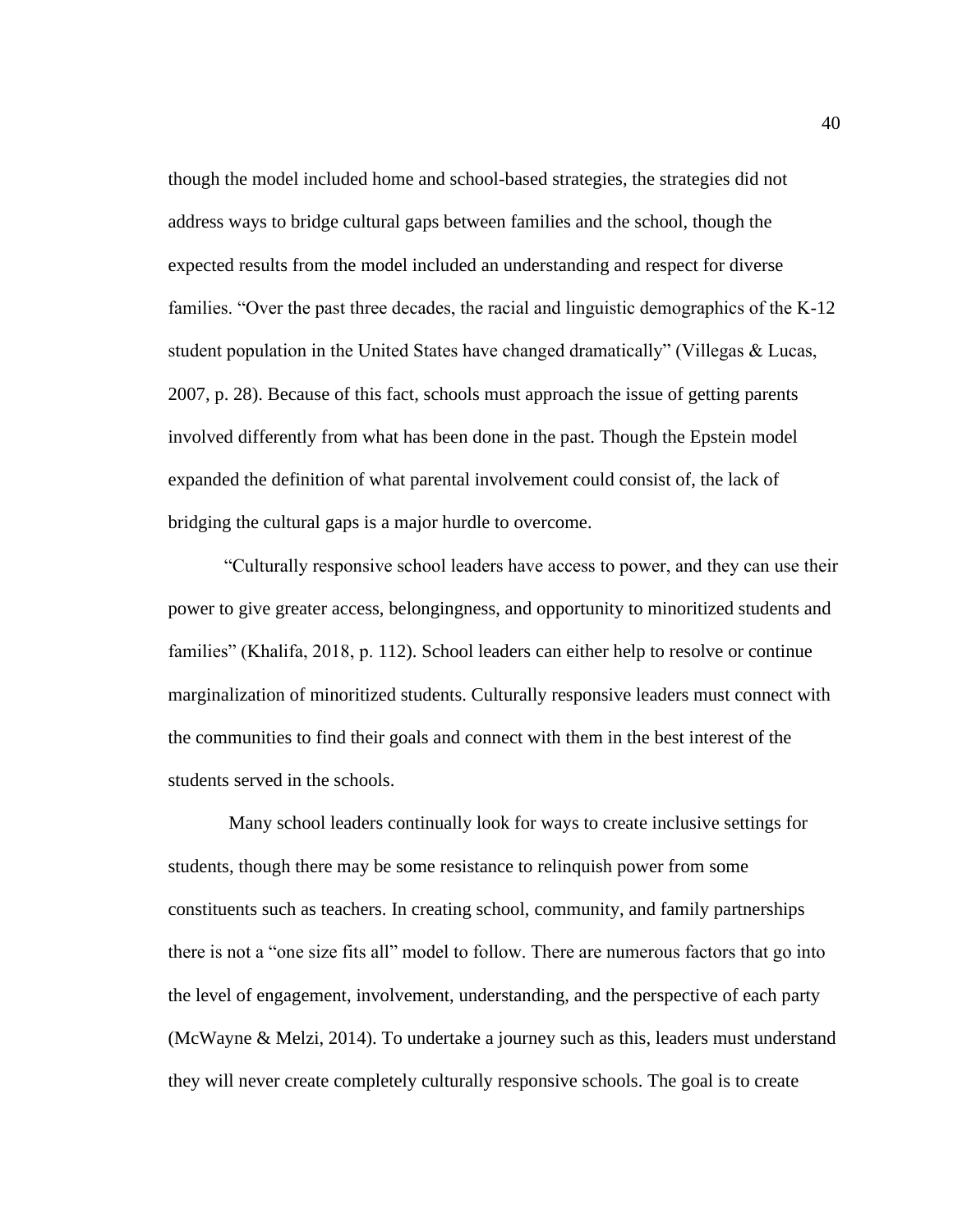though the model included home and school-based strategies, the strategies did not address ways to bridge cultural gaps between families and the school, though the expected results from the model included an understanding and respect for diverse families. “Over the past three decades, the racial and linguistic demographics of the K-12 student population in the United States have changed dramatically” (Villegas & Lucas, 2007, p. 28). Because of this fact, schools must approach the issue of getting parents involved differently from what has been done in the past. Though the Epstein model expanded the definition of what parental involvement could consist of, the lack of bridging the cultural gaps is a major hurdle to overcome.

“Culturally responsive school leaders have access to power, and they can use their power to give greater access, belongingness, and opportunity to minoritized students and families” (Khalifa, 2018, p. 112). School leaders can either help to resolve or continue marginalization of minoritized students. Culturally responsive leaders must connect with the communities to find their goals and connect with them in the best interest of the students served in the schools.

Many school leaders continually look for ways to create inclusive settings for students, though there may be some resistance to relinquish power from some constituents such as teachers. In creating school, community, and family partnerships there is not a “one size fits all” model to follow. There are numerous factors that go into the level of engagement, involvement, understanding, and the perspective of each party (McWayne & Melzi, 2014). To undertake a journey such as this, leaders must understand they will never create completely culturally responsive schools. The goal is to create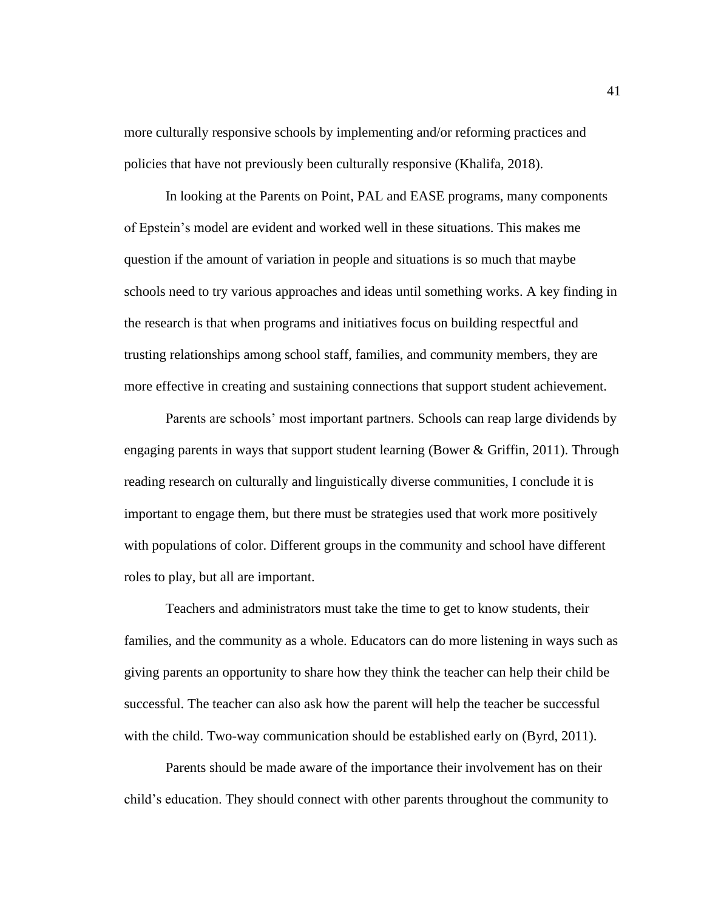more culturally responsive schools by implementing and/or reforming practices and policies that have not previously been culturally responsive (Khalifa, 2018).

In looking at the Parents on Point, PAL and EASE programs, many components of Epstein's model are evident and worked well in these situations. This makes me question if the amount of variation in people and situations is so much that maybe schools need to try various approaches and ideas until something works. A key finding in the research is that when programs and initiatives focus on building respectful and trusting relationships among school staff, families, and community members, they are more effective in creating and sustaining connections that support student achievement.

Parents are schools' most important partners. Schools can reap large dividends by engaging parents in ways that support student learning (Bower & Griffin, 2011). Through reading research on culturally and linguistically diverse communities, I conclude it is important to engage them, but there must be strategies used that work more positively with populations of color. Different groups in the community and school have different roles to play, but all are important.

Teachers and administrators must take the time to get to know students, their families, and the community as a whole. Educators can do more listening in ways such as giving parents an opportunity to share how they think the teacher can help their child be successful. The teacher can also ask how the parent will help the teacher be successful with the child. Two-way communication should be established early on (Byrd, 2011).

Parents should be made aware of the importance their involvement has on their child's education. They should connect with other parents throughout the community to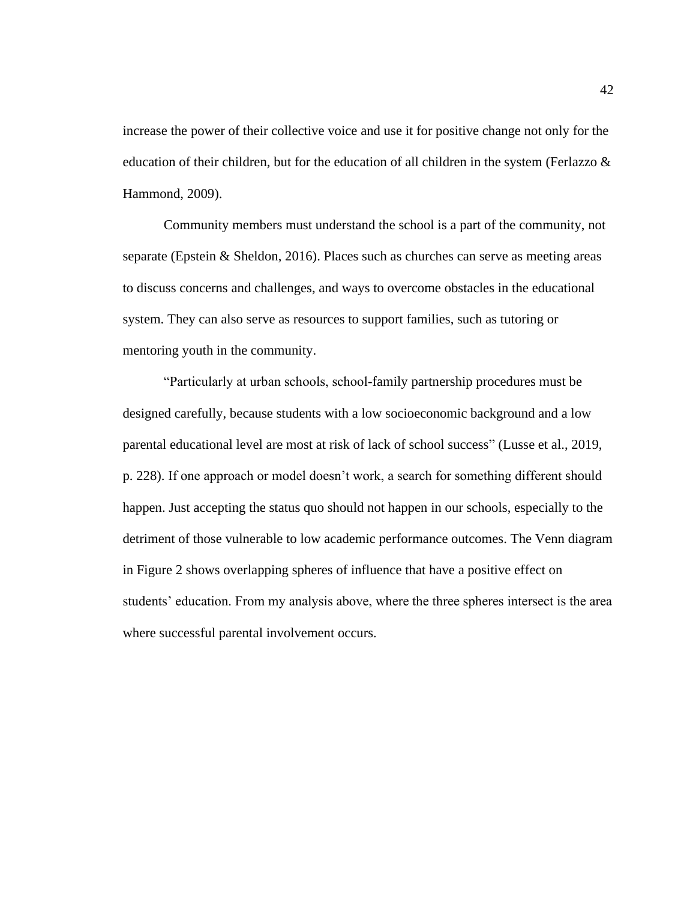increase the power of their collective voice and use it for positive change not only for the education of their children, but for the education of all children in the system (Ferlazzo & Hammond, 2009).

Community members must understand the school is a part of the community, not separate (Epstein & Sheldon, 2016). Places such as churches can serve as meeting areas to discuss concerns and challenges, and ways to overcome obstacles in the educational system. They can also serve as resources to support families, such as tutoring or mentoring youth in the community.

"Particularly at urban schools, school-family partnership procedures must be designed carefully, because students with a low socioeconomic background and a low parental educational level are most at risk of lack of school success" (Lusse et al., 2019, p. 228). If one approach or model doesn't work, a search for something different should happen. Just accepting the status quo should not happen in our schools, especially to the detriment of those vulnerable to low academic performance outcomes. The Venn diagram in Figure 2 shows overlapping spheres of influence that have a positive effect on students' education. From my analysis above, where the three spheres intersect is the area where successful parental involvement occurs.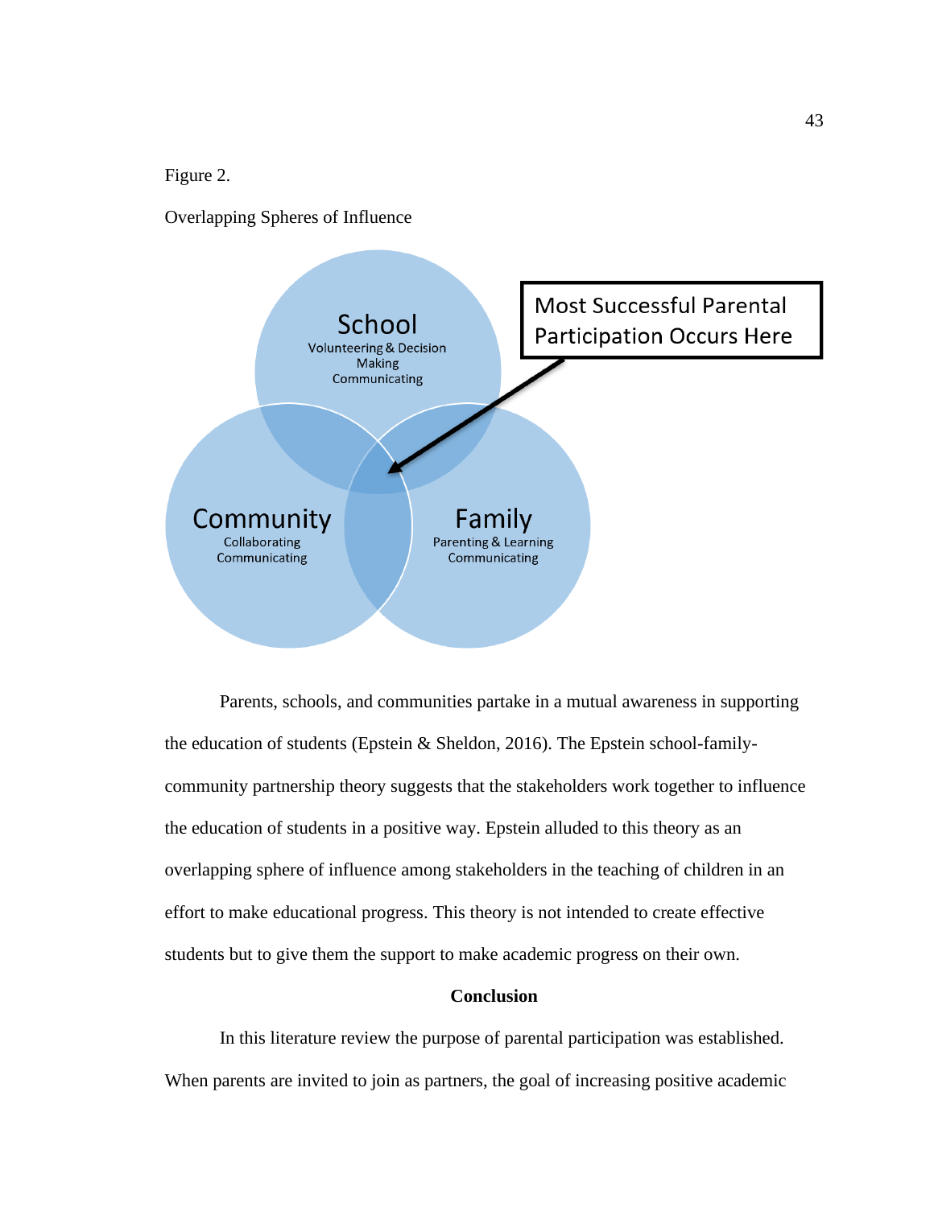Figure 2.

Overlapping Spheres of Influence

School
Volunteering & Decision Making
Communicating

Community
Collaborating
Communicating

Family
Parenting & Learning
Communicating

Most Successful Parental Participation Occurs Here

Parents, schools, and communities partake in a mutual awareness in supporting the education of students (Epstein & Sheldon, 2016). The Epstein school-family-community partnership theory suggests that the stakeholders work together to influence the education of students in a positive way. Epstein alluded to this theory as an overlapping sphere of influence among stakeholders in the teaching of children in an effort to make educational progress. This theory is not intended to create effective students but to give them the support to make academic progress on their own.

## Conclusion

In this literature review the purpose of parental participation was established. When parents are invited to join as partners, the goal of increasing positive academic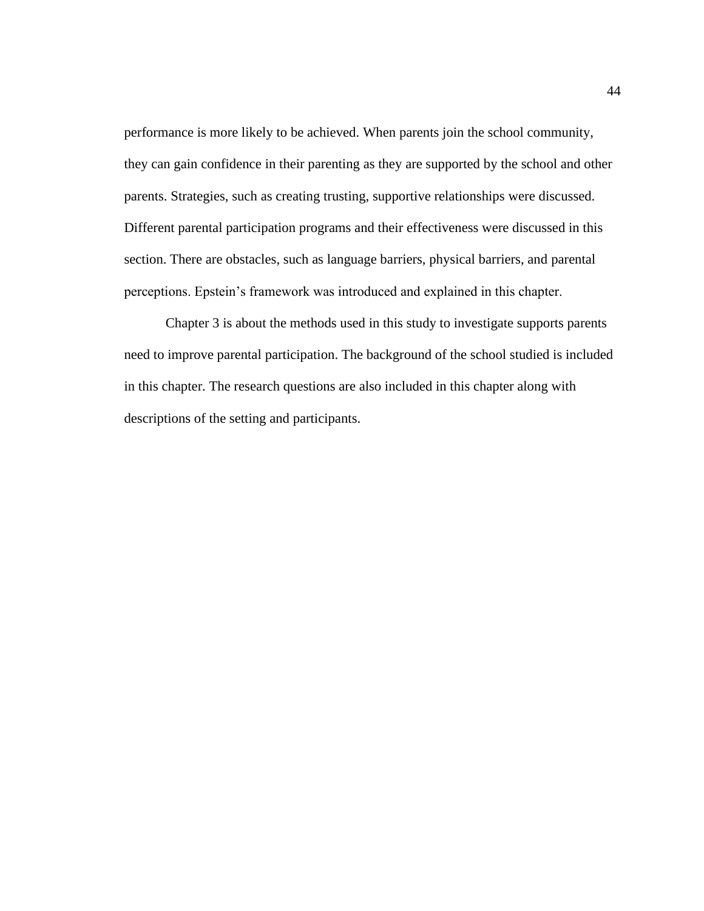performance is more likely to be achieved. When parents join the school community, they can gain confidence in their parenting as they are supported by the school and other parents. Strategies, such as creating trusting, supportive relationships were discussed. Different parental participation programs and their effectiveness were discussed in this section. There are obstacles, such as language barriers, physical barriers, and parental perceptions. Epstein's framework was introduced and explained in this chapter.

Chapter 3 is about the methods used in this study to investigate supports parents need to improve parental participation. The background of the school studied is included in this chapter. The research questions are also included in this chapter along with descriptions of the setting and participants.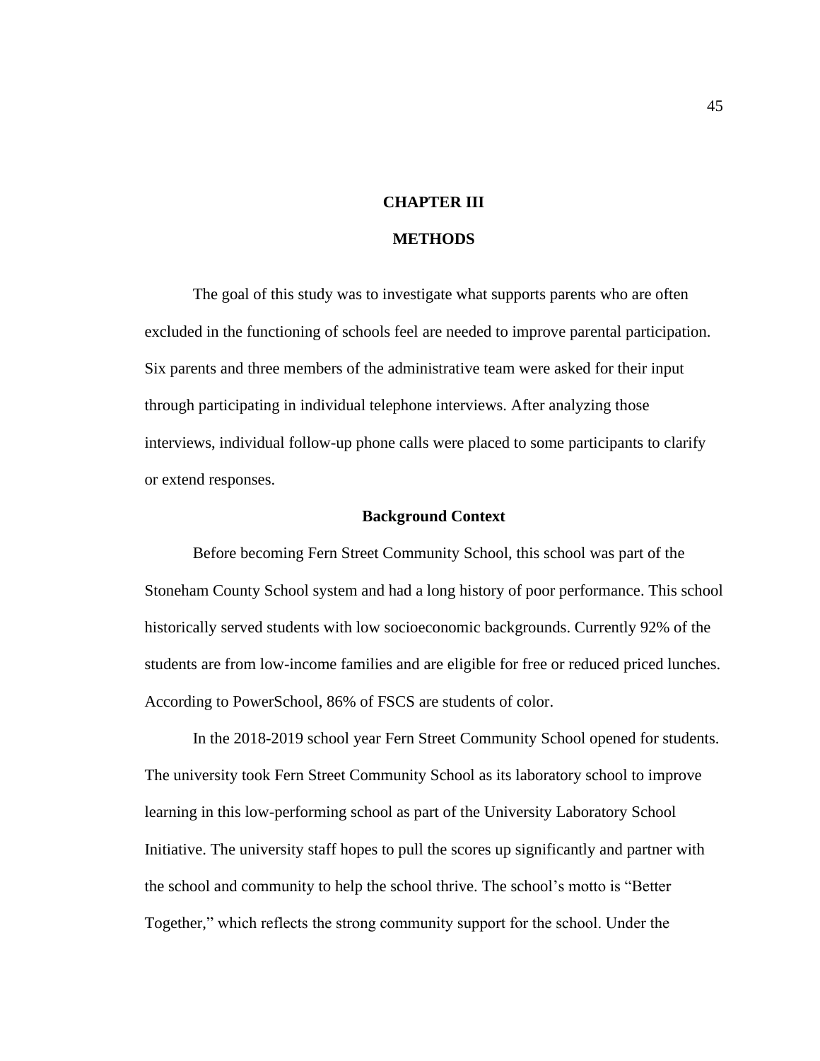# CHAPTER III

# METHODS

The goal of this study was to investigate what supports parents who are often excluded in the functioning of schools feel are needed to improve parental participation. Six parents and three members of the administrative team were asked for their input through participating in individual telephone interviews. After analyzing those interviews, individual follow-up phone calls were placed to some participants to clarify or extend responses.

## Background Context

Before becoming Fern Street Community School, this school was part of the Stoneham County School system and had a long history of poor performance. This school historically served students with low socioeconomic backgrounds. Currently 92% of the students are from low-income families and are eligible for free or reduced priced lunches. According to PowerSchool, 86% of FSCS are students of color.

In the 2018-2019 school year Fern Street Community School opened for students. The university took Fern Street Community School as its laboratory school to improve learning in this low-performing school as part of the University Laboratory School Initiative. The university staff hopes to pull the scores up significantly and partner with the school and community to help the school thrive. The school's motto is "Better Together," which reflects the strong community support for the school. Under the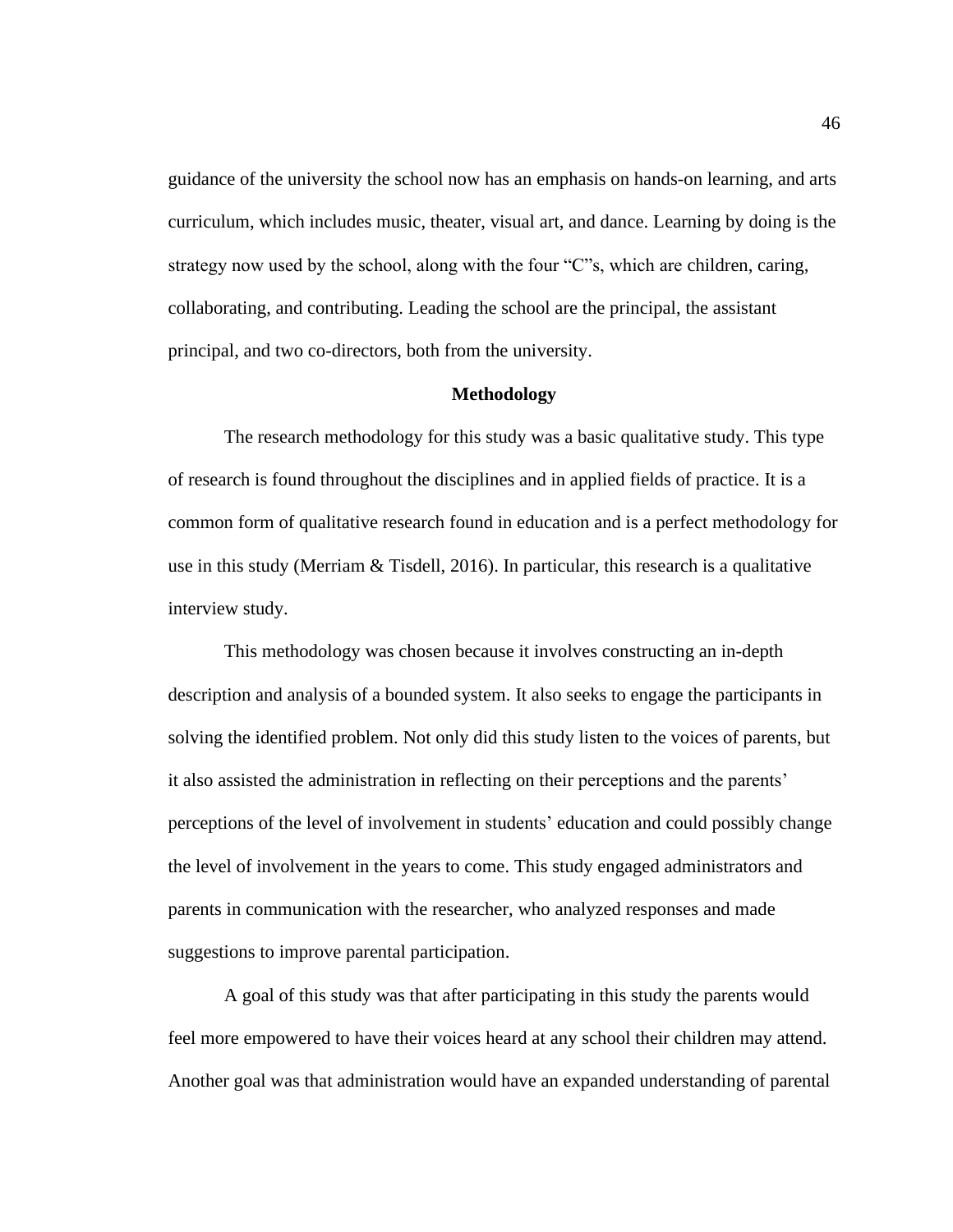guidance of the university the school now has an emphasis on hands-on learning, and arts curriculum, which includes music, theater, visual art, and dance. Learning by doing is the strategy now used by the school, along with the four "C"s, which are children, caring, collaborating, and contributing. Leading the school are the principal, the assistant principal, and two co-directors, both from the university.

## Methodology

The research methodology for this study was a basic qualitative study. This type of research is found throughout the disciplines and in applied fields of practice. It is a common form of qualitative research found in education and is a perfect methodology for use in this study (Merriam & Tisdell, 2016). In particular, this research is a qualitative interview study.

This methodology was chosen because it involves constructing an in-depth description and analysis of a bounded system. It also seeks to engage the participants in solving the identified problem. Not only did this study listen to the voices of parents, but it also assisted the administration in reflecting on their perceptions and the parents' perceptions of the level of involvement in students' education and could possibly change the level of involvement in the years to come. This study engaged administrators and parents in communication with the researcher, who analyzed responses and made suggestions to improve parental participation.

A goal of this study was that after participating in this study the parents would feel more empowered to have their voices heard at any school their children may attend. Another goal was that administration would have an expanded understanding of parental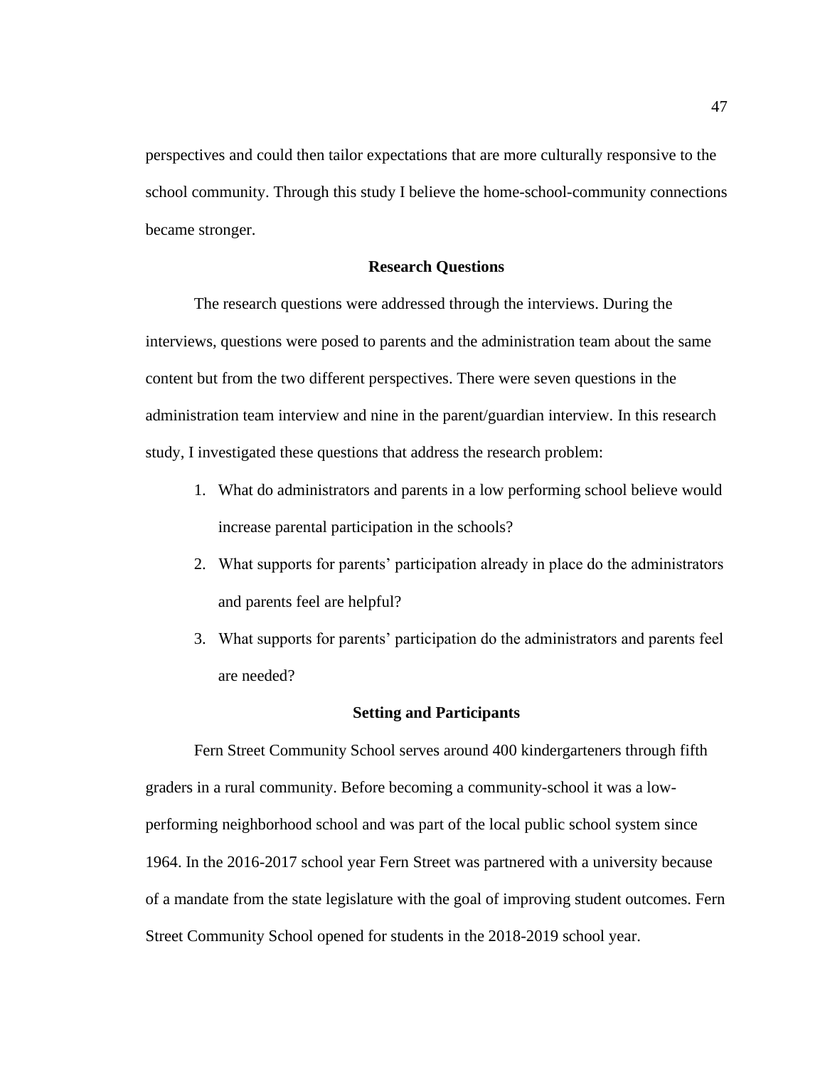perspectives and could then tailor expectations that are more culturally responsive to the school community. Through this study I believe the home-school-community connections became stronger.

## Research Questions

The research questions were addressed through the interviews. During the interviews, questions were posed to parents and the administration team about the same content but from the two different perspectives. There were seven questions in the administration team interview and nine in the parent/guardian interview. In this research study, I investigated these questions that address the research problem:

1. What do administrators and parents in a low performing school believe would increase parental participation in the schools?
2. What supports for parents' participation already in place do the administrators and parents feel are helpful?
3. What supports for parents' participation do the administrators and parents feel are needed?

## Setting and Participants

Fern Street Community School serves around 400 kindergarteners through fifth graders in a rural community. Before becoming a community-school it was a low-performing neighborhood school and was part of the local public school system since 1964. In the 2016-2017 school year Fern Street was partnered with a university because of a mandate from the state legislature with the goal of improving student outcomes. Fern Street Community School opened for students in the 2018-2019 school year.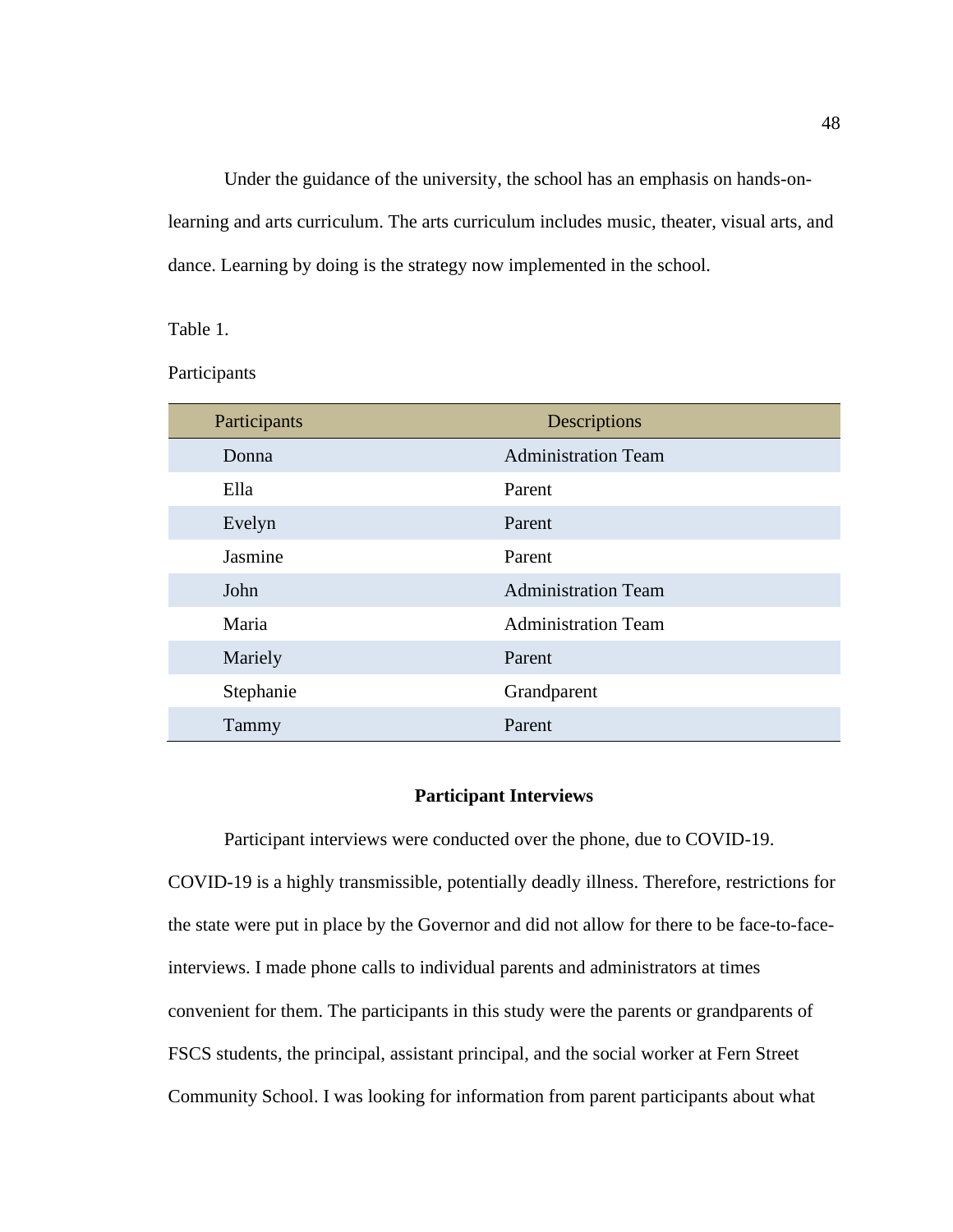Under the guidance of the university, the school has an emphasis on hands-on-learning and arts curriculum. The arts curriculum includes music, theater, visual arts, and dance. Learning by doing is the strategy now implemented in the school.

Table 1.

Participants

| Participants | Descriptions |
|---|---|
| Donna | Administration Team |
| Ella | Parent |
| Evelyn | Parent |
| Jasmine | Parent |
| John | Administration Team |
| Maria | Administration Team |
| Mariely | Parent |
| Stephanie | Grandparent |
| Tammy | Parent |

## Participant Interviews

Participant interviews were conducted over the phone, due to COVID-19. COVID-19 is a highly transmissible, potentially deadly illness. Therefore, restrictions for the state were put in place by the Governor and did not allow for there to be face-to-face-interviews. I made phone calls to individual parents and administrators at times convenient for them. The participants in this study were the parents or grandparents of FSCS students, the principal, assistant principal, and the social worker at Fern Street Community School. I was looking for information from parent participants about what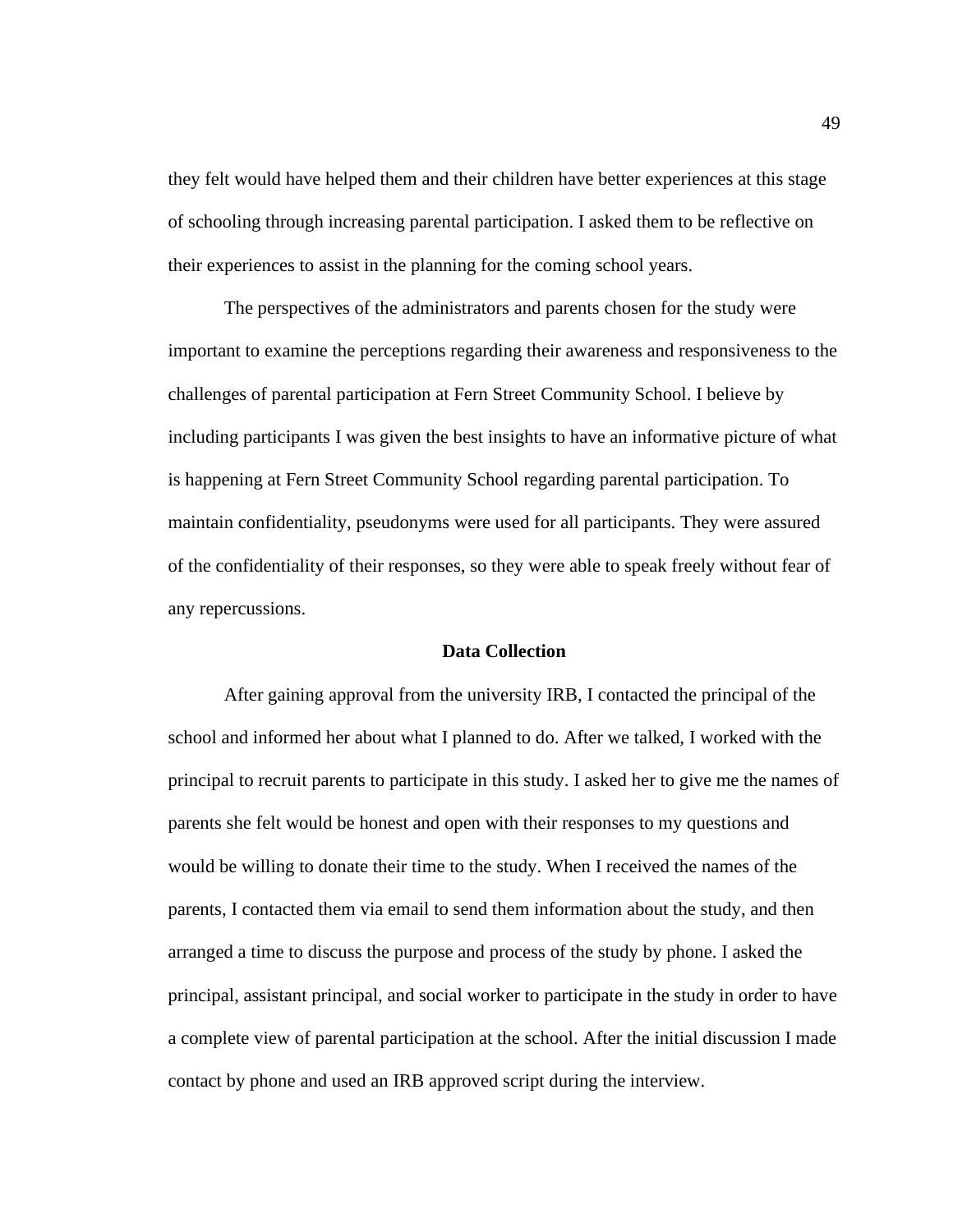they felt would have helped them and their children have better experiences at this stage of schooling through increasing parental participation. I asked them to be reflective on their experiences to assist in the planning for the coming school years.

The perspectives of the administrators and parents chosen for the study were important to examine the perceptions regarding their awareness and responsiveness to the challenges of parental participation at Fern Street Community School. I believe by including participants I was given the best insights to have an informative picture of what is happening at Fern Street Community School regarding parental participation. To maintain confidentiality, pseudonyms were used for all participants. They were assured of the confidentiality of their responses, so they were able to speak freely without fear of any repercussions.

## Data Collection

After gaining approval from the university IRB, I contacted the principal of the school and informed her about what I planned to do. After we talked, I worked with the principal to recruit parents to participate in this study. I asked her to give me the names of parents she felt would be honest and open with their responses to my questions and would be willing to donate their time to the study. When I received the names of the parents, I contacted them via email to send them information about the study, and then arranged a time to discuss the purpose and process of the study by phone. I asked the principal, assistant principal, and social worker to participate in the study in order to have a complete view of parental participation at the school. After the initial discussion I made contact by phone and used an IRB approved script during the interview.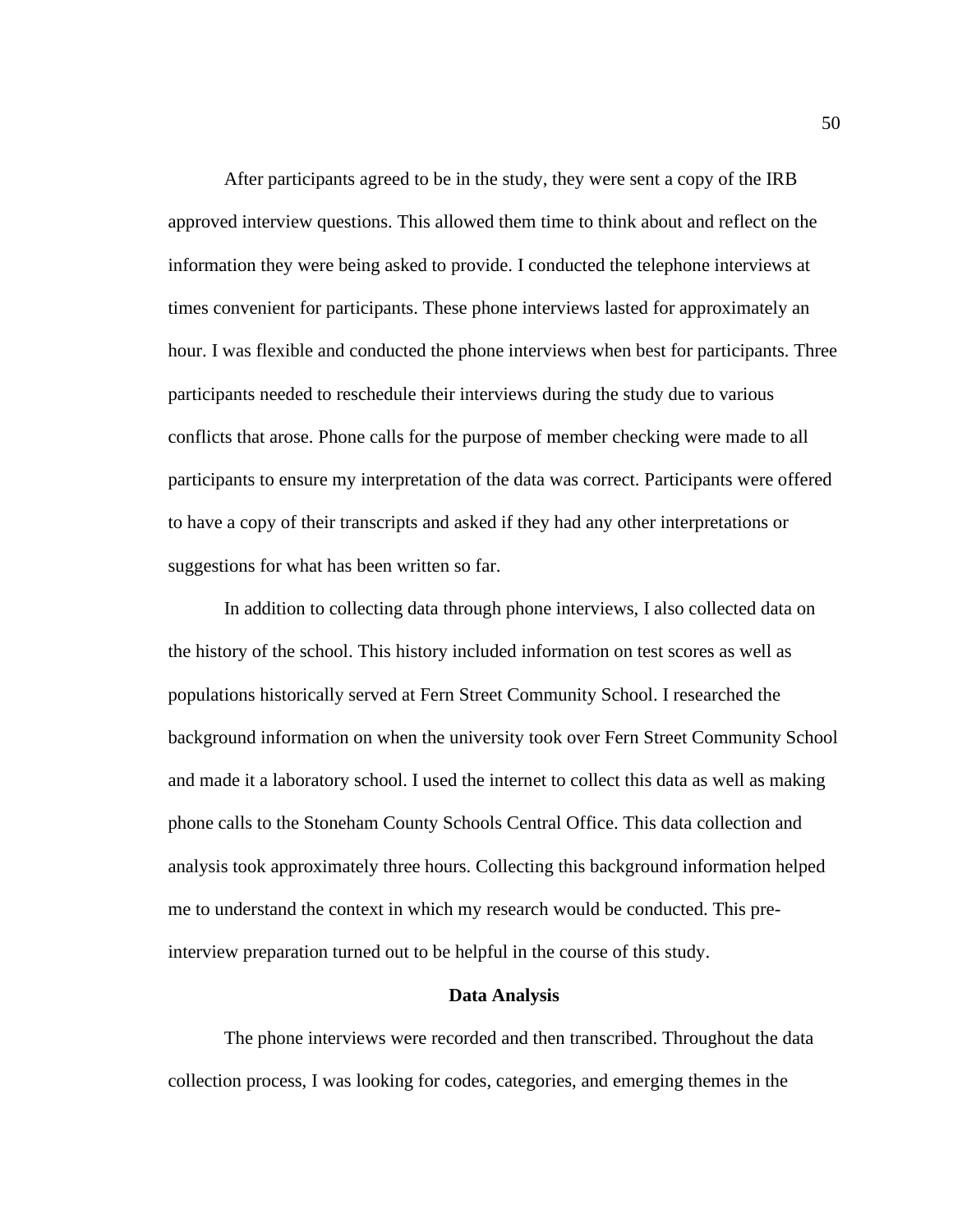After participants agreed to be in the study, they were sent a copy of the IRB approved interview questions. This allowed them time to think about and reflect on the information they were being asked to provide. I conducted the telephone interviews at times convenient for participants. These phone interviews lasted for approximately an hour. I was flexible and conducted the phone interviews when best for participants. Three participants needed to reschedule their interviews during the study due to various conflicts that arose. Phone calls for the purpose of member checking were made to all participants to ensure my interpretation of the data was correct. Participants were offered to have a copy of their transcripts and asked if they had any other interpretations or suggestions for what has been written so far.

In addition to collecting data through phone interviews, I also collected data on the history of the school. This history included information on test scores as well as populations historically served at Fern Street Community School. I researched the background information on when the university took over Fern Street Community School and made it a laboratory school. I used the internet to collect this data as well as making phone calls to the Stoneham County Schools Central Office. This data collection and analysis took approximately three hours. Collecting this background information helped me to understand the context in which my research would be conducted. This pre-interview preparation turned out to be helpful in the course of this study.

## Data Analysis

The phone interviews were recorded and then transcribed. Throughout the data collection process, I was looking for codes, categories, and emerging themes in the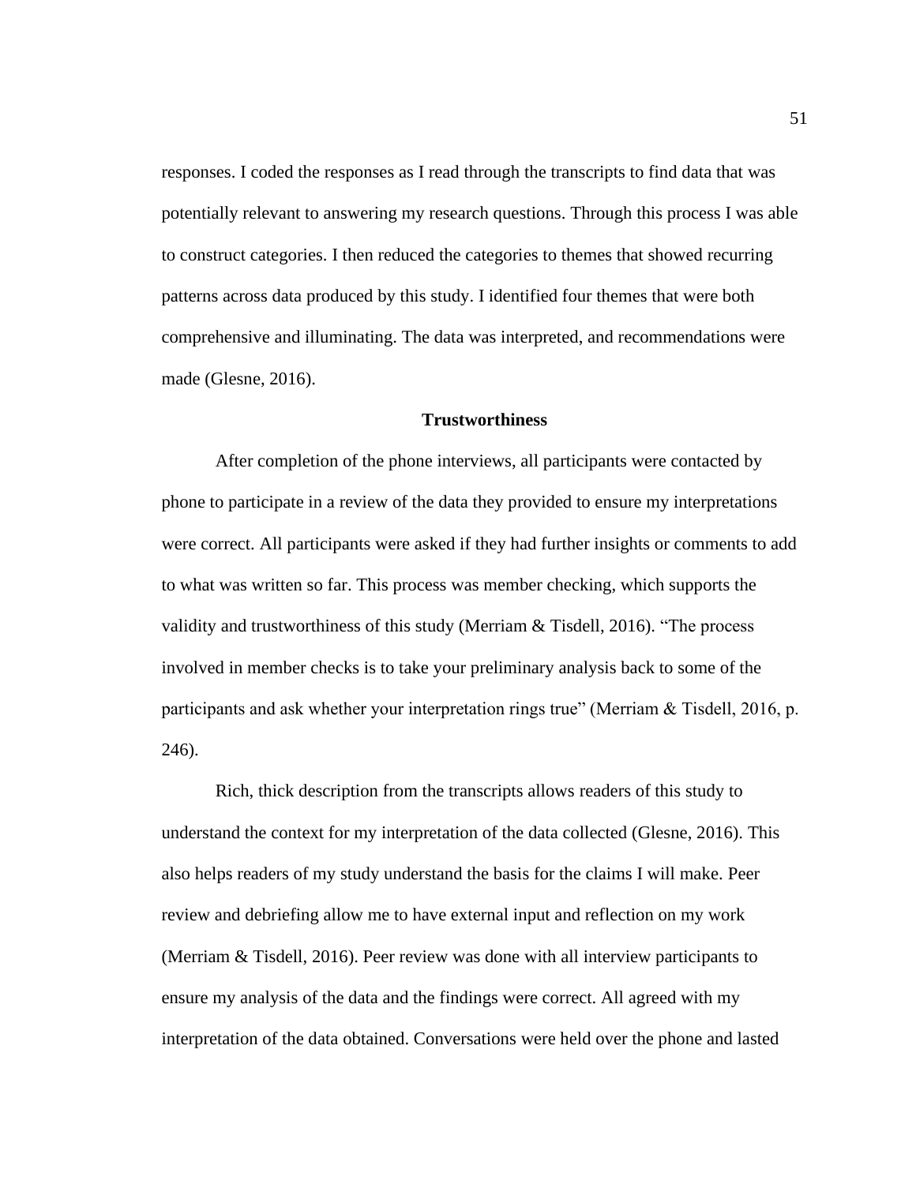responses. I coded the responses as I read through the transcripts to find data that was potentially relevant to answering my research questions. Through this process I was able to construct categories. I then reduced the categories to themes that showed recurring patterns across data produced by this study. I identified four themes that were both comprehensive and illuminating. The data was interpreted, and recommendations were made (Glesne, 2016).

## Trustworthiness

After completion of the phone interviews, all participants were contacted by phone to participate in a review of the data they provided to ensure my interpretations were correct. All participants were asked if they had further insights or comments to add to what was written so far. This process was member checking, which supports the validity and trustworthiness of this study (Merriam & Tisdell, 2016). "The process involved in member checks is to take your preliminary analysis back to some of the participants and ask whether your interpretation rings true" (Merriam & Tisdell, 2016, p. 246).

Rich, thick description from the transcripts allows readers of this study to understand the context for my interpretation of the data collected (Glesne, 2016). This also helps readers of my study understand the basis for the claims I will make. Peer review and debriefing allow me to have external input and reflection on my work (Merriam & Tisdell, 2016). Peer review was done with all interview participants to ensure my analysis of the data and the findings were correct. All agreed with my interpretation of the data obtained. Conversations were held over the phone and lasted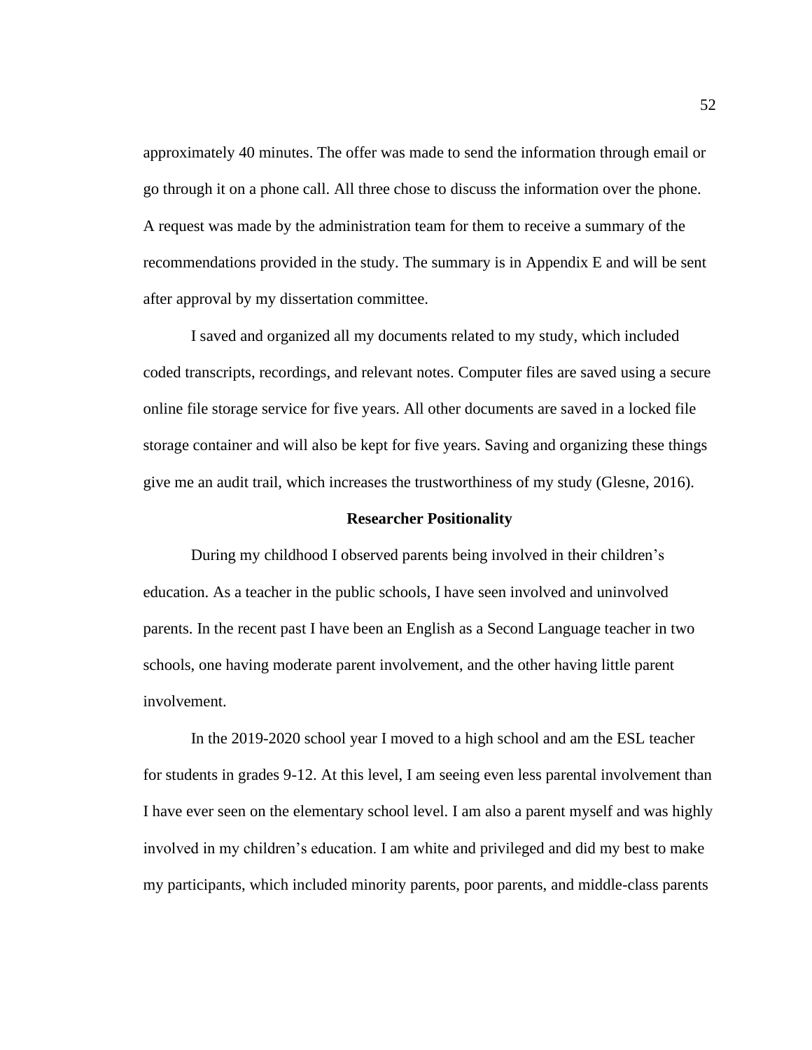approximately 40 minutes. The offer was made to send the information through email or go through it on a phone call. All three chose to discuss the information over the phone. A request was made by the administration team for them to receive a summary of the recommendations provided in the study. The summary is in Appendix E and will be sent after approval by my dissertation committee.

I saved and organized all my documents related to my study, which included coded transcripts, recordings, and relevant notes. Computer files are saved using a secure online file storage service for five years. All other documents are saved in a locked file storage container and will also be kept for five years. Saving and organizing these things give me an audit trail, which increases the trustworthiness of my study (Glesne, 2016).

## Researcher Positionality

During my childhood I observed parents being involved in their children's education. As a teacher in the public schools, I have seen involved and uninvolved parents. In the recent past I have been an English as a Second Language teacher in two schools, one having moderate parent involvement, and the other having little parent involvement.

In the 2019-2020 school year I moved to a high school and am the ESL teacher for students in grades 9-12. At this level, I am seeing even less parental involvement than I have ever seen on the elementary school level. I am also a parent myself and was highly involved in my children's education. I am white and privileged and did my best to make my participants, which included minority parents, poor parents, and middle-class parents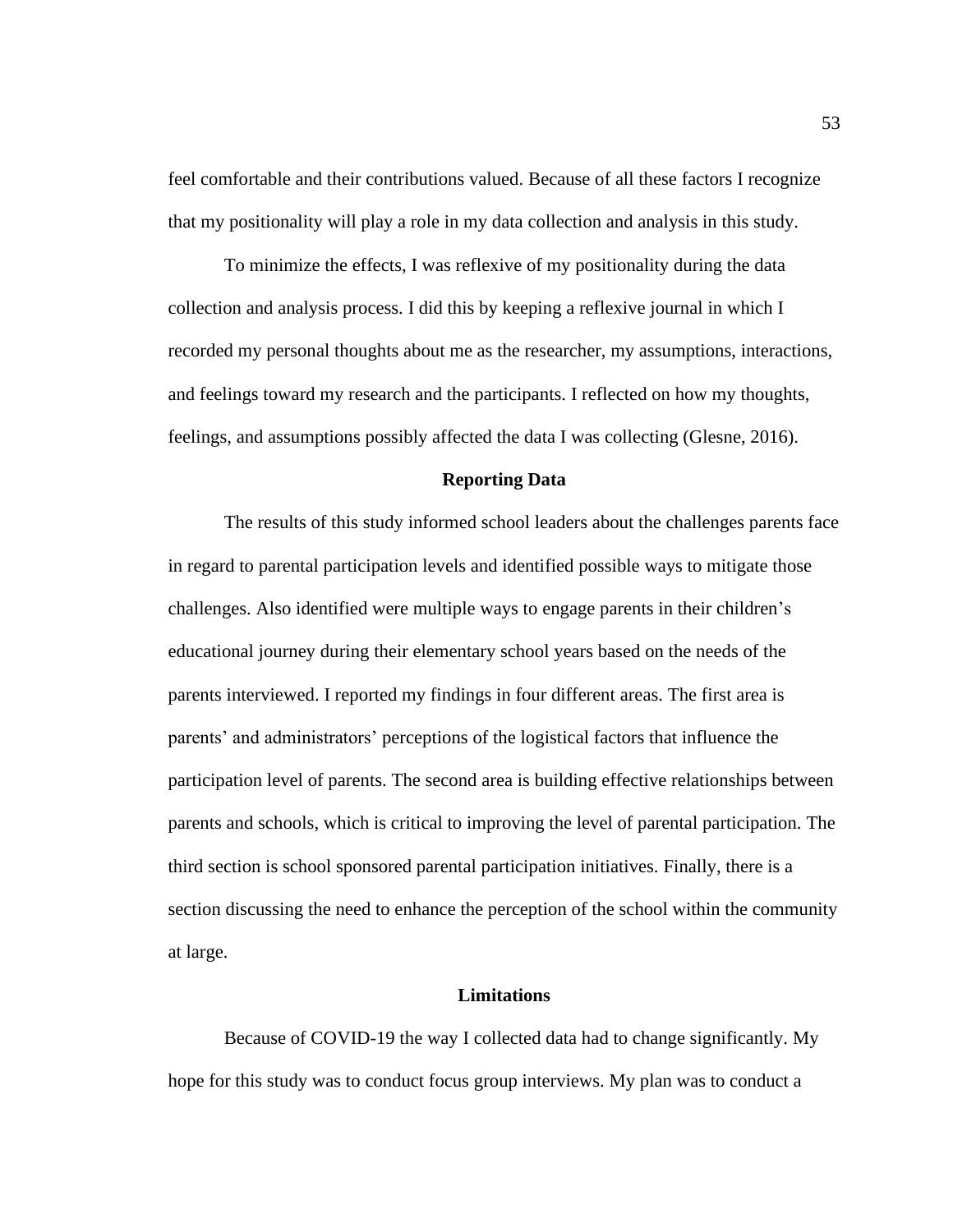feel comfortable and their contributions valued. Because of all these factors I recognize that my positionality will play a role in my data collection and analysis in this study.

To minimize the effects, I was reflexive of my positionality during the data collection and analysis process. I did this by keeping a reflexive journal in which I recorded my personal thoughts about me as the researcher, my assumptions, interactions, and feelings toward my research and the participants. I reflected on how my thoughts, feelings, and assumptions possibly affected the data I was collecting (Glesne, 2016).

## Reporting Data

The results of this study informed school leaders about the challenges parents face in regard to parental participation levels and identified possible ways to mitigate those challenges. Also identified were multiple ways to engage parents in their children's educational journey during their elementary school years based on the needs of the parents interviewed. I reported my findings in four different areas. The first area is parents' and administrators' perceptions of the logistical factors that influence the participation level of parents. The second area is building effective relationships between parents and schools, which is critical to improving the level of parental participation. The third section is school sponsored parental participation initiatives. Finally, there is a section discussing the need to enhance the perception of the school within the community at large.

## Limitations

Because of COVID-19 the way I collected data had to change significantly. My hope for this study was to conduct focus group interviews. My plan was to conduct a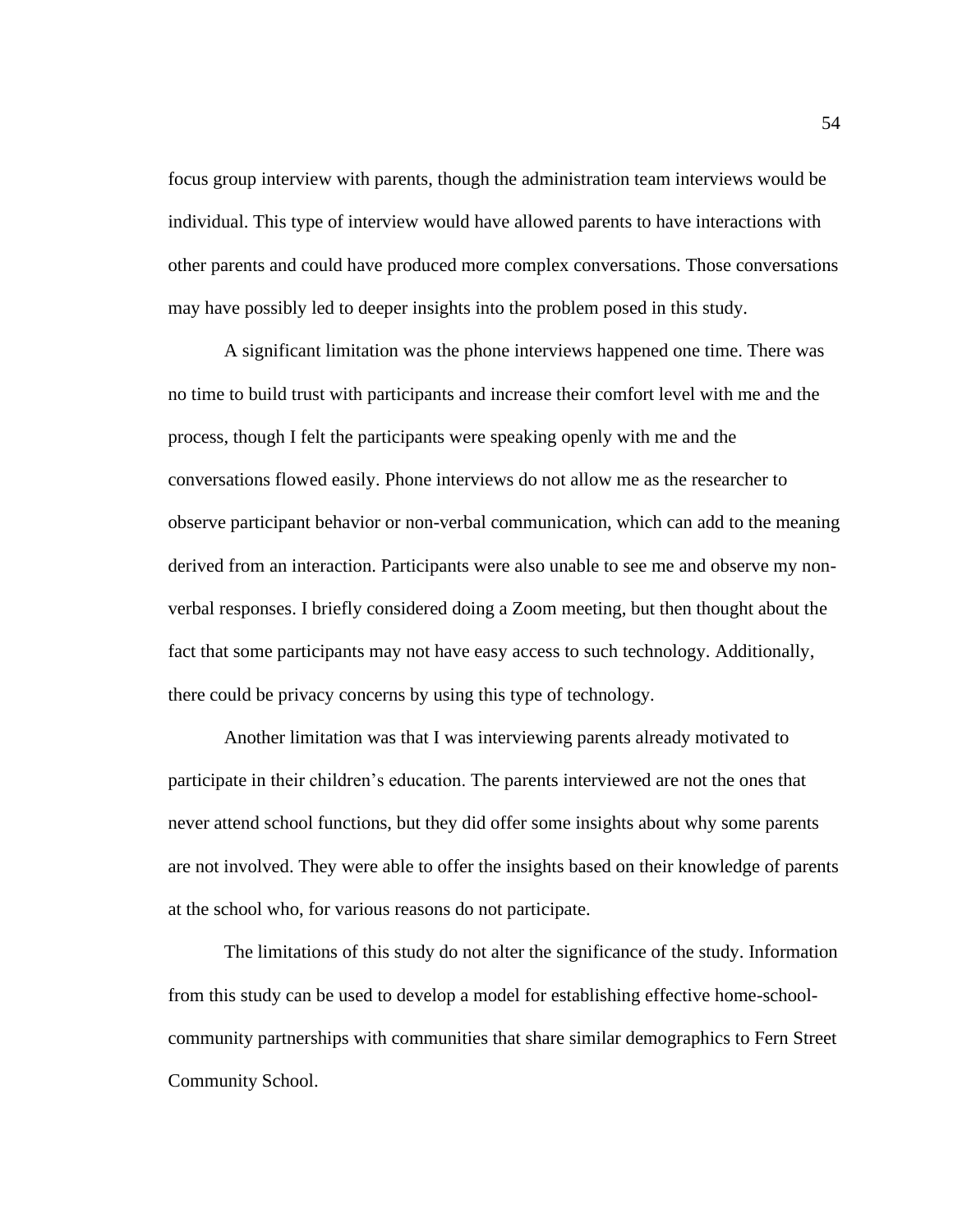focus group interview with parents, though the administration team interviews would be individual. This type of interview would have allowed parents to have interactions with other parents and could have produced more complex conversations. Those conversations may have possibly led to deeper insights into the problem posed in this study.

A significant limitation was the phone interviews happened one time. There was no time to build trust with participants and increase their comfort level with me and the process, though I felt the participants were speaking openly with me and the conversations flowed easily. Phone interviews do not allow me as the researcher to observe participant behavior or non-verbal communication, which can add to the meaning derived from an interaction. Participants were also unable to see me and observe my non-verbal responses. I briefly considered doing a Zoom meeting, but then thought about the fact that some participants may not have easy access to such technology. Additionally, there could be privacy concerns by using this type of technology.

Another limitation was that I was interviewing parents already motivated to participate in their children's education. The parents interviewed are not the ones that never attend school functions, but they did offer some insights about why some parents are not involved. They were able to offer the insights based on their knowledge of parents at the school who, for various reasons do not participate.

The limitations of this study do not alter the significance of the study. Information from this study can be used to develop a model for establishing effective home-school-community partnerships with communities that share similar demographics to Fern Street Community School.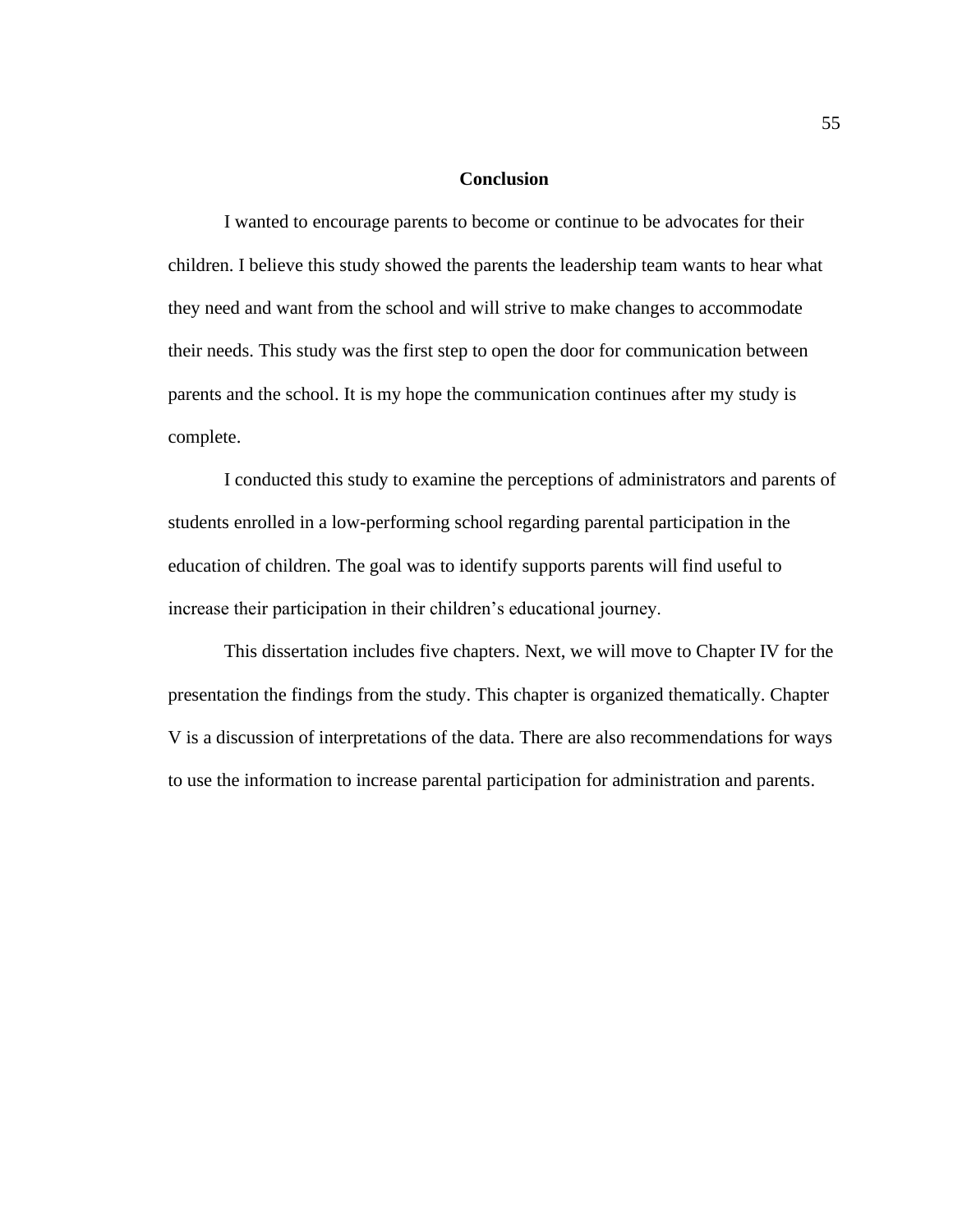## Conclusion

I wanted to encourage parents to become or continue to be advocates for their children. I believe this study showed the parents the leadership team wants to hear what they need and want from the school and will strive to make changes to accommodate their needs. This study was the first step to open the door for communication between parents and the school. It is my hope the communication continues after my study is complete.

I conducted this study to examine the perceptions of administrators and parents of students enrolled in a low-performing school regarding parental participation in the education of children. The goal was to identify supports parents will find useful to increase their participation in their children's educational journey.

This dissertation includes five chapters. Next, we will move to Chapter IV for the presentation the findings from the study. This chapter is organized thematically. Chapter V is a discussion of interpretations of the data. There are also recommendations for ways to use the information to increase parental participation for administration and parents.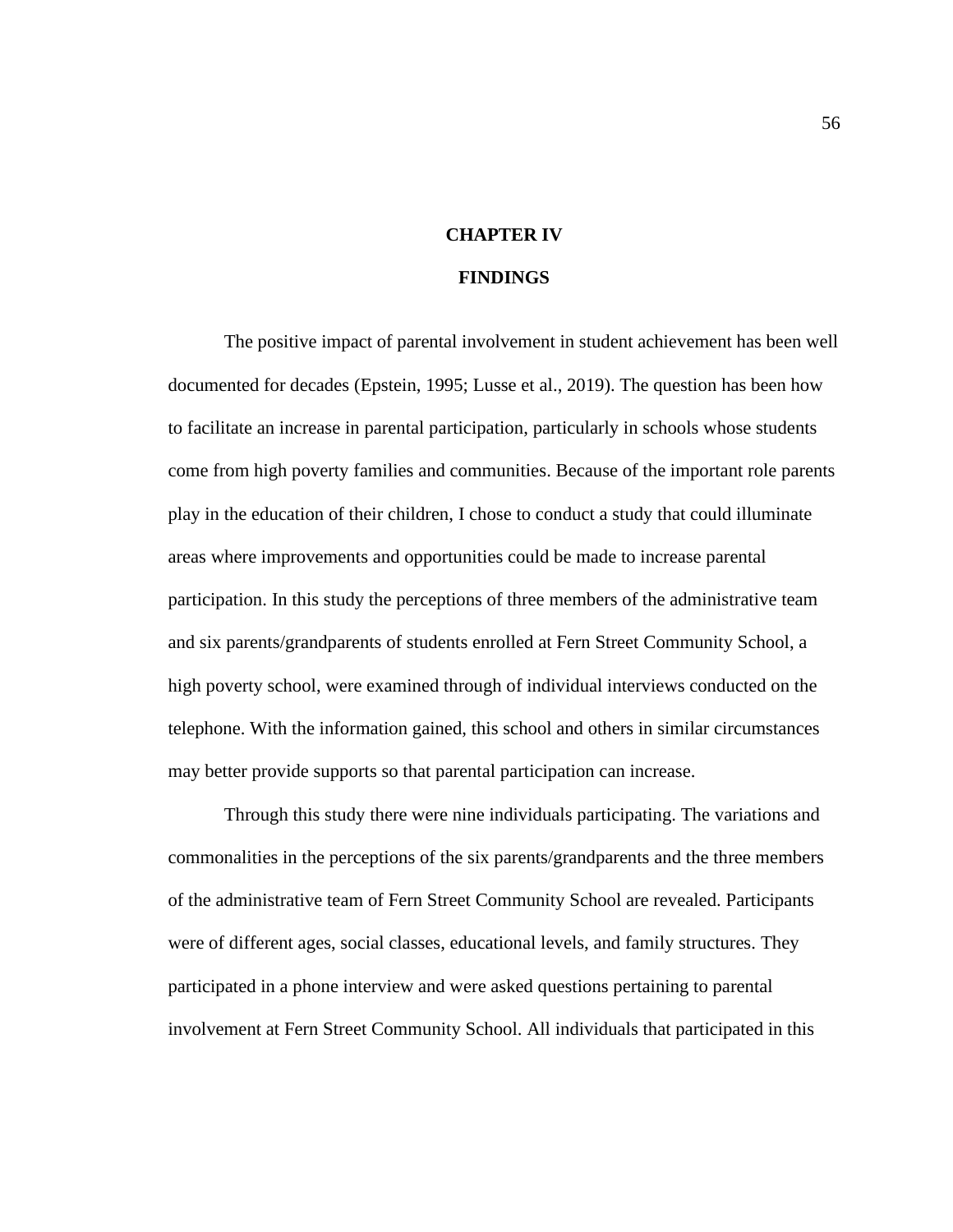# CHAPTER IV

# FINDINGS

The positive impact of parental involvement in student achievement has been well documented for decades (Epstein, 1995; Lusse et al., 2019). The question has been how to facilitate an increase in parental participation, particularly in schools whose students come from high poverty families and communities. Because of the important role parents play in the education of their children, I chose to conduct a study that could illuminate areas where improvements and opportunities could be made to increase parental participation. In this study the perceptions of three members of the administrative team and six parents/grandparents of students enrolled at Fern Street Community School, a high poverty school, were examined through of individual interviews conducted on the telephone. With the information gained, this school and others in similar circumstances may better provide supports so that parental participation can increase.

Through this study there were nine individuals participating. The variations and commonalities in the perceptions of the six parents/grandparents and the three members of the administrative team of Fern Street Community School are revealed. Participants were of different ages, social classes, educational levels, and family structures. They participated in a phone interview and were asked questions pertaining to parental involvement at Fern Street Community School. All individuals that participated in this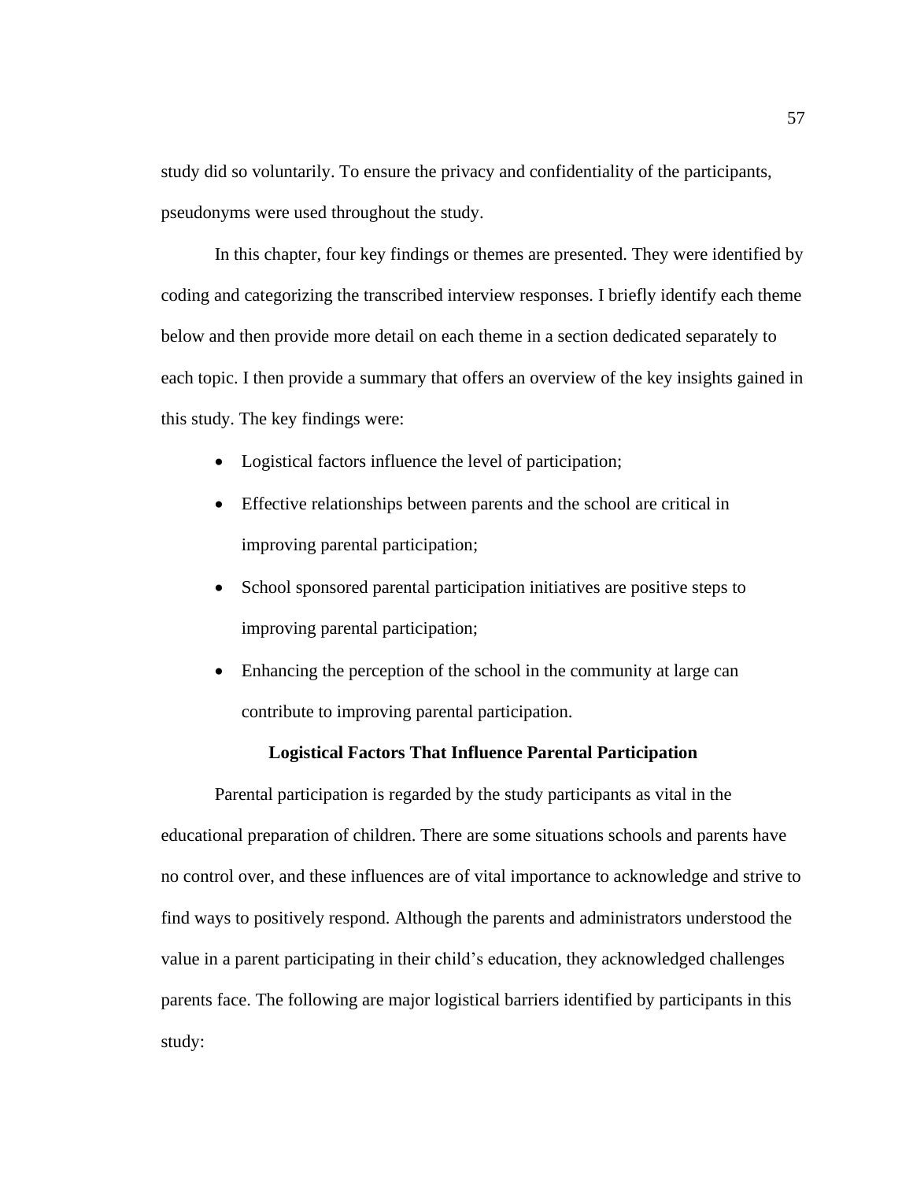study did so voluntarily. To ensure the privacy and confidentiality of the participants, pseudonyms were used throughout the study.

In this chapter, four key findings or themes are presented. They were identified by coding and categorizing the transcribed interview responses. I briefly identify each theme below and then provide more detail on each theme in a section dedicated separately to each topic. I then provide a summary that offers an overview of the key insights gained in this study. The key findings were:

- Logistical factors influence the level of participation;
- Effective relationships between parents and the school are critical in improving parental participation;
- School sponsored parental participation initiatives are positive steps to improving parental participation;
- Enhancing the perception of the school in the community at large can contribute to improving parental participation.

## Logistical Factors That Influence Parental Participation

Parental participation is regarded by the study participants as vital in the educational preparation of children. There are some situations schools and parents have no control over, and these influences are of vital importance to acknowledge and strive to find ways to positively respond. Although the parents and administrators understood the value in a parent participating in their child's education, they acknowledged challenges parents face. The following are major logistical barriers identified by participants in this study: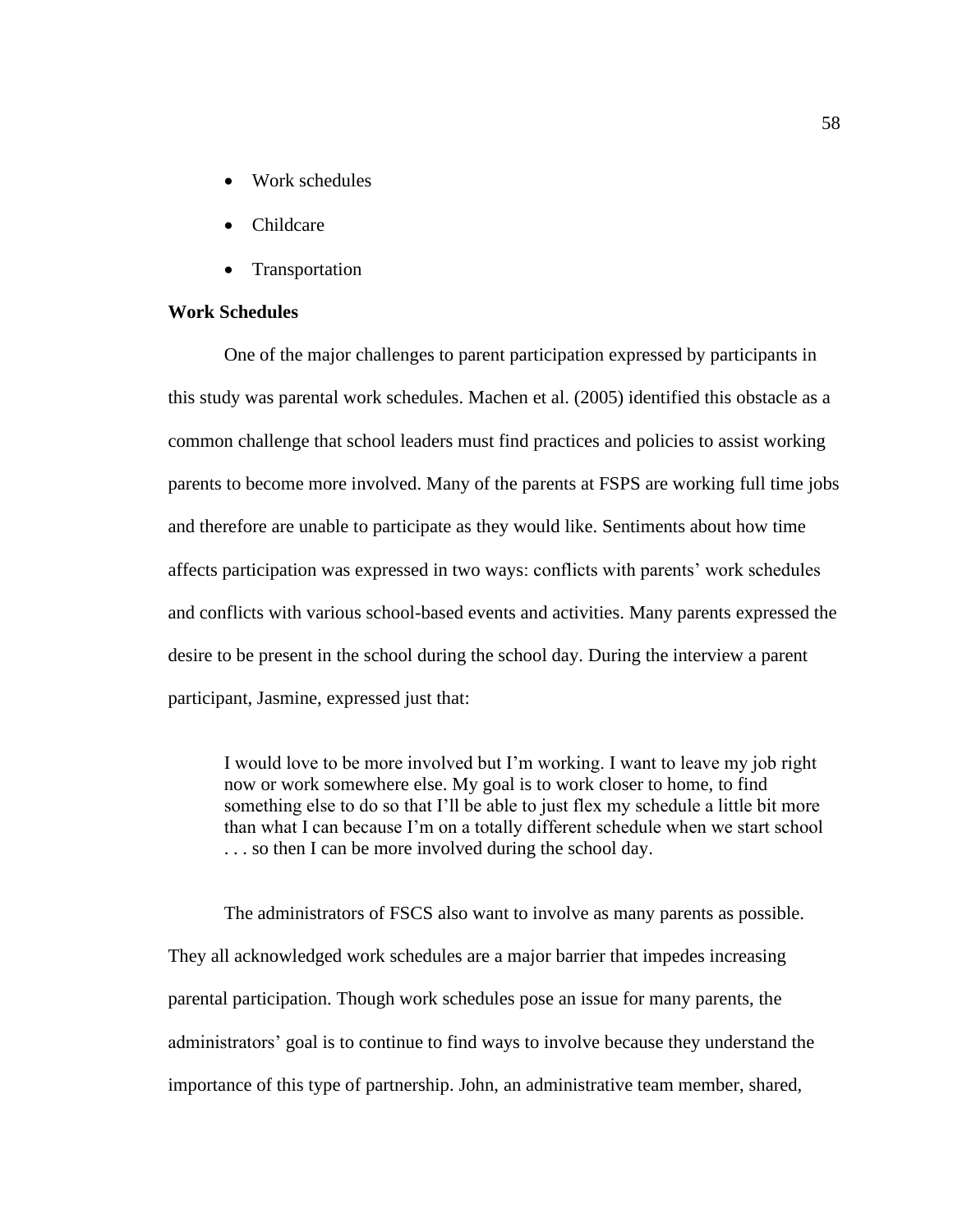- Work schedules
- Childcare
- Transportation

**Work Schedules**

One of the major challenges to parent participation expressed by participants in this study was parental work schedules. Machen et al. (2005) identified this obstacle as a common challenge that school leaders must find practices and policies to assist working parents to become more involved. Many of the parents at FSPS are working full time jobs and therefore are unable to participate as they would like. Sentiments about how time affects participation was expressed in two ways: conflicts with parents' work schedules and conflicts with various school-based events and activities. Many parents expressed the desire to be present in the school during the school day. During the interview a parent participant, Jasmine, expressed just that:

> I would love to be more involved but I'm working. I want to leave my job right now or work somewhere else. My goal is to work closer to home, to find something else to do so that I'll be able to just flex my schedule a little bit more than what I can because I'm on a totally different schedule when we start school . . . so then I can be more involved during the school day.

The administrators of FSCS also want to involve as many parents as possible. They all acknowledged work schedules are a major barrier that impedes increasing parental participation. Though work schedules pose an issue for many parents, the administrators' goal is to continue to find ways to involve because they understand the importance of this type of partnership. John, an administrative team member, shared,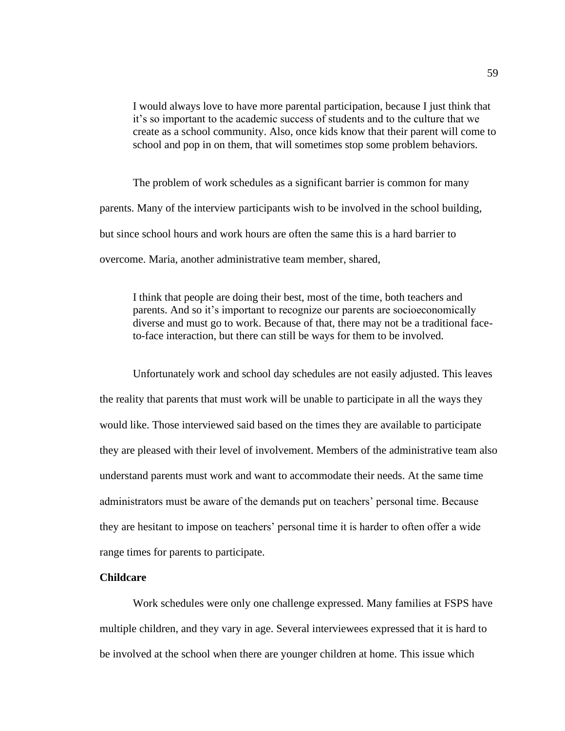> I would always love to have more parental participation, because I just think that it's so important to the academic success of students and to the culture that we create as a school community. Also, once kids know that their parent will come to school and pop in on them, that will sometimes stop some problem behaviors.

The problem of work schedules as a significant barrier is common for many parents. Many of the interview participants wish to be involved in the school building, but since school hours and work hours are often the same this is a hard barrier to overcome. Maria, another administrative team member, shared,

> I think that people are doing their best, most of the time, both teachers and parents. And so it's important to recognize our parents are socioeconomically diverse and must go to work. Because of that, there may not be a traditional face-to-face interaction, but there can still be ways for them to be involved.

Unfortunately work and school day schedules are not easily adjusted. This leaves the reality that parents that must work will be unable to participate in all the ways they would like. Those interviewed said based on the times they are available to participate they are pleased with their level of involvement. Members of the administrative team also understand parents must work and want to accommodate their needs. At the same time administrators must be aware of the demands put on teachers' personal time. Because they are hesitant to impose on teachers' personal time it is harder to often offer a wide range times for parents to participate.

**Childcare**

Work schedules were only one challenge expressed. Many families at FSPS have multiple children, and they vary in age. Several interviewees expressed that it is hard to be involved at the school when there are younger children at home. This issue which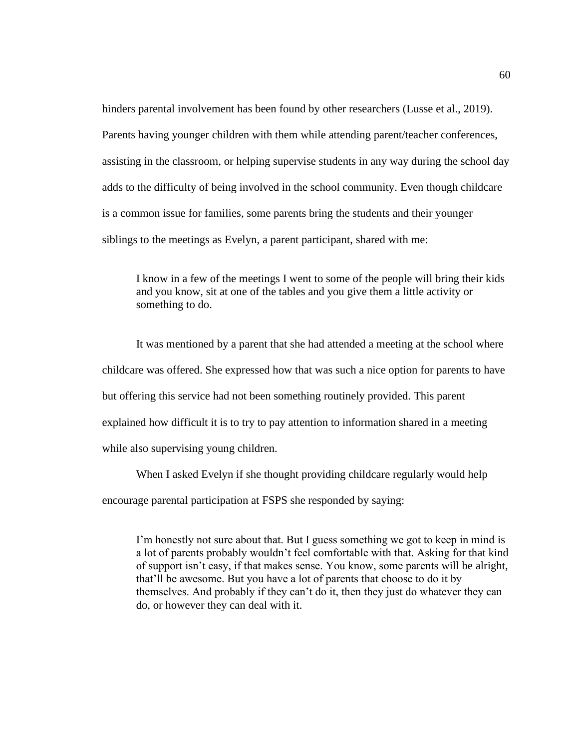hinders parental involvement has been found by other researchers (Lusse et al., 2019). Parents having younger children with them while attending parent/teacher conferences, assisting in the classroom, or helping supervise students in any way during the school day adds to the difficulty of being involved in the school community. Even though childcare is a common issue for families, some parents bring the students and their younger siblings to the meetings as Evelyn, a parent participant, shared with me:

> I know in a few of the meetings I went to some of the people will bring their kids and you know, sit at one of the tables and you give them a little activity or something to do.

It was mentioned by a parent that she had attended a meeting at the school where childcare was offered. She expressed how that was such a nice option for parents to have but offering this service had not been something routinely provided. This parent explained how difficult it is to try to pay attention to information shared in a meeting while also supervising young children.

When I asked Evelyn if she thought providing childcare regularly would help encourage parental participation at FSPS she responded by saying:

> I'm honestly not sure about that. But I guess something we got to keep in mind is a lot of parents probably wouldn't feel comfortable with that. Asking for that kind of support isn't easy, if that makes sense. You know, some parents will be alright, that'll be awesome. But you have a lot of parents that choose to do it by themselves. And probably if they can't do it, then they just do whatever they can do, or however they can deal with it.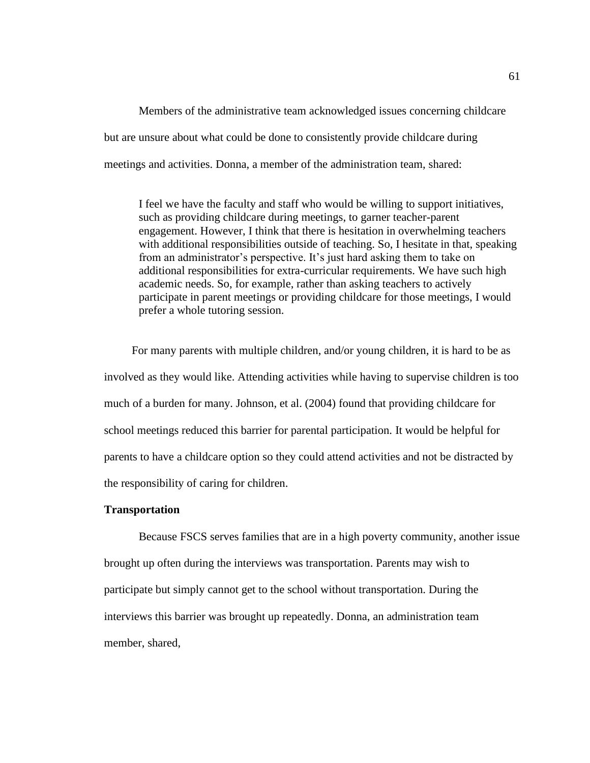Members of the administrative team acknowledged issues concerning childcare but are unsure about what could be done to consistently provide childcare during meetings and activities. Donna, a member of the administration team, shared:

> I feel we have the faculty and staff who would be willing to support initiatives, such as providing childcare during meetings, to garner teacher-parent engagement. However, I think that there is hesitation in overwhelming teachers with additional responsibilities outside of teaching. So, I hesitate in that, speaking from an administrator's perspective. It's just hard asking them to take on additional responsibilities for extra-curricular requirements. We have such high academic needs. So, for example, rather than asking teachers to actively participate in parent meetings or providing childcare for those meetings, I would prefer a whole tutoring session.

For many parents with multiple children, and/or young children, it is hard to be as involved as they would like. Attending activities while having to supervise children is too much of a burden for many. Johnson, et al. (2004) found that providing childcare for school meetings reduced this barrier for parental participation. It would be helpful for parents to have a childcare option so they could attend activities and not be distracted by the responsibility of caring for children.

**Transportation**

Because FSCS serves families that are in a high poverty community, another issue brought up often during the interviews was transportation. Parents may wish to participate but simply cannot get to the school without transportation. During the interviews this barrier was brought up repeatedly. Donna, an administration team member, shared,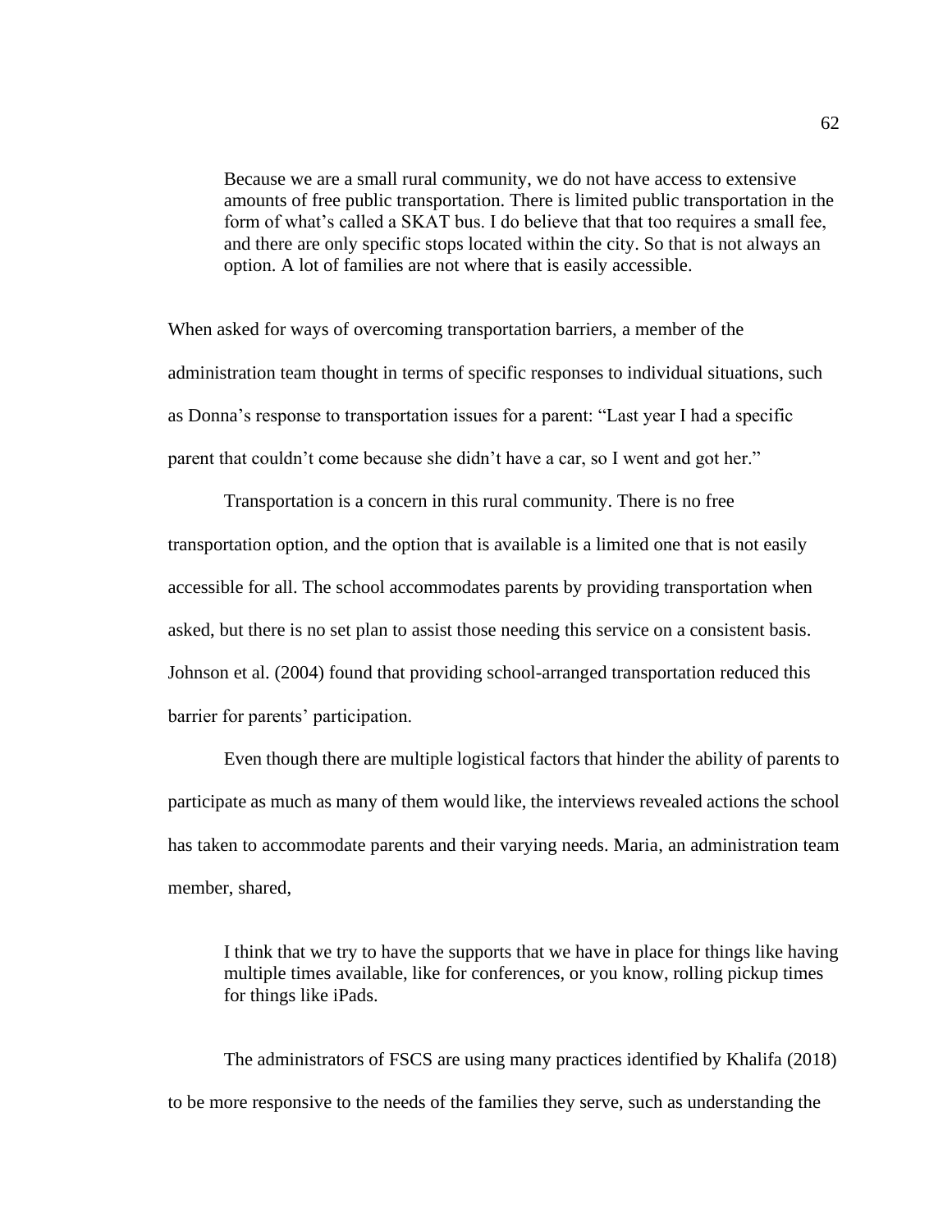> Because we are a small rural community, we do not have access to extensive amounts of free public transportation. There is limited public transportation in the form of what's called a SKAT bus. I do believe that that too requires a small fee, and there are only specific stops located within the city. So that is not always an option. A lot of families are not where that is easily accessible.

When asked for ways of overcoming transportation barriers, a member of the administration team thought in terms of specific responses to individual situations, such as Donna's response to transportation issues for a parent: "Last year I had a specific parent that couldn't come because she didn't have a car, so I went and got her."

Transportation is a concern in this rural community. There is no free transportation option, and the option that is available is a limited one that is not easily accessible for all. The school accommodates parents by providing transportation when asked, but there is no set plan to assist those needing this service on a consistent basis. Johnson et al. (2004) found that providing school-arranged transportation reduced this barrier for parents' participation.

Even though there are multiple logistical factors that hinder the ability of parents to participate as much as many of them would like, the interviews revealed actions the school has taken to accommodate parents and their varying needs. Maria, an administration team member, shared,

> I think that we try to have the supports that we have in place for things like having multiple times available, like for conferences, or you know, rolling pickup times for things like iPads.

The administrators of FSCS are using many practices identified by Khalifa (2018) to be more responsive to the needs of the families they serve, such as understanding the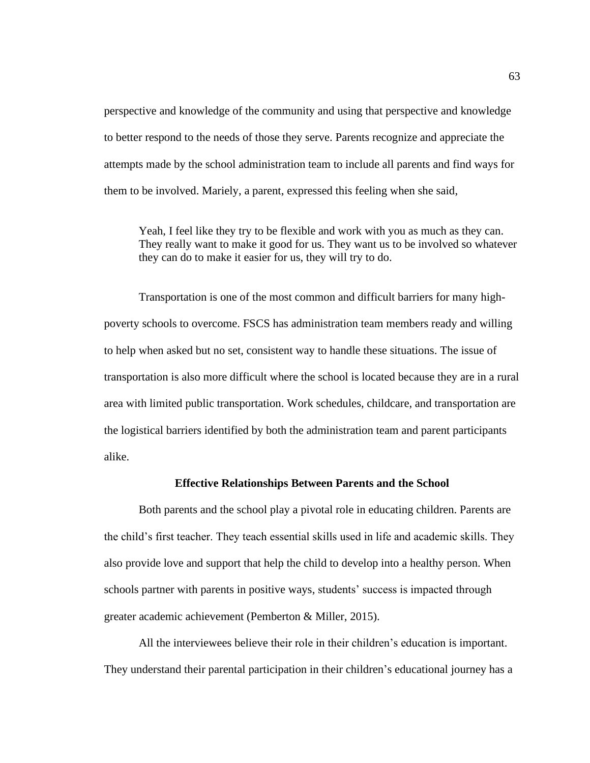perspective and knowledge of the community and using that perspective and knowledge to better respond to the needs of those they serve. Parents recognize and appreciate the attempts made by the school administration team to include all parents and find ways for them to be involved. Mariely, a parent, expressed this feeling when she said,

> Yeah, I feel like they try to be flexible and work with you as much as they can. They really want to make it good for us. They want us to be involved so whatever they can do to make it easier for us, they will try to do.

Transportation is one of the most common and difficult barriers for many high-poverty schools to overcome. FSCS has administration team members ready and willing to help when asked but no set, consistent way to handle these situations. The issue of transportation is also more difficult where the school is located because they are in a rural area with limited public transportation. Work schedules, childcare, and transportation are the logistical barriers identified by both the administration team and parent participants alike.

### Effective Relationships Between Parents and the School

Both parents and the school play a pivotal role in educating children. Parents are the child's first teacher. They teach essential skills used in life and academic skills. They also provide love and support that help the child to develop into a healthy person. When schools partner with parents in positive ways, students' success is impacted through greater academic achievement (Pemberton & Miller, 2015).

All the interviewees believe their role in their children's education is important. They understand their parental participation in their children's educational journey has a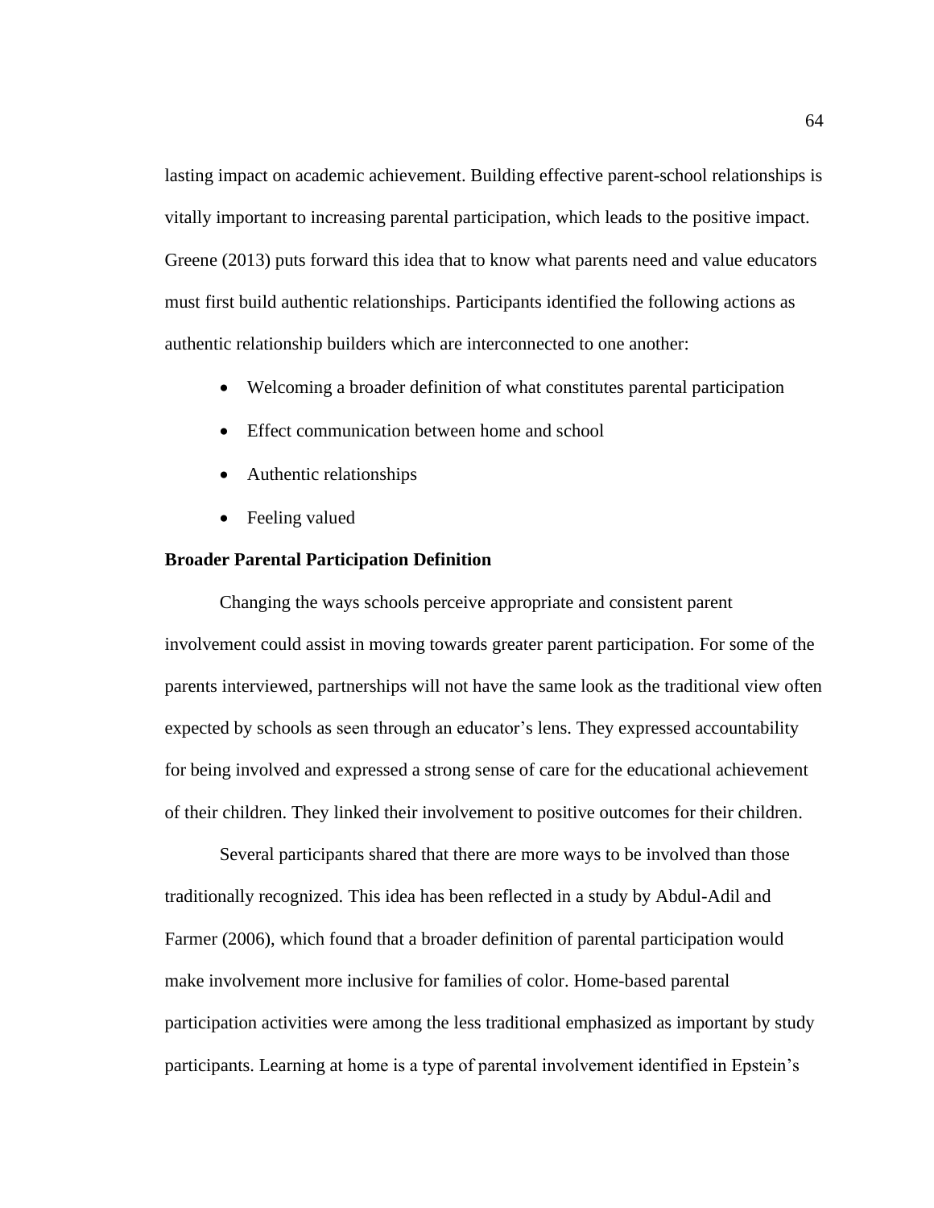lasting impact on academic achievement. Building effective parent-school relationships is vitally important to increasing parental participation, which leads to the positive impact. Greene (2013) puts forward this idea that to know what parents need and value educators must first build authentic relationships. Participants identified the following actions as authentic relationship builders which are interconnected to one another:

- Welcoming a broader definition of what constitutes parental participation
- Effect communication between home and school
- Authentic relationships
- Feeling valued

**Broader Parental Participation Definition**

Changing the ways schools perceive appropriate and consistent parent involvement could assist in moving towards greater parent participation. For some of the parents interviewed, partnerships will not have the same look as the traditional view often expected by schools as seen through an educator's lens. They expressed accountability for being involved and expressed a strong sense of care for the educational achievement of their children. They linked their involvement to positive outcomes for their children.

Several participants shared that there are more ways to be involved than those traditionally recognized. This idea has been reflected in a study by Abdul-Adil and Farmer (2006), which found that a broader definition of parental participation would make involvement more inclusive for families of color. Home-based parental participation activities were among the less traditional emphasized as important by study participants. Learning at home is a type of parental involvement identified in Epstein's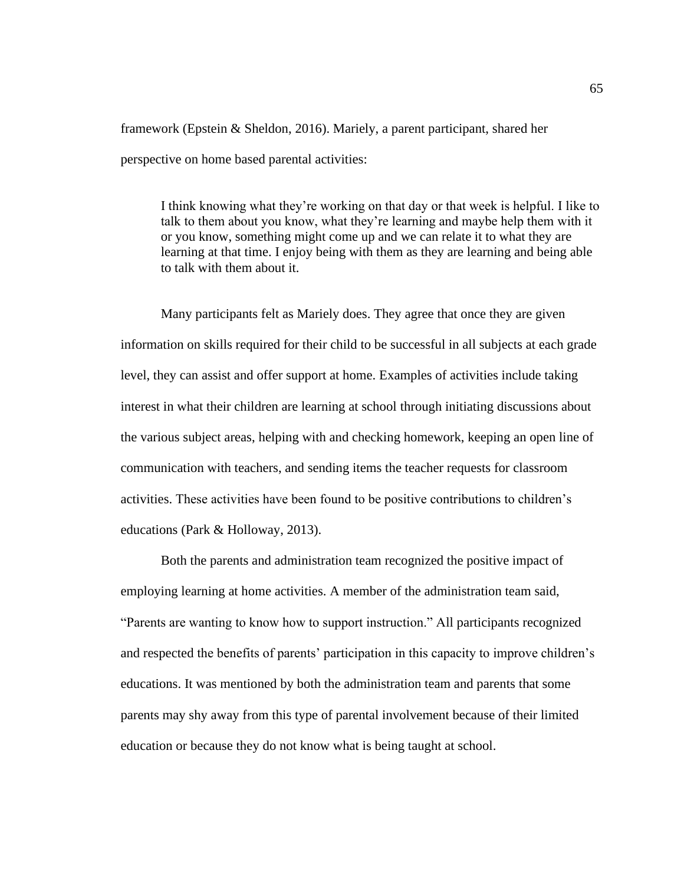framework (Epstein & Sheldon, 2016). Mariely, a parent participant, shared her perspective on home based parental activities:

> I think knowing what they're working on that day or that week is helpful. I like to talk to them about you know, what they're learning and maybe help them with it or you know, something might come up and we can relate it to what they are learning at that time. I enjoy being with them as they are learning and being able to talk with them about it.

Many participants felt as Mariely does. They agree that once they are given information on skills required for their child to be successful in all subjects at each grade level, they can assist and offer support at home. Examples of activities include taking interest in what their children are learning at school through initiating discussions about the various subject areas, helping with and checking homework, keeping an open line of communication with teachers, and sending items the teacher requests for classroom activities. These activities have been found to be positive contributions to children's educations (Park & Holloway, 2013).

Both the parents and administration team recognized the positive impact of employing learning at home activities. A member of the administration team said, "Parents are wanting to know how to support instruction." All participants recognized and respected the benefits of parents' participation in this capacity to improve children's educations. It was mentioned by both the administration team and parents that some parents may shy away from this type of parental involvement because of their limited education or because they do not know what is being taught at school.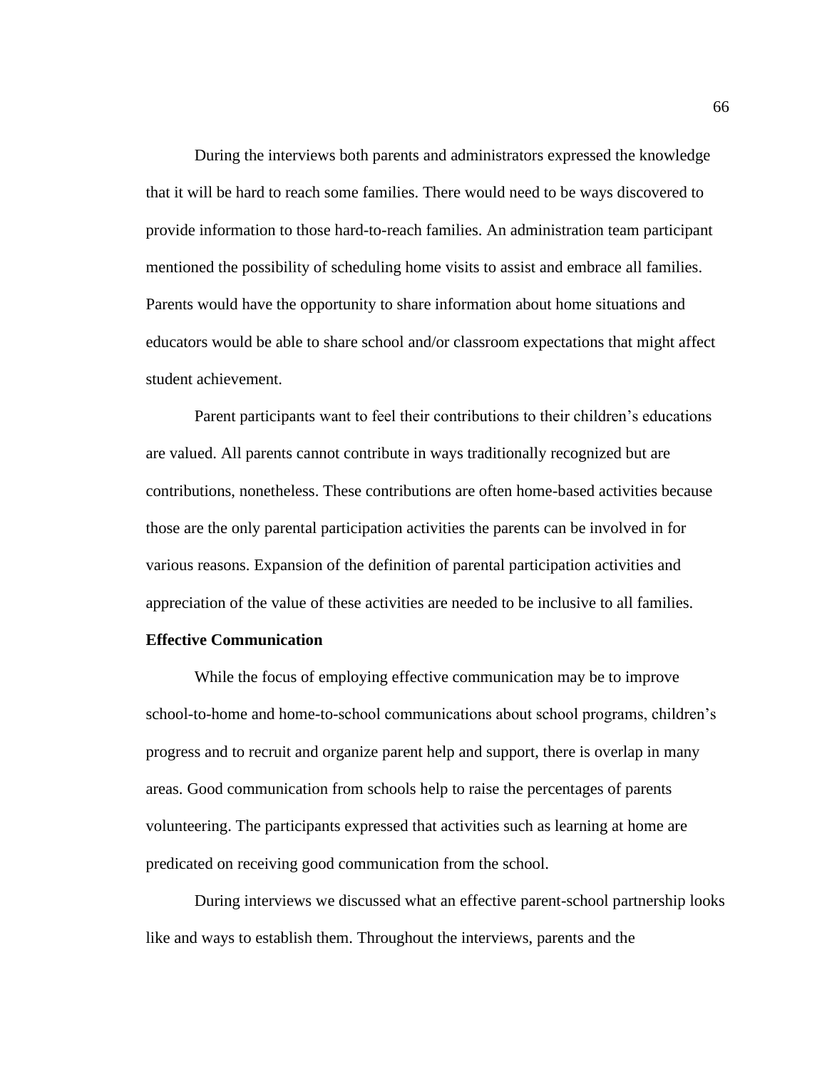During the interviews both parents and administrators expressed the knowledge that it will be hard to reach some families. There would need to be ways discovered to provide information to those hard-to-reach families. An administration team participant mentioned the possibility of scheduling home visits to assist and embrace all families. Parents would have the opportunity to share information about home situations and educators would be able to share school and/or classroom expectations that might affect student achievement.

Parent participants want to feel their contributions to their children's educations are valued. All parents cannot contribute in ways traditionally recognized but are contributions, nonetheless. These contributions are often home-based activities because those are the only parental participation activities the parents can be involved in for various reasons. Expansion of the definition of parental participation activities and appreciation of the value of these activities are needed to be inclusive to all families.

**Effective Communication**

While the focus of employing effective communication may be to improve school-to-home and home-to-school communications about school programs, children's progress and to recruit and organize parent help and support, there is overlap in many areas. Good communication from schools help to raise the percentages of parents volunteering. The participants expressed that activities such as learning at home are predicated on receiving good communication from the school.

During interviews we discussed what an effective parent-school partnership looks like and ways to establish them. Throughout the interviews, parents and the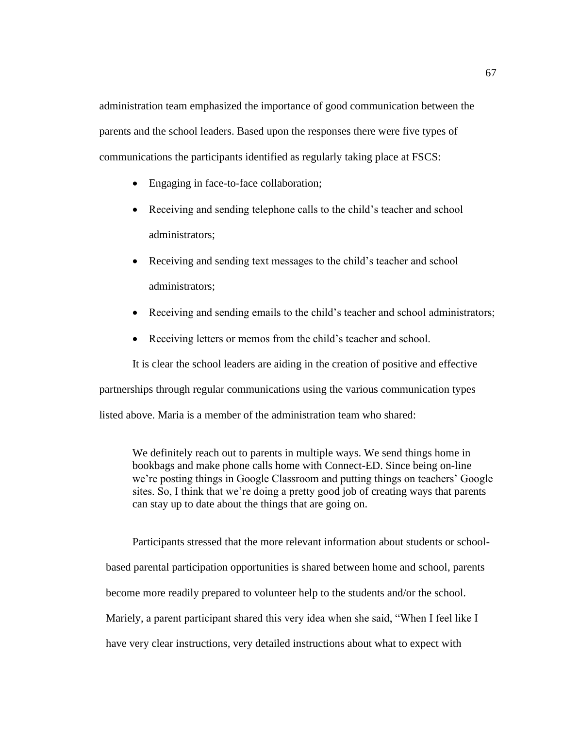administration team emphasized the importance of good communication between the parents and the school leaders. Based upon the responses there were five types of communications the participants identified as regularly taking place at FSCS:

- Engaging in face-to-face collaboration;
- Receiving and sending telephone calls to the child's teacher and school administrators;
- Receiving and sending text messages to the child's teacher and school administrators;
- Receiving and sending emails to the child's teacher and school administrators;
- Receiving letters or memos from the child's teacher and school.

It is clear the school leaders are aiding in the creation of positive and effective partnerships through regular communications using the various communication types listed above. Maria is a member of the administration team who shared:

> We definitely reach out to parents in multiple ways. We send things home in bookbags and make phone calls home with Connect-ED. Since being on-line we're posting things in Google Classroom and putting things on teachers' Google sites. So, I think that we're doing a pretty good job of creating ways that parents can stay up to date about the things that are going on.

Participants stressed that the more relevant information about students or school-based parental participation opportunities is shared between home and school, parents become more readily prepared to volunteer help to the students and/or the school. Mariely, a parent participant shared this very idea when she said, "When I feel like I have very clear instructions, very detailed instructions about what to expect with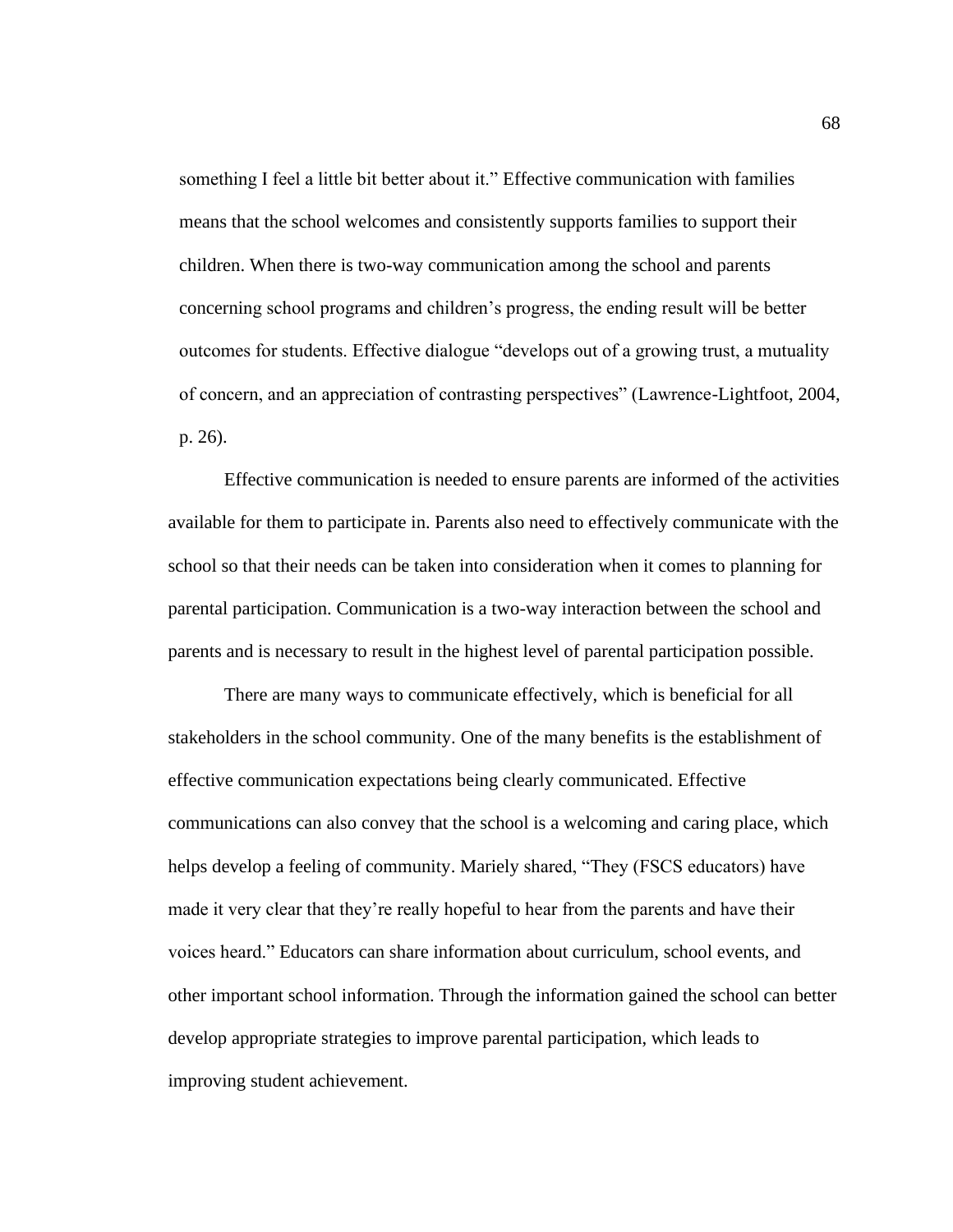something I feel a little bit better about it." Effective communication with families means that the school welcomes and consistently supports families to support their children. When there is two-way communication among the school and parents concerning school programs and children's progress, the ending result will be better outcomes for students. Effective dialogue "develops out of a growing trust, a mutuality of concern, and an appreciation of contrasting perspectives" (Lawrence-Lightfoot, 2004, p. 26).

Effective communication is needed to ensure parents are informed of the activities available for them to participate in. Parents also need to effectively communicate with the school so that their needs can be taken into consideration when it comes to planning for parental participation. Communication is a two-way interaction between the school and parents and is necessary to result in the highest level of parental participation possible.

There are many ways to communicate effectively, which is beneficial for all stakeholders in the school community. One of the many benefits is the establishment of effective communication expectations being clearly communicated. Effective communications can also convey that the school is a welcoming and caring place, which helps develop a feeling of community. Mariely shared, "They (FSCS educators) have made it very clear that they're really hopeful to hear from the parents and have their voices heard." Educators can share information about curriculum, school events, and other important school information. Through the information gained the school can better develop appropriate strategies to improve parental participation, which leads to improving student achievement.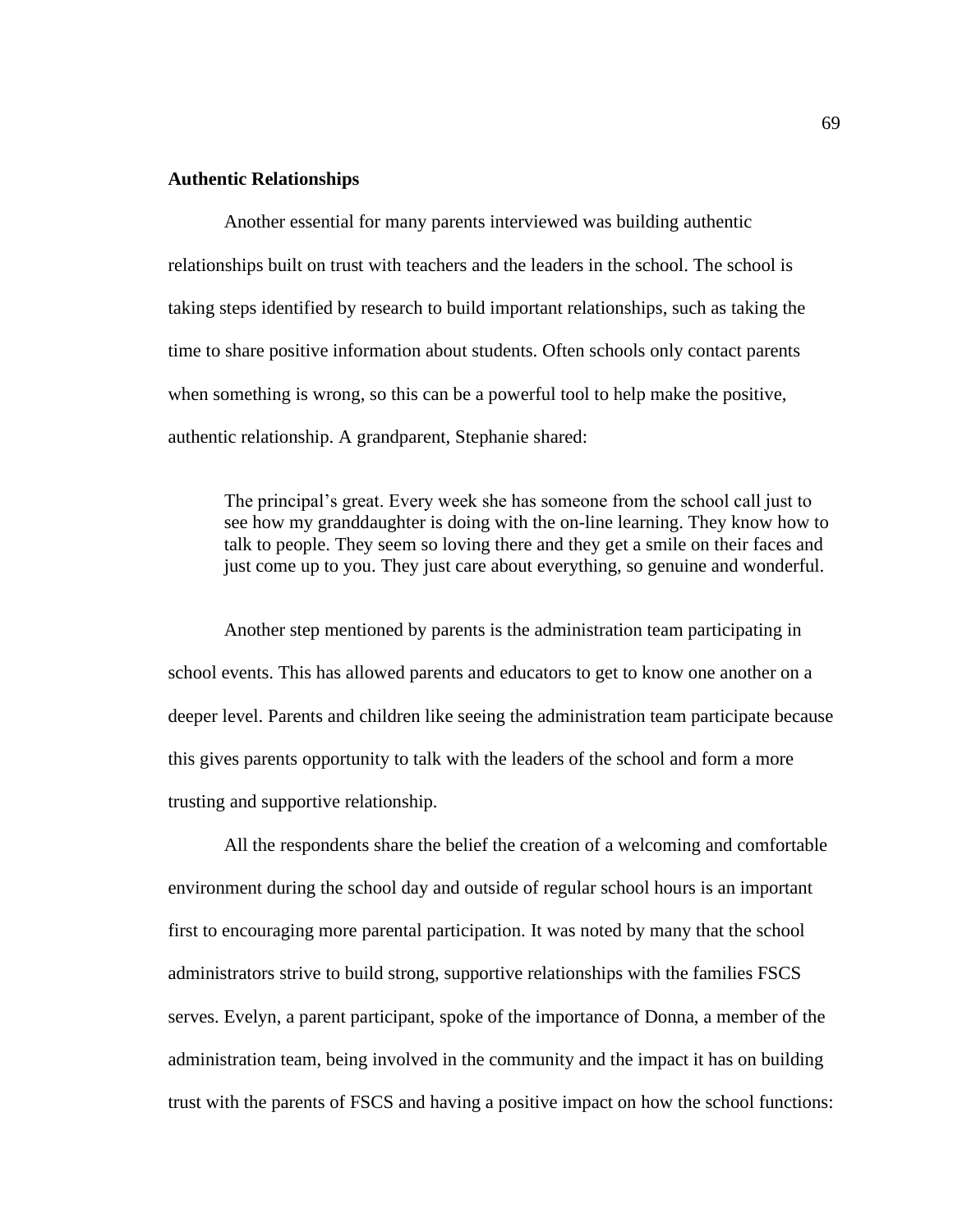**Authentic Relationships**

Another essential for many parents interviewed was building authentic relationships built on trust with teachers and the leaders in the school. The school is taking steps identified by research to build important relationships, such as taking the time to share positive information about students. Often schools only contact parents when something is wrong, so this can be a powerful tool to help make the positive, authentic relationship. A grandparent, Stephanie shared:

> The principal's great. Every week she has someone from the school call just to see how my granddaughter is doing with the on-line learning. They know how to talk to people. They seem so loving there and they get a smile on their faces and just come up to you. They just care about everything, so genuine and wonderful.

Another step mentioned by parents is the administration team participating in school events. This has allowed parents and educators to get to know one another on a deeper level. Parents and children like seeing the administration team participate because this gives parents opportunity to talk with the leaders of the school and form a more trusting and supportive relationship.

All the respondents share the belief the creation of a welcoming and comfortable environment during the school day and outside of regular school hours is an important first to encouraging more parental participation. It was noted by many that the school administrators strive to build strong, supportive relationships with the families FSCS serves. Evelyn, a parent participant, spoke of the importance of Donna, a member of the administration team, being involved in the community and the impact it has on building trust with the parents of FSCS and having a positive impact on how the school functions: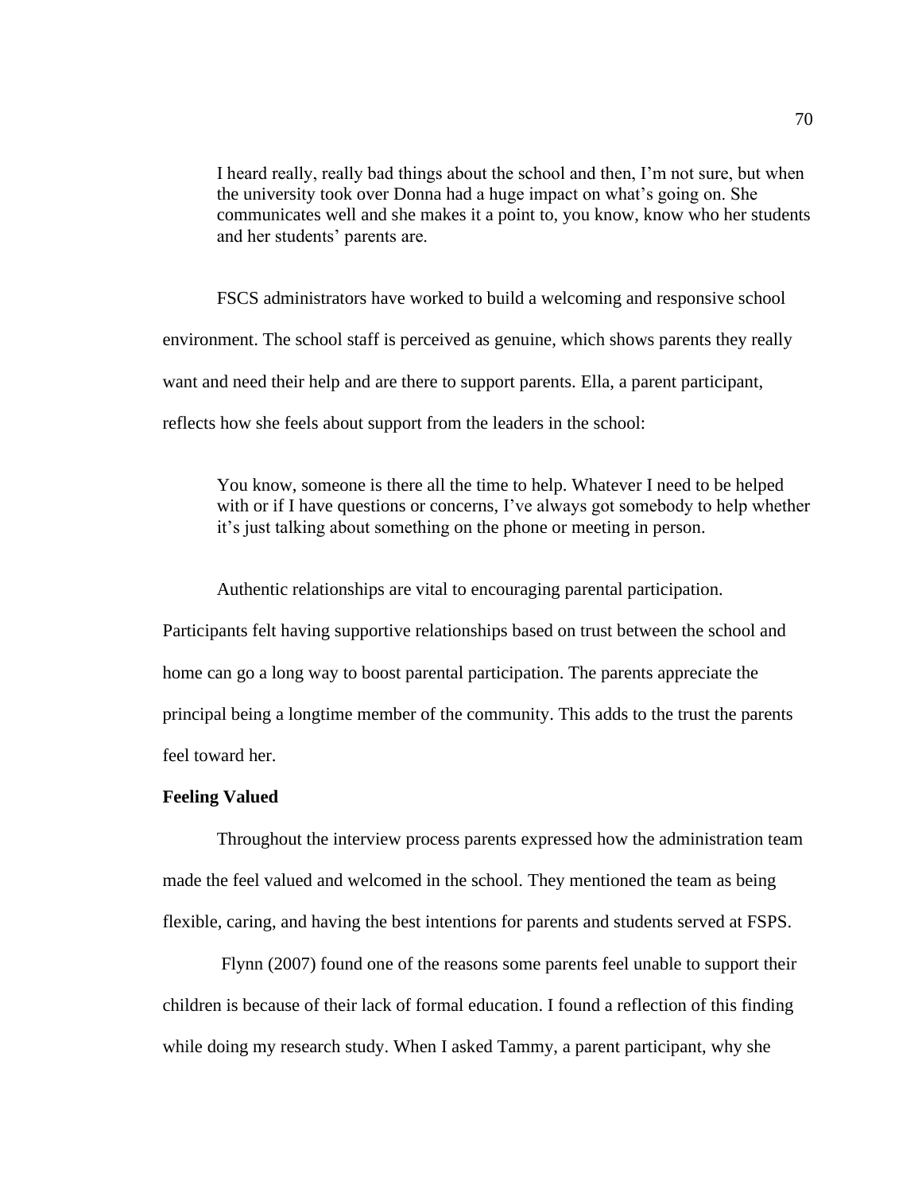> I heard really, really bad things about the school and then, I'm not sure, but when the university took over Donna had a huge impact on what's going on. She communicates well and she makes it a point to, you know, know who her students and her students' parents are.

FSCS administrators have worked to build a welcoming and responsive school environment. The school staff is perceived as genuine, which shows parents they really want and need their help and are there to support parents. Ella, a parent participant, reflects how she feels about support from the leaders in the school:

> You know, someone is there all the time to help. Whatever I need to be helped with or if I have questions or concerns, I've always got somebody to help whether it's just talking about something on the phone or meeting in person.

Authentic relationships are vital to encouraging parental participation. Participants felt having supportive relationships based on trust between the school and home can go a long way to boost parental participation. The parents appreciate the principal being a longtime member of the community. This adds to the trust the parents feel toward her.

**Feeling Valued**

Throughout the interview process parents expressed how the administration team made the feel valued and welcomed in the school. They mentioned the team as being flexible, caring, and having the best intentions for parents and students served at FSPS.

Flynn (2007) found one of the reasons some parents feel unable to support their children is because of their lack of formal education. I found a reflection of this finding while doing my research study. When I asked Tammy, a parent participant, why she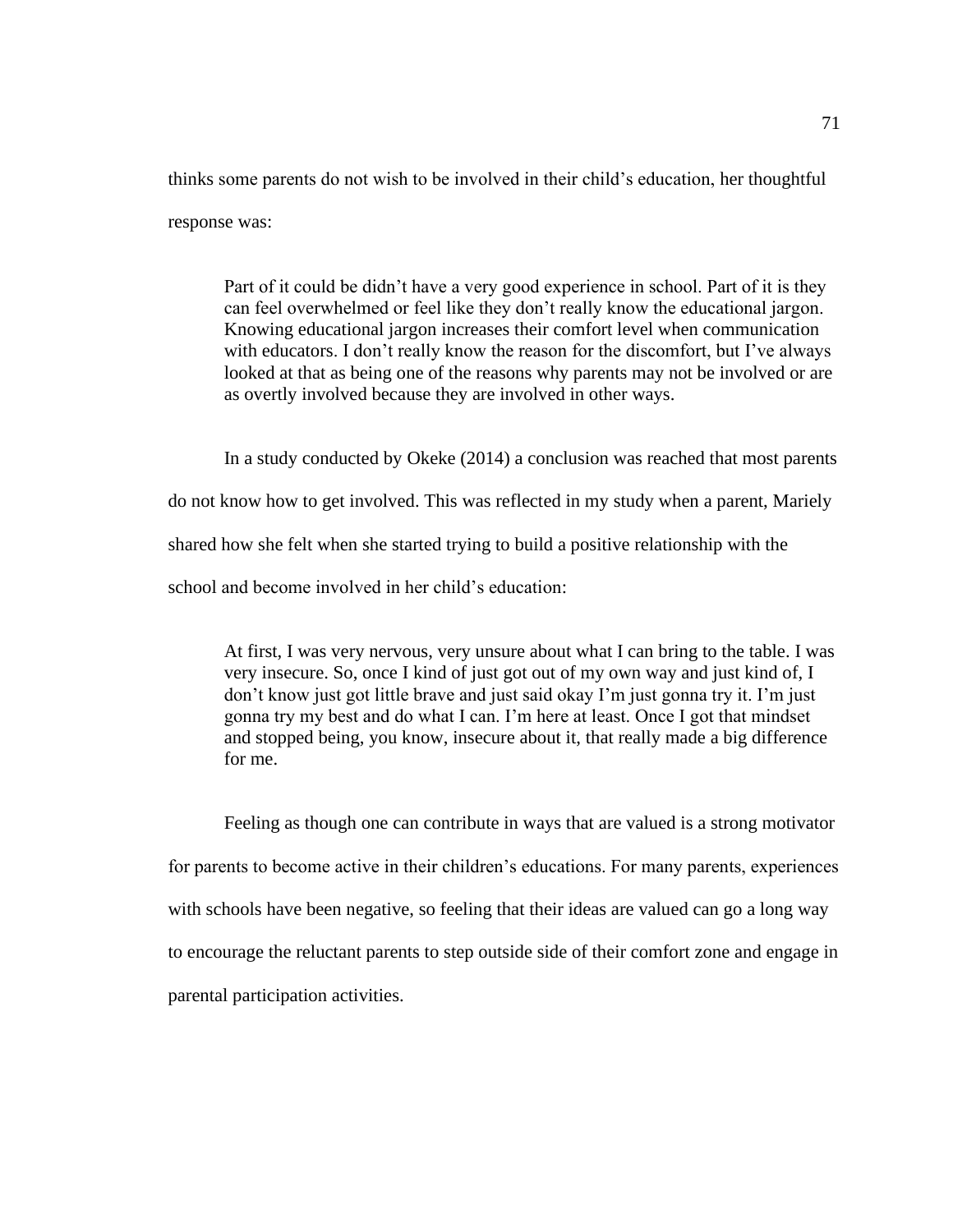thinks some parents do not wish to be involved in their child's education, her thoughtful response was:

> Part of it could be didn't have a very good experience in school. Part of it is they can feel overwhelmed or feel like they don't really know the educational jargon. Knowing educational jargon increases their comfort level when communication with educators. I don't really know the reason for the discomfort, but I've always looked at that as being one of the reasons why parents may not be involved or are as overtly involved because they are involved in other ways.

In a study conducted by Okeke (2014) a conclusion was reached that most parents do not know how to get involved. This was reflected in my study when a parent, Mariely shared how she felt when she started trying to build a positive relationship with the school and become involved in her child's education:

> At first, I was very nervous, very unsure about what I can bring to the table. I was very insecure. So, once I kind of just got out of my own way and just kind of, I don't know just got little brave and just said okay I'm just gonna try it. I'm just gonna try my best and do what I can. I'm here at least. Once I got that mindset and stopped being, you know, insecure about it, that really made a big difference for me.

Feeling as though one can contribute in ways that are valued is a strong motivator for parents to become active in their children's educations. For many parents, experiences with schools have been negative, so feeling that their ideas are valued can go a long way to encourage the reluctant parents to step outside side of their comfort zone and engage in parental participation activities.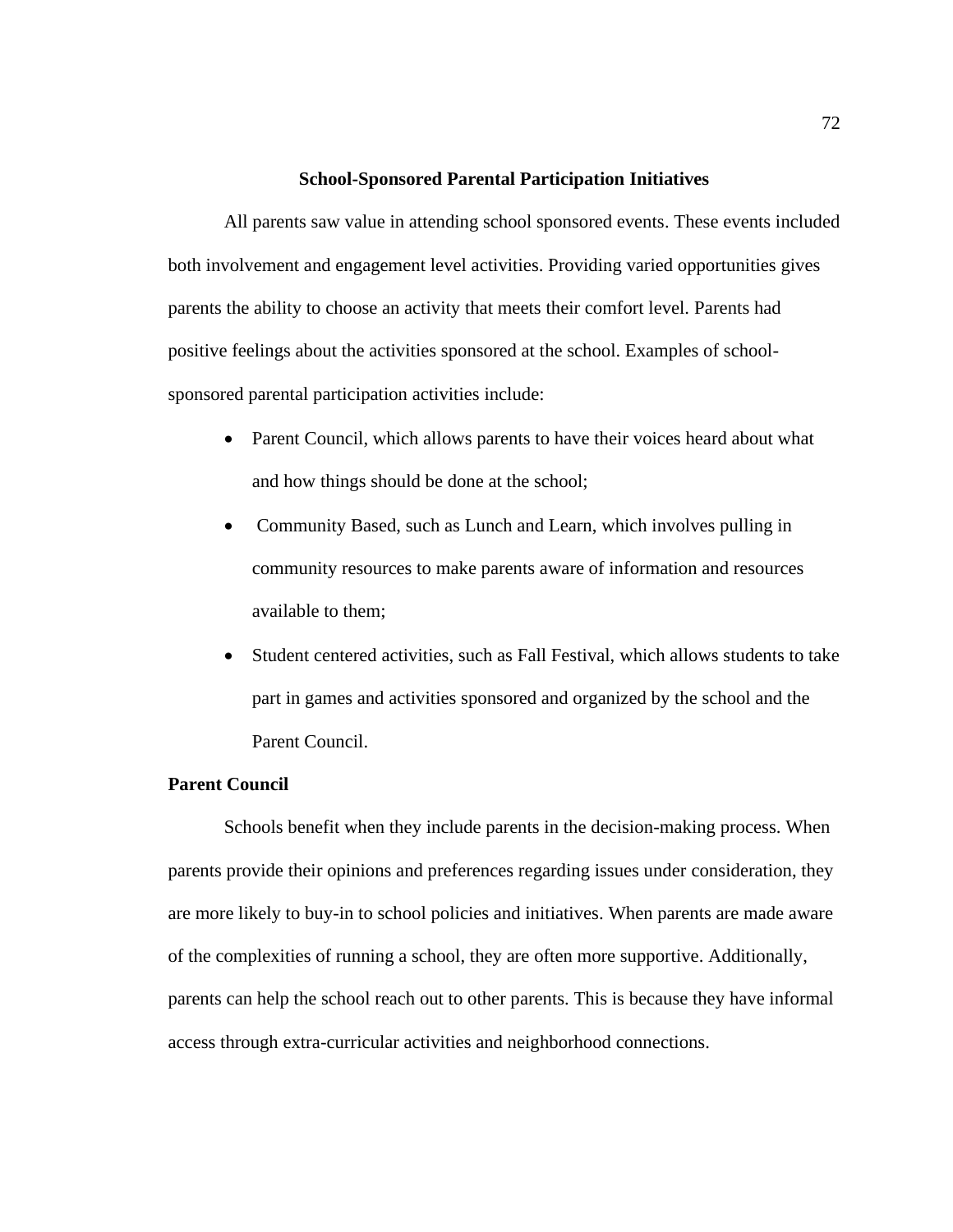## School-Sponsored Parental Participation Initiatives

All parents saw value in attending school sponsored events. These events included both involvement and engagement level activities. Providing varied opportunities gives parents the ability to choose an activity that meets their comfort level. Parents had positive feelings about the activities sponsored at the school. Examples of school-sponsored parental participation activities include:

- Parent Council, which allows parents to have their voices heard about what and how things should be done at the school;
- Community Based, such as Lunch and Learn, which involves pulling in community resources to make parents aware of information and resources available to them;
- Student centered activities, such as Fall Festival, which allows students to take part in games and activities sponsored and organized by the school and the Parent Council.

### Parent Council

Schools benefit when they include parents in the decision-making process. When parents provide their opinions and preferences regarding issues under consideration, they are more likely to buy-in to school policies and initiatives. When parents are made aware of the complexities of running a school, they are often more supportive. Additionally, parents can help the school reach out to other parents. This is because they have informal access through extra-curricular activities and neighborhood connections.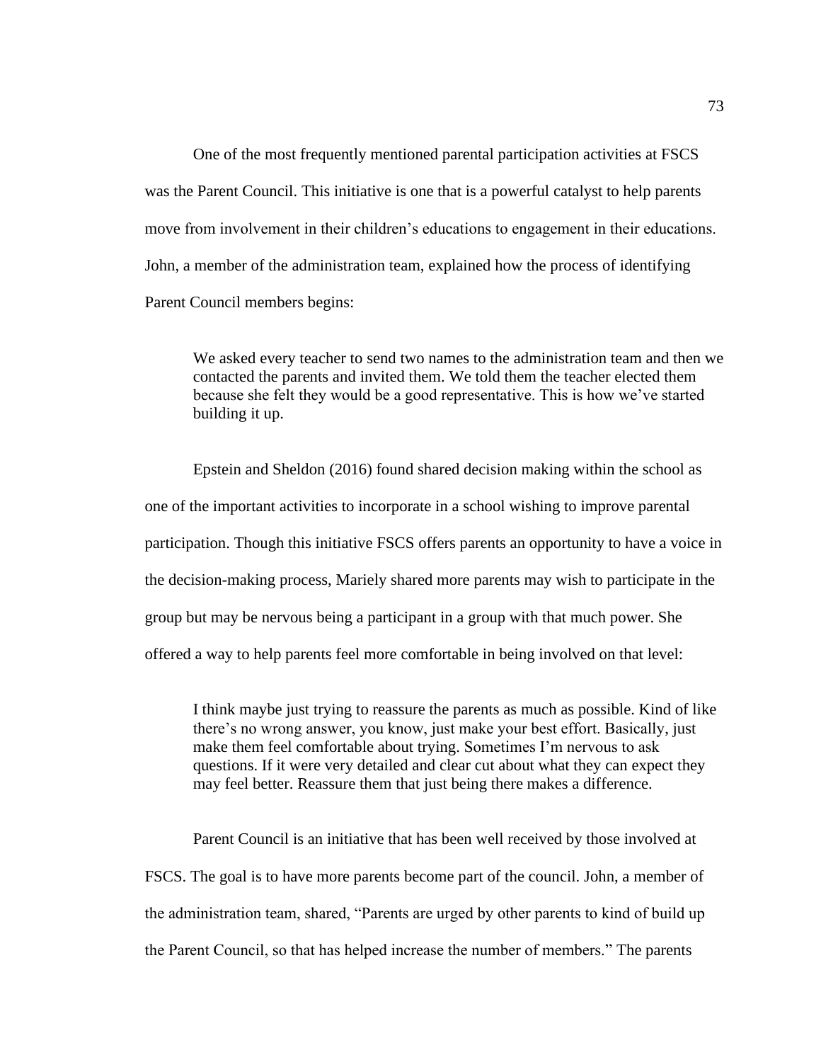One of the most frequently mentioned parental participation activities at FSCS was the Parent Council. This initiative is one that is a powerful catalyst to help parents move from involvement in their children's educations to engagement in their educations. John, a member of the administration team, explained how the process of identifying Parent Council members begins:

> We asked every teacher to send two names to the administration team and then we contacted the parents and invited them. We told them the teacher elected them because she felt they would be a good representative. This is how we've started building it up.

Epstein and Sheldon (2016) found shared decision making within the school as one of the important activities to incorporate in a school wishing to improve parental participation. Though this initiative FSCS offers parents an opportunity to have a voice in the decision-making process, Mariely shared more parents may wish to participate in the group but may be nervous being a participant in a group with that much power. She offered a way to help parents feel more comfortable in being involved on that level:

> I think maybe just trying to reassure the parents as much as possible. Kind of like there's no wrong answer, you know, just make your best effort. Basically, just make them feel comfortable about trying. Sometimes I'm nervous to ask questions. If it were very detailed and clear cut about what they can expect they may feel better. Reassure them that just being there makes a difference.

Parent Council is an initiative that has been well received by those involved at FSCS. The goal is to have more parents become part of the council. John, a member of the administration team, shared, "Parents are urged by other parents to kind of build up the Parent Council, so that has helped increase the number of members." The parents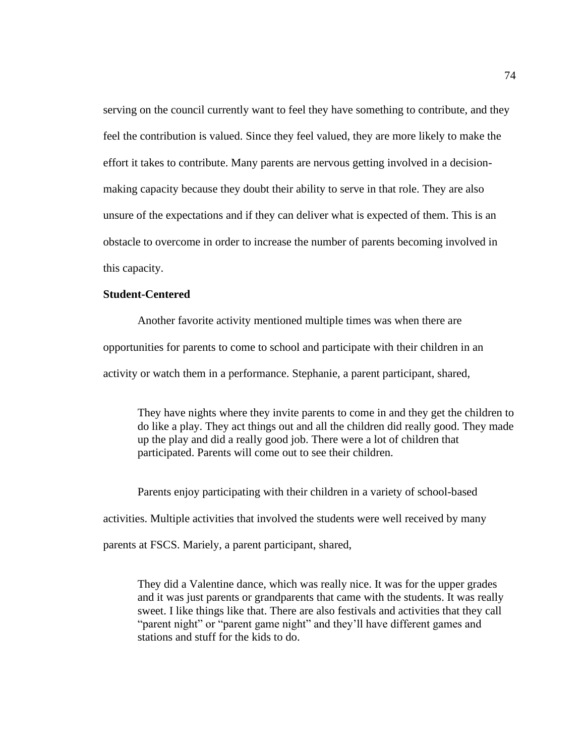serving on the council currently want to feel they have something to contribute, and they feel the contribution is valued. Since they feel valued, they are more likely to make the effort it takes to contribute. Many parents are nervous getting involved in a decision-making capacity because they doubt their ability to serve in that role. They are also unsure of the expectations and if they can deliver what is expected of them. This is an obstacle to overcome in order to increase the number of parents becoming involved in this capacity.

**Student-Centered**

Another favorite activity mentioned multiple times was when there are opportunities for parents to come to school and participate with their children in an activity or watch them in a performance. Stephanie, a parent participant, shared,

> They have nights where they invite parents to come in and they get the children to do like a play. They act things out and all the children did really good. They made up the play and did a really good job. There were a lot of children that participated. Parents will come out to see their children.

Parents enjoy participating with their children in a variety of school-based activities. Multiple activities that involved the students were well received by many parents at FSCS. Mariely, a parent participant, shared,

> They did a Valentine dance, which was really nice. It was for the upper grades and it was just parents or grandparents that came with the students. It was really sweet. I like things like that. There are also festivals and activities that they call "parent night" or "parent game night" and they'll have different games and stations and stuff for the kids to do.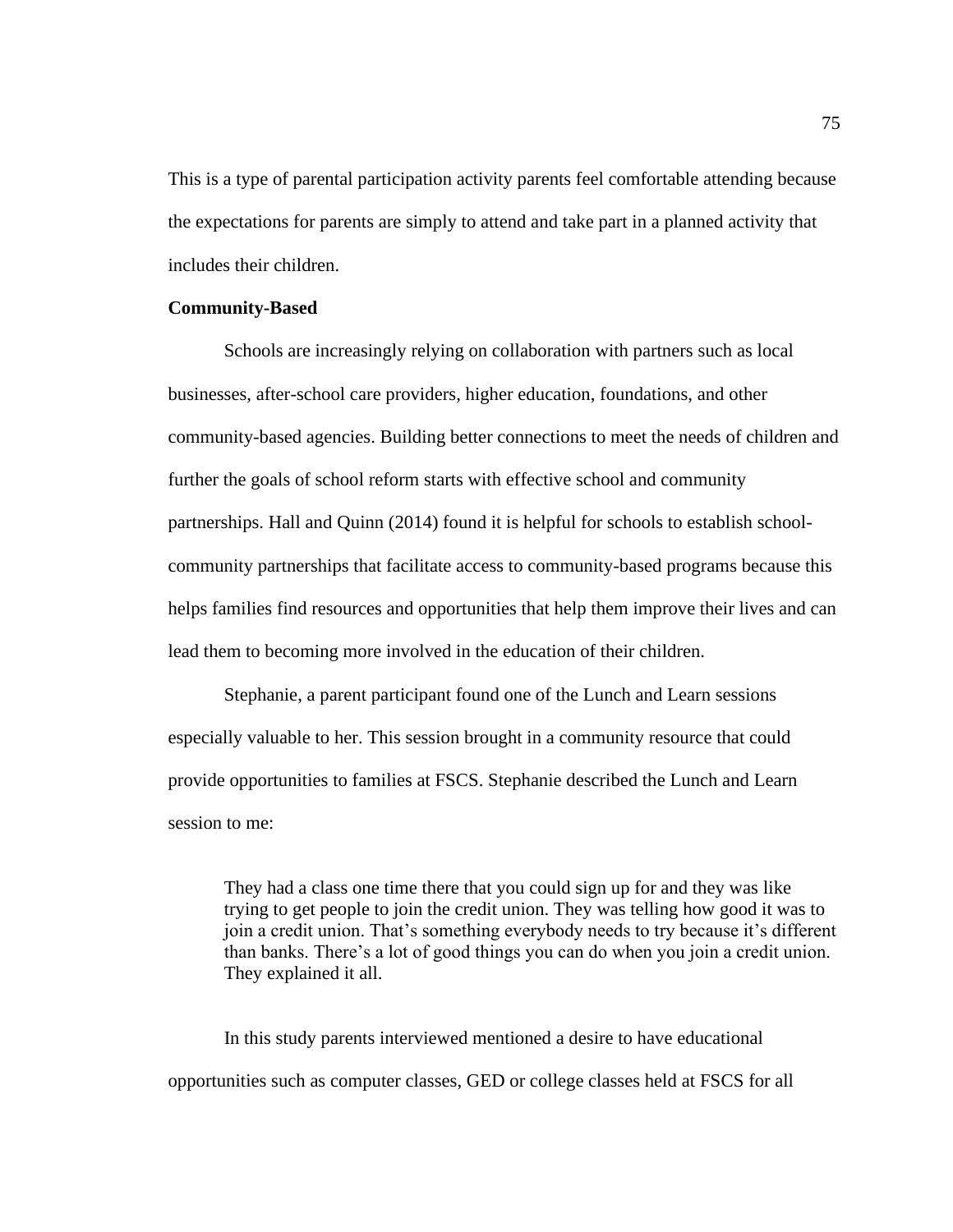This is a type of parental participation activity parents feel comfortable attending because the expectations for parents are simply to attend and take part in a planned activity that includes their children.

### Community-Based

Schools are increasingly relying on collaboration with partners such as local businesses, after-school care providers, higher education, foundations, and other community-based agencies. Building better connections to meet the needs of children and further the goals of school reform starts with effective school and community partnerships. Hall and Quinn (2014) found it is helpful for schools to establish school-community partnerships that facilitate access to community-based programs because this helps families find resources and opportunities that help them improve their lives and can lead them to becoming more involved in the education of their children.

Stephanie, a parent participant found one of the Lunch and Learn sessions especially valuable to her. This session brought in a community resource that could provide opportunities to families at FSCS. Stephanie described the Lunch and Learn session to me:

> They had a class one time there that you could sign up for and they was like trying to get people to join the credit union. They was telling how good it was to join a credit union. That's something everybody needs to try because it's different than banks. There's a lot of good things you can do when you join a credit union. They explained it all.

In this study parents interviewed mentioned a desire to have educational opportunities such as computer classes, GED or college classes held at FSCS for all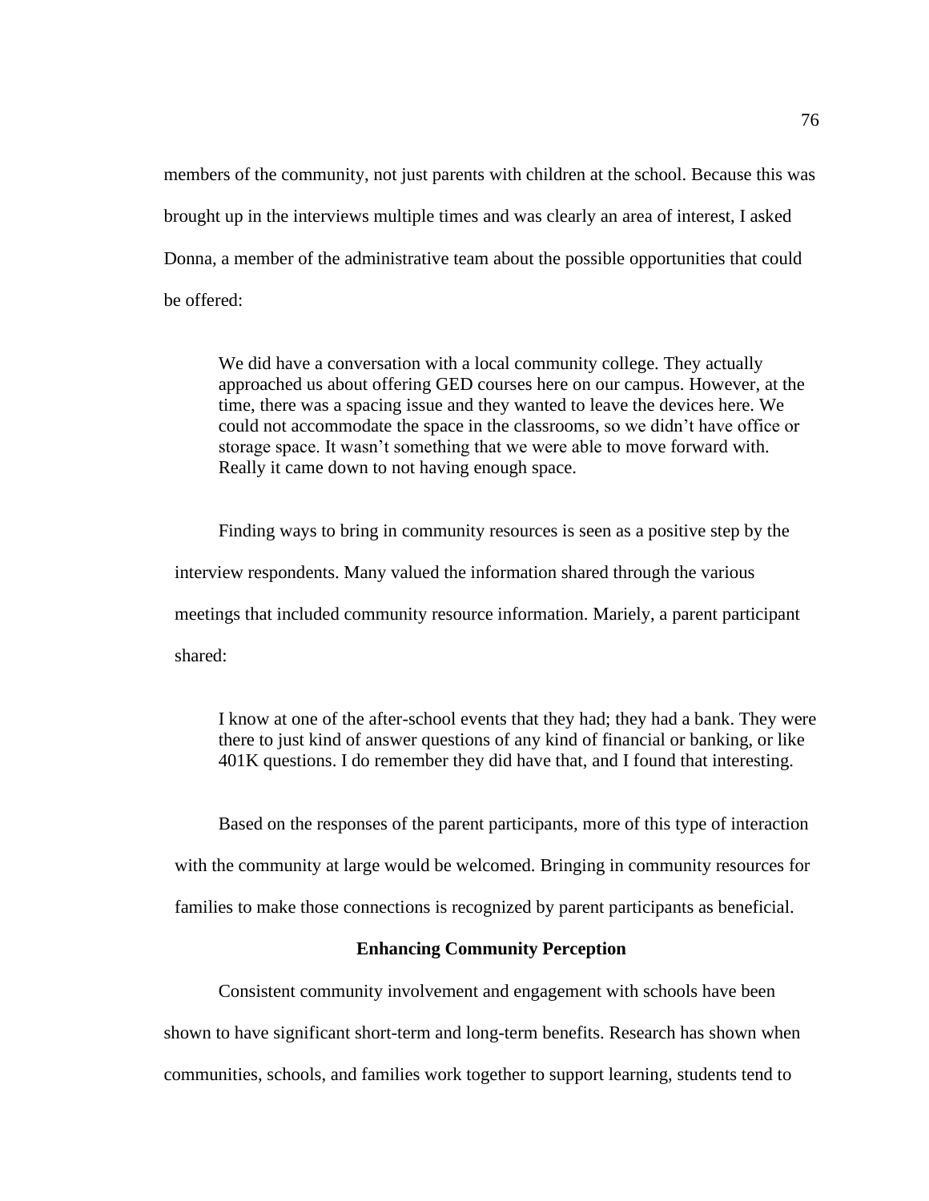members of the community, not just parents with children at the school. Because this was brought up in the interviews multiple times and was clearly an area of interest, I asked Donna, a member of the administrative team about the possible opportunities that could be offered:

> We did have a conversation with a local community college. They actually approached us about offering GED courses here on our campus. However, at the time, there was a spacing issue and they wanted to leave the devices here. We could not accommodate the space in the classrooms, so we didn't have office or storage space. It wasn't something that we were able to move forward with. Really it came down to not having enough space.

Finding ways to bring in community resources is seen as a positive step by the interview respondents. Many valued the information shared through the various meetings that included community resource information. Mariely, a parent participant shared:

> I know at one of the after-school events that they had; they had a bank. They were there to just kind of answer questions of any kind of financial or banking, or like 401K questions. I do remember they did have that, and I found that interesting.

Based on the responses of the parent participants, more of this type of interaction with the community at large would be welcomed. Bringing in community resources for families to make those connections is recognized by parent participants as beneficial.

## Enhancing Community Perception

Consistent community involvement and engagement with schools have been shown to have significant short-term and long-term benefits. Research has shown when communities, schools, and families work together to support learning, students tend to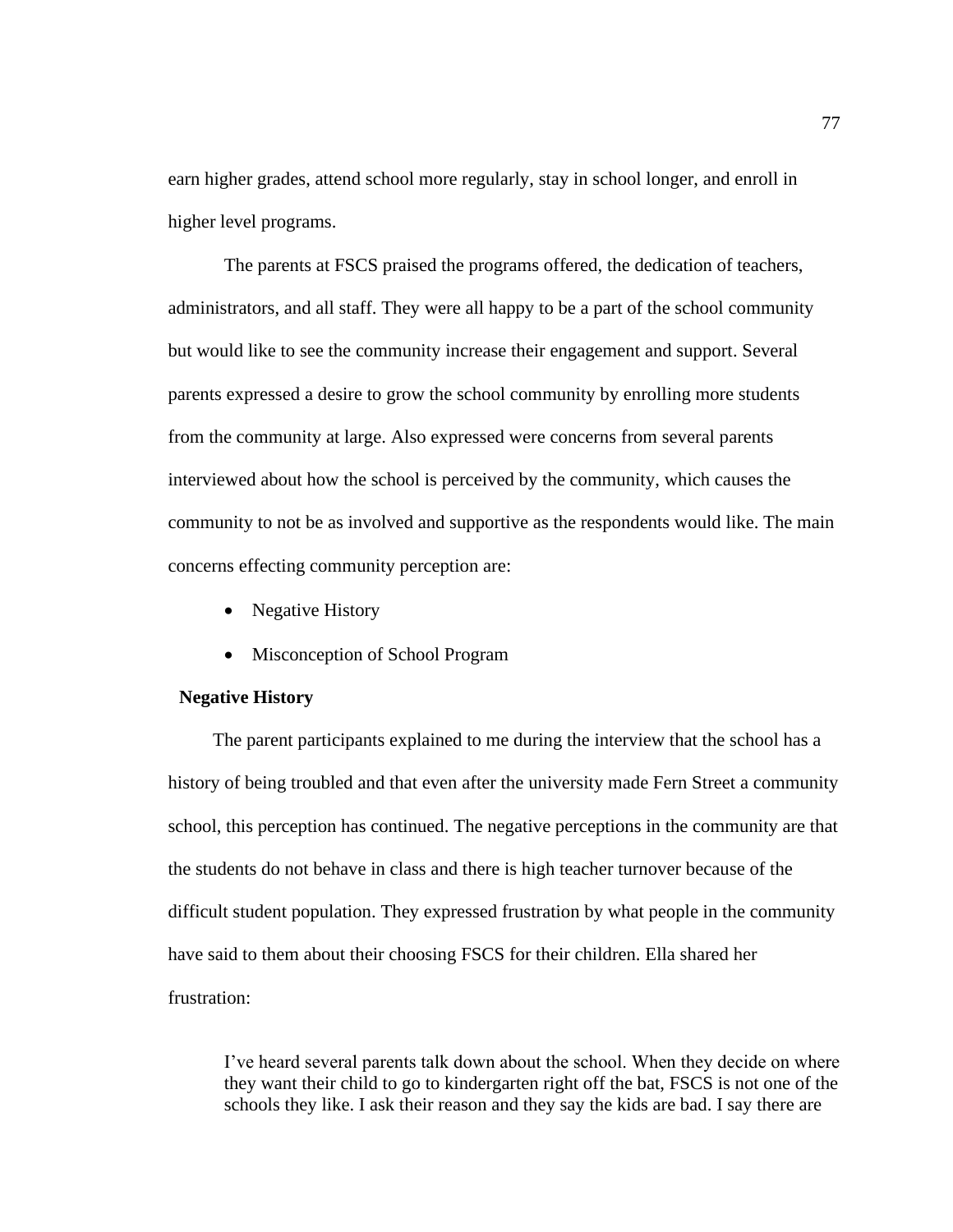earn higher grades, attend school more regularly, stay in school longer, and enroll in higher level programs.

The parents at FSCS praised the programs offered, the dedication of teachers, administrators, and all staff. They were all happy to be a part of the school community but would like to see the community increase their engagement and support. Several parents expressed a desire to grow the school community by enrolling more students from the community at large. Also expressed were concerns from several parents interviewed about how the school is perceived by the community, which causes the community to not be as involved and supportive as the respondents would like. The main concerns effecting community perception are:

- Negative History
- Misconception of School Program

**Negative History**

The parent participants explained to me during the interview that the school has a history of being troubled and that even after the university made Fern Street a community school, this perception has continued. The negative perceptions in the community are that the students do not behave in class and there is high teacher turnover because of the difficult student population. They expressed frustration by what people in the community have said to them about their choosing FSCS for their children. Ella shared her frustration:

> I've heard several parents talk down about the school. When they decide on where they want their child to go to kindergarten right off the bat, FSCS is not one of the schools they like. I ask their reason and they say the kids are bad. I say there are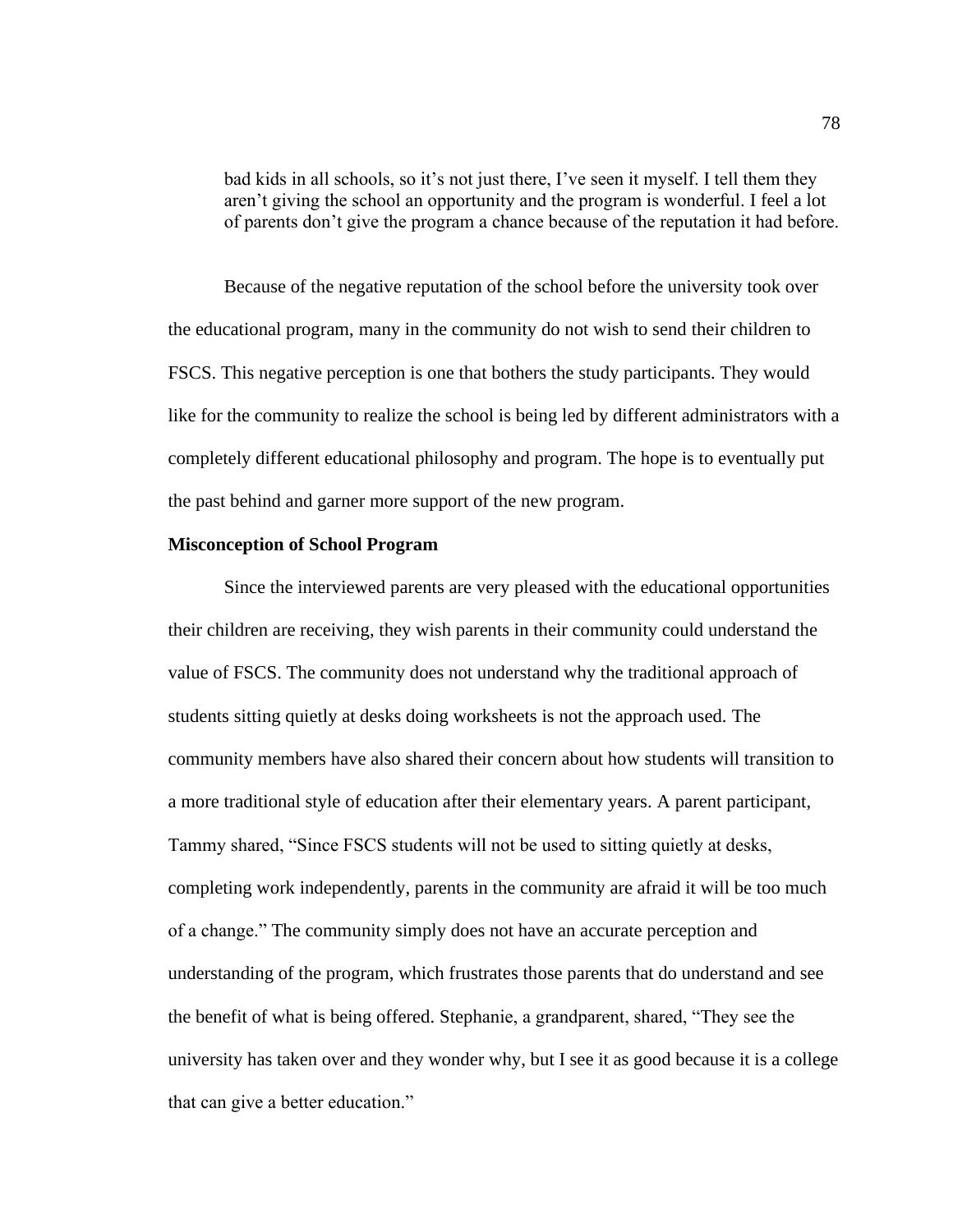> bad kids in all schools, so it's not just there, I've seen it myself. I tell them they aren't giving the school an opportunity and the program is wonderful. I feel a lot of parents don't give the program a chance because of the reputation it had before.

Because of the negative reputation of the school before the university took over the educational program, many in the community do not wish to send their children to FSCS. This negative perception is one that bothers the study participants. They would like for the community to realize the school is being led by different administrators with a completely different educational philosophy and program. The hope is to eventually put the past behind and garner more support of the new program.

**Misconception of School Program**

Since the interviewed parents are very pleased with the educational opportunities their children are receiving, they wish parents in their community could understand the value of FSCS. The community does not understand why the traditional approach of students sitting quietly at desks doing worksheets is not the approach used. The community members have also shared their concern about how students will transition to a more traditional style of education after their elementary years. A parent participant, Tammy shared, "Since FSCS students will not be used to sitting quietly at desks, completing work independently, parents in the community are afraid it will be too much of a change." The community simply does not have an accurate perception and understanding of the program, which frustrates those parents that do understand and see the benefit of what is being offered. Stephanie, a grandparent, shared, "They see the university has taken over and they wonder why, but I see it as good because it is a college that can give a better education."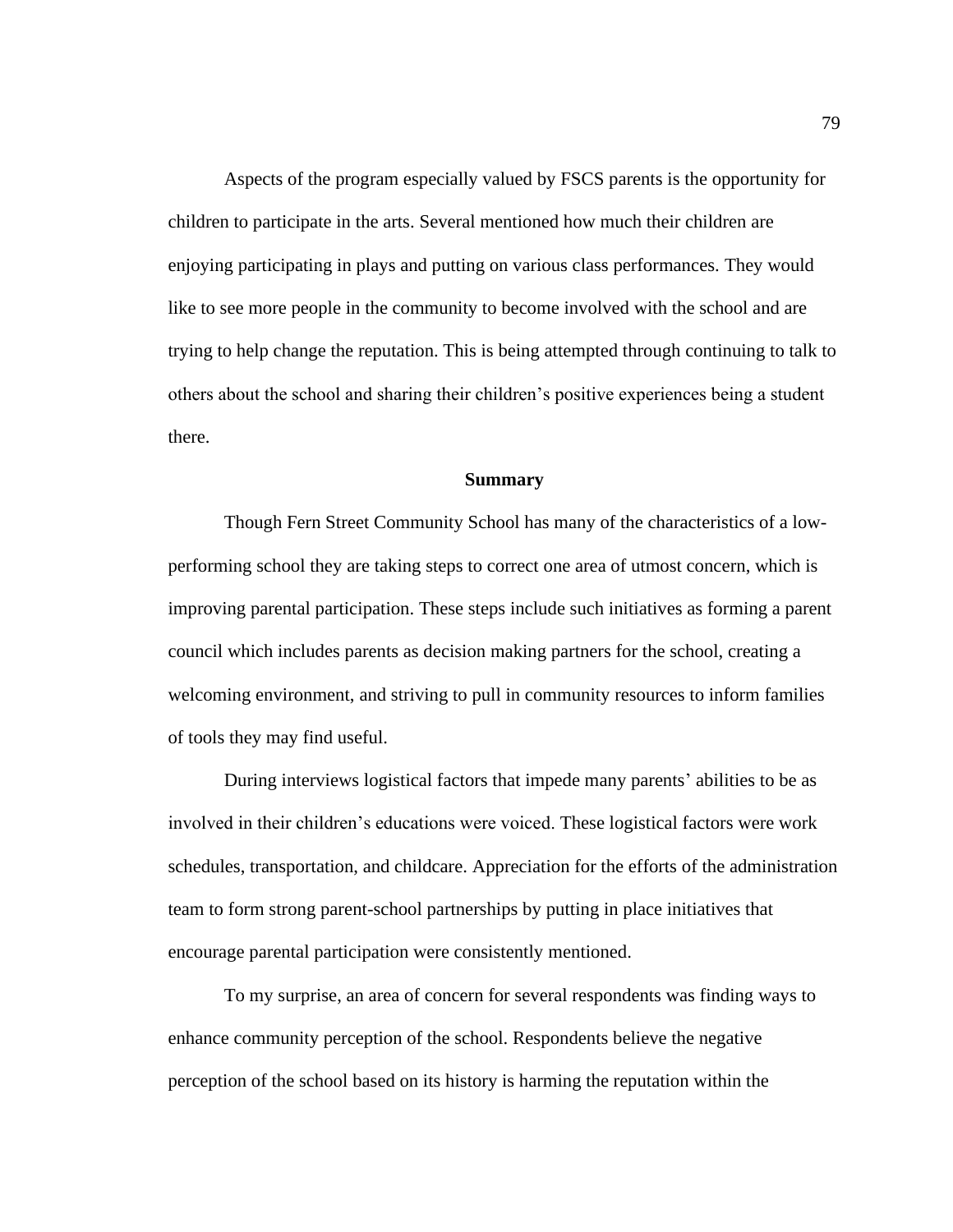Aspects of the program especially valued by FSCS parents is the opportunity for children to participate in the arts. Several mentioned how much their children are enjoying participating in plays and putting on various class performances. They would like to see more people in the community to become involved with the school and are trying to help change the reputation. This is being attempted through continuing to talk to others about the school and sharing their children's positive experiences being a student there.

## Summary

Though Fern Street Community School has many of the characteristics of a low-performing school they are taking steps to correct one area of utmost concern, which is improving parental participation. These steps include such initiatives as forming a parent council which includes parents as decision making partners for the school, creating a welcoming environment, and striving to pull in community resources to inform families of tools they may find useful.

During interviews logistical factors that impede many parents' abilities to be as involved in their children's educations were voiced. These logistical factors were work schedules, transportation, and childcare. Appreciation for the efforts of the administration team to form strong parent-school partnerships by putting in place initiatives that encourage parental participation were consistently mentioned.

To my surprise, an area of concern for several respondents was finding ways to enhance community perception of the school. Respondents believe the negative perception of the school based on its history is harming the reputation within the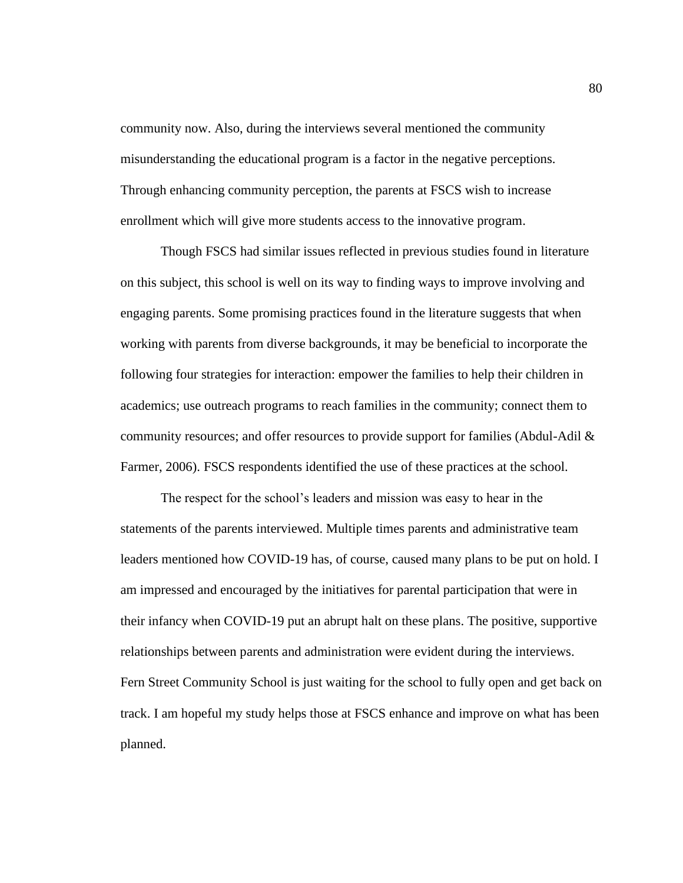community now. Also, during the interviews several mentioned the community misunderstanding the educational program is a factor in the negative perceptions. Through enhancing community perception, the parents at FSCS wish to increase enrollment which will give more students access to the innovative program.

Though FSCS had similar issues reflected in previous studies found in literature on this subject, this school is well on its way to finding ways to improve involving and engaging parents. Some promising practices found in the literature suggests that when working with parents from diverse backgrounds, it may be beneficial to incorporate the following four strategies for interaction: empower the families to help their children in academics; use outreach programs to reach families in the community; connect them to community resources; and offer resources to provide support for families (Abdul-Adil & Farmer, 2006). FSCS respondents identified the use of these practices at the school.

The respect for the school's leaders and mission was easy to hear in the statements of the parents interviewed. Multiple times parents and administrative team leaders mentioned how COVID-19 has, of course, caused many plans to be put on hold. I am impressed and encouraged by the initiatives for parental participation that were in their infancy when COVID-19 put an abrupt halt on these plans. The positive, supportive relationships between parents and administration were evident during the interviews. Fern Street Community School is just waiting for the school to fully open and get back on track. I am hopeful my study helps those at FSCS enhance and improve on what has been planned.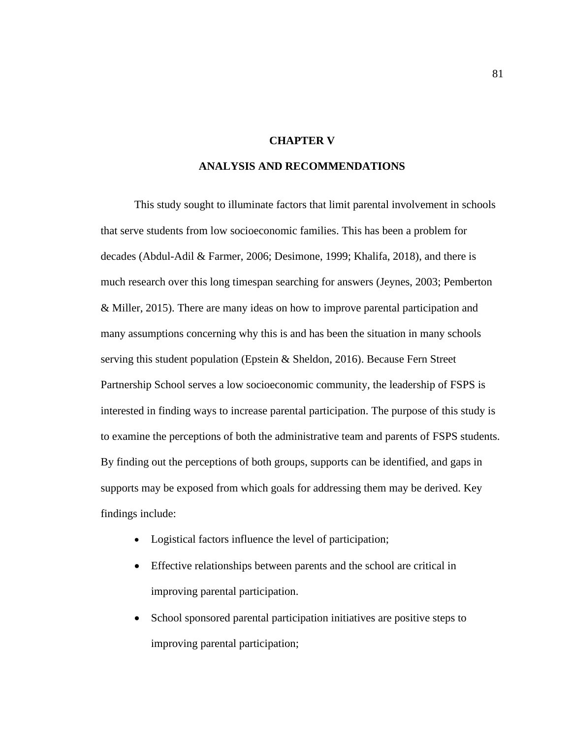# CHAPTER V

## ANALYSIS AND RECOMMENDATIONS

This study sought to illuminate factors that limit parental involvement in schools that serve students from low socioeconomic families. This has been a problem for decades (Abdul-Adil & Farmer, 2006; Desimone, 1999; Khalifa, 2018), and there is much research over this long timespan searching for answers (Jeynes, 2003; Pemberton & Miller, 2015). There are many ideas on how to improve parental participation and many assumptions concerning why this is and has been the situation in many schools serving this student population (Epstein & Sheldon, 2016). Because Fern Street Partnership School serves a low socioeconomic community, the leadership of FSPS is interested in finding ways to increase parental participation. The purpose of this study is to examine the perceptions of both the administrative team and parents of FSPS students. By finding out the perceptions of both groups, supports can be identified, and gaps in supports may be exposed from which goals for addressing them may be derived. Key findings include:

- Logistical factors influence the level of participation;
- Effective relationships between parents and the school are critical in improving parental participation.
- School sponsored parental participation initiatives are positive steps to improving parental participation;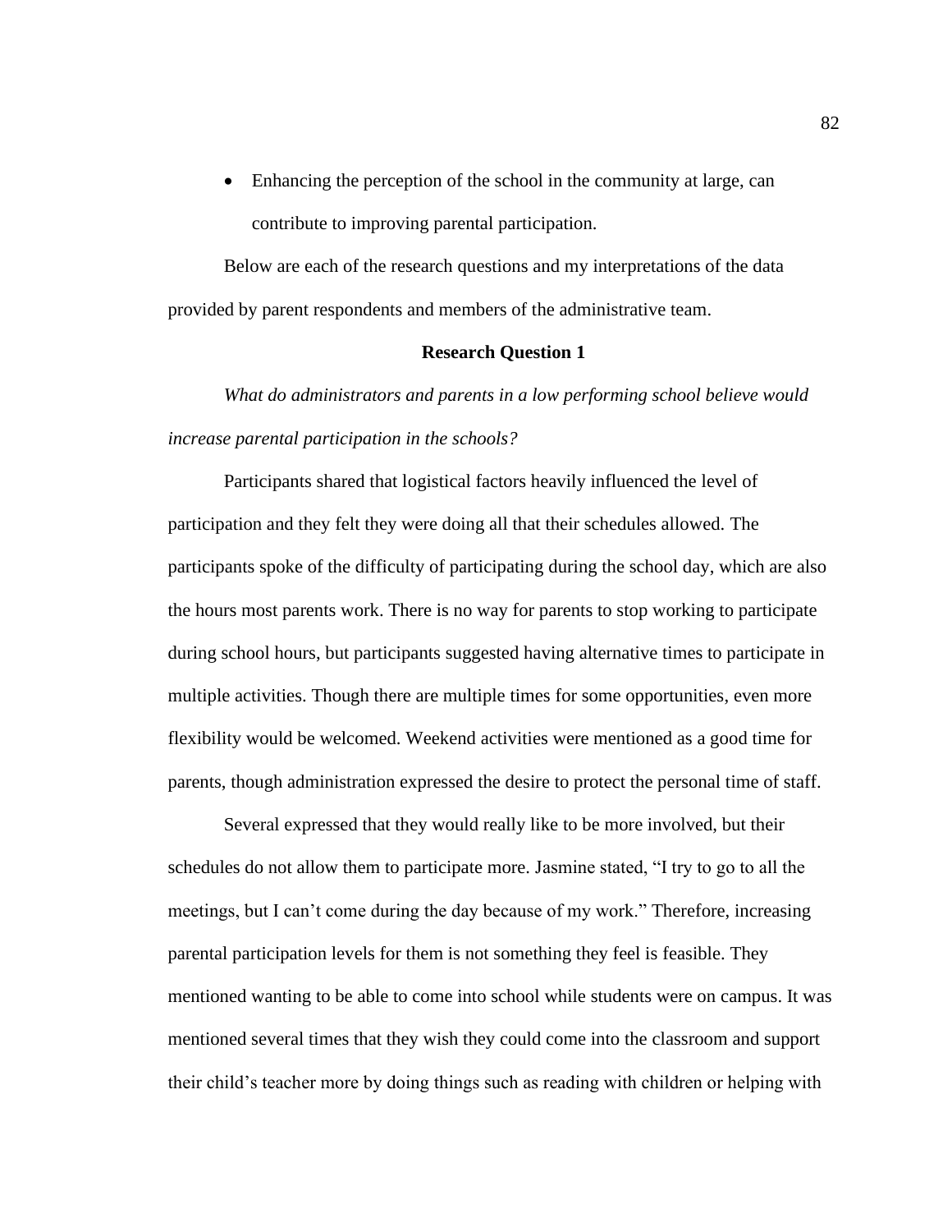- Enhancing the perception of the school in the community at large, can contribute to improving parental participation.

Below are each of the research questions and my interpretations of the data provided by parent respondents and members of the administrative team.

### Research Question 1

*What do administrators and parents in a low performing school believe would increase parental participation in the schools?*

Participants shared that logistical factors heavily influenced the level of participation and they felt they were doing all that their schedules allowed. The participants spoke of the difficulty of participating during the school day, which are also the hours most parents work. There is no way for parents to stop working to participate during school hours, but participants suggested having alternative times to participate in multiple activities. Though there are multiple times for some opportunities, even more flexibility would be welcomed. Weekend activities were mentioned as a good time for parents, though administration expressed the desire to protect the personal time of staff.

Several expressed that they would really like to be more involved, but their schedules do not allow them to participate more. Jasmine stated, "I try to go to all the meetings, but I can't come during the day because of my work." Therefore, increasing parental participation levels for them is not something they feel is feasible. They mentioned wanting to be able to come into school while students were on campus. It was mentioned several times that they wish they could come into the classroom and support their child's teacher more by doing things such as reading with children or helping with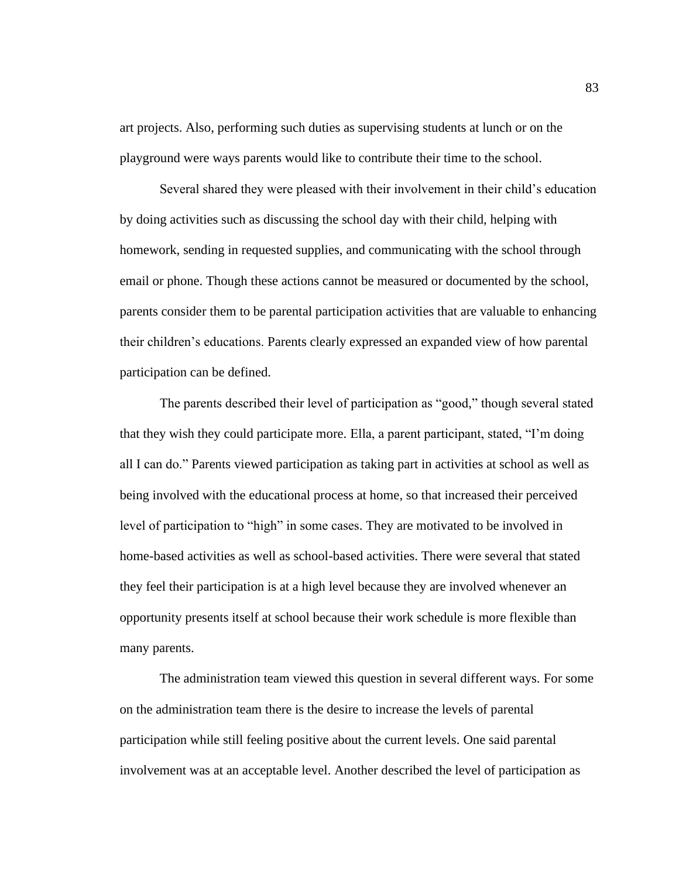art projects. Also, performing such duties as supervising students at lunch or on the playground were ways parents would like to contribute their time to the school.

Several shared they were pleased with their involvement in their child's education by doing activities such as discussing the school day with their child, helping with homework, sending in requested supplies, and communicating with the school through email or phone. Though these actions cannot be measured or documented by the school, parents consider them to be parental participation activities that are valuable to enhancing their children's educations. Parents clearly expressed an expanded view of how parental participation can be defined.

The parents described their level of participation as "good," though several stated that they wish they could participate more. Ella, a parent participant, stated, "I'm doing all I can do." Parents viewed participation as taking part in activities at school as well as being involved with the educational process at home, so that increased their perceived level of participation to "high" in some cases. They are motivated to be involved in home-based activities as well as school-based activities. There were several that stated they feel their participation is at a high level because they are involved whenever an opportunity presents itself at school because their work schedule is more flexible than many parents.

The administration team viewed this question in several different ways. For some on the administration team there is the desire to increase the levels of parental participation while still feeling positive about the current levels. One said parental involvement was at an acceptable level. Another described the level of participation as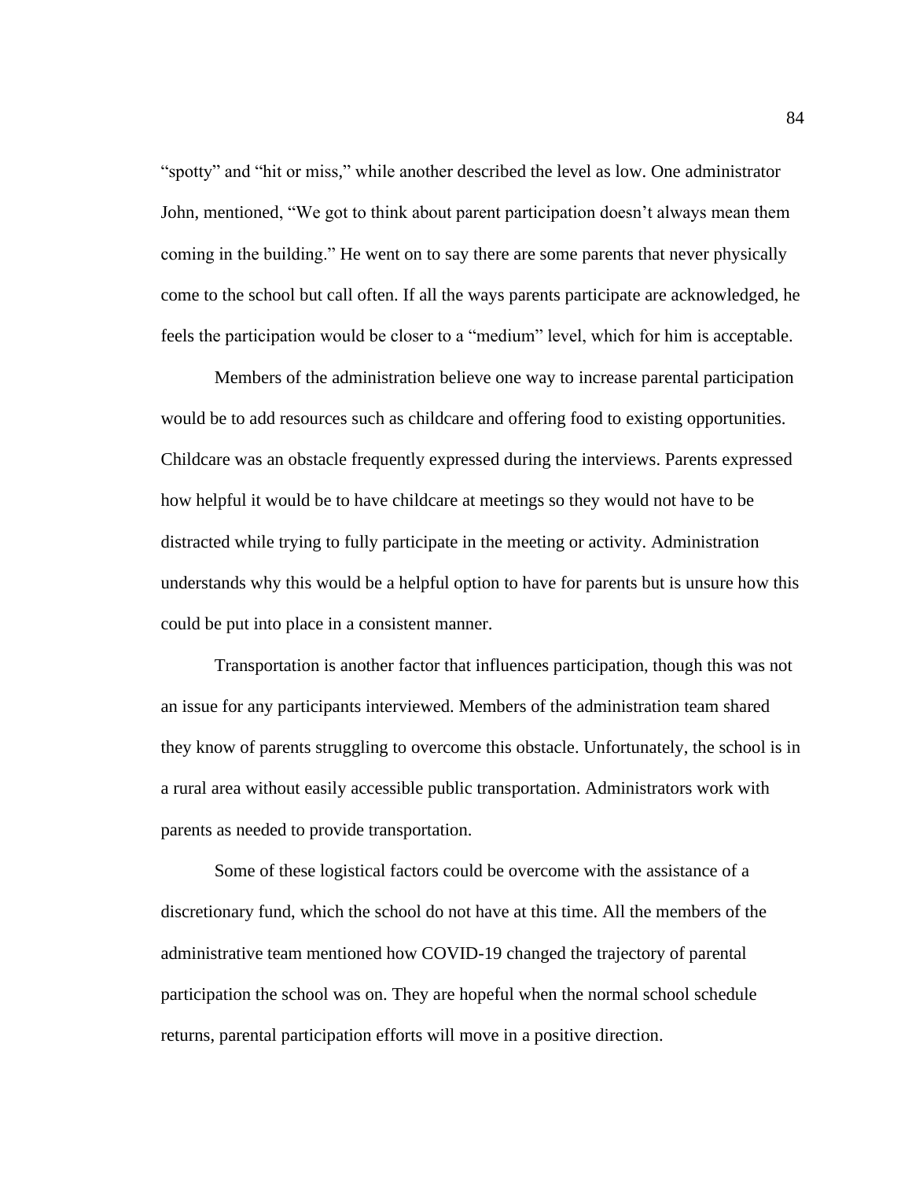"spotty" and "hit or miss," while another described the level as low. One administrator John, mentioned, "We got to think about parent participation doesn't always mean them coming in the building." He went on to say there are some parents that never physically come to the school but call often. If all the ways parents participate are acknowledged, he feels the participation would be closer to a "medium" level, which for him is acceptable.

Members of the administration believe one way to increase parental participation would be to add resources such as childcare and offering food to existing opportunities. Childcare was an obstacle frequently expressed during the interviews. Parents expressed how helpful it would be to have childcare at meetings so they would not have to be distracted while trying to fully participate in the meeting or activity. Administration understands why this would be a helpful option to have for parents but is unsure how this could be put into place in a consistent manner.

Transportation is another factor that influences participation, though this was not an issue for any participants interviewed. Members of the administration team shared they know of parents struggling to overcome this obstacle. Unfortunately, the school is in a rural area without easily accessible public transportation. Administrators work with parents as needed to provide transportation.

Some of these logistical factors could be overcome with the assistance of a discretionary fund, which the school do not have at this time. All the members of the administrative team mentioned how COVID-19 changed the trajectory of parental participation the school was on. They are hopeful when the normal school schedule returns, parental participation efforts will move in a positive direction.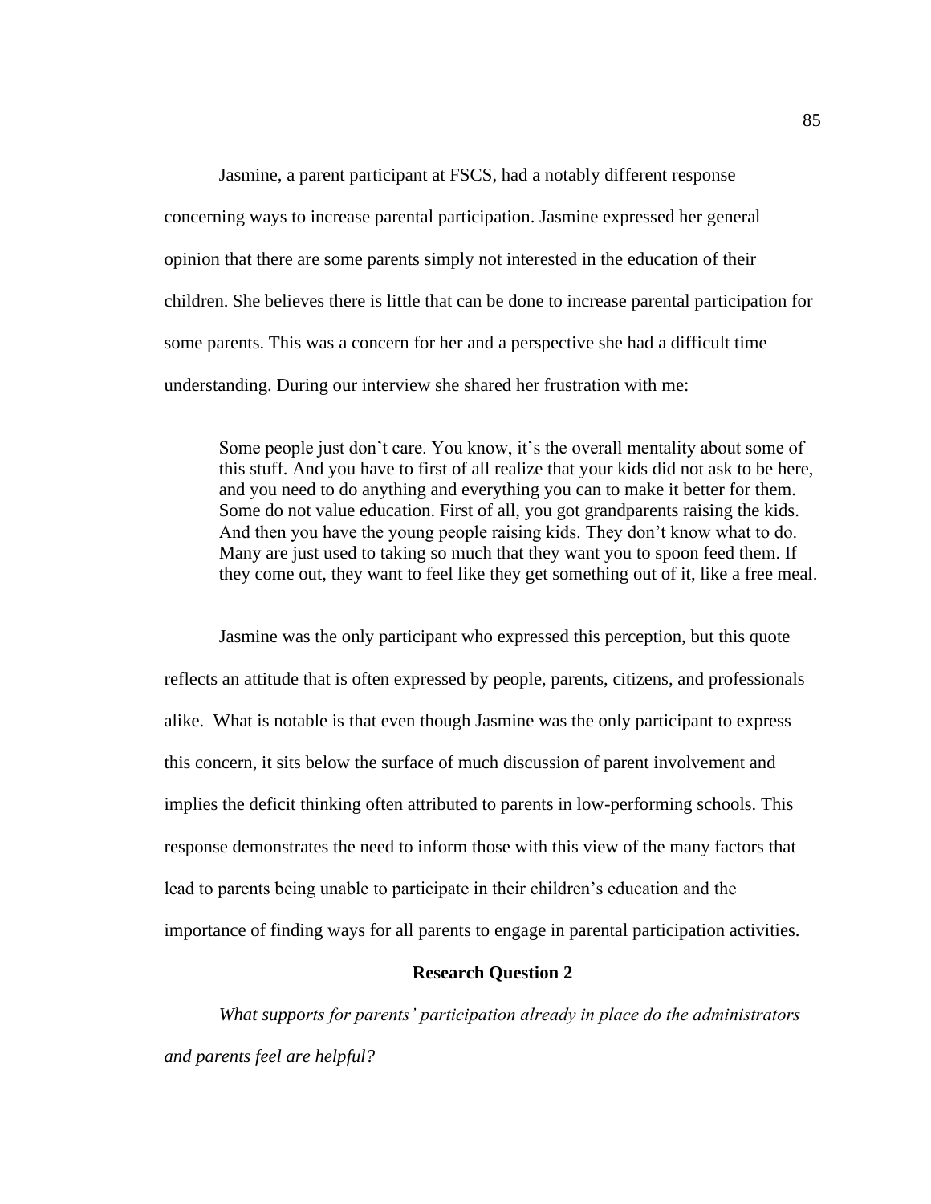Jasmine, a parent participant at FSCS, had a notably different response concerning ways to increase parental participation. Jasmine expressed her general opinion that there are some parents simply not interested in the education of their children. She believes there is little that can be done to increase parental participation for some parents. This was a concern for her and a perspective she had a difficult time understanding. During our interview she shared her frustration with me:

> Some people just don't care. You know, it's the overall mentality about some of this stuff. And you have to first of all realize that your kids did not ask to be here, and you need to do anything and everything you can to make it better for them. Some do not value education. First of all, you got grandparents raising the kids. And then you have the young people raising kids. They don't know what to do. Many are just used to taking so much that they want you to spoon feed them. If they come out, they want to feel like they get something out of it, like a free meal.

Jasmine was the only participant who expressed this perception, but this quote reflects an attitude that is often expressed by people, parents, citizens, and professionals alike. What is notable is that even though Jasmine was the only participant to express this concern, it sits below the surface of much discussion of parent involvement and implies the deficit thinking often attributed to parents in low-performing schools. This response demonstrates the need to inform those with this view of the many factors that lead to parents being unable to participate in their children's education and the importance of finding ways for all parents to engage in parental participation activities.

## Research Question 2

*What supports for parents' participation already in place do the administrators and parents feel are helpful?*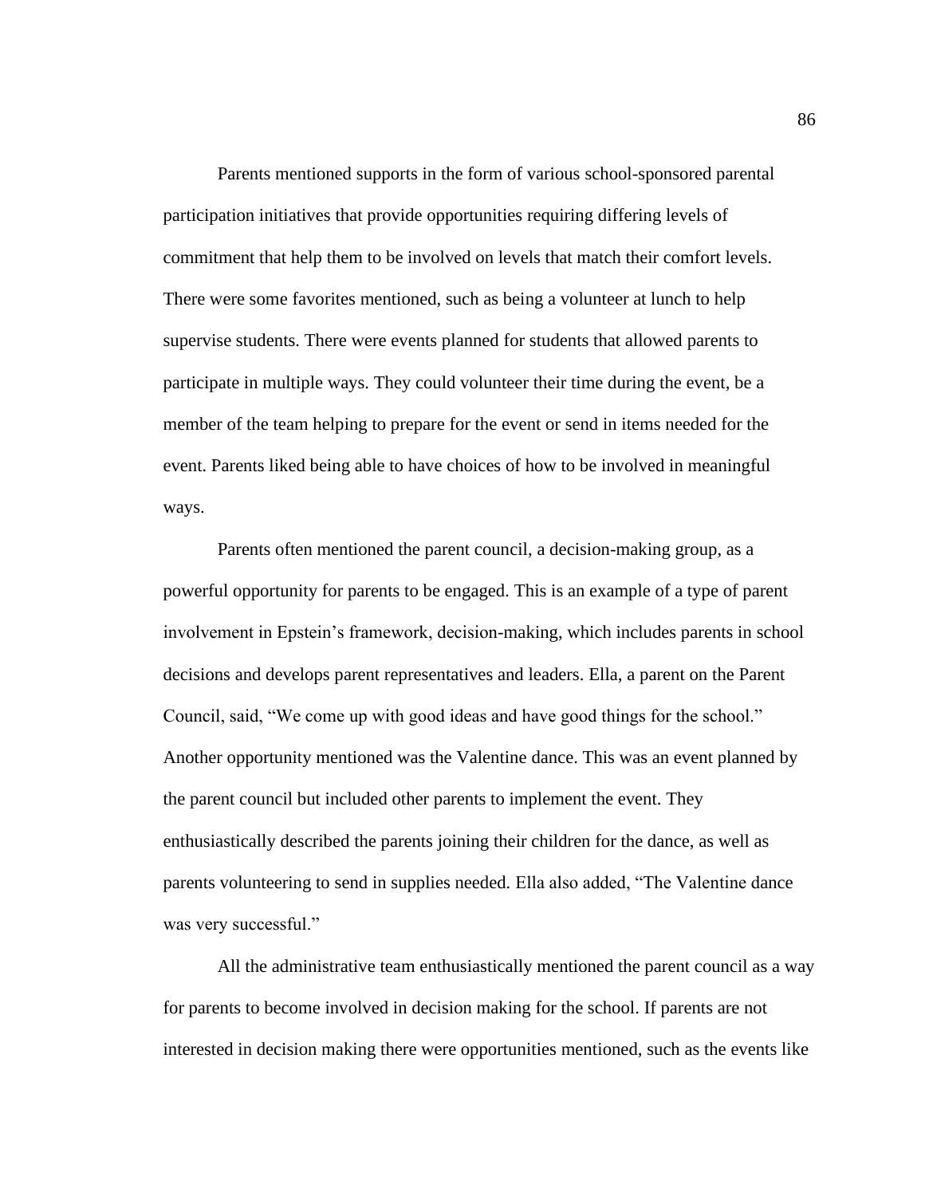Parents mentioned supports in the form of various school-sponsored parental participation initiatives that provide opportunities requiring differing levels of commitment that help them to be involved on levels that match their comfort levels. There were some favorites mentioned, such as being a volunteer at lunch to help supervise students. There were events planned for students that allowed parents to participate in multiple ways. They could volunteer their time during the event, be a member of the team helping to prepare for the event or send in items needed for the event. Parents liked being able to have choices of how to be involved in meaningful ways.

Parents often mentioned the parent council, a decision-making group, as a powerful opportunity for parents to be engaged. This is an example of a type of parent involvement in Epstein's framework, decision-making, which includes parents in school decisions and develops parent representatives and leaders. Ella, a parent on the Parent Council, said, "We come up with good ideas and have good things for the school." Another opportunity mentioned was the Valentine dance. This was an event planned by the parent council but included other parents to implement the event. They enthusiastically described the parents joining their children for the dance, as well as parents volunteering to send in supplies needed. Ella also added, "The Valentine dance was very successful."

All the administrative team enthusiastically mentioned the parent council as a way for parents to become involved in decision making for the school. If parents are not interested in decision making there were opportunities mentioned, such as the events like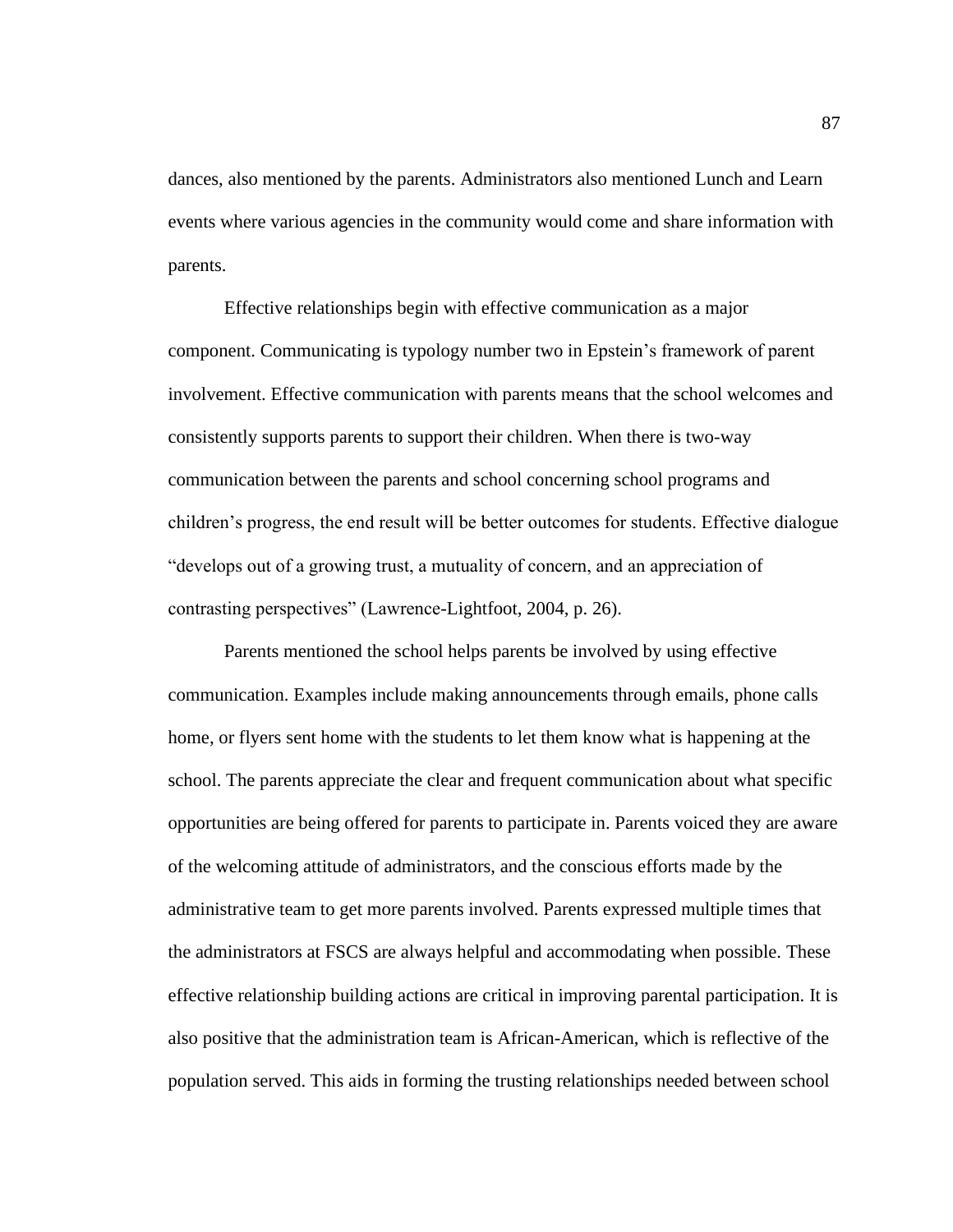dances, also mentioned by the parents. Administrators also mentioned Lunch and Learn events where various agencies in the community would come and share information with parents.

Effective relationships begin with effective communication as a major component. Communicating is typology number two in Epstein's framework of parent involvement. Effective communication with parents means that the school welcomes and consistently supports parents to support their children. When there is two-way communication between the parents and school concerning school programs and children's progress, the end result will be better outcomes for students. Effective dialogue "develops out of a growing trust, a mutuality of concern, and an appreciation of contrasting perspectives" (Lawrence-Lightfoot, 2004, p. 26).

Parents mentioned the school helps parents be involved by using effective communication. Examples include making announcements through emails, phone calls home, or flyers sent home with the students to let them know what is happening at the school. The parents appreciate the clear and frequent communication about what specific opportunities are being offered for parents to participate in. Parents voiced they are aware of the welcoming attitude of administrators, and the conscious efforts made by the administrative team to get more parents involved. Parents expressed multiple times that the administrators at FSCS are always helpful and accommodating when possible. These effective relationship building actions are critical in improving parental participation. It is also positive that the administration team is African-American, which is reflective of the population served. This aids in forming the trusting relationships needed between school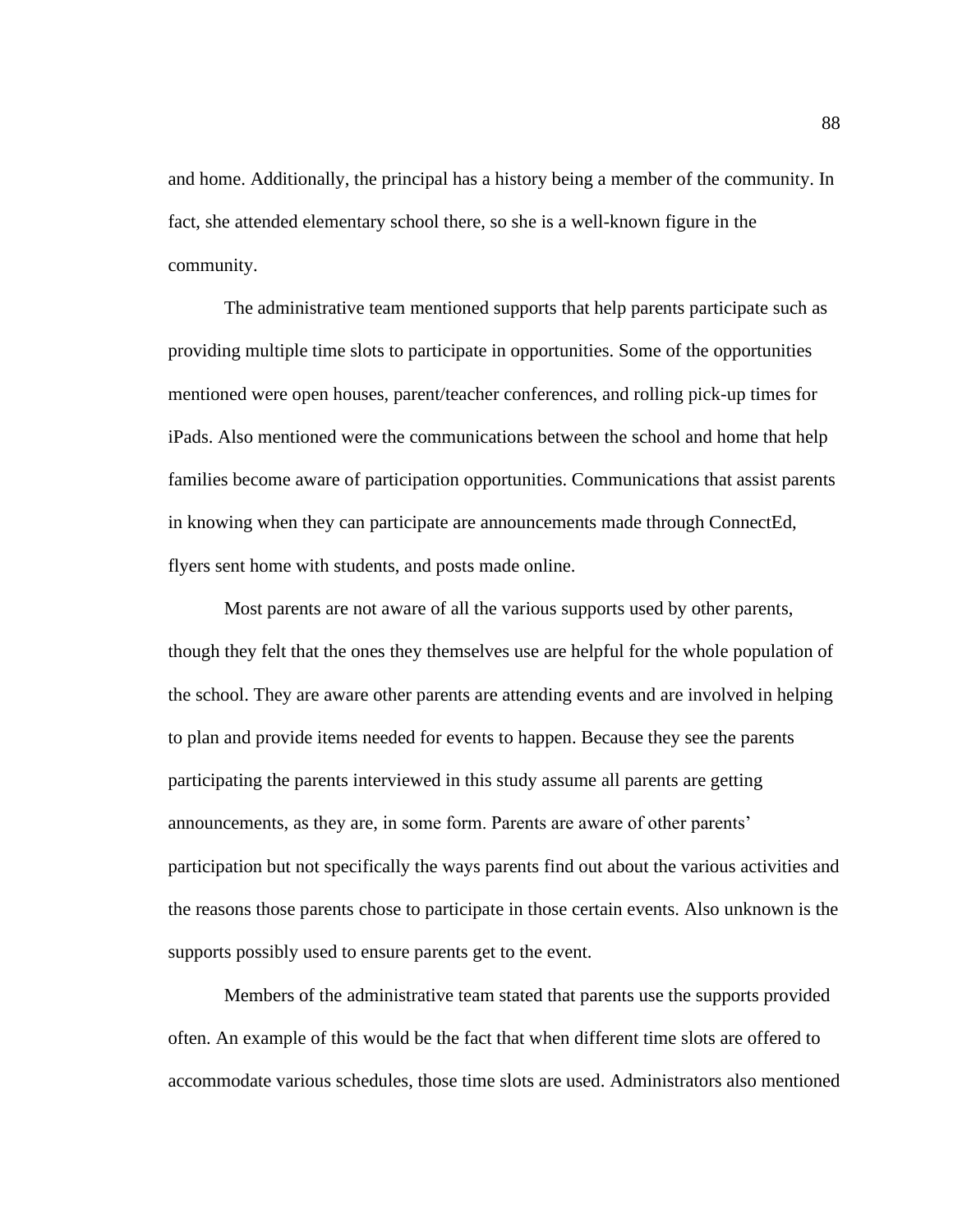and home. Additionally, the principal has a history being a member of the community. In fact, she attended elementary school there, so she is a well-known figure in the community.

The administrative team mentioned supports that help parents participate such as providing multiple time slots to participate in opportunities. Some of the opportunities mentioned were open houses, parent/teacher conferences, and rolling pick-up times for iPads. Also mentioned were the communications between the school and home that help families become aware of participation opportunities. Communications that assist parents in knowing when they can participate are announcements made through ConnectEd, flyers sent home with students, and posts made online.

Most parents are not aware of all the various supports used by other parents, though they felt that the ones they themselves use are helpful for the whole population of the school. They are aware other parents are attending events and are involved in helping to plan and provide items needed for events to happen. Because they see the parents participating the parents interviewed in this study assume all parents are getting announcements, as they are, in some form. Parents are aware of other parents' participation but not specifically the ways parents find out about the various activities and the reasons those parents chose to participate in those certain events. Also unknown is the supports possibly used to ensure parents get to the event.

Members of the administrative team stated that parents use the supports provided often. An example of this would be the fact that when different time slots are offered to accommodate various schedules, those time slots are used. Administrators also mentioned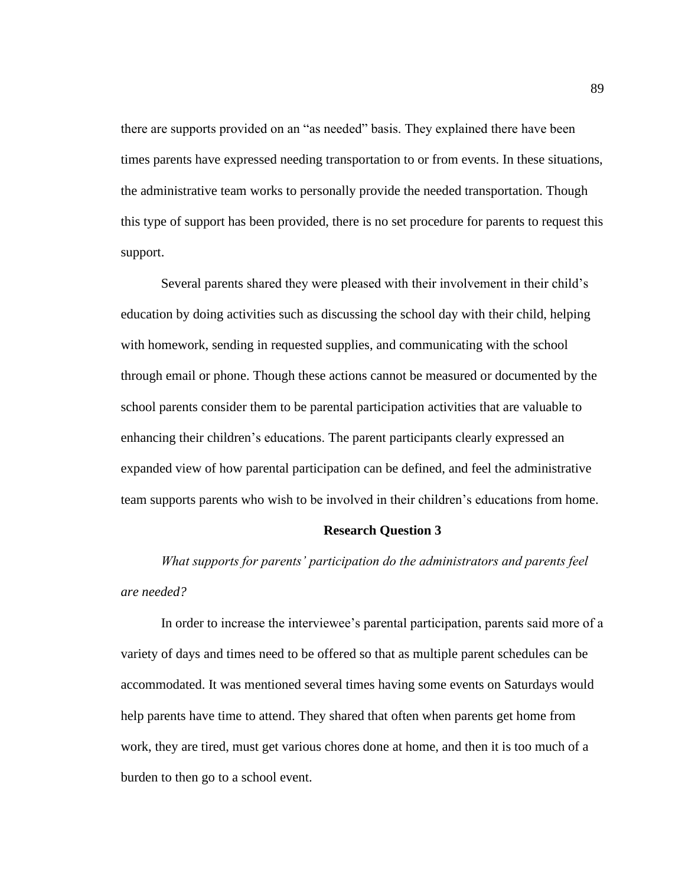there are supports provided on an “as needed” basis. They explained there have been times parents have expressed needing transportation to or from events. In these situations, the administrative team works to personally provide the needed transportation. Though this type of support has been provided, there is no set procedure for parents to request this support.

Several parents shared they were pleased with their involvement in their child’s education by doing activities such as discussing the school day with their child, helping with homework, sending in requested supplies, and communicating with the school through email or phone. Though these actions cannot be measured or documented by the school parents consider them to be parental participation activities that are valuable to enhancing their children’s educations. The parent participants clearly expressed an expanded view of how parental participation can be defined, and feel the administrative team supports parents who wish to be involved in their children’s educations from home.

### Research Question 3

*What supports for parents’ participation do the administrators and parents feel are needed?*

In order to increase the interviewee’s parental participation, parents said more of a variety of days and times need to be offered so that as multiple parent schedules can be accommodated. It was mentioned several times having some events on Saturdays would help parents have time to attend. They shared that often when parents get home from work, they are tired, must get various chores done at home, and then it is too much of a burden to then go to a school event.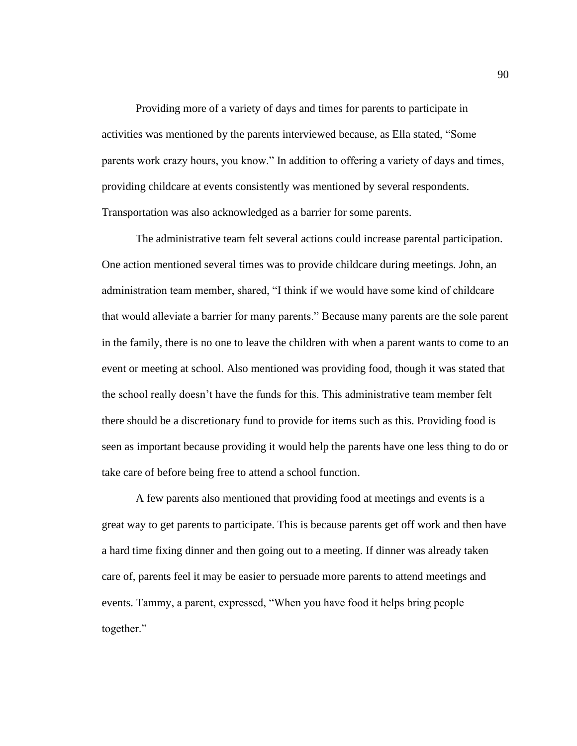Providing more of a variety of days and times for parents to participate in activities was mentioned by the parents interviewed because, as Ella stated, "Some parents work crazy hours, you know." In addition to offering a variety of days and times, providing childcare at events consistently was mentioned by several respondents. Transportation was also acknowledged as a barrier for some parents.

The administrative team felt several actions could increase parental participation. One action mentioned several times was to provide childcare during meetings. John, an administration team member, shared, "I think if we would have some kind of childcare that would alleviate a barrier for many parents." Because many parents are the sole parent in the family, there is no one to leave the children with when a parent wants to come to an event or meeting at school. Also mentioned was providing food, though it was stated that the school really doesn't have the funds for this. This administrative team member felt there should be a discretionary fund to provide for items such as this. Providing food is seen as important because providing it would help the parents have one less thing to do or take care of before being free to attend a school function.

A few parents also mentioned that providing food at meetings and events is a great way to get parents to participate. This is because parents get off work and then have a hard time fixing dinner and then going out to a meeting. If dinner was already taken care of, parents feel it may be easier to persuade more parents to attend meetings and events. Tammy, a parent, expressed, "When you have food it helps bring people together."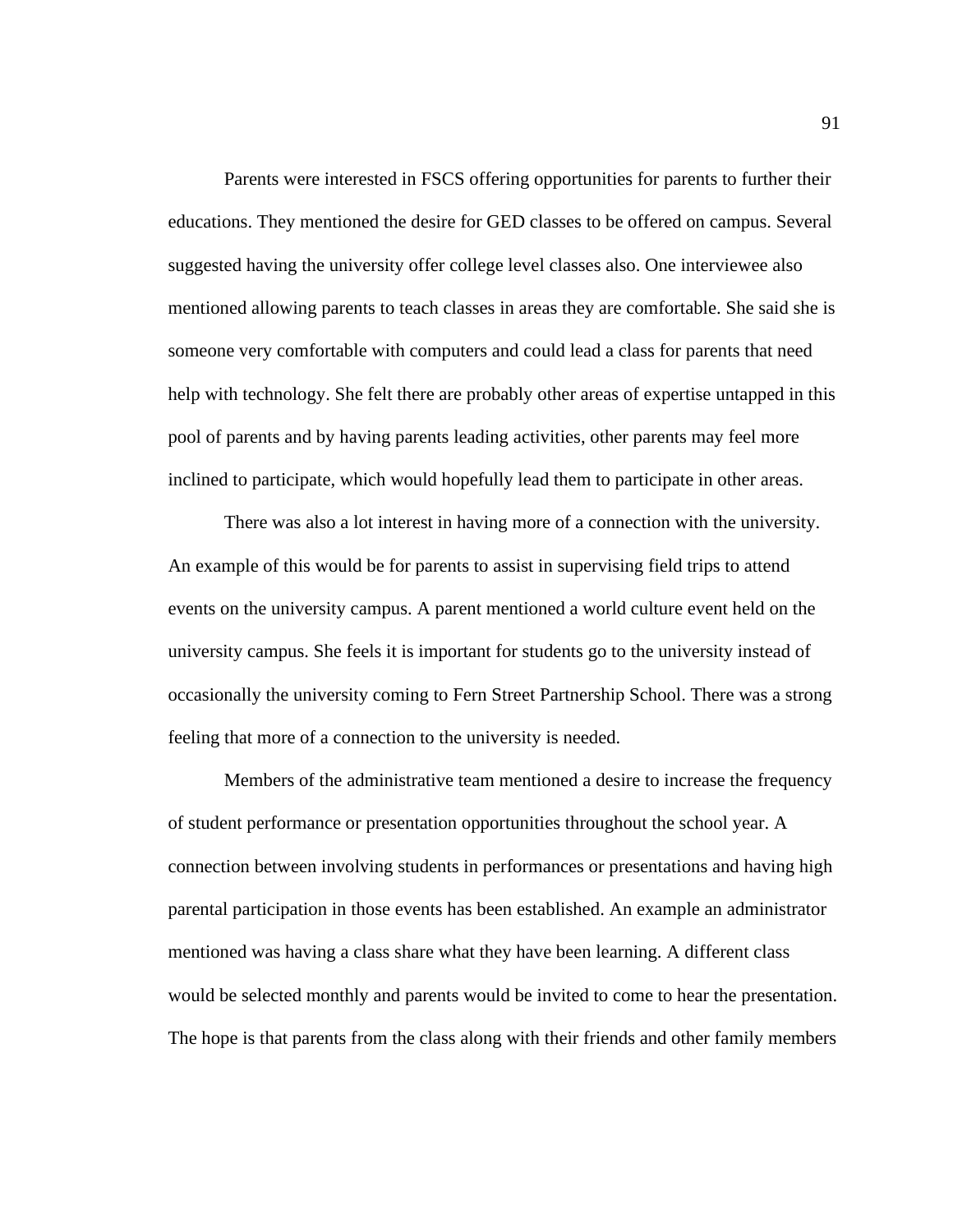Parents were interested in FSCS offering opportunities for parents to further their educations. They mentioned the desire for GED classes to be offered on campus. Several suggested having the university offer college level classes also. One interviewee also mentioned allowing parents to teach classes in areas they are comfortable. She said she is someone very comfortable with computers and could lead a class for parents that need help with technology. She felt there are probably other areas of expertise untapped in this pool of parents and by having parents leading activities, other parents may feel more inclined to participate, which would hopefully lead them to participate in other areas.

There was also a lot interest in having more of a connection with the university. An example of this would be for parents to assist in supervising field trips to attend events on the university campus. A parent mentioned a world culture event held on the university campus. She feels it is important for students go to the university instead of occasionally the university coming to Fern Street Partnership School. There was a strong feeling that more of a connection to the university is needed.

Members of the administrative team mentioned a desire to increase the frequency of student performance or presentation opportunities throughout the school year. A connection between involving students in performances or presentations and having high parental participation in those events has been established. An example an administrator mentioned was having a class share what they have been learning. A different class would be selected monthly and parents would be invited to come to hear the presentation. The hope is that parents from the class along with their friends and other family members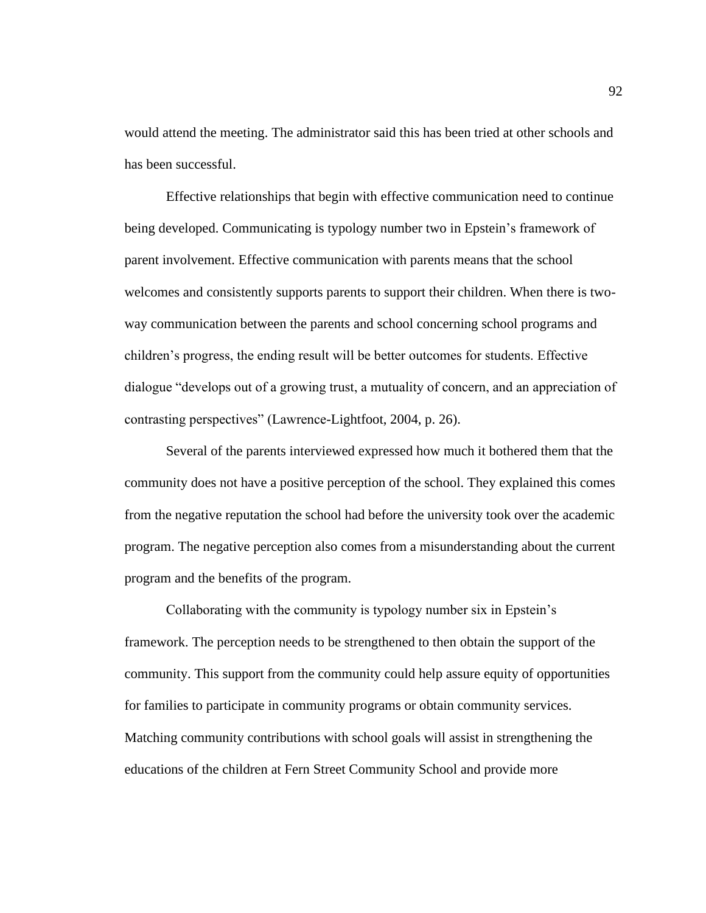would attend the meeting. The administrator said this has been tried at other schools and has been successful.

Effective relationships that begin with effective communication need to continue being developed. Communicating is typology number two in Epstein's framework of parent involvement. Effective communication with parents means that the school welcomes and consistently supports parents to support their children. When there is two-way communication between the parents and school concerning school programs and children's progress, the ending result will be better outcomes for students. Effective dialogue "develops out of a growing trust, a mutuality of concern, and an appreciation of contrasting perspectives" (Lawrence-Lightfoot, 2004, p. 26).

Several of the parents interviewed expressed how much it bothered them that the community does not have a positive perception of the school. They explained this comes from the negative reputation the school had before the university took over the academic program. The negative perception also comes from a misunderstanding about the current program and the benefits of the program.

Collaborating with the community is typology number six in Epstein's framework. The perception needs to be strengthened to then obtain the support of the community. This support from the community could help assure equity of opportunities for families to participate in community programs or obtain community services. Matching community contributions with school goals will assist in strengthening the educations of the children at Fern Street Community School and provide more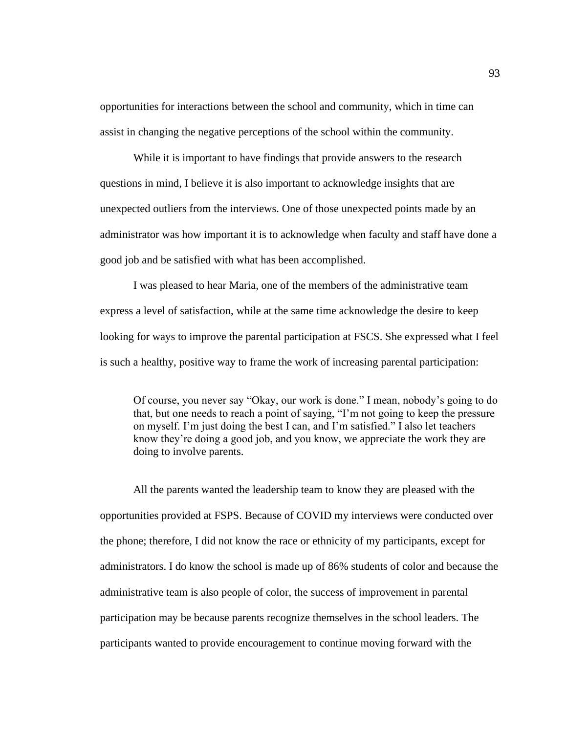opportunities for interactions between the school and community, which in time can assist in changing the negative perceptions of the school within the community.

While it is important to have findings that provide answers to the research questions in mind, I believe it is also important to acknowledge insights that are unexpected outliers from the interviews. One of those unexpected points made by an administrator was how important it is to acknowledge when faculty and staff have done a good job and be satisfied with what has been accomplished.

I was pleased to hear Maria, one of the members of the administrative team express a level of satisfaction, while at the same time acknowledge the desire to keep looking for ways to improve the parental participation at FSCS. She expressed what I feel is such a healthy, positive way to frame the work of increasing parental participation:

> Of course, you never say "Okay, our work is done." I mean, nobody's going to do that, but one needs to reach a point of saying, "I'm not going to keep the pressure on myself. I'm just doing the best I can, and I'm satisfied." I also let teachers know they're doing a good job, and you know, we appreciate the work they are doing to involve parents.

All the parents wanted the leadership team to know they are pleased with the opportunities provided at FSPS. Because of COVID my interviews were conducted over the phone; therefore, I did not know the race or ethnicity of my participants, except for administrators. I do know the school is made up of 86% students of color and because the administrative team is also people of color, the success of improvement in parental participation may be because parents recognize themselves in the school leaders. The participants wanted to provide encouragement to continue moving forward with the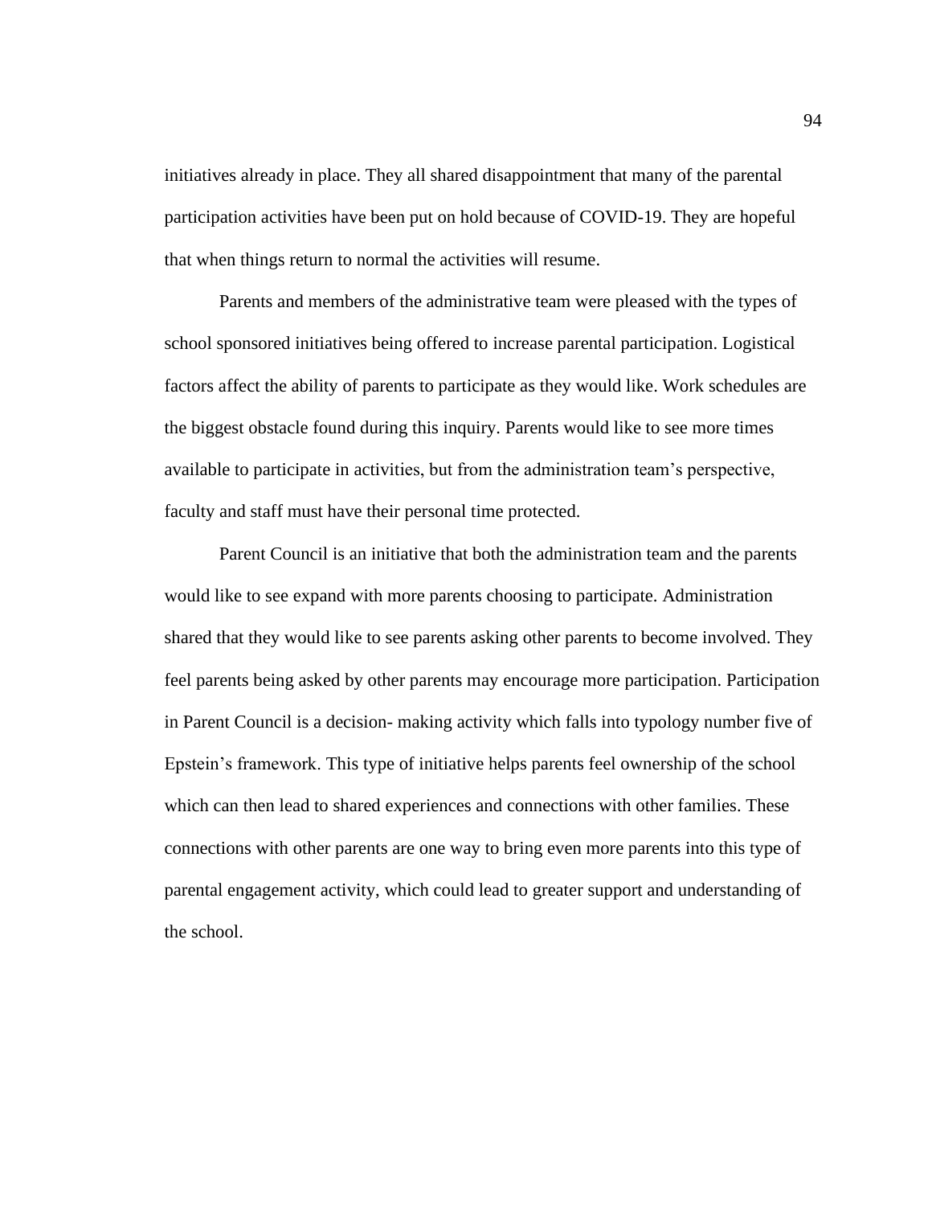initiatives already in place. They all shared disappointment that many of the parental participation activities have been put on hold because of COVID-19. They are hopeful that when things return to normal the activities will resume.

Parents and members of the administrative team were pleased with the types of school sponsored initiatives being offered to increase parental participation. Logistical factors affect the ability of parents to participate as they would like. Work schedules are the biggest obstacle found during this inquiry. Parents would like to see more times available to participate in activities, but from the administration team's perspective, faculty and staff must have their personal time protected.

Parent Council is an initiative that both the administration team and the parents would like to see expand with more parents choosing to participate. Administration shared that they would like to see parents asking other parents to become involved. They feel parents being asked by other parents may encourage more participation. Participation in Parent Council is a decision- making activity which falls into typology number five of Epstein's framework. This type of initiative helps parents feel ownership of the school which can then lead to shared experiences and connections with other families. These connections with other parents are one way to bring even more parents into this type of parental engagement activity, which could lead to greater support and understanding of the school.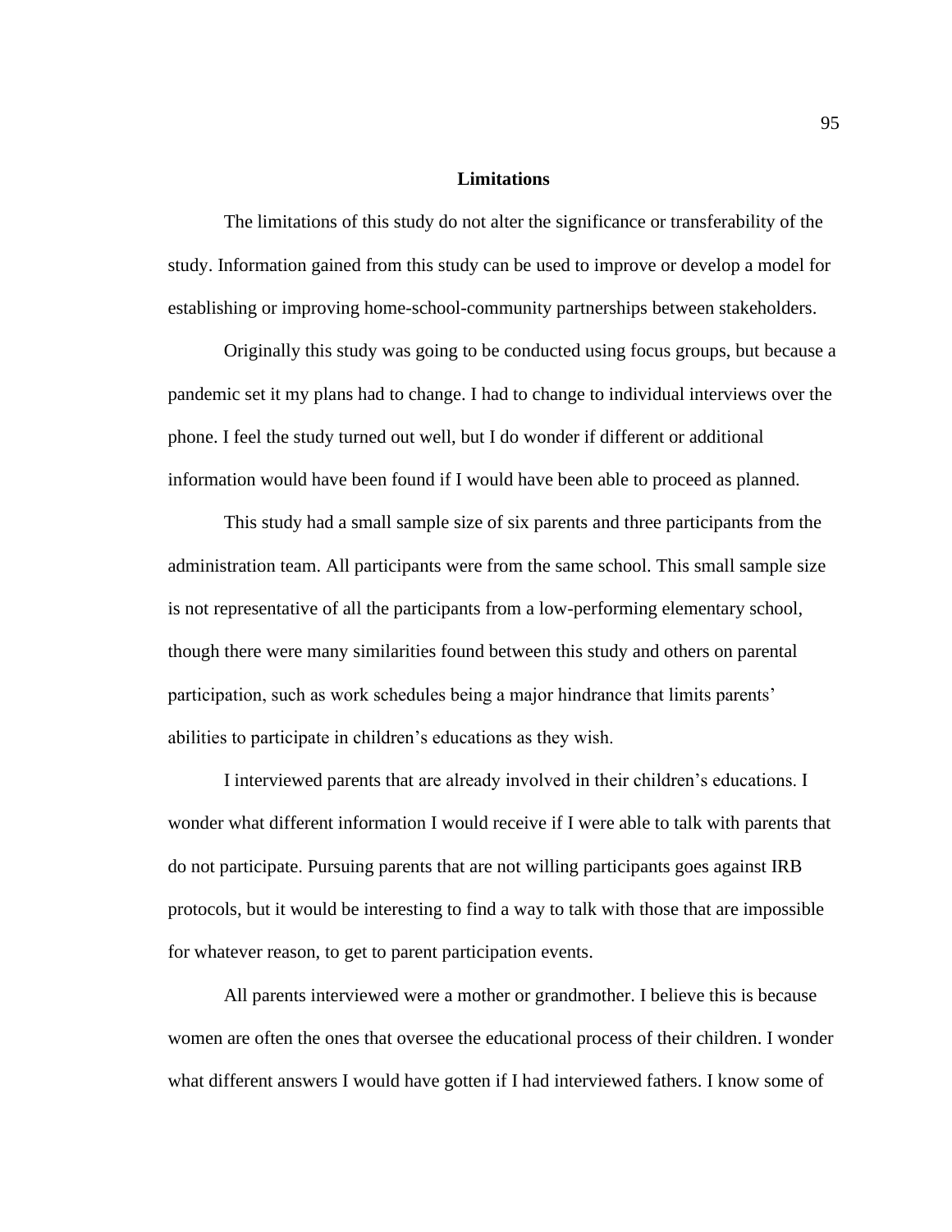## Limitations

The limitations of this study do not alter the significance or transferability of the study. Information gained from this study can be used to improve or develop a model for establishing or improving home-school-community partnerships between stakeholders.

Originally this study was going to be conducted using focus groups, but because a pandemic set it my plans had to change. I had to change to individual interviews over the phone. I feel the study turned out well, but I do wonder if different or additional information would have been found if I would have been able to proceed as planned.

This study had a small sample size of six parents and three participants from the administration team. All participants were from the same school. This small sample size is not representative of all the participants from a low-performing elementary school, though there were many similarities found between this study and others on parental participation, such as work schedules being a major hindrance that limits parents' abilities to participate in children's educations as they wish.

I interviewed parents that are already involved in their children's educations. I wonder what different information I would receive if I were able to talk with parents that do not participate. Pursuing parents that are not willing participants goes against IRB protocols, but it would be interesting to find a way to talk with those that are impossible for whatever reason, to get to parent participation events.

All parents interviewed were a mother or grandmother. I believe this is because women are often the ones that oversee the educational process of their children. I wonder what different answers I would have gotten if I had interviewed fathers. I know some of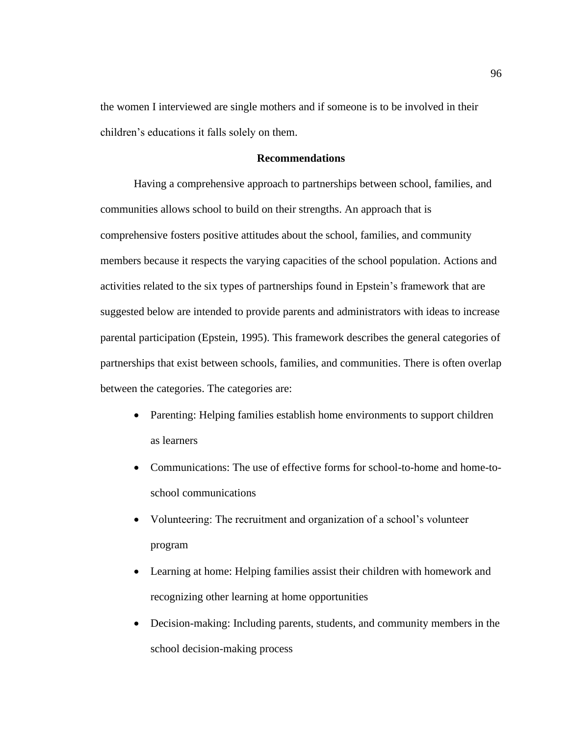the women I interviewed are single mothers and if someone is to be involved in their children's educations it falls solely on them.

## Recommendations

Having a comprehensive approach to partnerships between school, families, and communities allows school to build on their strengths. An approach that is comprehensive fosters positive attitudes about the school, families, and community members because it respects the varying capacities of the school population. Actions and activities related to the six types of partnerships found in Epstein's framework that are suggested below are intended to provide parents and administrators with ideas to increase parental participation (Epstein, 1995). This framework describes the general categories of partnerships that exist between schools, families, and communities. There is often overlap between the categories. The categories are:

- Parenting: Helping families establish home environments to support children as learners
- Communications: The use of effective forms for school-to-home and home-to-school communications
- Volunteering: The recruitment and organization of a school's volunteer program
- Learning at home: Helping families assist their children with homework and recognizing other learning at home opportunities
- Decision-making: Including parents, students, and community members in the school decision-making process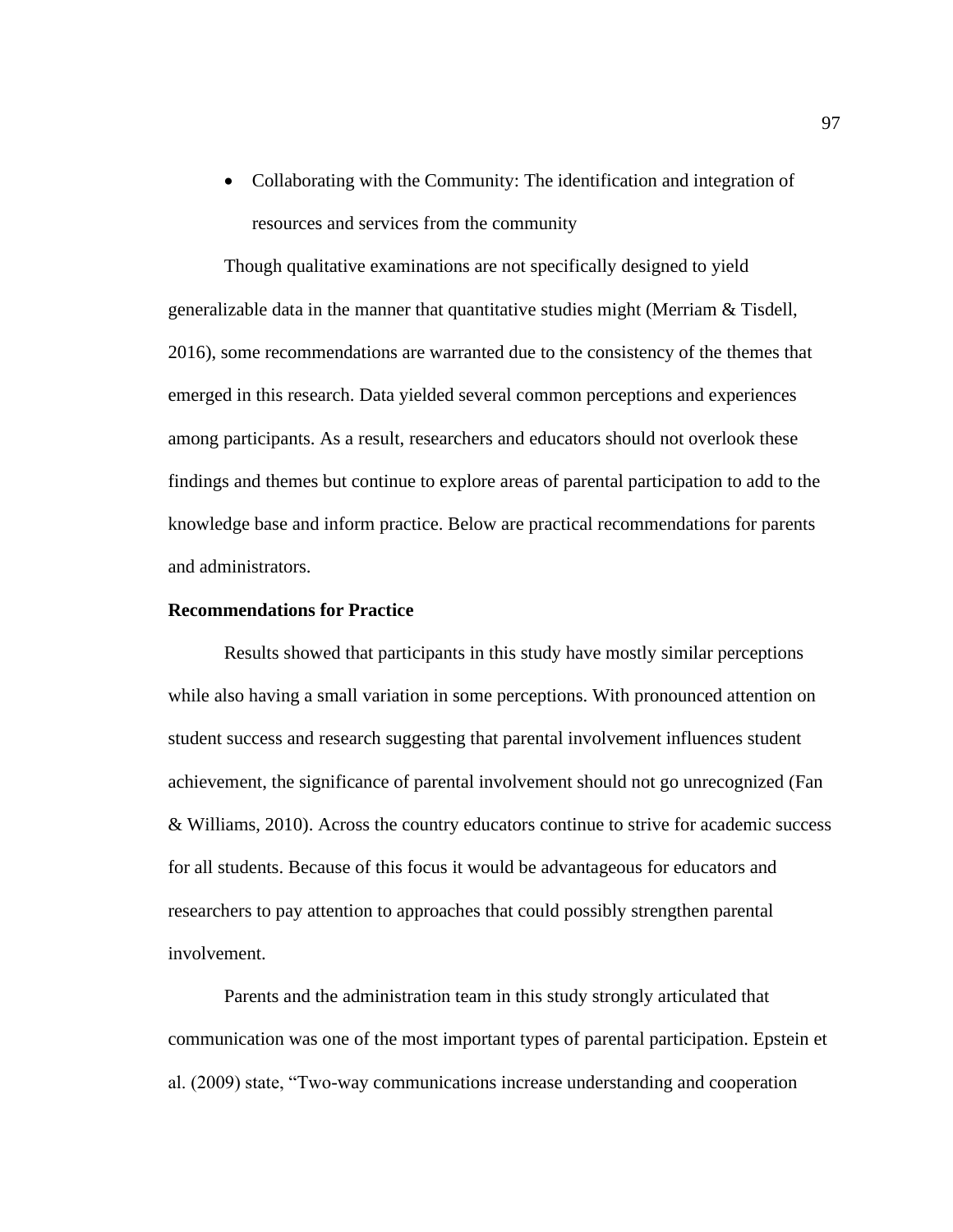- Collaborating with the Community: The identification and integration of resources and services from the community

Though qualitative examinations are not specifically designed to yield generalizable data in the manner that quantitative studies might (Merriam & Tisdell, 2016), some recommendations are warranted due to the consistency of the themes that emerged in this research. Data yielded several common perceptions and experiences among participants. As a result, researchers and educators should not overlook these findings and themes but continue to explore areas of parental participation to add to the knowledge base and inform practice. Below are practical recommendations for parents and administrators.

**Recommendations for Practice**

Results showed that participants in this study have mostly similar perceptions while also having a small variation in some perceptions. With pronounced attention on student success and research suggesting that parental involvement influences student achievement, the significance of parental involvement should not go unrecognized (Fan & Williams, 2010). Across the country educators continue to strive for academic success for all students. Because of this focus it would be advantageous for educators and researchers to pay attention to approaches that could possibly strengthen parental involvement.

Parents and the administration team in this study strongly articulated that communication was one of the most important types of parental participation. Epstein et al. (2009) state, "Two-way communications increase understanding and cooperation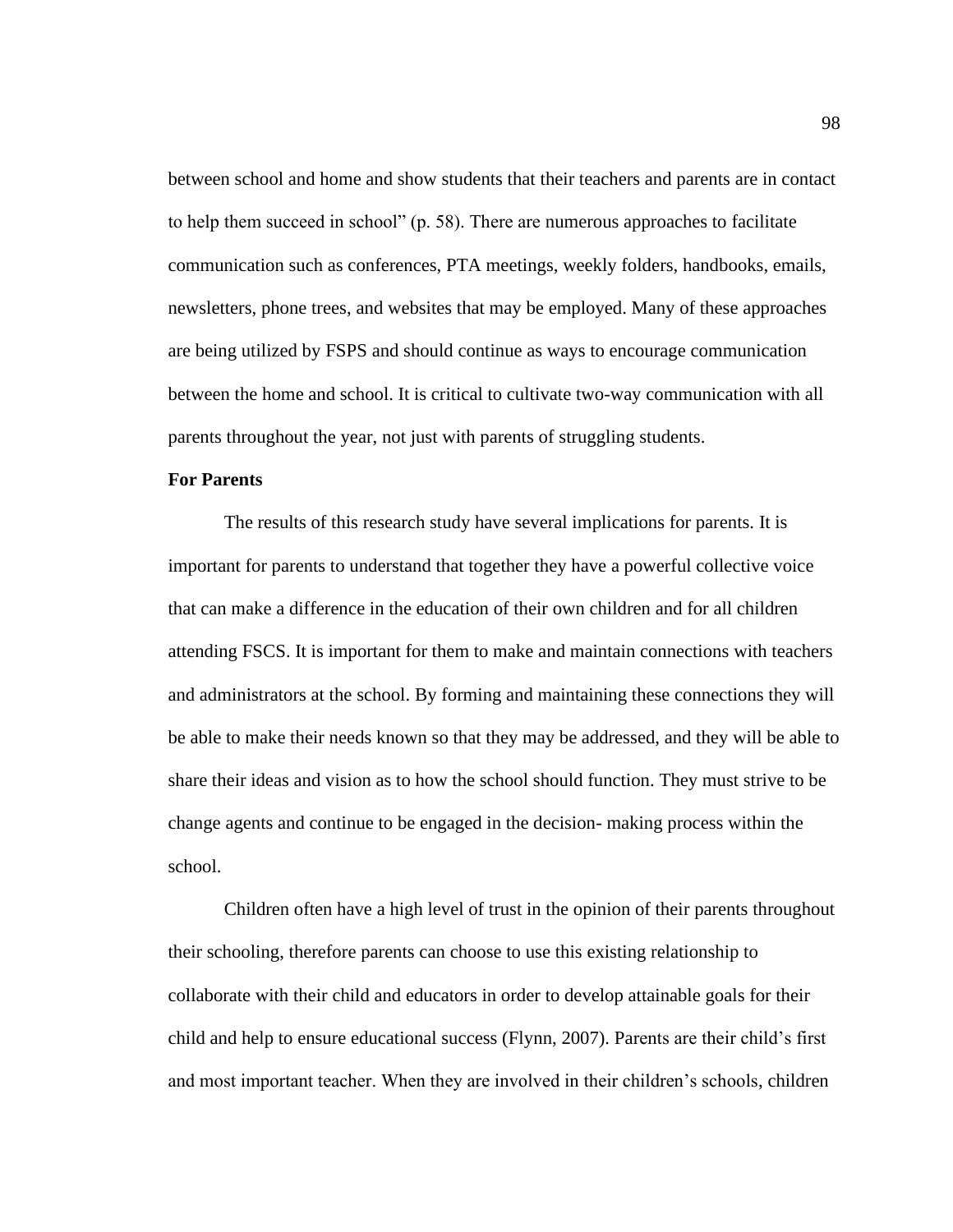between school and home and show students that their teachers and parents are in contact to help them succeed in school" (p. 58). There are numerous approaches to facilitate communication such as conferences, PTA meetings, weekly folders, handbooks, emails, newsletters, phone trees, and websites that may be employed. Many of these approaches are being utilized by FSPS and should continue as ways to encourage communication between the home and school. It is critical to cultivate two-way communication with all parents throughout the year, not just with parents of struggling students.

**For Parents**

The results of this research study have several implications for parents. It is important for parents to understand that together they have a powerful collective voice that can make a difference in the education of their own children and for all children attending FSCS. It is important for them to make and maintain connections with teachers and administrators at the school. By forming and maintaining these connections they will be able to make their needs known so that they may be addressed, and they will be able to share their ideas and vision as to how the school should function. They must strive to be change agents and continue to be engaged in the decision- making process within the school.

Children often have a high level of trust in the opinion of their parents throughout their schooling, therefore parents can choose to use this existing relationship to collaborate with their child and educators in order to develop attainable goals for their child and help to ensure educational success (Flynn, 2007). Parents are their child's first and most important teacher. When they are involved in their children's schools, children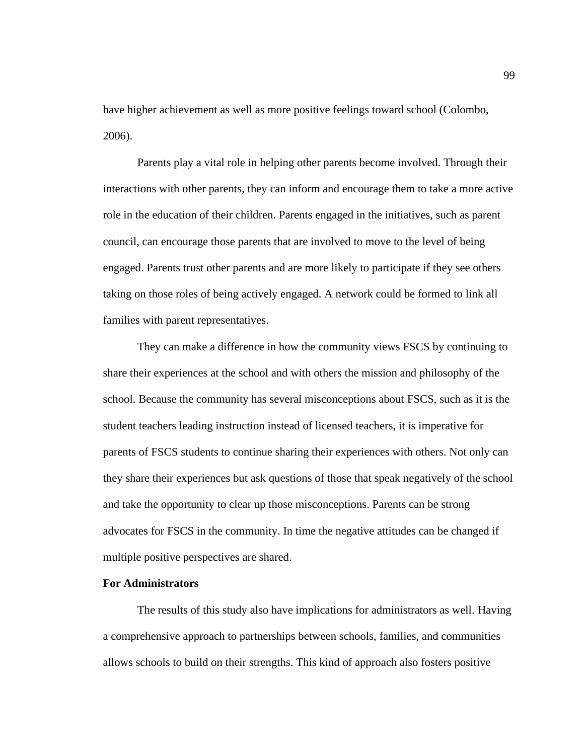have higher achievement as well as more positive feelings toward school (Colombo, 2006).

Parents play a vital role in helping other parents become involved. Through their interactions with other parents, they can inform and encourage them to take a more active role in the education of their children. Parents engaged in the initiatives, such as parent council, can encourage those parents that are involved to move to the level of being engaged. Parents trust other parents and are more likely to participate if they see others taking on those roles of being actively engaged. A network could be formed to link all families with parent representatives.

They can make a difference in how the community views FSCS by continuing to share their experiences at the school and with others the mission and philosophy of the school. Because the community has several misconceptions about FSCS, such as it is the student teachers leading instruction instead of licensed teachers, it is imperative for parents of FSCS students to continue sharing their experiences with others. Not only can they share their experiences but ask questions of those that speak negatively of the school and take the opportunity to clear up those misconceptions. Parents can be strong advocates for FSCS in the community. In time the negative attitudes can be changed if multiple positive perspectives are shared.

**For Administrators**

The results of this study also have implications for administrators as well. Having a comprehensive approach to partnerships between schools, families, and communities allows schools to build on their strengths. This kind of approach also fosters positive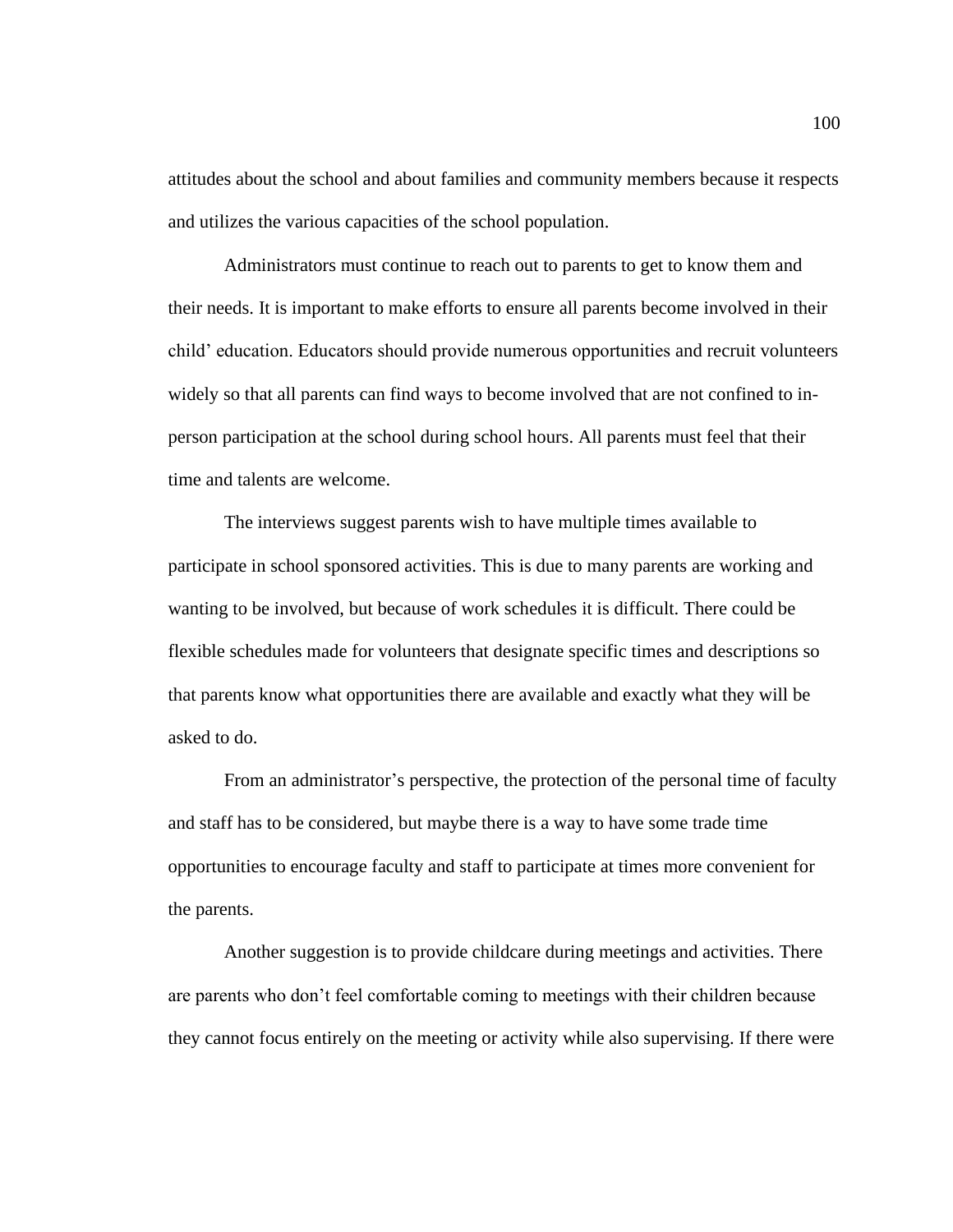attitudes about the school and about families and community members because it respects and utilizes the various capacities of the school population.

Administrators must continue to reach out to parents to get to know them and their needs. It is important to make efforts to ensure all parents become involved in their child' education. Educators should provide numerous opportunities and recruit volunteers widely so that all parents can find ways to become involved that are not confined to in-person participation at the school during school hours. All parents must feel that their time and talents are welcome.

The interviews suggest parents wish to have multiple times available to participate in school sponsored activities. This is due to many parents are working and wanting to be involved, but because of work schedules it is difficult. There could be flexible schedules made for volunteers that designate specific times and descriptions so that parents know what opportunities there are available and exactly what they will be asked to do.

From an administrator's perspective, the protection of the personal time of faculty and staff has to be considered, but maybe there is a way to have some trade time opportunities to encourage faculty and staff to participate at times more convenient for the parents.

Another suggestion is to provide childcare during meetings and activities. There are parents who don't feel comfortable coming to meetings with their children because they cannot focus entirely on the meeting or activity while also supervising. If there were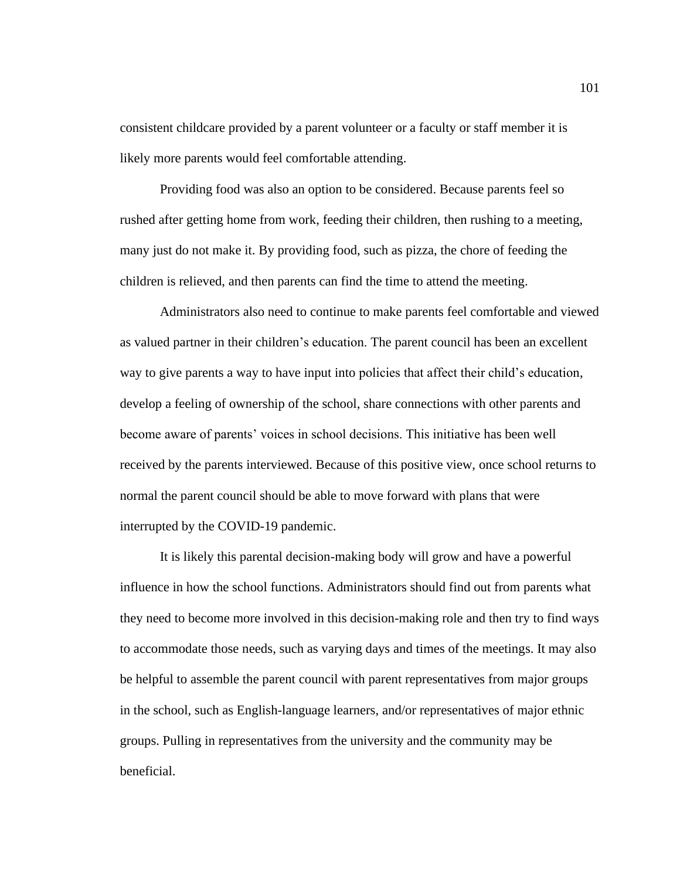consistent childcare provided by a parent volunteer or a faculty or staff member it is likely more parents would feel comfortable attending.

Providing food was also an option to be considered. Because parents feel so rushed after getting home from work, feeding their children, then rushing to a meeting, many just do not make it. By providing food, such as pizza, the chore of feeding the children is relieved, and then parents can find the time to attend the meeting.

Administrators also need to continue to make parents feel comfortable and viewed as valued partner in their children's education. The parent council has been an excellent way to give parents a way to have input into policies that affect their child's education, develop a feeling of ownership of the school, share connections with other parents and become aware of parents' voices in school decisions. This initiative has been well received by the parents interviewed. Because of this positive view, once school returns to normal the parent council should be able to move forward with plans that were interrupted by the COVID-19 pandemic.

It is likely this parental decision-making body will grow and have a powerful influence in how the school functions. Administrators should find out from parents what they need to become more involved in this decision-making role and then try to find ways to accommodate those needs, such as varying days and times of the meetings. It may also be helpful to assemble the parent council with parent representatives from major groups in the school, such as English-language learners, and/or representatives of major ethnic groups. Pulling in representatives from the university and the community may be beneficial.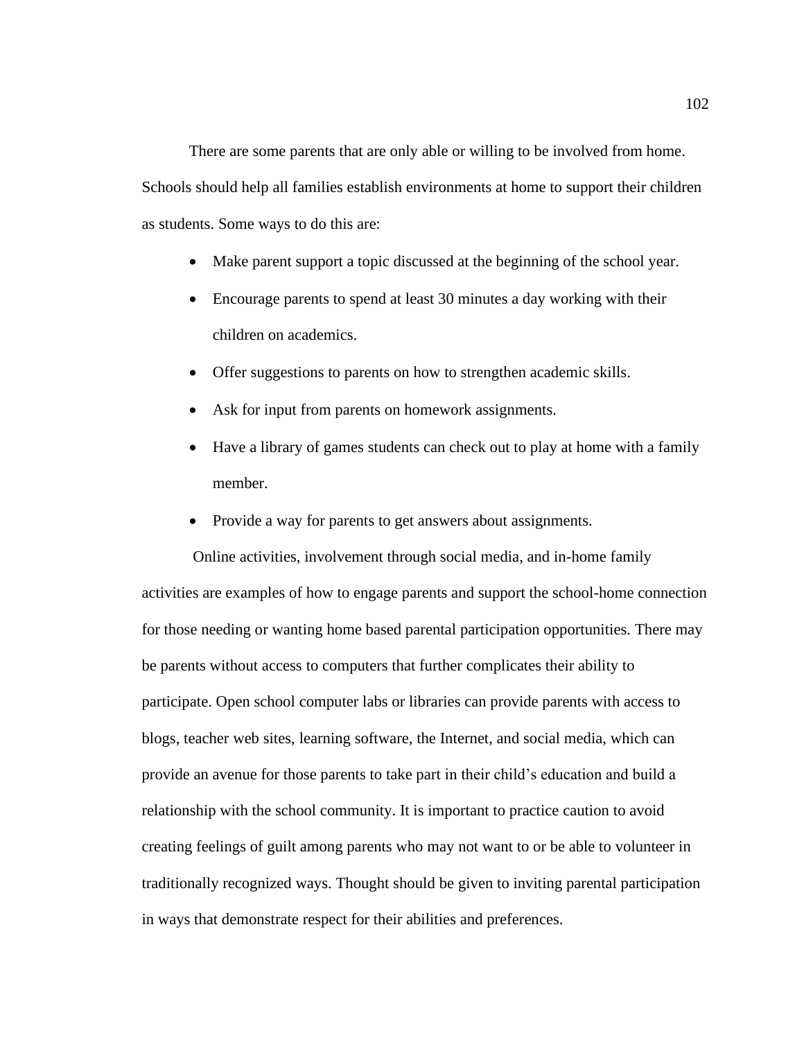There are some parents that are only able or willing to be involved from home. Schools should help all families establish environments at home to support their children as students. Some ways to do this are:

- Make parent support a topic discussed at the beginning of the school year.
- Encourage parents to spend at least 30 minutes a day working with their children on academics.
- Offer suggestions to parents on how to strengthen academic skills.
- Ask for input from parents on homework assignments.
- Have a library of games students can check out to play at home with a family member.
- Provide a way for parents to get answers about assignments.

Online activities, involvement through social media, and in-home family activities are examples of how to engage parents and support the school-home connection for those needing or wanting home based parental participation opportunities. There may be parents without access to computers that further complicates their ability to participate. Open school computer labs or libraries can provide parents with access to blogs, teacher web sites, learning software, the Internet, and social media, which can provide an avenue for those parents to take part in their child's education and build a relationship with the school community. It is important to practice caution to avoid creating feelings of guilt among parents who may not want to or be able to volunteer in traditionally recognized ways. Thought should be given to inviting parental participation in ways that demonstrate respect for their abilities and preferences.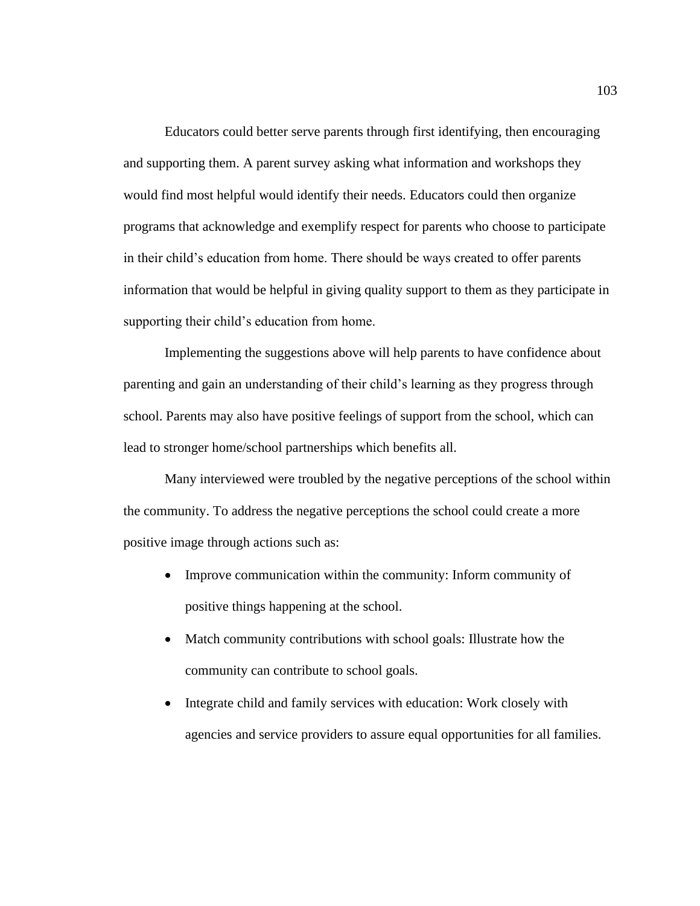Educators could better serve parents through first identifying, then encouraging and supporting them. A parent survey asking what information and workshops they would find most helpful would identify their needs. Educators could then organize programs that acknowledge and exemplify respect for parents who choose to participate in their child's education from home. There should be ways created to offer parents information that would be helpful in giving quality support to them as they participate in supporting their child's education from home.

Implementing the suggestions above will help parents to have confidence about parenting and gain an understanding of their child's learning as they progress through school. Parents may also have positive feelings of support from the school, which can lead to stronger home/school partnerships which benefits all.

Many interviewed were troubled by the negative perceptions of the school within the community. To address the negative perceptions the school could create a more positive image through actions such as:

- Improve communication within the community: Inform community of positive things happening at the school.
- Match community contributions with school goals: Illustrate how the community can contribute to school goals.
- Integrate child and family services with education: Work closely with agencies and service providers to assure equal opportunities for all families.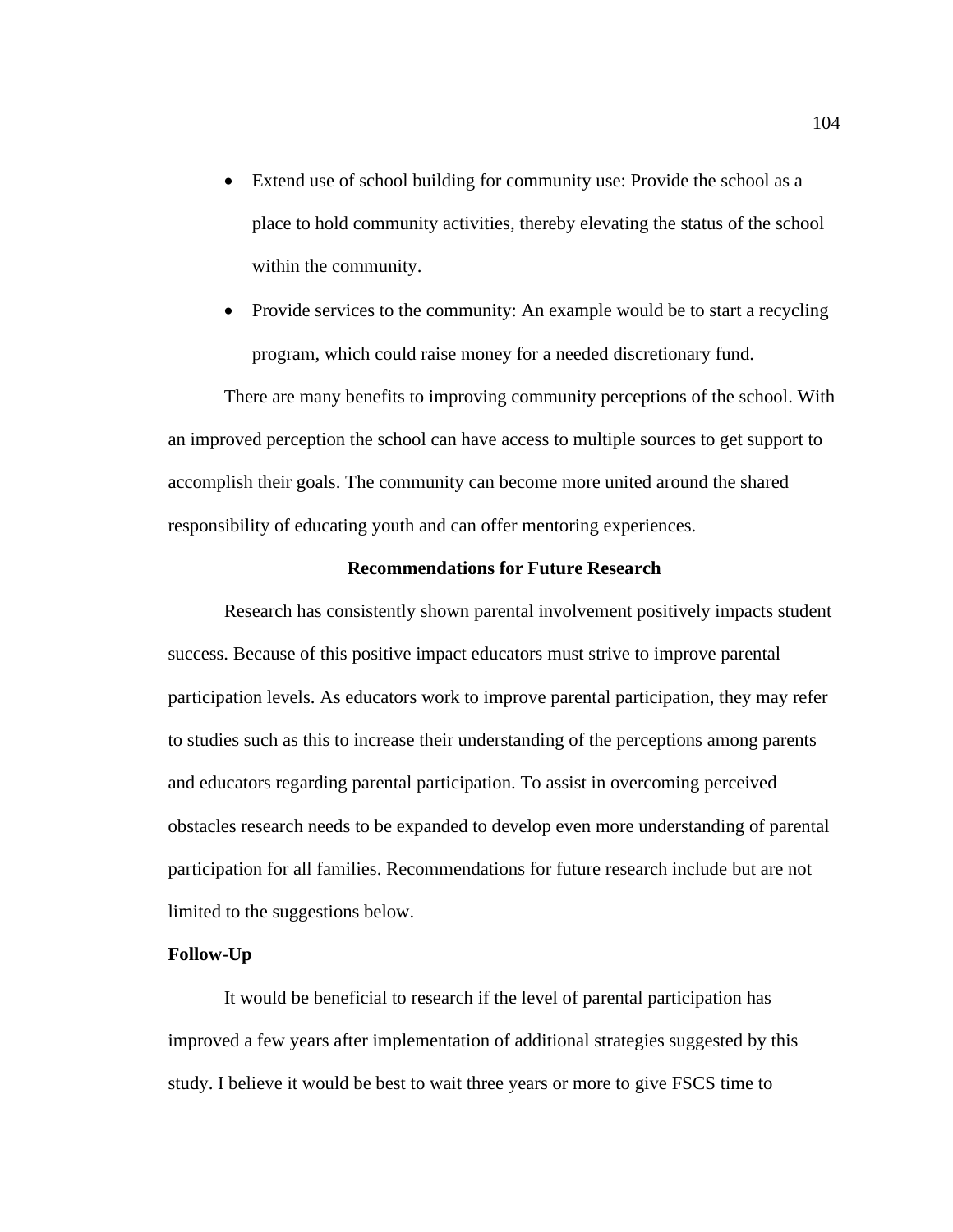- Extend use of school building for community use: Provide the school as a place to hold community activities, thereby elevating the status of the school within the community.
- Provide services to the community: An example would be to start a recycling program, which could raise money for a needed discretionary fund.

There are many benefits to improving community perceptions of the school. With an improved perception the school can have access to multiple sources to get support to accomplish their goals. The community can become more united around the shared responsibility of educating youth and can offer mentoring experiences.

## Recommendations for Future Research

Research has consistently shown parental involvement positively impacts student success. Because of this positive impact educators must strive to improve parental participation levels. As educators work to improve parental participation, they may refer to studies such as this to increase their understanding of the perceptions among parents and educators regarding parental participation. To assist in overcoming perceived obstacles research needs to be expanded to develop even more understanding of parental participation for all families. Recommendations for future research include but are not limited to the suggestions below.

### Follow-Up

It would be beneficial to research if the level of parental participation has improved a few years after implementation of additional strategies suggested by this study. I believe it would be best to wait three years or more to give FSCS time to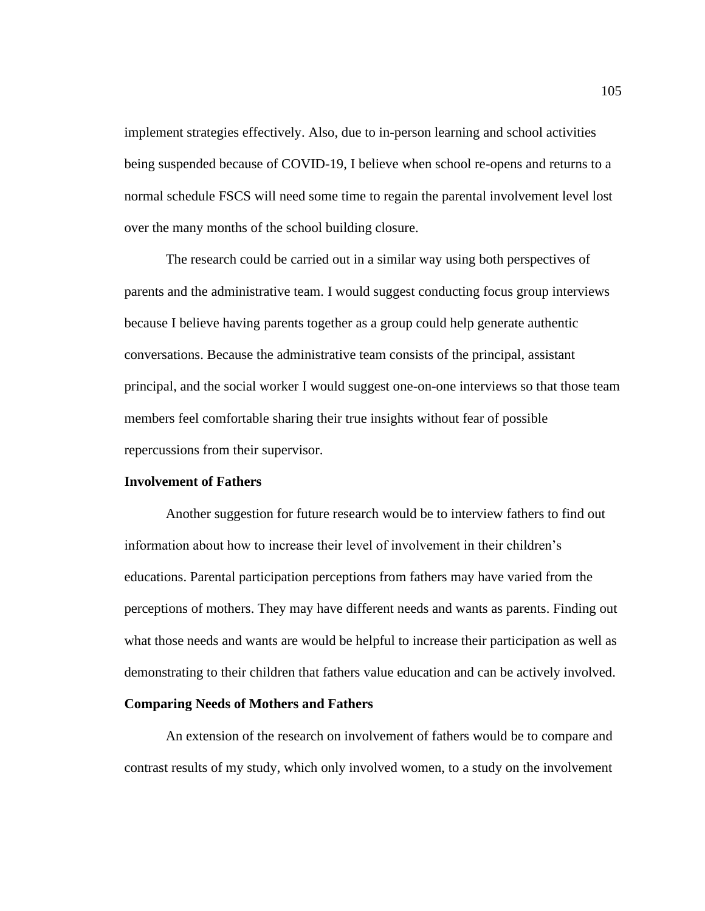implement strategies effectively. Also, due to in-person learning and school activities being suspended because of COVID-19, I believe when school re-opens and returns to a normal schedule FSCS will need some time to regain the parental involvement level lost over the many months of the school building closure.

The research could be carried out in a similar way using both perspectives of parents and the administrative team. I would suggest conducting focus group interviews because I believe having parents together as a group could help generate authentic conversations. Because the administrative team consists of the principal, assistant principal, and the social worker I would suggest one-on-one interviews so that those team members feel comfortable sharing their true insights without fear of possible repercussions from their supervisor.

### Involvement of Fathers

Another suggestion for future research would be to interview fathers to find out information about how to increase their level of involvement in their children's educations. Parental participation perceptions from fathers may have varied from the perceptions of mothers. They may have different needs and wants as parents. Finding out what those needs and wants are would be helpful to increase their participation as well as demonstrating to their children that fathers value education and can be actively involved.

### Comparing Needs of Mothers and Fathers

An extension of the research on involvement of fathers would be to compare and contrast results of my study, which only involved women, to a study on the involvement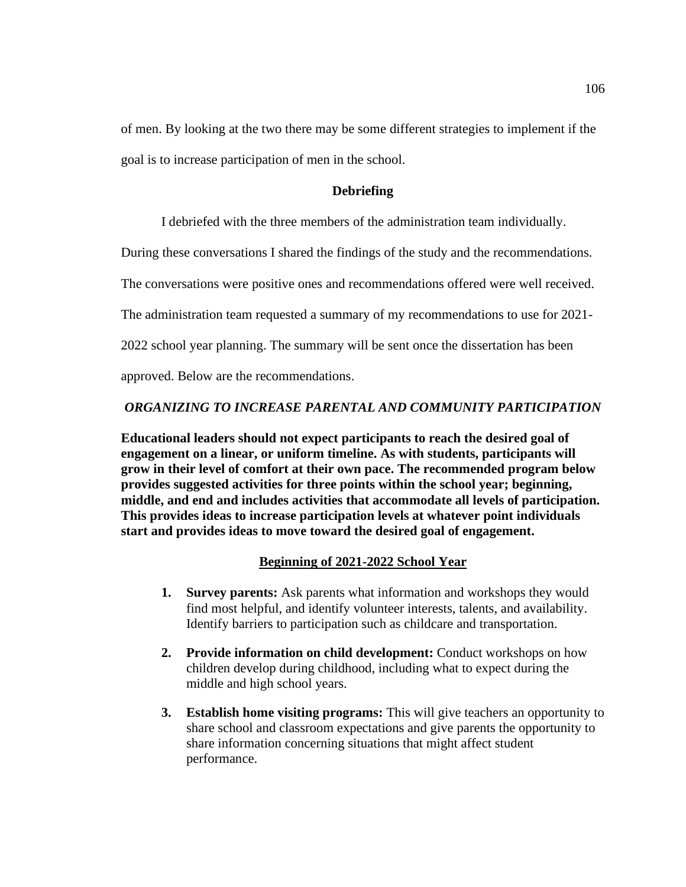of men. By looking at the two there may be some different strategies to implement if the goal is to increase participation of men in the school.

## Debriefing

I debriefed with the three members of the administration team individually. During these conversations I shared the findings of the study and the recommendations. The conversations were positive ones and recommendations offered were well received. The administration team requested a summary of my recommendations to use for 2021-2022 school year planning. The summary will be sent once the dissertation has been approved. Below are the recommendations.

### *ORGANIZING TO INCREASE PARENTAL AND COMMUNITY PARTICIPATION*

**Educational leaders should not expect participants to reach the desired goal of engagement on a linear, or uniform timeline. As with students, participants will grow in their level of comfort at their own pace. The recommended program below provides suggested activities for three points within the school year; beginning, middle, and end and includes activities that accommodate all levels of participation. This provides ideas to increase participation levels at whatever point individuals start and provides ideas to move toward the desired goal of engagement.**

#### <u>Beginning of 2021-2022 School Year</u>

1. **Survey parents:** Ask parents what information and workshops they would find most helpful, and identify volunteer interests, talents, and availability. Identify barriers to participation such as childcare and transportation.
2. **Provide information on child development:** Conduct workshops on how children develop during childhood, including what to expect during the middle and high school years.
3. **Establish home visiting programs:** This will give teachers an opportunity to share school and classroom expectations and give parents the opportunity to share information concerning situations that might affect student performance.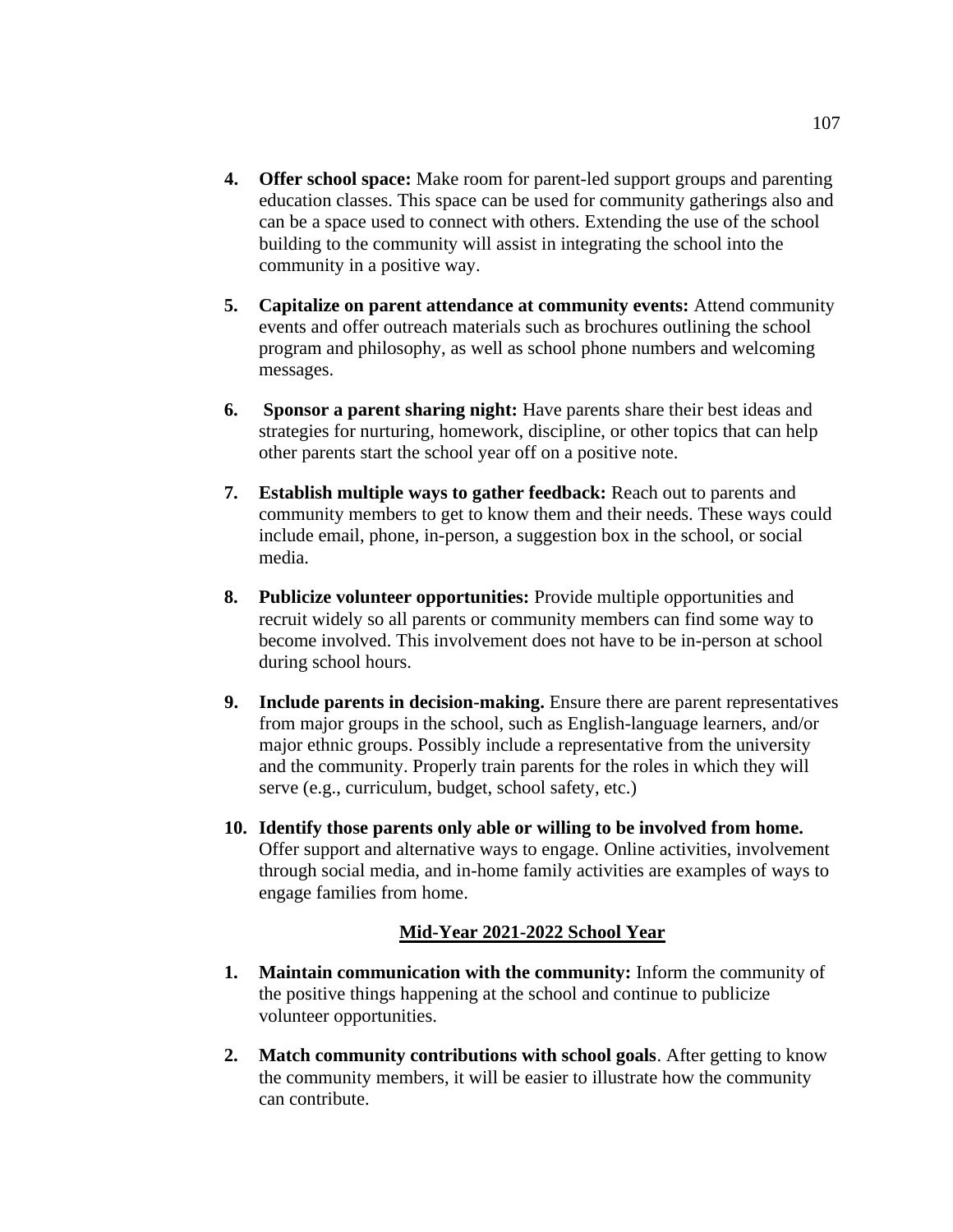4. **Offer school space:** Make room for parent-led support groups and parenting education classes. This space can be used for community gatherings also and can be a space used to connect with others. Extending the use of the school building to the community will assist in integrating the school into the community in a positive way.

5. **Capitalize on parent attendance at community events:** Attend community events and offer outreach materials such as brochures outlining the school program and philosophy, as well as school phone numbers and welcoming messages.

6. **Sponsor a parent sharing night:** Have parents share their best ideas and strategies for nurturing, homework, discipline, or other topics that can help other parents start the school year off on a positive note.

7. **Establish multiple ways to gather feedback:** Reach out to parents and community members to get to know them and their needs. These ways could include email, phone, in-person, a suggestion box in the school, or social media.

8. **Publicize volunteer opportunities:** Provide multiple opportunities and recruit widely so all parents or community members can find some way to become involved. This involvement does not have to be in-person at school during school hours.

9. **Include parents in decision-making.** Ensure there are parent representatives from major groups in the school, such as English-language learners, and/or major ethnic groups. Possibly include a representative from the university and the community. Properly train parents for the roles in which they will serve (e.g., curriculum, budget, school safety, etc.)

10. **Identify those parents only able or willing to be involved from home.** Offer support and alternative ways to engage. Online activities, involvement through social media, and in-home family activities are examples of ways to engage families from home.

**<u>Mid-Year 2021-2022 School Year</u>**

1. **Maintain communication with the community:** Inform the community of the positive things happening at the school and continue to publicize volunteer opportunities.

2. **Match community contributions with school goals**. After getting to know the community members, it will be easier to illustrate how the community can contribute.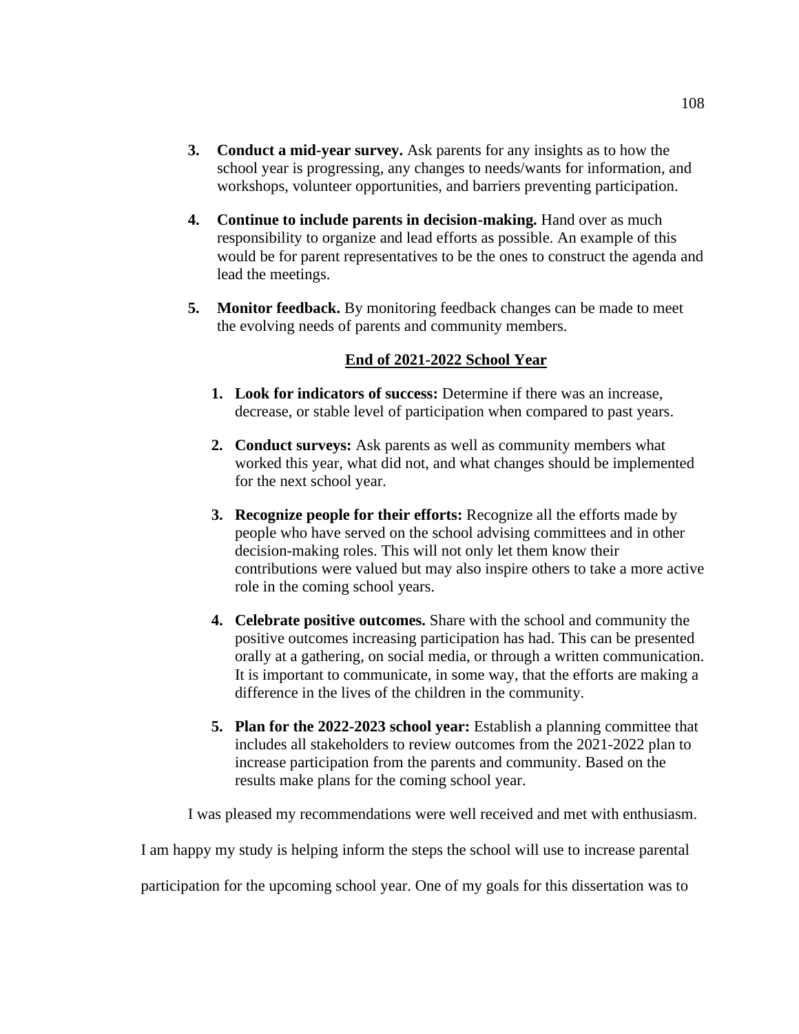3. **Conduct a mid-year survey.** Ask parents for any insights as to how the school year is progressing, any changes to needs/wants for information, and workshops, volunteer opportunities, and barriers preventing participation.

4. **Continue to include parents in decision-making.** Hand over as much responsibility to organize and lead efforts as possible. An example of this would be for parent representatives to be the ones to construct the agenda and lead the meetings.

5. **Monitor feedback.** By monitoring feedback changes can be made to meet the evolving needs of parents and community members.

**End of 2021-2022 School Year**

1. **Look for indicators of success:** Determine if there was an increase, decrease, or stable level of participation when compared to past years.

2. **Conduct surveys:** Ask parents as well as community members what worked this year, what did not, and what changes should be implemented for the next school year.

3. **Recognize people for their efforts:** Recognize all the efforts made by people who have served on the school advising committees and in other decision-making roles. This will not only let them know their contributions were valued but may also inspire others to take a more active role in the coming school years.

4. **Celebrate positive outcomes.** Share with the school and community the positive outcomes increasing participation has had. This can be presented orally at a gathering, on social media, or through a written communication. It is important to communicate, in some way, that the efforts are making a difference in the lives of the children in the community.

5. **Plan for the 2022-2023 school year:** Establish a planning committee that includes all stakeholders to review outcomes from the 2021-2022 plan to increase participation from the parents and community. Based on the results make plans for the coming school year.

I was pleased my recommendations were well received and met with enthusiasm. I am happy my study is helping inform the steps the school will use to increase parental participation for the upcoming school year. One of my goals for this dissertation was to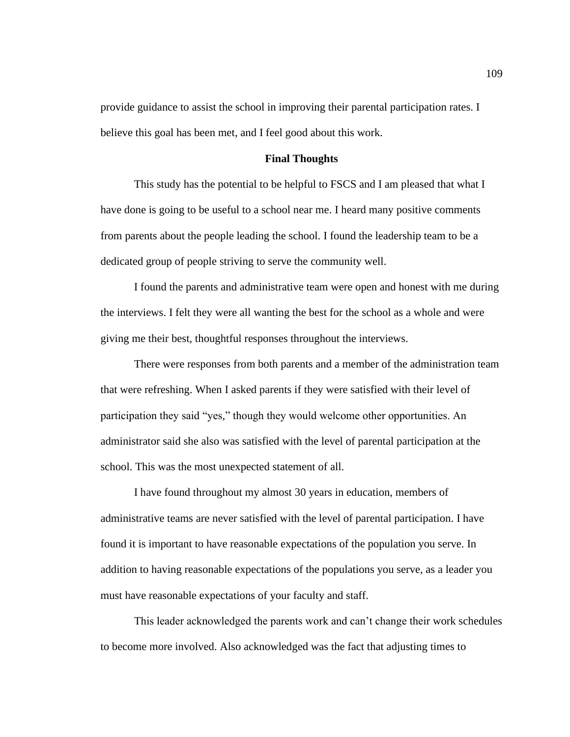provide guidance to assist the school in improving their parental participation rates. I believe this goal has been met, and I feel good about this work.

## Final Thoughts

This study has the potential to be helpful to FSCS and I am pleased that what I have done is going to be useful to a school near me. I heard many positive comments from parents about the people leading the school. I found the leadership team to be a dedicated group of people striving to serve the community well.

I found the parents and administrative team were open and honest with me during the interviews. I felt they were all wanting the best for the school as a whole and were giving me their best, thoughtful responses throughout the interviews.

There were responses from both parents and a member of the administration team that were refreshing. When I asked parents if they were satisfied with their level of participation they said "yes," though they would welcome other opportunities. An administrator said she also was satisfied with the level of parental participation at the school. This was the most unexpected statement of all.

I have found throughout my almost 30 years in education, members of administrative teams are never satisfied with the level of parental participation. I have found it is important to have reasonable expectations of the population you serve. In addition to having reasonable expectations of the populations you serve, as a leader you must have reasonable expectations of your faculty and staff.

This leader acknowledged the parents work and can't change their work schedules to become more involved. Also acknowledged was the fact that adjusting times to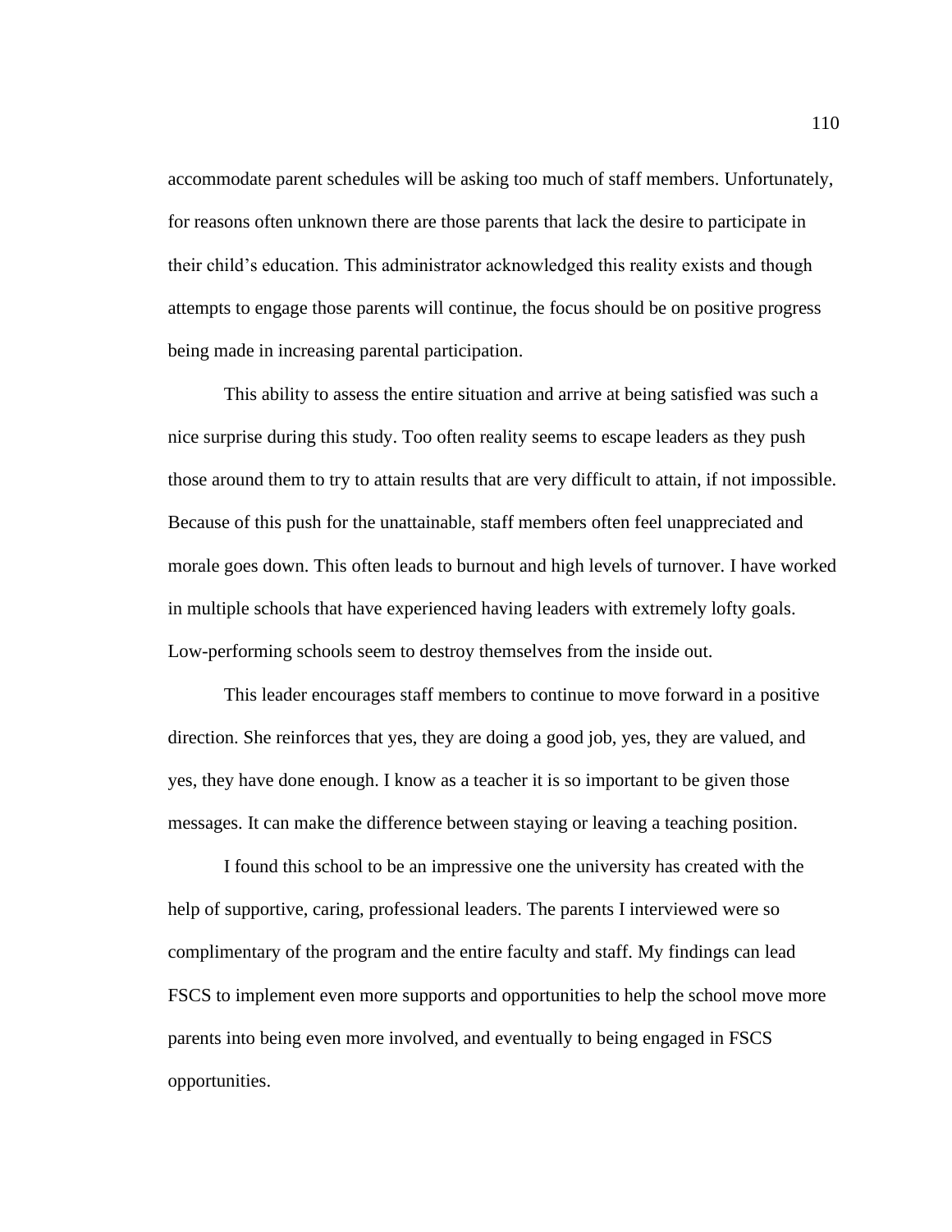accommodate parent schedules will be asking too much of staff members. Unfortunately, for reasons often unknown there are those parents that lack the desire to participate in their child's education. This administrator acknowledged this reality exists and though attempts to engage those parents will continue, the focus should be on positive progress being made in increasing parental participation.

This ability to assess the entire situation and arrive at being satisfied was such a nice surprise during this study. Too often reality seems to escape leaders as they push those around them to try to attain results that are very difficult to attain, if not impossible. Because of this push for the unattainable, staff members often feel unappreciated and morale goes down. This often leads to burnout and high levels of turnover. I have worked in multiple schools that have experienced having leaders with extremely lofty goals. Low-performing schools seem to destroy themselves from the inside out.

This leader encourages staff members to continue to move forward in a positive direction. She reinforces that yes, they are doing a good job, yes, they are valued, and yes, they have done enough. I know as a teacher it is so important to be given those messages. It can make the difference between staying or leaving a teaching position.

I found this school to be an impressive one the university has created with the help of supportive, caring, professional leaders. The parents I interviewed were so complimentary of the program and the entire faculty and staff. My findings can lead FSCS to implement even more supports and opportunities to help the school move more parents into being even more involved, and eventually to being engaged in FSCS opportunities.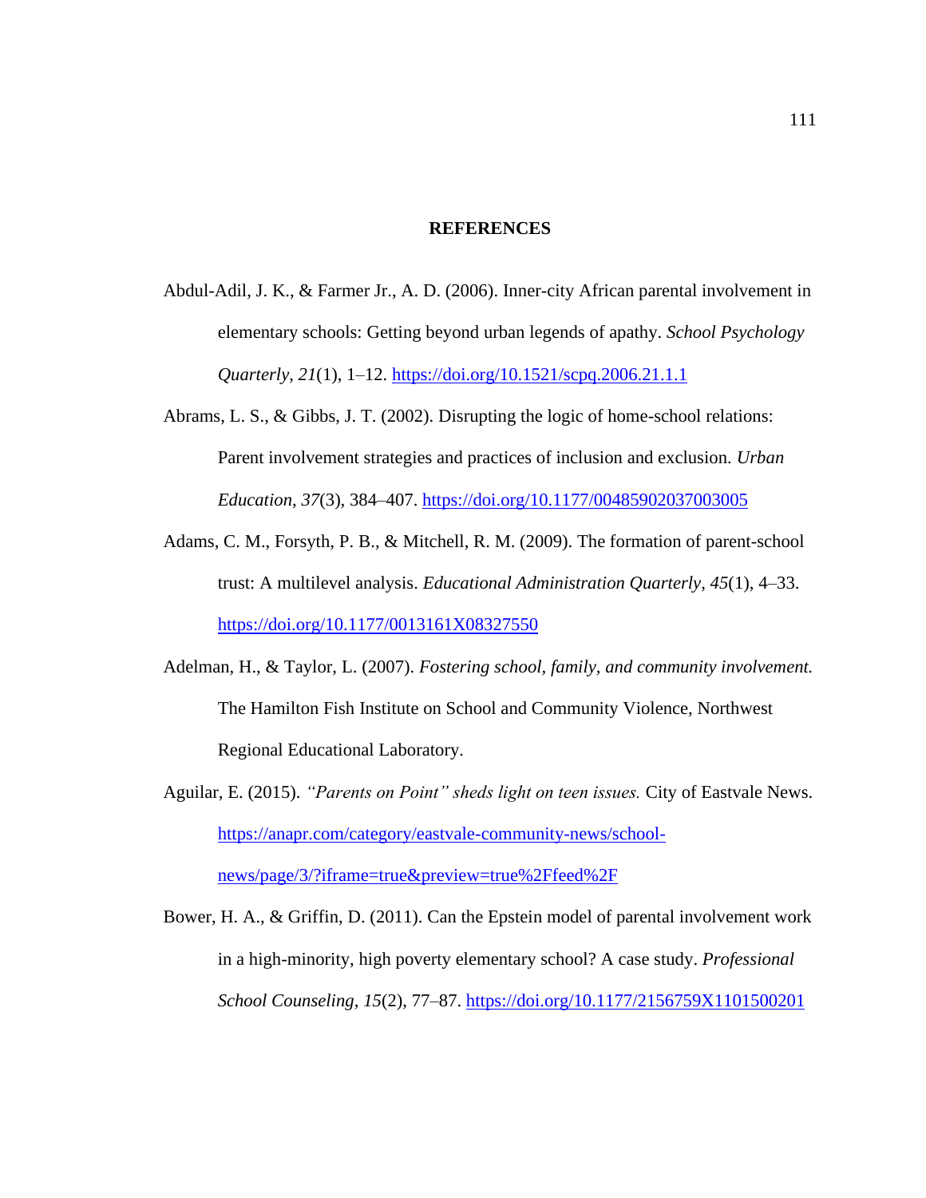# REFERENCES

Abdul-Adil, J. K., & Farmer Jr., A. D. (2006). Inner-city African parental involvement in elementary schools: Getting beyond urban legends of apathy. *School Psychology Quarterly*, *21*(1), 1–12. https://doi.org/10.1521/scpq.2006.21.1.1

Abrams, L. S., & Gibbs, J. T. (2002). Disrupting the logic of home-school relations: Parent involvement strategies and practices of inclusion and exclusion. *Urban Education*, *37*(3), 384–407. https://doi.org/10.1177/00485902037003005

Adams, C. M., Forsyth, P. B., & Mitchell, R. M. (2009). The formation of parent-school trust: A multilevel analysis. *Educational Administration Quarterly*, *45*(1), 4–33. https://doi.org/10.1177/0013161X08327550

Adelman, H., & Taylor, L. (2007). *Fostering school, family, and community involvement.* The Hamilton Fish Institute on School and Community Violence, Northwest Regional Educational Laboratory.

Aguilar, E. (2015). *"Parents on Point" sheds light on teen issues.* City of Eastvale News. https://anapr.com/category/eastvale-community-news/school-news/page/3/?iframe=true&preview=true%2Ffeed%2F

Bower, H. A., & Griffin, D. (2011). Can the Epstein model of parental involvement work in a high-minority, high poverty elementary school? A case study. *Professional School Counseling*, *15*(2), 77–87. https://doi.org/10.1177/2156759X1101500201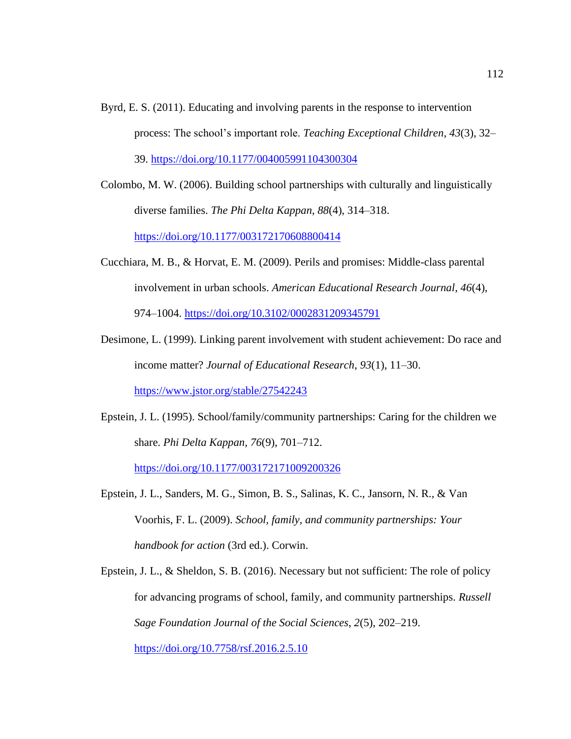Byrd, E. S. (2011). Educating and involving parents in the response to intervention process: The school's important role. *Teaching Exceptional Children*, *43*(3), 32–39. https://doi.org/10.1177/004005991104300304

Colombo, M. W. (2006). Building school partnerships with culturally and linguistically diverse families. *The Phi Delta Kappan*, *88*(4), 314–318. https://doi.org/10.1177/003172170608800414

Cucchiara, M. B., & Horvat, E. M. (2009). Perils and promises: Middle-class parental involvement in urban schools. *American Educational Research Journal*, *46*(4), 974–1004. https://doi.org/10.3102/0002831209345791

Desimone, L. (1999). Linking parent involvement with student achievement: Do race and income matter? *Journal of Educational Research*, *93*(1), 11–30. https://www.jstor.org/stable/27542243

Epstein, J. L. (1995). School/family/community partnerships: Caring for the children we share. *Phi Delta Kappan*, *76*(9), 701–712. https://doi.org/10.1177/003172171009200326

Epstein, J. L., Sanders, M. G., Simon, B. S., Salinas, K. C., Jansorn, N. R., & Van Voorhis, F. L. (2009). *School, family, and community partnerships: Your handbook for action* (3rd ed.). Corwin.

Epstein, J. L., & Sheldon, S. B. (2016). Necessary but not sufficient: The role of policy for advancing programs of school, family, and community partnerships. *Russell Sage Foundation Journal of the Social Sciences*, *2*(5), 202–219. https://doi.org/10.7758/rsf.2016.2.5.10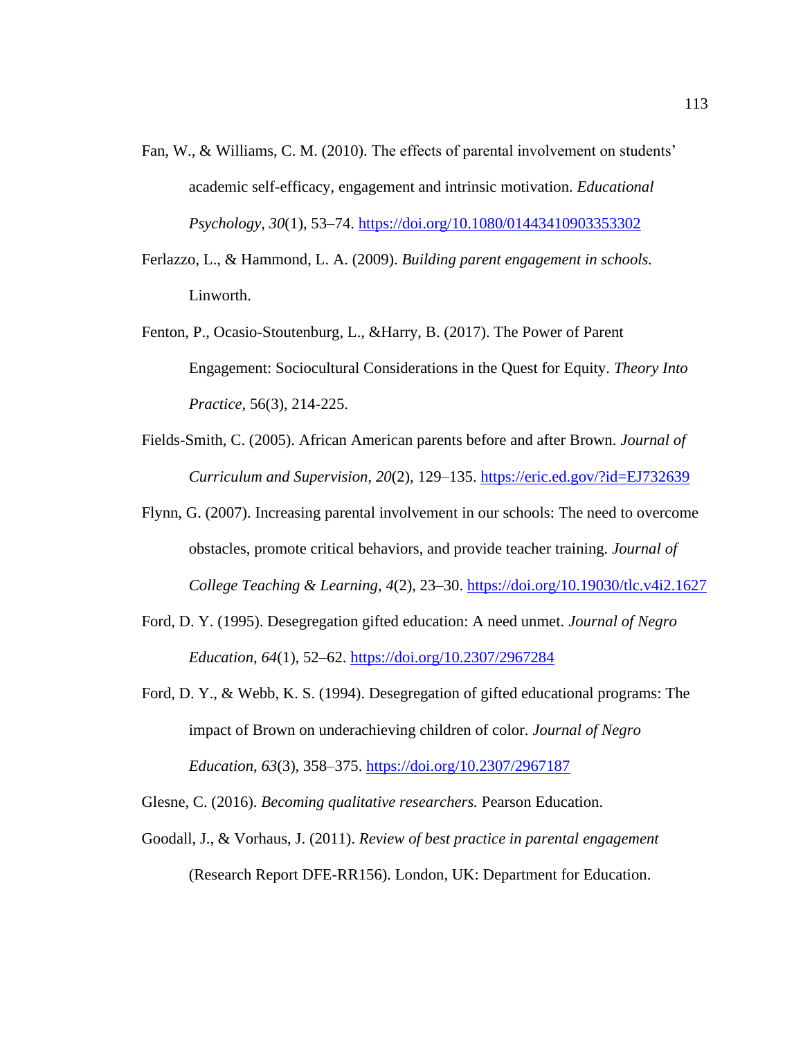Fan, W., & Williams, C. M. (2010). The effects of parental involvement on students' academic self-efficacy, engagement and intrinsic motivation. *Educational Psychology*, *30*(1), 53–74. https://doi.org/10.1080/01443410903353302

Ferlazzo, L., & Hammond, L. A. (2009). *Building parent engagement in schools.* Linworth.

Fenton, P., Ocasio-Stoutenburg, L., &Harry, B. (2017). The Power of Parent Engagement: Sociocultural Considerations in the Quest for Equity. *Theory Into Practice*, 56(3), 214-225.

Fields-Smith, C. (2005). African American parents before and after Brown. *Journal of Curriculum and Supervision*, *20*(2), 129–135. https://eric.ed.gov/?id=EJ732639

Flynn, G. (2007). Increasing parental involvement in our schools: The need to overcome obstacles, promote critical behaviors, and provide teacher training. *Journal of College Teaching & Learning*, *4*(2), 23–30. https://doi.org/10.19030/tlc.v4i2.1627

Ford, D. Y. (1995). Desegregation gifted education: A need unmet. *Journal of Negro Education*, *64*(1), 52–62. https://doi.org/10.2307/2967284

Ford, D. Y., & Webb, K. S. (1994). Desegregation of gifted educational programs: The impact of Brown on underachieving children of color. *Journal of Negro Education*, *63*(3), 358–375. https://doi.org/10.2307/2967187

Glesne, C. (2016). *Becoming qualitative researchers.* Pearson Education.

Goodall, J., & Vorhaus, J. (2011). *Review of best practice in parental engagement* (Research Report DFE-RR156). London, UK: Department for Education.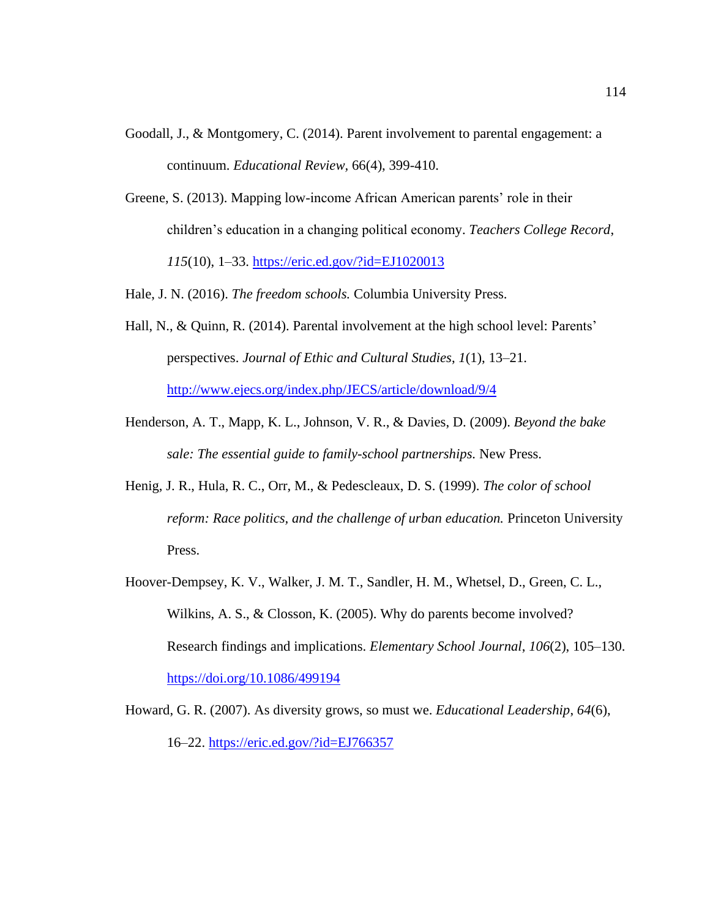Goodall, J., & Montgomery, C. (2014). Parent involvement to parental engagement: a continuum. *Educational Review*, 66(4), 399-410.

Greene, S. (2013). Mapping low-income African American parents' role in their children's education in a changing political economy. *Teachers College Record*, *115*(10), 1–33. https://eric.ed.gov/?id=EJ1020013

Hale, J. N. (2016). *The freedom schools.* Columbia University Press.

Hall, N., & Quinn, R. (2014). Parental involvement at the high school level: Parents' perspectives. *Journal of Ethic and Cultural Studies*, *1*(1), 13–21. http://www.ejecs.org/index.php/JECS/article/download/9/4

Henderson, A. T., Mapp, K. L., Johnson, V. R., & Davies, D. (2009). *Beyond the bake sale: The essential guide to family-school partnerships.* New Press.

Henig, J. R., Hula, R. C., Orr, M., & Pedescleaux, D. S. (1999). *The color of school reform: Race politics, and the challenge of urban education.* Princeton University Press.

Hoover-Dempsey, K. V., Walker, J. M. T., Sandler, H. M., Whetsel, D., Green, C. L., Wilkins, A. S., & Closson, K. (2005). Why do parents become involved? Research findings and implications. *Elementary School Journal*, *106*(2), 105–130. https://doi.org/10.1086/499194

Howard, G. R. (2007). As diversity grows, so must we. *Educational Leadership*, *64*(6), 16–22. https://eric.ed.gov/?id=EJ766357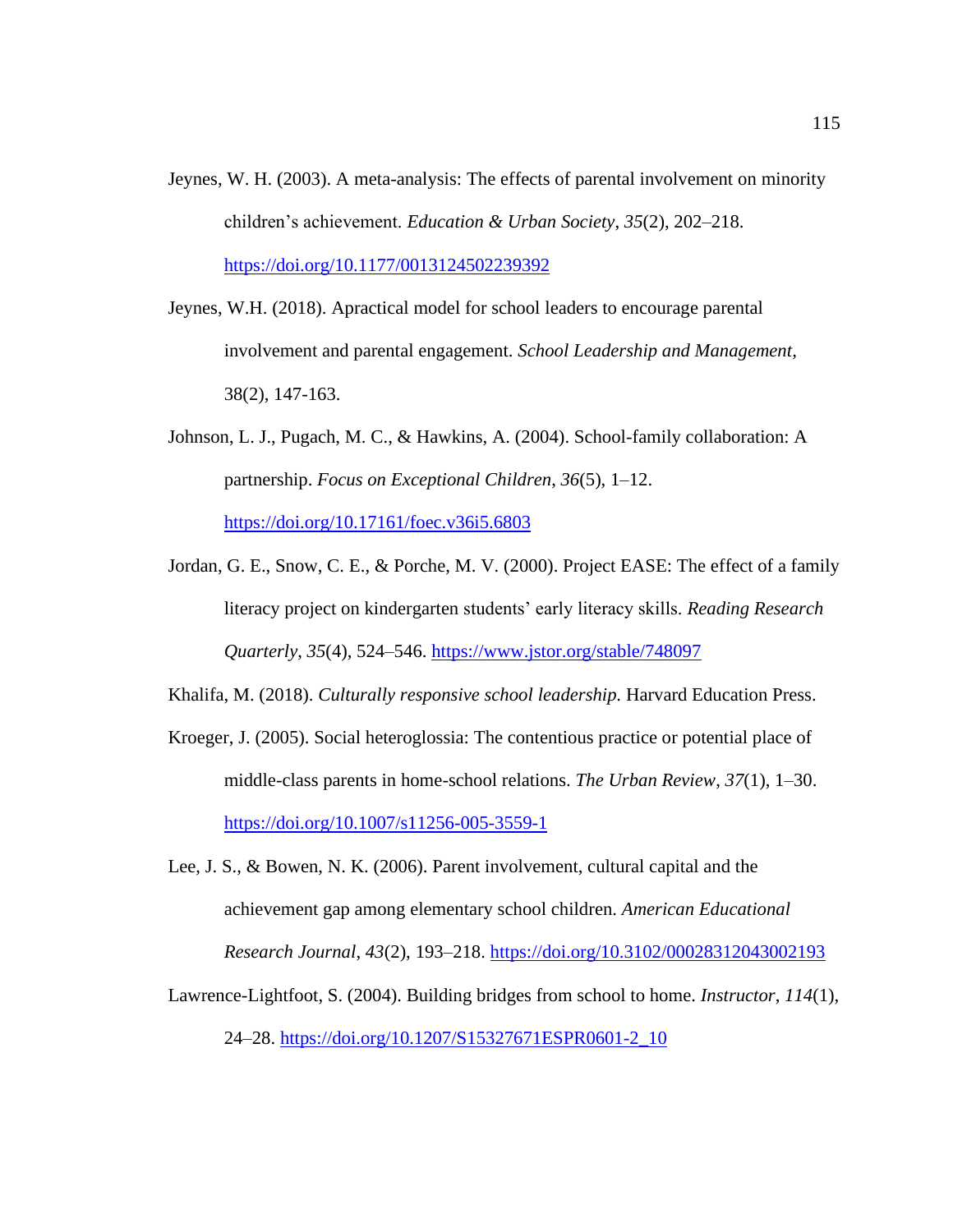Jeynes, W. H. (2003). A meta-analysis: The effects of parental involvement on minority children's achievement. *Education & Urban Society*, *35*(2), 202–218. https://doi.org/10.1177/0013124502239392

Jeynes, W.H. (2018). Apractical model for school leaders to encourage parental involvement and parental engagement. *School Leadership and Management*, 38(2), 147-163.

Johnson, L. J., Pugach, M. C., & Hawkins, A. (2004). School-family collaboration: A partnership. *Focus on Exceptional Children*, *36*(5), 1–12. https://doi.org/10.17161/foec.v36i5.6803

Jordan, G. E., Snow, C. E., & Porche, M. V. (2000). Project EASE: The effect of a family literacy project on kindergarten students' early literacy skills. *Reading Research Quarterly*, *35*(4), 524–546. https://www.jstor.org/stable/748097

Khalifa, M. (2018). *Culturally responsive school leadership.* Harvard Education Press.

Kroeger, J. (2005). Social heteroglossia: The contentious practice or potential place of middle-class parents in home-school relations. *The Urban Review*, *37*(1), 1–30. https://doi.org/10.1007/s11256-005-3559-1

Lee, J. S., & Bowen, N. K. (2006). Parent involvement, cultural capital and the achievement gap among elementary school children. *American Educational Research Journal*, *43*(2), 193–218. https://doi.org/10.3102/00028312043002193

Lawrence-Lightfoot, S. (2004). Building bridges from school to home. *Instructor*, *114*(1), 24–28. https://doi.org/10.1207/S15327671ESPR0601-2_10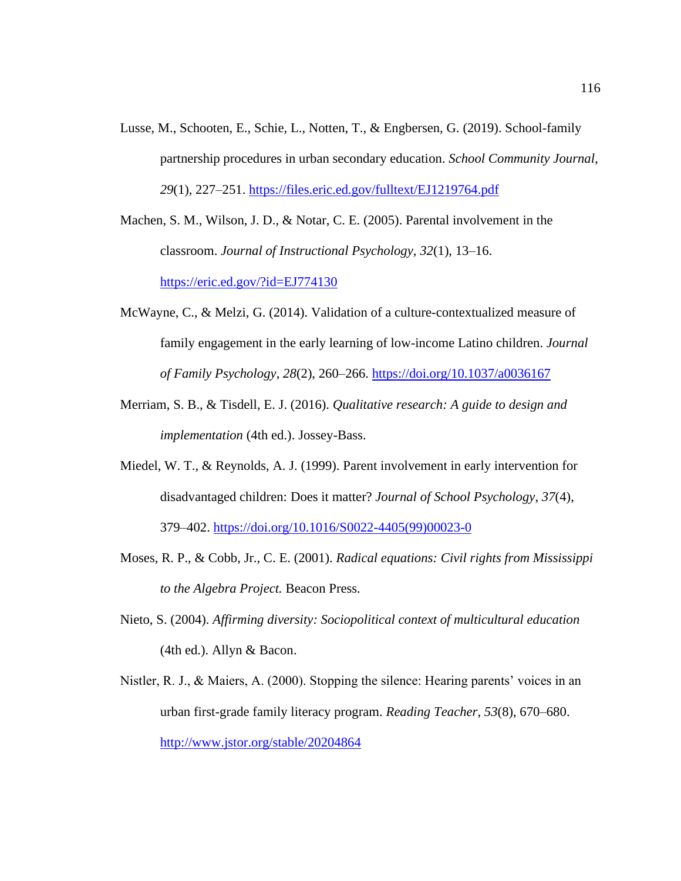Lusse, M., Schooten, E., Schie, L., Notten, T., & Engbersen, G. (2019). School-family partnership procedures in urban secondary education. *School Community Journal*, *29*(1), 227–251. https://files.eric.ed.gov/fulltext/EJ1219764.pdf

Machen, S. M., Wilson, J. D., & Notar, C. E. (2005). Parental involvement in the classroom. *Journal of Instructional Psychology*, *32*(1), 13–16. https://eric.ed.gov/?id=EJ774130

McWayne, C., & Melzi, G. (2014). Validation of a culture-contextualized measure of family engagement in the early learning of low-income Latino children. *Journal of Family Psychology*, *28*(2), 260–266. https://doi.org/10.1037/a0036167

Merriam, S. B., & Tisdell, E. J. (2016). *Qualitative research: A guide to design and implementation* (4th ed.). Jossey-Bass.

Miedel, W. T., & Reynolds, A. J. (1999). Parent involvement in early intervention for disadvantaged children: Does it matter? *Journal of School Psychology*, *37*(4), 379–402. https://doi.org/10.1016/S0022-4405(99)00023-0

Moses, R. P., & Cobb, Jr., C. E. (2001). *Radical equations: Civil rights from Mississippi to the Algebra Project.* Beacon Press.

Nieto, S. (2004). *Affirming diversity: Sociopolitical context of multicultural education* (4th ed.). Allyn & Bacon.

Nistler, R. J., & Maiers, A. (2000). Stopping the silence: Hearing parents' voices in an urban first-grade family literacy program. *Reading Teacher*, *53*(8), 670–680. http://www.jstor.org/stable/20204864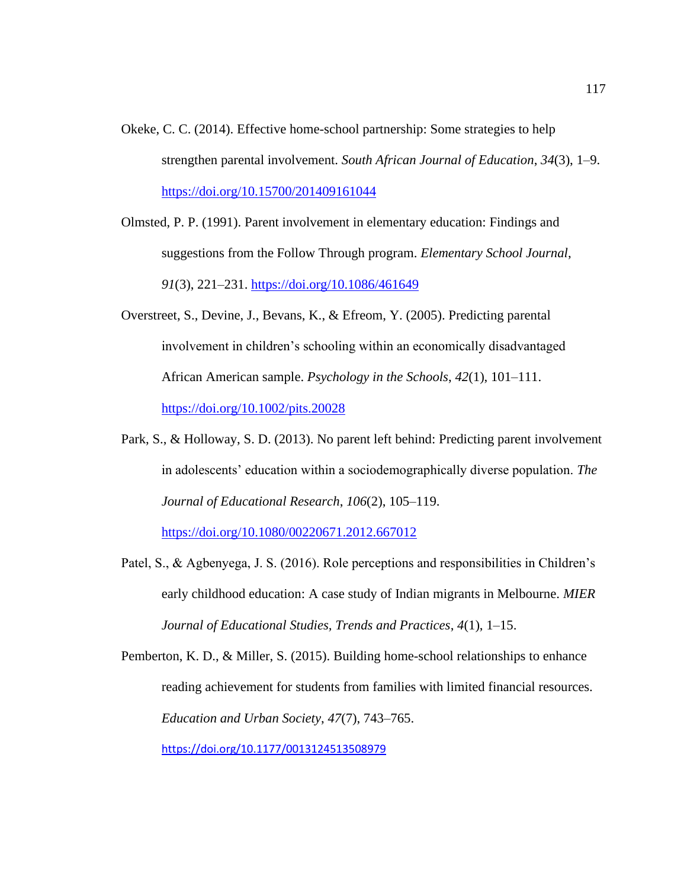Okeke, C. C. (2014). Effective home-school partnership: Some strategies to help strengthen parental involvement. *South African Journal of Education*, *34*(3), 1–9. https://doi.org/10.15700/201409161044

Olmsted, P. P. (1991). Parent involvement in elementary education: Findings and suggestions from the Follow Through program. *Elementary School Journal*, *91*(3), 221–231. https://doi.org/10.1086/461649

Overstreet, S., Devine, J., Bevans, K., & Efreom, Y. (2005). Predicting parental involvement in children's schooling within an economically disadvantaged African American sample. *Psychology in the Schools*, *42*(1), 101–111. https://doi.org/10.1002/pits.20028

Park, S., & Holloway, S. D. (2013). No parent left behind: Predicting parent involvement in adolescents' education within a sociodemographically diverse population. *The Journal of Educational Research*, *106*(2), 105–119. https://doi.org/10.1080/00220671.2012.667012

Patel, S., & Agbenyega, J. S. (2016). Role perceptions and responsibilities in Children's early childhood education: A case study of Indian migrants in Melbourne. *MIER Journal of Educational Studies, Trends and Practices*, *4*(1), 1–15.

Pemberton, K. D., & Miller, S. (2015). Building home-school relationships to enhance reading achievement for students from families with limited financial resources. *Education and Urban Society*, *47*(7), 743–765. https://doi.org/10.1177/0013124513508979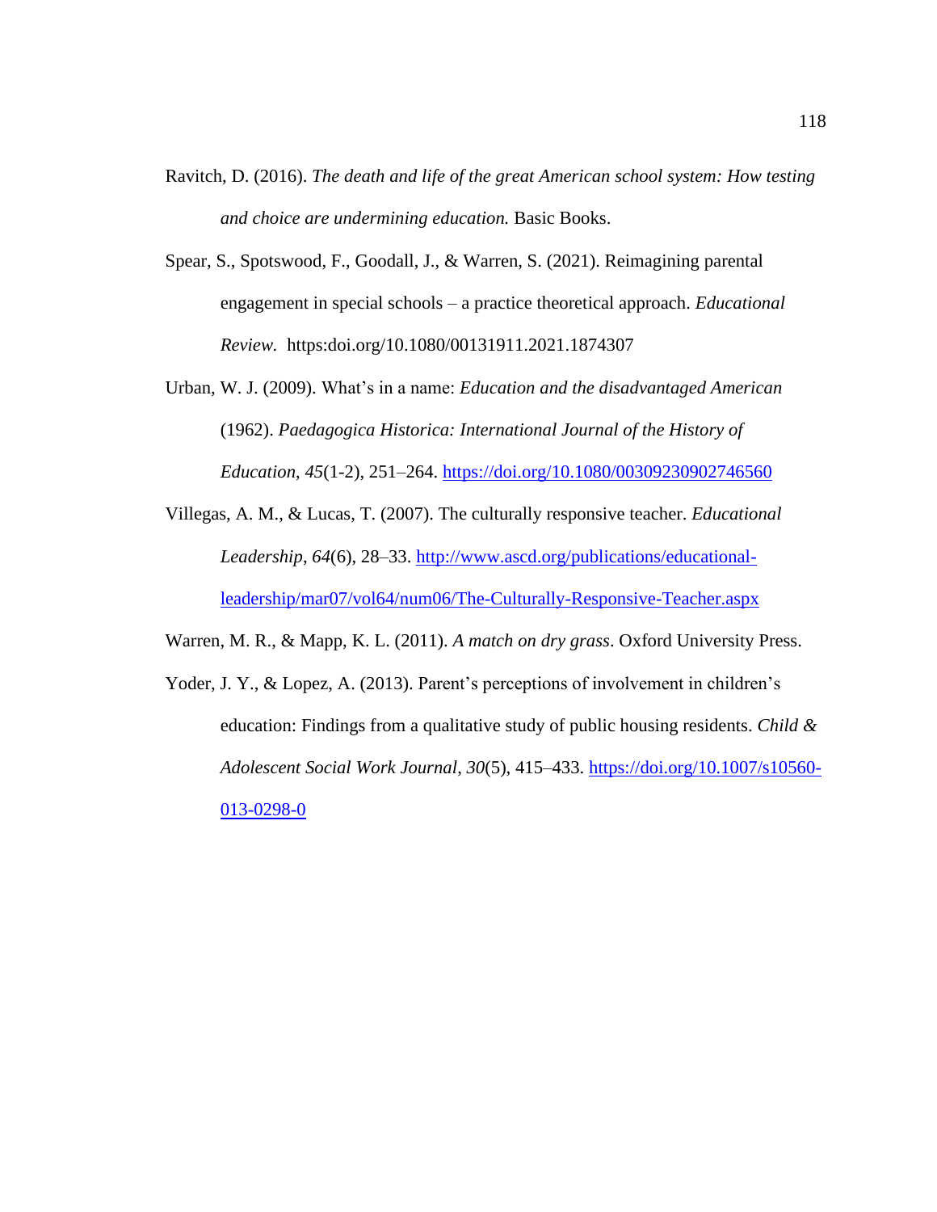Ravitch, D. (2016). *The death and life of the great American school system: How testing and choice are undermining education.* Basic Books.

Spear, S., Spotswood, F., Goodall, J., & Warren, S. (2021). Reimagining parental engagement in special schools – a practice theoretical approach. *Educational Review.* https:doi.org/10.1080/00131911.2021.1874307

Urban, W. J. (2009). What's in a name: *Education and the disadvantaged American* (1962). *Paedagogica Historica: International Journal of the History of Education*, *45*(1-2), 251–264. https://doi.org/10.1080/00309230902746560

Villegas, A. M., & Lucas, T. (2007). The culturally responsive teacher. *Educational Leadership*, *64*(6), 28–33. http://www.ascd.org/publications/educational-leadership/mar07/vol64/num06/The-Culturally-Responsive-Teacher.aspx

Warren, M. R., & Mapp, K. L. (2011). *A match on dry grass*. Oxford University Press.

Yoder, J. Y., & Lopez, A. (2013). Parent's perceptions of involvement in children's education: Findings from a qualitative study of public housing residents. *Child & Adolescent Social Work Journal*, *30*(5), 415–433. https://doi.org/10.1007/s10560-013-0298-0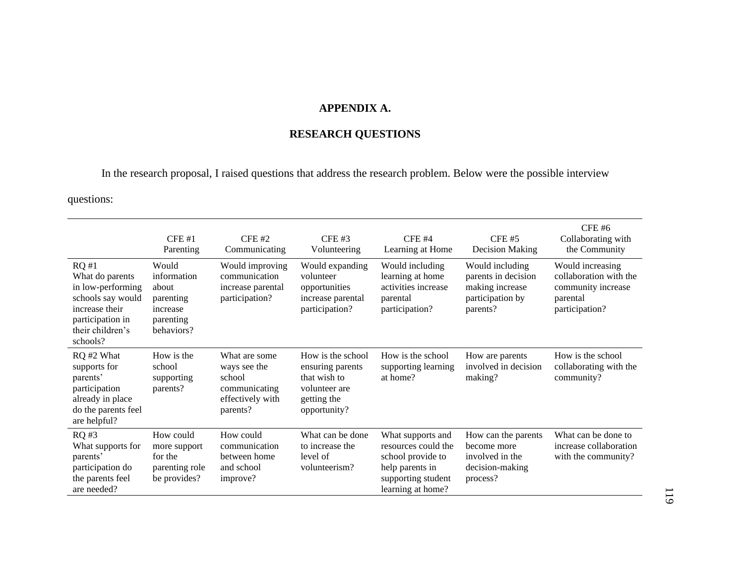# APPENDIX A.

## RESEARCH QUESTIONS

In the research proposal, I raised questions that address the research problem. Below were the possible interview questions:

| | CFE #1 Parenting | CFE #2 Communicating | CFE #3 Volunteering | CFE #4 Learning at Home | CFE #5 Decision Making | CFE #6 Collaborating with the Community |
|---|---|---|---|---|---|---|
| RQ #1 What do parents in low-performing schools say would increase their participation in their children's schools? | Would information about parenting increase parenting behaviors? | Would improving communication increase parental participation? | Would expanding volunteer opportunities increase parental participation? | Would including learning at home activities increase parental participation? | Would including parents in decision making increase participation by parents? | Would increasing collaboration with the community increase parental participation? |
| RQ #2 What supports for parents' participation already in place do the parents feel are helpful? | How is the school supporting parents? | What are some ways see the school communicating effectively with parents? | How is the school ensuring parents that wish to volunteer are getting the opportunity? | How is the school supporting learning at home? | How are parents involved in decision making? | How is the school collaborating with the community? |
| RQ #3 What supports for parents' participation do the parents feel are needed? | How could more support for the parenting role be provides? | How could communication between home and school improve? | What can be done to increase the level of volunteerism? | What supports and resources could the school provide to help parents in supporting student learning at home? | How can the parents become more involved in the decision-making process? | What can be done to increase collaboration with the community? |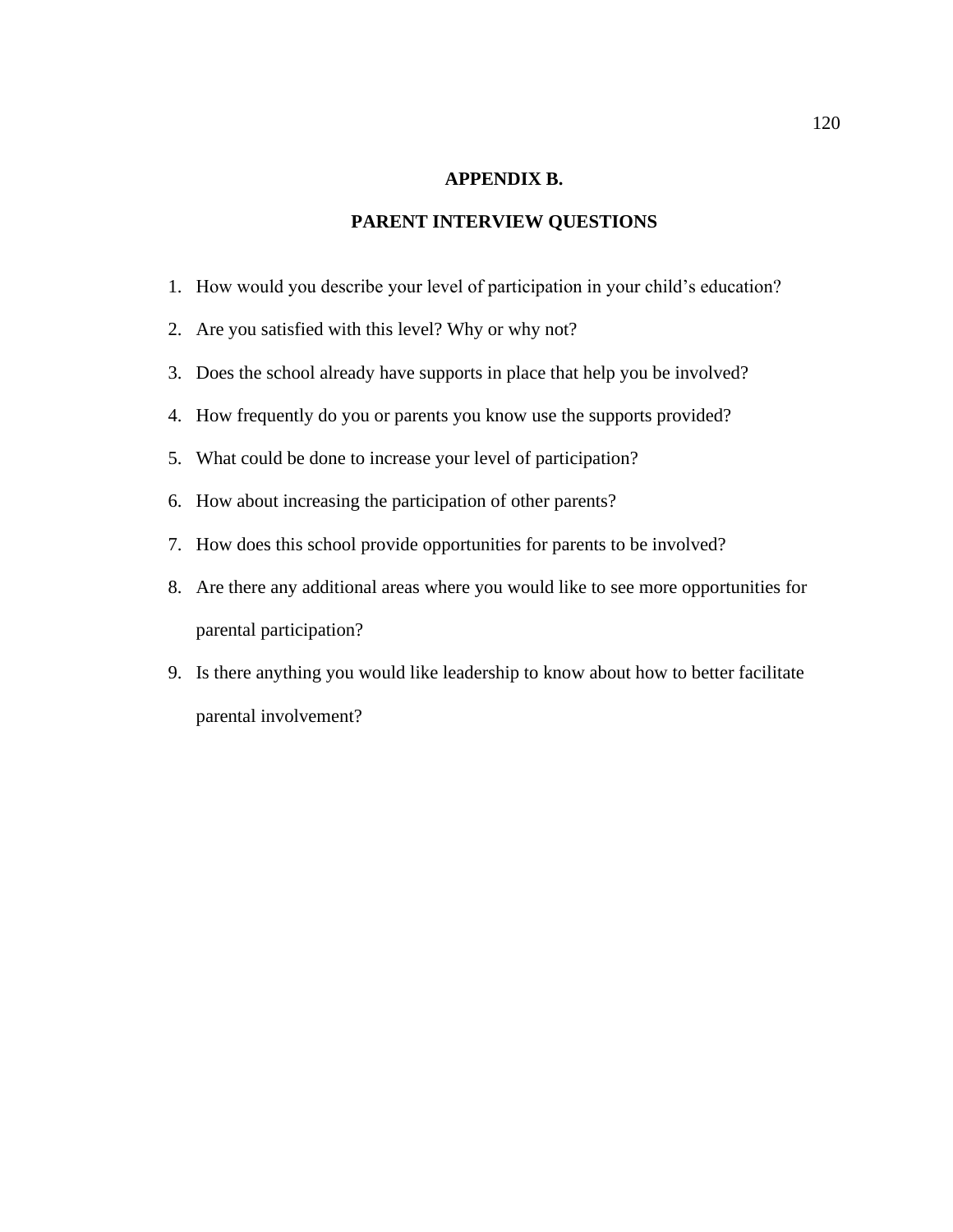# APPENDIX B.

## PARENT INTERVIEW QUESTIONS

1. How would you describe your level of participation in your child's education?
2. Are you satisfied with this level? Why or why not?
3. Does the school already have supports in place that help you be involved?
4. How frequently do you or parents you know use the supports provided?
5. What could be done to increase your level of participation?
6. How about increasing the participation of other parents?
7. How does this school provide opportunities for parents to be involved?
8. Are there any additional areas where you would like to see more opportunities for parental participation?
9. Is there anything you would like leadership to know about how to better facilitate parental involvement?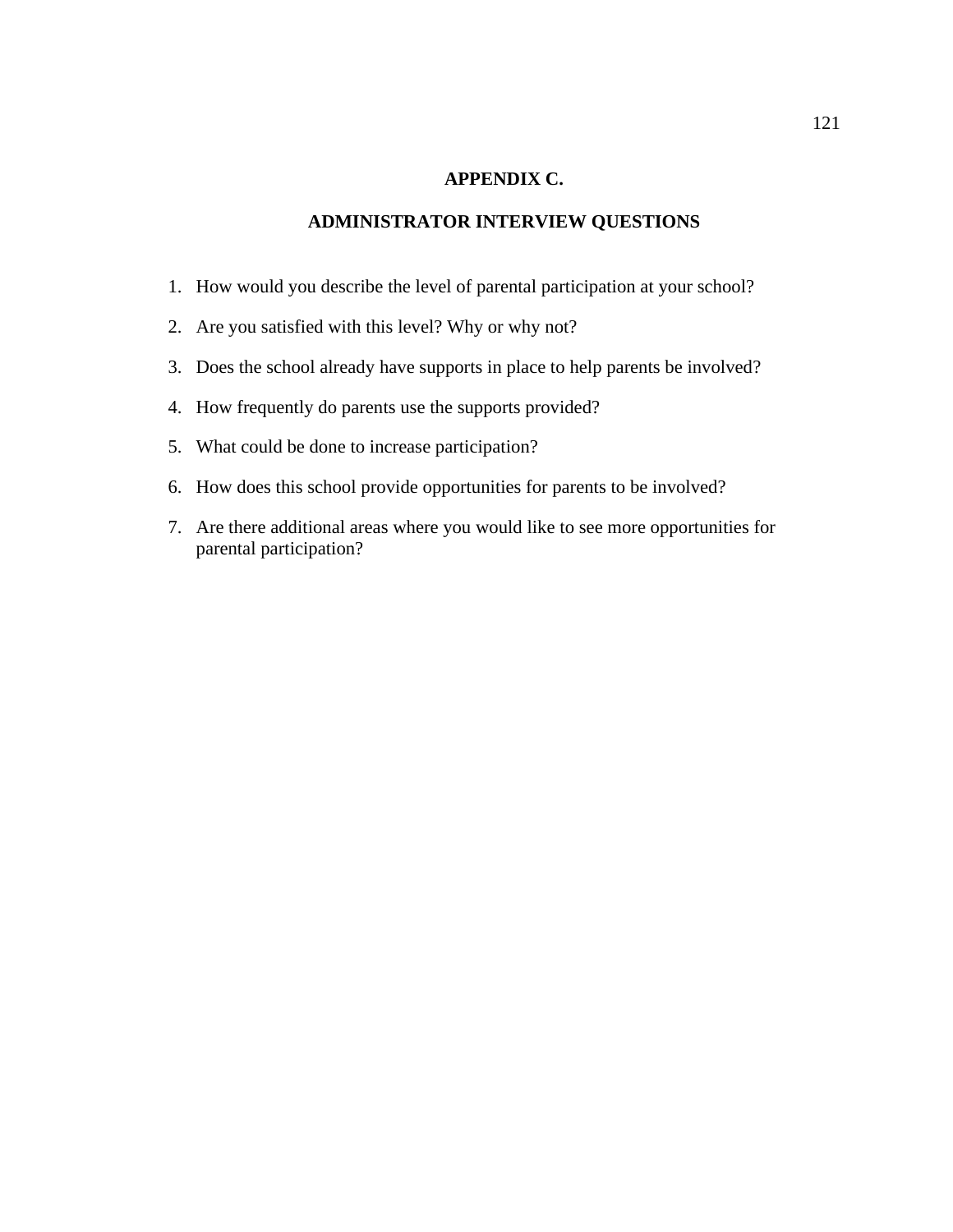# APPENDIX C.

## ADMINISTRATOR INTERVIEW QUESTIONS

1. How would you describe the level of parental participation at your school?
2. Are you satisfied with this level? Why or why not?
3. Does the school already have supports in place to help parents be involved?
4. How frequently do parents use the supports provided?
5. What could be done to increase participation?
6. How does this school provide opportunities for parents to be involved?
7. Are there additional areas where you would like to see more opportunities for parental participation?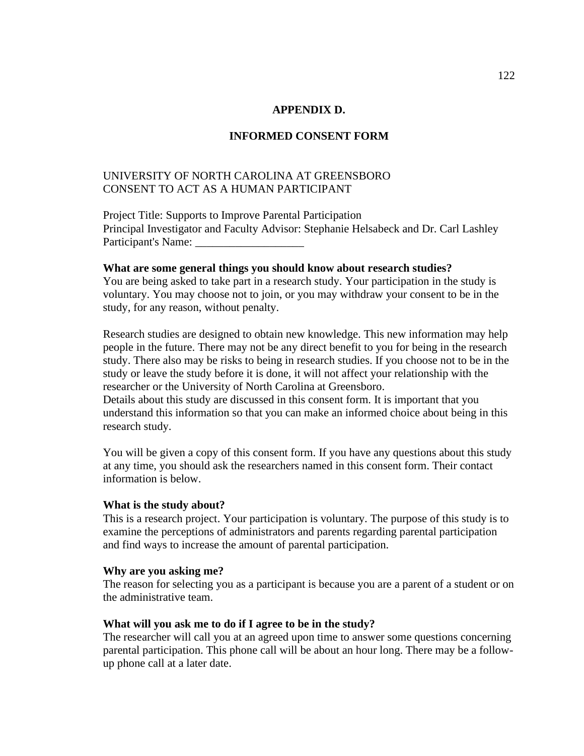## APPENDIX D.

## INFORMED CONSENT FORM

UNIVERSITY OF NORTH CAROLINA AT GREENSBORO
CONSENT TO ACT AS A HUMAN PARTICIPANT

Project Title: Supports to Improve Parental Participation
Principal Investigator and Faculty Advisor: Stephanie Helsabeck and Dr. Carl Lashley
Participant's Name: ___________________

**What are some general things you should know about research studies?**
You are being asked to take part in a research study. Your participation in the study is voluntary. You may choose not to join, or you may withdraw your consent to be in the study, for any reason, without penalty.

Research studies are designed to obtain new knowledge. This new information may help people in the future. There may not be any direct benefit to you for being in the research study. There also may be risks to being in research studies. If you choose not to be in the study or leave the study before it is done, it will not affect your relationship with the researcher or the University of North Carolina at Greensboro.
Details about this study are discussed in this consent form. It is important that you understand this information so that you can make an informed choice about being in this research study.

You will be given a copy of this consent form. If you have any questions about this study at any time, you should ask the researchers named in this consent form. Their contact information is below.

**What is the study about?**
This is a research project. Your participation is voluntary. The purpose of this study is to examine the perceptions of administrators and parents regarding parental participation and find ways to increase the amount of parental participation.

**Why are you asking me?**
The reason for selecting you as a participant is because you are a parent of a student or on the administrative team.

**What will you ask me to do if I agree to be in the study?**
The researcher will call you at an agreed upon time to answer some questions concerning parental participation. This phone call will be about an hour long. There may be a follow-up phone call at a later date.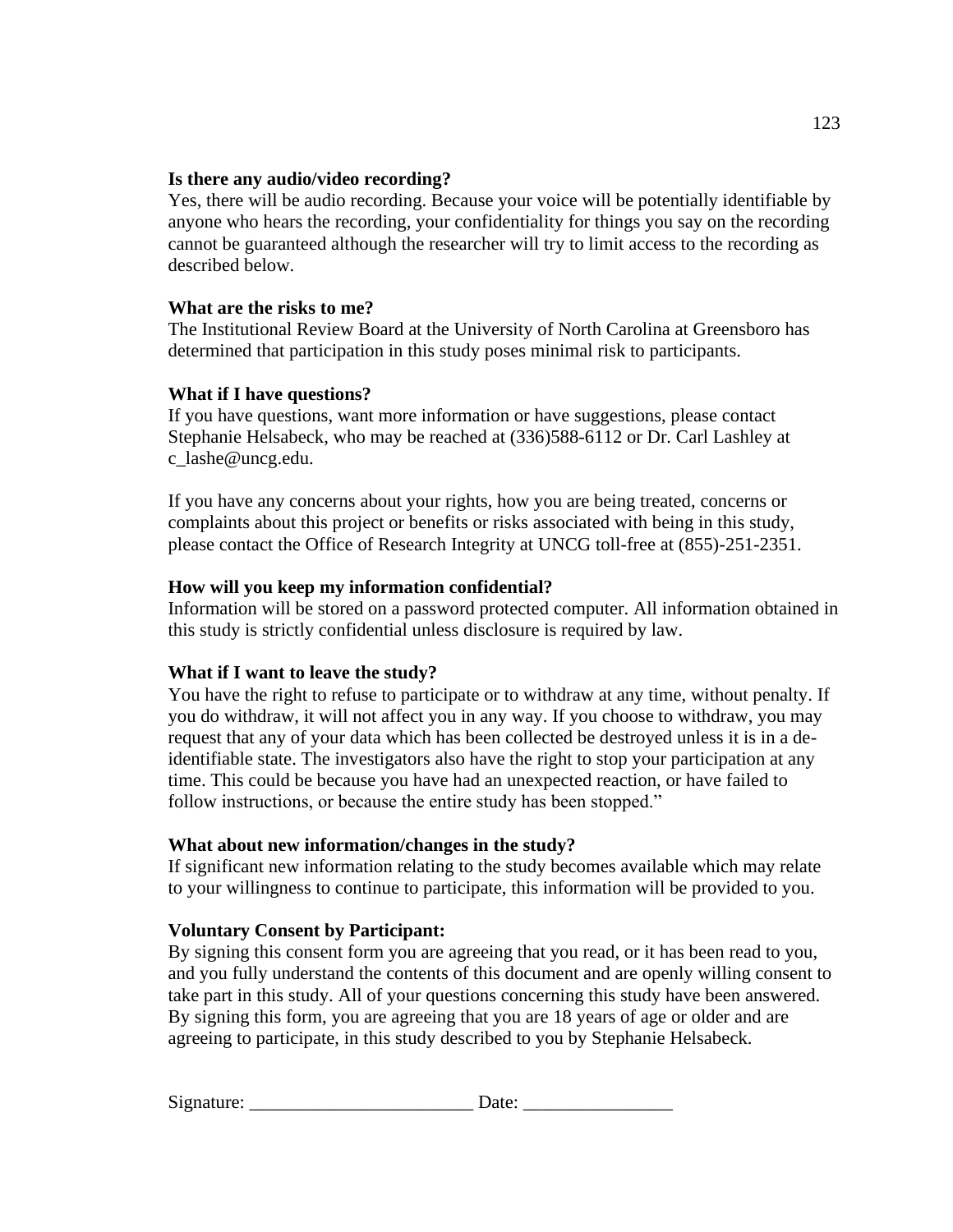**Is there any audio/video recording?**
Yes, there will be audio recording. Because your voice will be potentially identifiable by anyone who hears the recording, your confidentiality for things you say on the recording cannot be guaranteed although the researcher will try to limit access to the recording as described below.

**What are the risks to me?**
The Institutional Review Board at the University of North Carolina at Greensboro has determined that participation in this study poses minimal risk to participants.

**What if I have questions?**
If you have questions, want more information or have suggestions, please contact Stephanie Helsabeck, who may be reached at (336)588-6112 or Dr. Carl Lashley at c_lashe@uncg.edu.

If you have any concerns about your rights, how you are being treated, concerns or complaints about this project or benefits or risks associated with being in this study, please contact the Office of Research Integrity at UNCG toll-free at (855)-251-2351.

**How will you keep my information confidential?**
Information will be stored on a password protected computer. All information obtained in this study is strictly confidential unless disclosure is required by law.

**What if I want to leave the study?**
You have the right to refuse to participate or to withdraw at any time, without penalty. If you do withdraw, it will not affect you in any way. If you choose to withdraw, you may request that any of your data which has been collected be destroyed unless it is in a de-identifiable state. The investigators also have the right to stop your participation at any time. This could be because you have had an unexpected reaction, or have failed to follow instructions, or because the entire study has been stopped."

**What about new information/changes in the study?**
If significant new information relating to the study becomes available which may relate to your willingness to continue to participate, this information will be provided to you.

**Voluntary Consent by Participant:**
By signing this consent form you are agreeing that you read, or it has been read to you, and you fully understand the contents of this document and are openly willing consent to take part in this study. All of your questions concerning this study have been answered. By signing this form, you are agreeing that you are 18 years of age or older and are agreeing to participate, in this study described to you by Stephanie Helsabeck.

Signature: ________________________ Date: ________________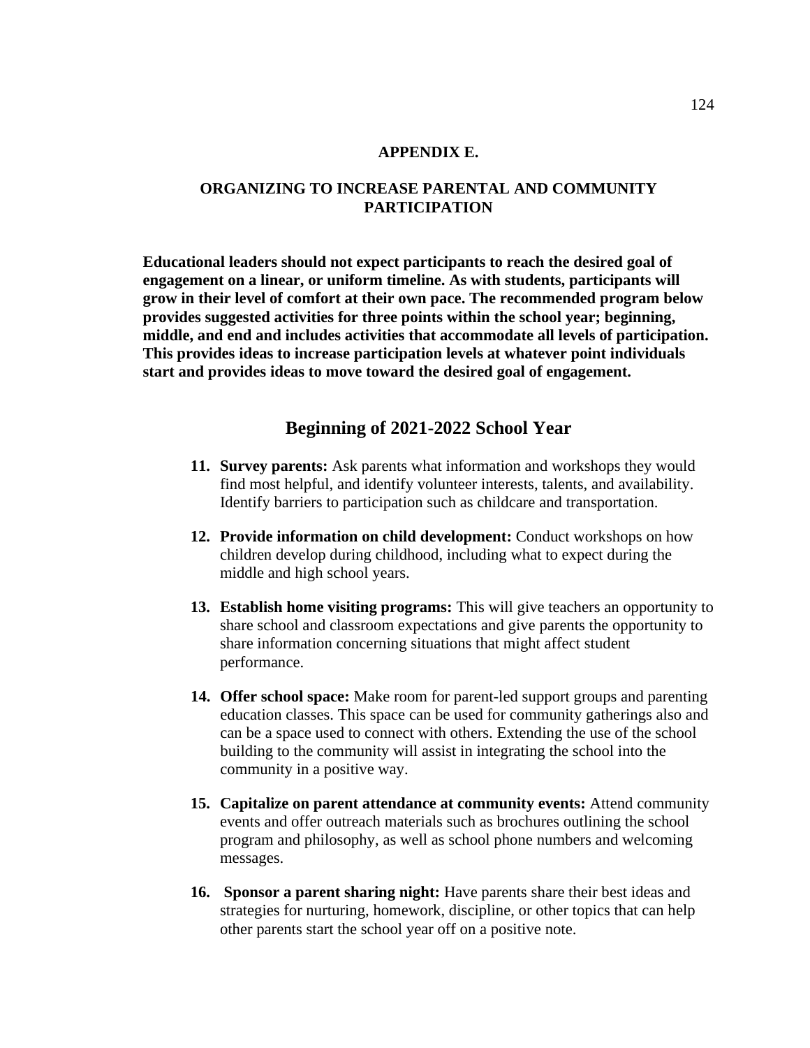# APPENDIX E.

## ORGANIZING TO INCREASE PARENTAL AND COMMUNITY PARTICIPATION

**Educational leaders should not expect participants to reach the desired goal of engagement on a linear, or uniform timeline. As with students, participants will grow in their level of comfort at their own pace. The recommended program below provides suggested activities for three points within the school year; beginning, middle, and end and includes activities that accommodate all levels of participation. This provides ideas to increase participation levels at whatever point individuals start and provides ideas to move toward the desired goal of engagement.**

## Beginning of 2021-2022 School Year

11. **Survey parents:** Ask parents what information and workshops they would find most helpful, and identify volunteer interests, talents, and availability. Identify barriers to participation such as childcare and transportation.

12. **Provide information on child development:** Conduct workshops on how children develop during childhood, including what to expect during the middle and high school years.

13. **Establish home visiting programs:** This will give teachers an opportunity to share school and classroom expectations and give parents the opportunity to share information concerning situations that might affect student performance.

14. **Offer school space:** Make room for parent-led support groups and parenting education classes. This space can be used for community gatherings also and can be a space used to connect with others. Extending the use of the school building to the community will assist in integrating the school into the community in a positive way.

15. **Capitalize on parent attendance at community events:** Attend community events and offer outreach materials such as brochures outlining the school program and philosophy, as well as school phone numbers and welcoming messages.

16. **Sponsor a parent sharing night:** Have parents share their best ideas and strategies for nurturing, homework, discipline, or other topics that can help other parents start the school year off on a positive note.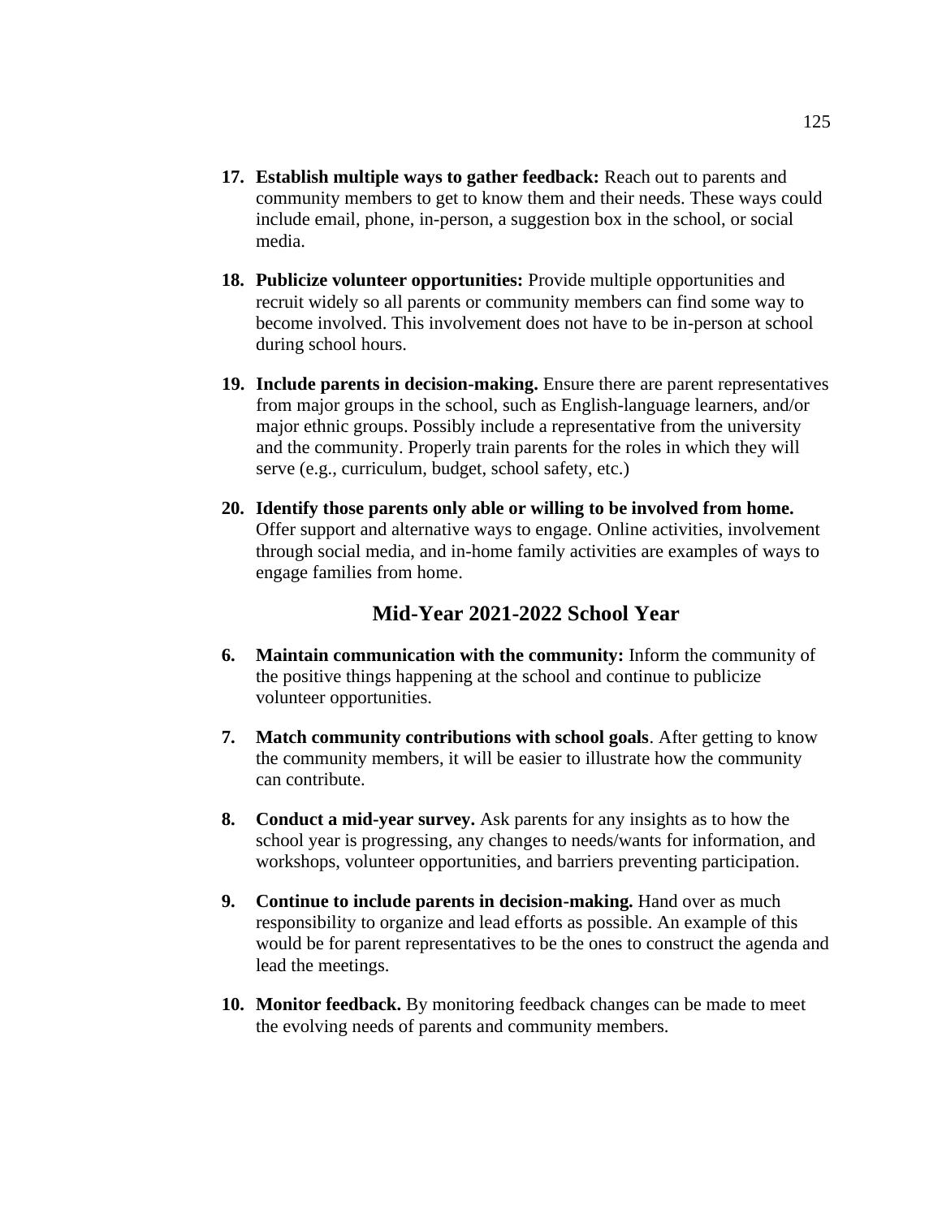17. **Establish multiple ways to gather feedback:** Reach out to parents and community members to get to know them and their needs. These ways could include email, phone, in-person, a suggestion box in the school, or social media.

18. **Publicize volunteer opportunities:** Provide multiple opportunities and recruit widely so all parents or community members can find some way to become involved. This involvement does not have to be in-person at school during school hours.

19. **Include parents in decision-making.** Ensure there are parent representatives from major groups in the school, such as English-language learners, and/or major ethnic groups. Possibly include a representative from the university and the community. Properly train parents for the roles in which they will serve (e.g., curriculum, budget, school safety, etc.)

20. **Identify those parents only able or willing to be involved from home.** Offer support and alternative ways to engage. Online activities, involvement through social media, and in-home family activities are examples of ways to engage families from home.

## Mid-Year 2021-2022 School Year

6. **Maintain communication with the community:** Inform the community of the positive things happening at the school and continue to publicize volunteer opportunities.

7. **Match community contributions with school goals**. After getting to know the community members, it will be easier to illustrate how the community can contribute.

8. **Conduct a mid-year survey.** Ask parents for any insights as to how the school year is progressing, any changes to needs/wants for information, and workshops, volunteer opportunities, and barriers preventing participation.

9. **Continue to include parents in decision-making.** Hand over as much responsibility to organize and lead efforts as possible. An example of this would be for parent representatives to be the ones to construct the agenda and lead the meetings.

10. **Monitor feedback.** By monitoring feedback changes can be made to meet the evolving needs of parents and community members.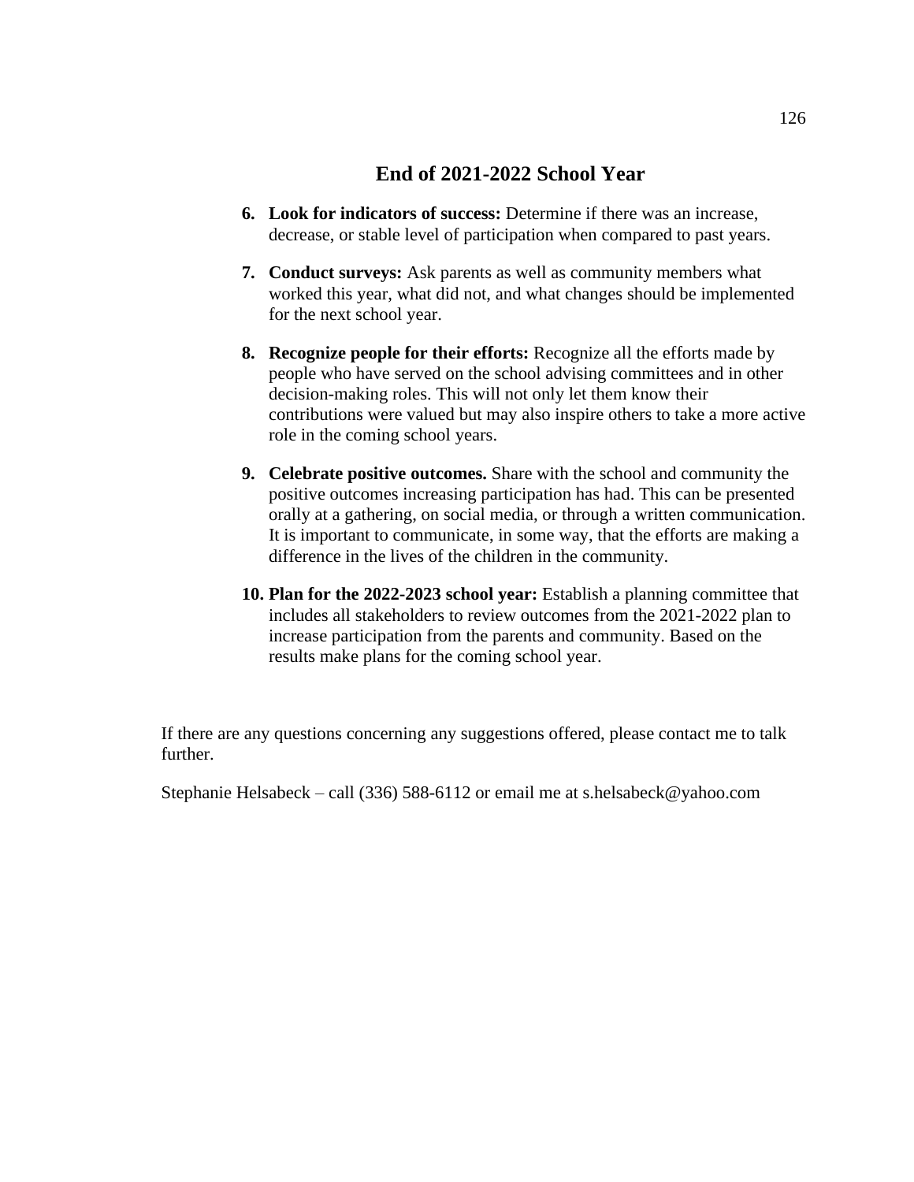## End of 2021-2022 School Year

6. **Look for indicators of success:** Determine if there was an increase, decrease, or stable level of participation when compared to past years.

7. **Conduct surveys:** Ask parents as well as community members what worked this year, what did not, and what changes should be implemented for the next school year.

8. **Recognize people for their efforts:** Recognize all the efforts made by people who have served on the school advising committees and in other decision-making roles. This will not only let them know their contributions were valued but may also inspire others to take a more active role in the coming school years.

9. **Celebrate positive outcomes.** Share with the school and community the positive outcomes increasing participation has had. This can be presented orally at a gathering, on social media, or through a written communication. It is important to communicate, in some way, that the efforts are making a difference in the lives of the children in the community.

10. **Plan for the 2022-2023 school year:** Establish a planning committee that includes all stakeholders to review outcomes from the 2021-2022 plan to increase participation from the parents and community. Based on the results make plans for the coming school year.

If there are any questions concerning any suggestions offered, please contact me to talk further.

Stephanie Helsabeck – call (336) 588-6112 or email me at s.helsabeck@yahoo.com